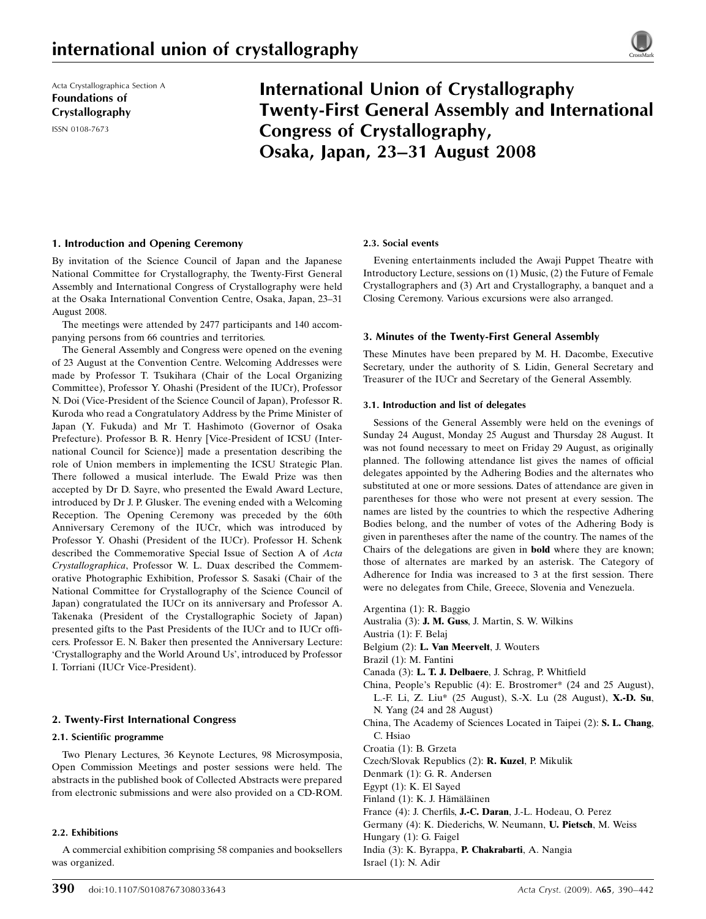Acta Crystallographica Section A
**Foundations of Crystallography**
ISSN 0108-7673

# International Union of Crystallography Twenty-First General Assembly and International Congress of Crystallography, Osaka, Japan, 23–31 August 2008

## 1. Introduction and Opening Ceremony

By invitation of the Science Council of Japan and the Japanese National Committee for Crystallography, the Twenty-First General Assembly and International Congress of Crystallography were held at the Osaka International Convention Centre, Osaka, Japan, 23–31 August 2008.

The meetings were attended by 2477 participants and 140 accompanying persons from 66 countries and territories.

The General Assembly and Congress were opened on the evening of 23 August at the Convention Centre. Welcoming Addresses were made by Professor T. Tsukihara (Chair of the Local Organizing Committee), Professor Y. Ohashi (President of the IUCr), Professor N. Doi (Vice-President of the Science Council of Japan), Professor R. Kuroda who read a Congratulatory Address by the Prime Minister of Japan (Y. Fukuda) and Mr T. Hashimoto (Governor of Osaka Prefecture). Professor B. R. Henry [Vice-President of ICSU (International Council for Science)] made a presentation describing the role of Union members in implementing the ICSU Strategic Plan. There followed a musical interlude. The Ewald Prize was then accepted by Dr D. Sayre, who presented the Ewald Award Lecture, introduced by Dr J. P. Glusker. The evening ended with a Welcoming Reception. The Opening Ceremony was preceded by the 60th Anniversary Ceremony of the IUCr, which was introduced by Professor Y. Ohashi (President of the IUCr). Professor H. Schenk described the Commemorative Special Issue of Section A of *Acta Crystallographica*, Professor W. L. Duax described the Commemorative Photographic Exhibition, Professor S. Sasaki (Chair of the National Committee for Crystallography of the Science Council of Japan) congratulated the IUCr on its anniversary and Professor A. Takenaka (President of the Crystallographic Society of Japan) presented gifts to the Past Presidents of the IUCr and to IUCr officers. Professor E. N. Baker then presented the Anniversary Lecture: 'Crystallography and the World Around Us', introduced by Professor I. Torriani (IUCr Vice-President).

## 2. Twenty-First International Congress

### 2.1. Scientific programme

Two Plenary Lectures, 36 Keynote Lectures, 98 Microsymposia, Open Commission Meetings and poster sessions were held. The abstracts in the published book of Collected Abstracts were prepared from electronic submissions and were also provided on a CD-ROM.

### 2.2. Exhibitions

A commercial exhibition comprising 58 companies and booksellers was organized.

### 2.3. Social events

Evening entertainments included the Awaji Puppet Theatre with Introductory Lecture, sessions on (1) Music, (2) the Future of Female Crystallographers and (3) Art and Crystallography, a banquet and a Closing Ceremony. Various excursions were also arranged.

## 3. Minutes of the Twenty-First General Assembly

These Minutes have been prepared by M. H. Dacombe, Executive Secretary, under the authority of S. Lidin, General Secretary and Treasurer of the IUCr and Secretary of the General Assembly.

### 3.1. Introduction and list of delegates

Sessions of the General Assembly were held on the evenings of Sunday 24 August, Monday 25 August and Thursday 28 August. It was not found necessary to meet on Friday 29 August, as originally planned. The following attendance list gives the names of official delegates appointed by the Adhering Bodies and the alternates who substituted at one or more sessions. Dates of attendance are given in parentheses for those who were not present at every session. The names are listed by the countries to which the respective Adhering Bodies belong, and the number of votes of the Adhering Body is given in parentheses after the name of the country. The names of the Chairs of the delegations are given in **bold** where they are known; those of alternates are marked by an asterisk. The Category of Adherence for India was increased to 3 at the first session. There were no delegates from Chile, Greece, Slovenia and Venezuela.

Argentina (1): R. Baggio
Australia (3): **J. M. Guss**, J. Martin, S. W. Wilkins
Austria (1): F. Belaj
Belgium (2): **L. Van Meervelt**, J. Wouters
Brazil (1): M. Fantini
Canada (3): **L. T. J. Delbaere**, J. Schrag, P. Whitfield
China, People's Republic (4): E. Brostromer* (24 and 25 August), L.-F. Li, Z. Liu* (25 August), S.-X. Lu (28 August), **X.-D. Su**, N. Yang (24 and 28 August)
China, The Academy of Sciences Located in Taipei (2): **S. L. Chang**, C. Hsiao
Croatia (1): B. Grzeta
Czech/Slovak Republics (2): **R. Kuzel**, P. Mikulik
Denmark (1): G. R. Andersen
Egypt (1): K. El Sayed
Finland (1): K. J. Hämäläinen
France (4): J. Cherfils, **J.-C. Daran**, J.-L. Hodeau, O. Perez
Germany (4): K. Diederichs, W. Neumann, **U. Pietsch**, M. Weiss
Hungary (1): G. Faigel
India (3): K. Byrappa, **P. Chakrabarti**, A. Nangia
Israel (1): N. Adir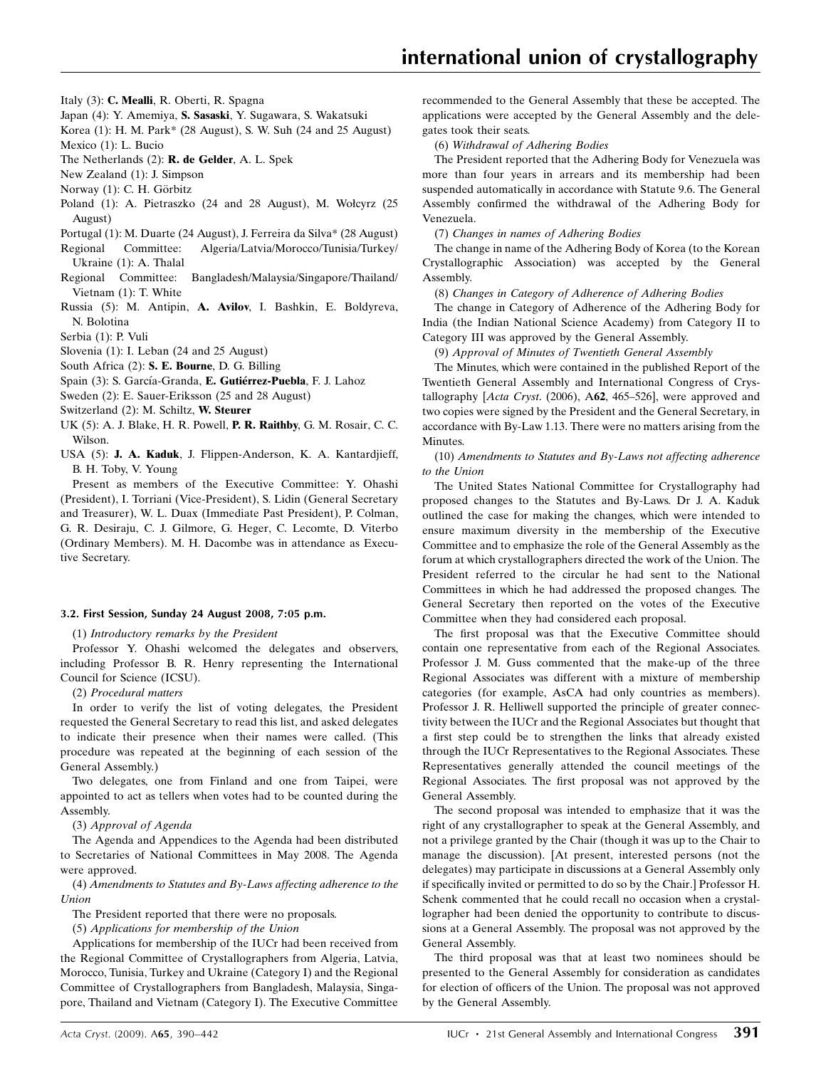Italy (3): **C. Mealli**, R. Oberti, R. Spagna

Japan (4): Y. Amemiya, **S. Sasaski**, Y. Sugawara, S. Wakatsuki

Korea (1): H. M. Park* (28 August), S. W. Suh (24 and 25 August)

Mexico (1): L. Bucio

The Netherlands (2): **R. de Gelder**, A. L. Spek

New Zealand (1): J. Simpson

Norway (1): C. H. Görbitz

Poland (1): A. Pietraszko (24 and 28 August), M. Wołcyrz (25 August)

Portugal (1): M. Duarte (24 August), J. Ferreira da Silva* (28 August)

Regional Committee: Algeria/Latvia/Morocco/Tunisia/Turkey/Ukraine (1): A. Thalal

Regional Committee: Bangladesh/Malaysia/Singapore/Thailand/Vietnam (1): T. White

Russia (5): M. Antipin, **A. Avilov**, I. Bashkin, E. Boldyreva, N. Bolotina

Serbia (1): P. Vuli

Slovenia (1): I. Leban (24 and 25 August)

South Africa (2): **S. E. Bourne**, D. G. Billing

Spain (3): S. García-Granda, **E. Gutiérrez-Puebla**, F. J. Lahoz

Sweden (2): E. Sauer-Eriksson (25 and 28 August)

Switzerland (2): M. Schiltz, **W. Steurer**

UK (5): A. J. Blake, H. R. Powell, **P. R. Raithby**, G. M. Rosair, C. C. Wilson.

USA (5): **J. A. Kaduk**, J. Flippen-Anderson, K. A. Kantardjieff, B. H. Toby, V. Young

Present as members of the Executive Committee: Y. Ohashi (President), I. Torriani (Vice-President), S. Lidin (General Secretary and Treasurer), W. L. Duax (Immediate Past President), P. Colman, G. R. Desiraju, C. J. Gilmore, G. Heger, C. Lecomte, D. Viterbo (Ordinary Members). M. H. Dacombe was in attendance as Executive Secretary.

### 3.2. First Session, Sunday 24 August 2008, 7:05 p.m.

(1) *Introductory remarks by the President*

Professor Y. Ohashi welcomed the delegates and observers, including Professor B. R. Henry representing the International Council for Science (ICSU).

(2) *Procedural matters*

In order to verify the list of voting delegates, the President requested the General Secretary to read this list, and asked delegates to indicate their presence when their names were called. (This procedure was repeated at the beginning of each session of the General Assembly.)

Two delegates, one from Finland and one from Taipei, were appointed to act as tellers when votes had to be counted during the Assembly.

(3) *Approval of Agenda*

The Agenda and Appendices to the Agenda had been distributed to Secretaries of National Committees in May 2008. The Agenda were approved.

(4) *Amendments to Statutes and By-Laws affecting adherence to the Union*

The President reported that there were no proposals.

(5) *Applications for membership of the Union*

Applications for membership of the IUCr had been received from the Regional Committee of Crystallographers from Algeria, Latvia, Morocco, Tunisia, Turkey and Ukraine (Category I) and the Regional Committee of Crystallographers from Bangladesh, Malaysia, Singapore, Thailand and Vietnam (Category I). The Executive Committee recommended to the General Assembly that these be accepted. The applications were accepted by the General Assembly and the delegates took their seats.

(6) *Withdrawal of Adhering Bodies*

The President reported that the Adhering Body for Venezuela was more than four years in arrears and its membership had been suspended automatically in accordance with Statute 9.6. The General Assembly confirmed the withdrawal of the Adhering Body for Venezuela.

(7) *Changes in names of Adhering Bodies*

The change in name of the Adhering Body of Korea (to the Korean Crystallographic Association) was accepted by the General Assembly.

(8) *Changes in Category of Adherence of Adhering Bodies*

The change in Category of Adherence of the Adhering Body for India (the Indian National Science Academy) from Category II to Category III was approved by the General Assembly.

(9) *Approval of Minutes of Twentieth General Assembly*

The Minutes, which were contained in the published Report of the Twentieth General Assembly and International Congress of Crystallography [*Acta Cryst*. (2006), A**62**, 465–526], were approved and two copies were signed by the President and the General Secretary, in accordance with By-Law 1.13. There were no matters arising from the Minutes.

(10) *Amendments to Statutes and By-Laws not affecting adherence to the Union*

The United States National Committee for Crystallography had proposed changes to the Statutes and By-Laws. Dr J. A. Kaduk outlined the case for making the changes, which were intended to ensure maximum diversity in the membership of the Executive Committee and to emphasize the role of the General Assembly as the forum at which crystallographers directed the work of the Union. The President referred to the circular he had sent to the National Committees in which he had addressed the proposed changes. The General Secretary then reported on the votes of the Executive Committee when they had considered each proposal.

The first proposal was that the Executive Committee should contain one representative from each of the Regional Associates. Professor J. M. Guss commented that the make-up of the three Regional Associates was different with a mixture of membership categories (for example, AsCA had only countries as members). Professor J. R. Helliwell supported the principle of greater connectivity between the IUCr and the Regional Associates but thought that a first step could be to strengthen the links that already existed through the IUCr Representatives to the Regional Associates. These Representatives generally attended the council meetings of the Regional Associates. The first proposal was not approved by the General Assembly.

The second proposal was intended to emphasize that it was the right of any crystallographer to speak at the General Assembly, and not a privilege granted by the Chair (though it was up to the Chair to manage the discussion). [At present, interested persons (not the delegates) may participate in discussions at a General Assembly only if specifically invited or permitted to do so by the Chair.] Professor H. Schenk commented that he could recall no occasion when a crystallographer had been denied the opportunity to contribute to discussions at a General Assembly. The proposal was not approved by the General Assembly.

The third proposal was that at least two nominees should be presented to the General Assembly for consideration as candidates for election of officers of the Union. The proposal was not approved by the General Assembly.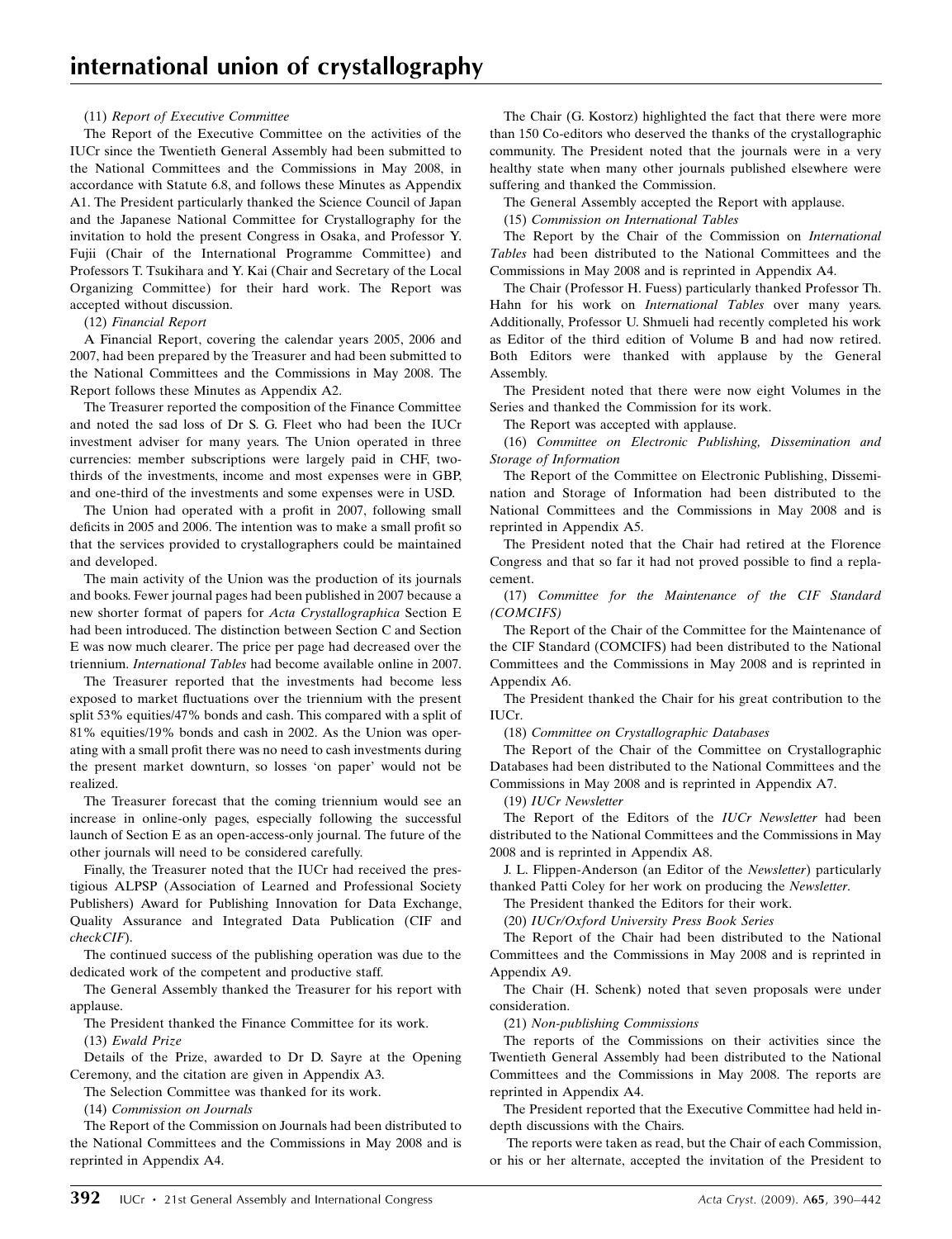(11) *Report of Executive Committee*

The Report of the Executive Committee on the activities of the IUCr since the Twentieth General Assembly had been submitted to the National Committees and the Commissions in May 2008, in accordance with Statute 6.8, and follows these Minutes as Appendix A1. The President particularly thanked the Science Council of Japan and the Japanese National Committee for Crystallography for the invitation to hold the present Congress in Osaka, and Professor Y. Fujii (Chair of the International Programme Committee) and Professors T. Tsukihara and Y. Kai (Chair and Secretary of the Local Organizing Committee) for their hard work. The Report was accepted without discussion.

(12) *Financial Report*

A Financial Report, covering the calendar years 2005, 2006 and 2007, had been prepared by the Treasurer and had been submitted to the National Committees and the Commissions in May 2008. The Report follows these Minutes as Appendix A2.

The Treasurer reported the composition of the Finance Committee and noted the sad loss of Dr S. G. Fleet who had been the IUCr investment adviser for many years. The Union operated in three currencies: member subscriptions were largely paid in CHF, two-thirds of the investments, income and most expenses were in GBP, and one-third of the investments and some expenses were in USD.

The Union had operated with a profit in 2007, following small deficits in 2005 and 2006. The intention was to make a small profit so that the services provided to crystallographers could be maintained and developed.

The main activity of the Union was the production of its journals and books. Fewer journal pages had been published in 2007 because a new shorter format of papers for *Acta Crystallographica* Section E had been introduced. The distinction between Section C and Section E was now much clearer. The price per page had decreased over the triennium. *International Tables* had become available online in 2007.

The Treasurer reported that the investments had become less exposed to market fluctuations over the triennium with the present split 53% equities/47% bonds and cash. This compared with a split of 81% equities/19% bonds and cash in 2002. As the Union was operating with a small profit there was no need to cash investments during the present market downturn, so losses 'on paper' would not be realized.

The Treasurer forecast that the coming triennium would see an increase in online-only pages, especially following the successful launch of Section E as an open-access-only journal. The future of the other journals will need to be considered carefully.

Finally, the Treasurer noted that the IUCr had received the prestigious ALPSP (Association of Learned and Professional Society Publishers) Award for Publishing Innovation for Data Exchange, Quality Assurance and Integrated Data Publication (CIF and *checkCIF*).

The continued success of the publishing operation was due to the dedicated work of the competent and productive staff.

The General Assembly thanked the Treasurer for his report with applause.

The President thanked the Finance Committee for its work.

(13) *Ewald Prize*

Details of the Prize, awarded to Dr D. Sayre at the Opening Ceremony, and the citation are given in Appendix A3.

The Selection Committee was thanked for its work.

(14) *Commission on Journals*

The Report of the Commission on Journals had been distributed to the National Committees and the Commissions in May 2008 and is reprinted in Appendix A4.

The Chair (G. Kostorz) highlighted the fact that there were more than 150 Co-editors who deserved the thanks of the crystallographic community. The President noted that the journals were in a very healthy state when many other journals published elsewhere were suffering and thanked the Commission.

The General Assembly accepted the Report with applause.

(15) *Commission on International Tables*

The Report by the Chair of the Commission on *International Tables* had been distributed to the National Committees and the Commissions in May 2008 and is reprinted in Appendix A4.

The Chair (Professor H. Fuess) particularly thanked Professor Th. Hahn for his work on *International Tables* over many years. Additionally, Professor U. Shmueli had recently completed his work as Editor of the third edition of Volume B and had now retired. Both Editors were thanked with applause by the General Assembly.

The President noted that there were now eight Volumes in the Series and thanked the Commission for its work.

The Report was accepted with applause.

(16) *Committee on Electronic Publishing, Dissemination and Storage of Information*

The Report of the Committee on Electronic Publishing, Dissemination and Storage of Information had been distributed to the National Committees and the Commissions in May 2008 and is reprinted in Appendix A5.

The President noted that the Chair had retired at the Florence Congress and that so far it had not proved possible to find a replacement.

(17) *Committee for the Maintenance of the CIF Standard (COMCIFS)*

The Report of the Chair of the Committee for the Maintenance of the CIF Standard (COMCIFS) had been distributed to the National Committees and the Commissions in May 2008 and is reprinted in Appendix A6.

The President thanked the Chair for his great contribution to the IUCr.

(18) *Committee on Crystallographic Databases*

The Report of the Chair of the Committee on Crystallographic Databases had been distributed to the National Committees and the Commissions in May 2008 and is reprinted in Appendix A7.

(19) *IUCr Newsletter*

The Report of the Editors of the *IUCr Newsletter* had been distributed to the National Committees and the Commissions in May 2008 and is reprinted in Appendix A8.

J. L. Flippen-Anderson (an Editor of the *Newsletter*) particularly thanked Patti Coley for her work on producing the *Newsletter*.

The President thanked the Editors for their work.

(20) *IUCr/Oxford University Press Book Series*

The Report of the Chair had been distributed to the National Committees and the Commissions in May 2008 and is reprinted in Appendix A9.

The Chair (H. Schenk) noted that seven proposals were under consideration.

(21) *Non-publishing Commissions*

The reports of the Commissions on their activities since the Twentieth General Assembly had been distributed to the National Committees and the Commissions in May 2008. The reports are reprinted in Appendix A4.

The President reported that the Executive Committee had held in-depth discussions with the Chairs.

The reports were taken as read, but the Chair of each Commission, or his or her alternate, accepted the invitation of the President to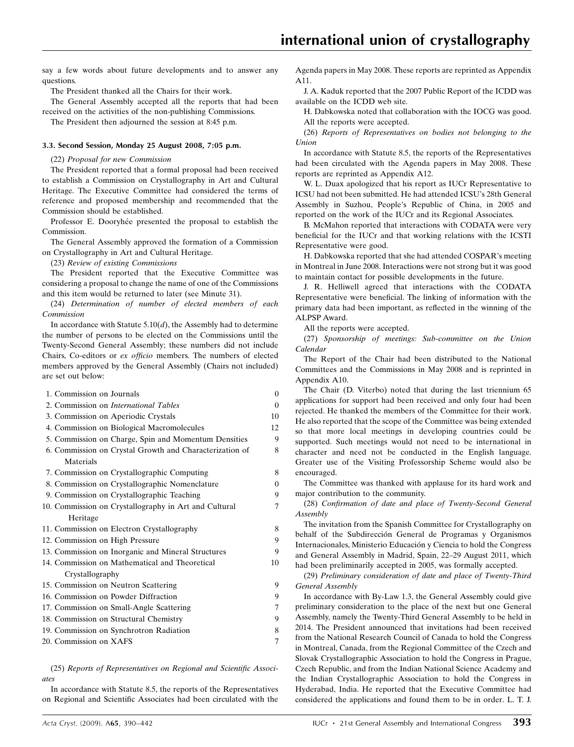say a few words about future developments and to answer any questions.

The President thanked all the Chairs for their work.

The General Assembly accepted all the reports that had been received on the activities of the non-publishing Commissions.

The President then adjourned the session at 8:45 p.m.

### 3.3. Second Session, Monday 25 August 2008, 7:05 p.m.

(22) *Proposal for new Commission*

The President reported that a formal proposal had been received to establish a Commission on Crystallography in Art and Cultural Heritage. The Executive Committee had considered the terms of reference and proposed membership and recommended that the Commission should be established.

Professor E. Dooryhée presented the proposal to establish the Commission.

The General Assembly approved the formation of a Commission on Crystallography in Art and Cultural Heritage.

(23) *Review of existing Commissions*

The President reported that the Executive Committee was considering a proposal to change the name of one of the Commissions and this item would be returned to later (see Minute 31).

(24) *Determination of number of elected members of each Commission*

In accordance with Statute 5.10($d$), the Assembly had to determine the number of persons to be elected on the Commissions until the Twenty-Second General Assembly; these numbers did not include Chairs, Co-editors or *ex officio* members. The numbers of elected members approved by the General Assembly (Chairs not included) are set out below:

| | |
|---|---|
| 1. Commission on Journals | 0 |
| 2. Commission on *International Tables* | 0 |
| 3. Commission on Aperiodic Crystals | 10 |
| 4. Commission on Biological Macromolecules | 12 |
| 5. Commission on Charge, Spin and Momentum Densities | 9 |
| 6. Commission on Crystal Growth and Characterization of Materials | 8 |
| 7. Commission on Crystallographic Computing | 8 |
| 8. Commission on Crystallographic Nomenclature | 0 |
| 9. Commission on Crystallographic Teaching | 9 |
| 10. Commission on Crystallography in Art and Cultural Heritage | 7 |
| 11. Commission on Electron Crystallography | 8 |
| 12. Commission on High Pressure | 9 |
| 13. Commission on Inorganic and Mineral Structures | 9 |
| 14. Commission on Mathematical and Theoretical Crystallography | 10 |
| 15. Commission on Neutron Scattering | 9 |
| 16. Commission on Powder Diffraction | 9 |
| 17. Commission on Small-Angle Scattering | 7 |
| 18. Commission on Structural Chemistry | 9 |
| 19. Commission on Synchrotron Radiation | 8 |
| 20. Commission on XAFS | 7 |

(25) *Reports of Representatives on Regional and Scientific Associates*

In accordance with Statute 8.5, the reports of the Representatives on Regional and Scientific Associates had been circulated with the Agenda papers in May 2008. These reports are reprinted as Appendix A11.

J. A. Kaduk reported that the 2007 Public Report of the ICDD was available on the ICDD web site.

H. Dabkowska noted that collaboration with the IOCG was good.

All the reports were accepted.

(26) *Reports of Representatives on bodies not belonging to the Union*

In accordance with Statute 8.5, the reports of the Representatives had been circulated with the Agenda papers in May 2008. These reports are reprinted as Appendix A12.

W. L. Duax apologized that his report as IUCr Representative to ICSU had not been submitted. He had attended ICSU's 28th General Assembly in Suzhou, People's Republic of China, in 2005 and reported on the work of the IUCr and its Regional Associates.

B. McMahon reported that interactions with CODATA were very beneficial for the IUCr and that working relations with the ICSTI Representative were good.

H. Dabkowska reported that she had attended COSPAR's meeting in Montreal in June 2008. Interactions were not strong but it was good to maintain contact for possible developments in the future.

J. R. Helliwell agreed that interactions with the CODATA Representative were beneficial. The linking of information with the primary data had been important, as reflected in the winning of the ALPSP Award.

All the reports were accepted.

(27) *Sponsorship of meetings: Sub-committee on the Union Calendar*

The Report of the Chair had been distributed to the National Committees and the Commissions in May 2008 and is reprinted in Appendix A10.

The Chair (D. Viterbo) noted that during the last triennium 65 applications for support had been received and only four had been rejected. He thanked the members of the Committee for their work. He also reported that the scope of the Committee was being extended so that more local meetings in developing countries could be supported. Such meetings would not need to be international in character and need not be conducted in the English language. Greater use of the Visiting Professorship Scheme would also be encouraged.

The Committee was thanked with applause for its hard work and major contribution to the community.

(28) *Confirmation of date and place of Twenty-Second General Assembly*

The invitation from the Spanish Committee for Crystallography on behalf of the Subdirección General de Programas y Organismos Internacionales, Ministerio Educación y Ciencia to hold the Congress and General Assembly in Madrid, Spain, 22–29 August 2011, which had been preliminarily accepted in 2005, was formally accepted.

(29) *Preliminary consideration of date and place of Twenty-Third General Assembly*

In accordance with By-Law 1.3, the General Assembly could give preliminary consideration to the place of the next but one General Assembly, namely the Twenty-Third General Assembly to be held in 2014. The President announced that invitations had been received from the National Research Council of Canada to hold the Congress in Montreal, Canada, from the Regional Committee of the Czech and Slovak Crystallographic Association to hold the Congress in Prague, Czech Republic, and from the Indian National Science Academy and the Indian Crystallographic Association to hold the Congress in Hyderabad, India. He reported that the Executive Committee had considered the applications and found them to be in order. L. T. J.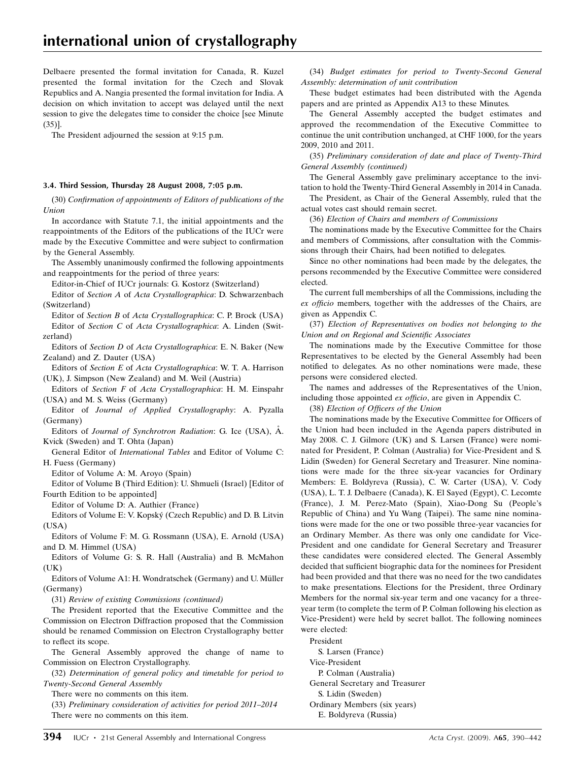Delbaere presented the formal invitation for Canada, R. Kuzel presented the formal invitation for the Czech and Slovak Republics and A. Nangia presented the formal invitation for India. A decision on which invitation to accept was delayed until the next session to give the delegates time to consider the choice [see Minute (35)].

The President adjourned the session at 9:15 p.m.

### 3.4. Third Session, Thursday 28 August 2008, 7:05 p.m.

(30) *Confirmation of appointments of Editors of publications of the Union*

In accordance with Statute 7.1, the initial appointments and the reappointments of the Editors of the publications of the IUCr were made by the Executive Committee and were subject to confirmation by the General Assembly.

The Assembly unanimously confirmed the following appointments and reappointments for the period of three years:

Editor-in-Chief of IUCr journals: G. Kostorz (Switzerland)

Editor of *Section A* of *Acta Crystallographica*: D. Schwarzenbach (Switzerland)

Editor of *Section B* of *Acta Crystallographica*: C. P. Brock (USA)

Editor of *Section C* of *Acta Crystallographica*: A. Linden (Switzerland)

Editors of *Section D* of *Acta Crystallographica*: E. N. Baker (New Zealand) and Z. Dauter (USA)

Editors of *Section E* of *Acta Crystallographica*: W. T. A. Harrison (UK), J. Simpson (New Zealand) and M. Weil (Austria)

Editors of *Section F* of *Acta Crystallographica*: H. M. Einspahr (USA) and M. S. Weiss (Germany)

Editor of *Journal of Applied Crystallography*: A. Pyzalla (Germany)

Editors of *Journal of Synchrotron Radiation*: G. Ice (USA), Å. Kvick (Sweden) and T. Ohta (Japan)

General Editor of *International Tables* and Editor of Volume C: H. Fuess (Germany)

Editor of Volume A: M. Aroyo (Spain)

Editor of Volume B (Third Edition): U. Shmueli (Israel) [Editor of Fourth Edition to be appointed]

Editor of Volume D: A. Authier (France)

Editors of Volume E: V. Kopský (Czech Republic) and D. B. Litvin (USA)

Editors of Volume F: M. G. Rossmann (USA), E. Arnold (USA) and D. M. Himmel (USA)

Editors of Volume G: S. R. Hall (Australia) and B. McMahon (UK)

Editors of Volume A1: H. Wondratschek (Germany) and U. Müller (Germany)

(31) *Review of existing Commissions (continued)*

The President reported that the Executive Committee and the Commission on Electron Diffraction proposed that the Commission should be renamed Commission on Electron Crystallography better to reflect its scope.

The General Assembly approved the change of name to Commission on Electron Crystallography.

(32) *Determination of general policy and timetable for period to Twenty-Second General Assembly*

There were no comments on this item.

(33) *Preliminary consideration of activities for period 2011–2014*

There were no comments on this item.

(34) *Budget estimates for period to Twenty-Second General Assembly: determination of unit contribution*

These budget estimates had been distributed with the Agenda papers and are printed as Appendix A13 to these Minutes.

The General Assembly accepted the budget estimates and approved the recommendation of the Executive Committee to continue the unit contribution unchanged, at CHF 1000, for the years 2009, 2010 and 2011.

(35) *Preliminary consideration of date and place of Twenty-Third General Assembly (continued)*

The General Assembly gave preliminary acceptance to the invitation to hold the Twenty-Third General Assembly in 2014 in Canada.

The President, as Chair of the General Assembly, ruled that the actual votes cast should remain secret.

(36) *Election of Chairs and members of Commissions*

The nominations made by the Executive Committee for the Chairs and members of Commissions, after consultation with the Commissions through their Chairs, had been notified to delegates.

Since no other nominations had been made by the delegates, the persons recommended by the Executive Committee were considered elected.

The current full memberships of all the Commissions, including the *ex officio* members, together with the addresses of the Chairs, are given as Appendix C.

(37) *Election of Representatives on bodies not belonging to the Union and on Regional and Scientific Associates*

The nominations made by the Executive Committee for those Representatives to be elected by the General Assembly had been notified to delegates. As no other nominations were made, these persons were considered elected.

The names and addresses of the Representatives of the Union, including those appointed *ex officio*, are given in Appendix C.

(38) *Election of Officers of the Union*

The nominations made by the Executive Committee for Officers of the Union had been included in the Agenda papers distributed in May 2008. C. J. Gilmore (UK) and S. Larsen (France) were nominated for President, P. Colman (Australia) for Vice-President and S. Lidin (Sweden) for General Secretary and Treasurer. Nine nominations were made for the three six-year vacancies for Ordinary Members: E. Boldyreva (Russia), C. W. Carter (USA), V. Cody (USA), L. T. J. Delbaere (Canada), K. El Sayed (Egypt), C. Lecomte (France), J. M. Perez-Mato (Spain), Xiao-Dong Su (People's Republic of China) and Yu Wang (Taipei). The same nine nominations were made for the one or two possible three-year vacancies for an Ordinary Member. As there was only one candidate for Vice-President and one candidate for General Secretary and Treasurer these candidates were considered elected. The General Assembly decided that sufficient biographic data for the nominees for President had been provided and that there was no need for the two candidates to make presentations. Elections for the President, three Ordinary Members for the normal six-year term and one vacancy for a three-year term (to complete the term of P. Colman following his election as Vice-President) were held by secret ballot. The following nominees were elected:

President
 S. Larsen (France)
Vice-President
 P. Colman (Australia)
General Secretary and Treasurer
 S. Lidin (Sweden)
Ordinary Members (six years)
 E. Boldyreva (Russia)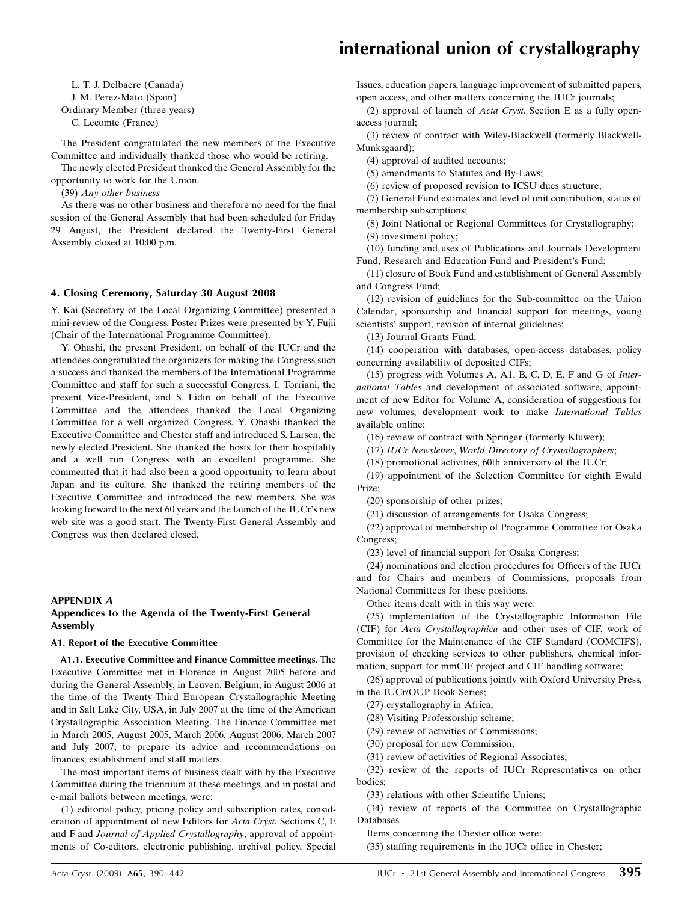L. T. J. Delbaere (Canada)
J. M. Perez-Mato (Spain)
Ordinary Member (three years)
C. Lecomte (France)

The President congratulated the new members of the Executive Committee and individually thanked those who would be retiring.

The newly elected President thanked the General Assembly for the opportunity to work for the Union.

(39) *Any other business*

As there was no other business and therefore no need for the final session of the General Assembly that had been scheduled for Friday 29 August, the President declared the Twenty-First General Assembly closed at 10:00 p.m.

## 4. Closing Ceremony, Saturday 30 August 2008

Y. Kai (Secretary of the Local Organizing Committee) presented a mini-review of the Congress. Poster Prizes were presented by Y. Fujii (Chair of the International Programme Committee).

Y. Ohashi, the present President, on behalf of the IUCr and the attendees congratulated the organizers for making the Congress such a success and thanked the members of the International Programme Committee and staff for such a successful Congress. I. Torriani, the present Vice-President, and S. Lidin on behalf of the Executive Committee and the attendees thanked the Local Organizing Committee for a well organized Congress. Y. Ohashi thanked the Executive Committee and Chester staff and introduced S. Larsen, the newly elected President. She thanked the hosts for their hospitality and a well run Congress with an excellent programme. She commented that it had also been a good opportunity to learn about Japan and its culture. She thanked the retiring members of the Executive Committee and introduced the new members. She was looking forward to the next 60 years and the launch of the IUCr's new web site was a good start. The Twenty-First General Assembly and Congress was then declared closed.

## APPENDIX *A*
## Appendices to the Agenda of the Twenty-First General Assembly

### A1. Report of the Executive Committee

**A1.1. Executive Committee and Finance Committee meetings**. The Executive Committee met in Florence in August 2005 before and during the General Assembly, in Leuven, Belgium, in August 2006 at the time of the Twenty-Third European Crystallographic Meeting and in Salt Lake City, USA, in July 2007 at the time of the American Crystallographic Association Meeting. The Finance Committee met in March 2005, August 2005, March 2006, August 2006, March 2007 and July 2007, to prepare its advice and recommendations on finances, establishment and staff matters.

The most important items of business dealt with by the Executive Committee during the triennium at these meetings, and in postal and e-mail ballots between meetings, were:

(1) editorial policy, pricing policy and subscription rates, consideration of appointment of new Editors for *Acta Cryst.* Sections C, E and F and *Journal of Applied Crystallography*, approval of appointments of Co-editors, electronic publishing, archival policy, Special Issues, education papers, language improvement of submitted papers, open access, and other matters concerning the IUCr journals;

(2) approval of launch of *Acta Cryst.* Section E as a fully open-access journal;

(3) review of contract with Wiley-Blackwell (formerly Blackwell-Munksgaard);

(4) approval of audited accounts;

(5) amendments to Statutes and By-Laws;

(6) review of proposed revision to ICSU dues structure;

(7) General Fund estimates and level of unit contribution, status of membership subscriptions;

(8) Joint National or Regional Committees for Crystallography;

(9) investment policy;

(10) funding and uses of Publications and Journals Development Fund, Research and Education Fund and President's Fund;

(11) closure of Book Fund and establishment of General Assembly and Congress Fund;

(12) revision of guidelines for the Sub-committee on the Union Calendar, sponsorship and financial support for meetings, young scientists' support, revision of internal guidelines;

(13) Journal Grants Fund;

(14) cooperation with databases, open-access databases, policy concerning availability of deposited CIFs;

(15) progress with Volumes A, A1, B, C, D, E, F and G of *International Tables* and development of associated software, appointment of new Editor for Volume A, consideration of suggestions for new volumes, development work to make *International Tables* available online;

(16) review of contract with Springer (formerly Kluwer);

(17) *IUCr Newsletter*, *World Directory of Crystallographers*;

(18) promotional activities, 60th anniversary of the IUCr;

(19) appointment of the Selection Committee for eighth Ewald Prize;

(20) sponsorship of other prizes;

(21) discussion of arrangements for Osaka Congress;

(22) approval of membership of Programme Committee for Osaka Congress;

(23) level of financial support for Osaka Congress;

(24) nominations and election procedures for Officers of the IUCr and for Chairs and members of Commissions, proposals from National Committees for these positions.

Other items dealt with in this way were:

(25) implementation of the Crystallographic Information File (CIF) for *Acta Crystallographica* and other uses of CIF, work of Committee for the Maintenance of the CIF Standard (COMCIFS), provision of checking services to other publishers, chemical information, support for mmCIF project and CIF handling software;

(26) approval of publications, jointly with Oxford University Press, in the IUCr/OUP Book Series;

(27) crystallography in Africa;

(28) Visiting Professorship scheme;

(29) review of activities of Commissions;

(30) proposal for new Commission;

(31) review of activities of Regional Associates;

(32) review of the reports of IUCr Representatives on other bodies;

(33) relations with other Scientific Unions;

(34) review of reports of the Committee on Crystallographic Databases.

Items concerning the Chester office were:

(35) staffing requirements in the IUCr office in Chester;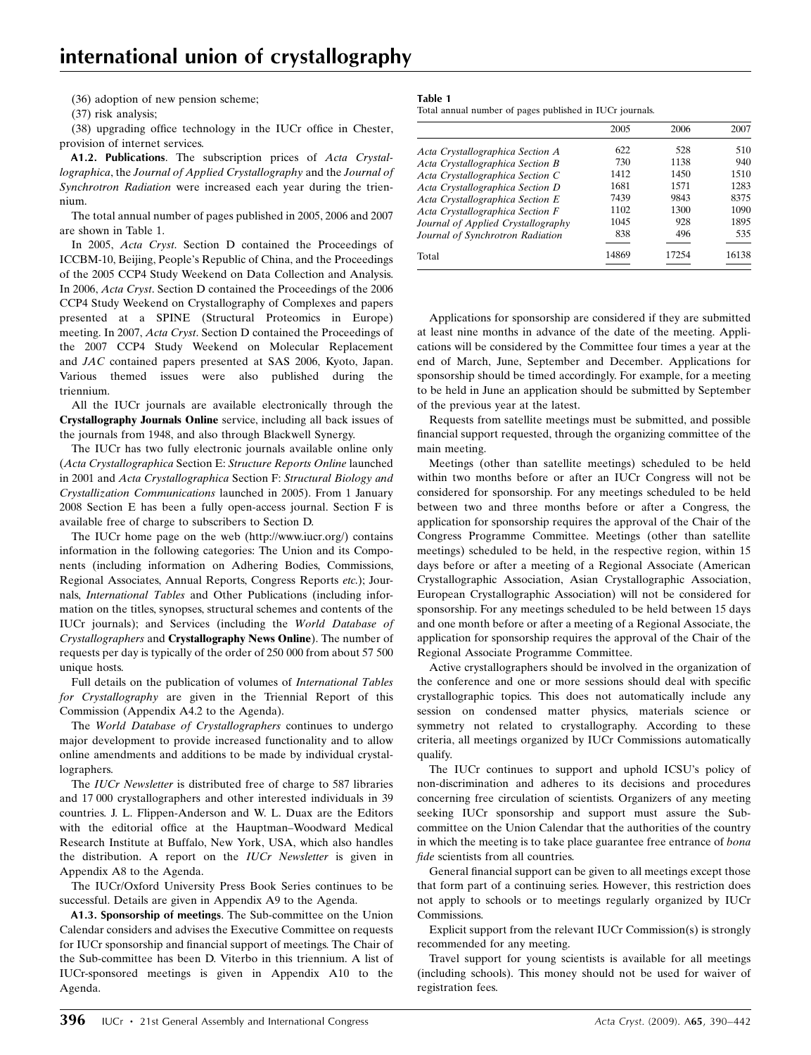(36) adoption of new pension scheme;

(37) risk analysis;

(38) upgrading office technology in the IUCr office in Chester, provision of internet services.

**A1.2. Publications**. The subscription prices of *Acta Crystallographica*, the *Journal of Applied Crystallography* and the *Journal of Synchrotron Radiation* were increased each year during the triennium.

The total annual number of pages published in 2005, 2006 and 2007 are shown in Table 1.

In 2005, *Acta Cryst*. Section D contained the Proceedings of ICCBM-10, Beijing, People's Republic of China, and the Proceedings of the 2005 CCP4 Study Weekend on Data Collection and Analysis. In 2006, *Acta Cryst*. Section D contained the Proceedings of the 2006 CCP4 Study Weekend on Crystallography of Complexes and papers presented at a SPINE (Structural Proteomics in Europe) meeting. In 2007, *Acta Cryst*. Section D contained the Proceedings of the 2007 CCP4 Study Weekend on Molecular Replacement and *JAC* contained papers presented at SAS 2006, Kyoto, Japan. Various themed issues were also published during the triennium.

All the IUCr journals are available electronically through the **Crystallography Journals Online** service, including all back issues of the journals from 1948, and also through Blackwell Synergy.

The IUCr has two fully electronic journals available online only (*Acta Crystallographica* Section E: *Structure Reports Online* launched in 2001 and *Acta Crystallographica* Section F: *Structural Biology and Crystallization Communications* launched in 2005). From 1 January 2008 Section E has been a fully open-access journal. Section F is available free of charge to subscribers to Section D.

The IUCr home page on the web (http://www.iucr.org/) contains information in the following categories: The Union and its Components (including information on Adhering Bodies, Commissions, Regional Associates, Annual Reports, Congress Reports *etc*.); Journals, *International Tables* and Other Publications (including information on the titles, synopses, structural schemes and contents of the IUCr journals); and Services (including the *World Database of Crystallographers* and **Crystallography News Online**). The number of requests per day is typically of the order of 250 000 from about 57 500 unique hosts.

Full details on the publication of volumes of *International Tables for Crystallography* are given in the Triennial Report of this Commission (Appendix A4.2 to the Agenda).

The *World Database of Crystallographers* continues to undergo major development to provide increased functionality and to allow online amendments and additions to be made by individual crystallographers.

The *IUCr Newsletter* is distributed free of charge to 587 libraries and 17 000 crystallographers and other interested individuals in 39 countries. J. L. Flippen-Anderson and W. L. Duax are the Editors with the editorial office at the Hauptman–Woodward Medical Research Institute at Buffalo, New York, USA, which also handles the distribution. A report on the *IUCr Newsletter* is given in Appendix A8 to the Agenda.

The IUCr/Oxford University Press Book Series continues to be successful. Details are given in Appendix A9 to the Agenda.

**A1.3. Sponsorship of meetings**. The Sub-committee on the Union Calendar considers and advises the Executive Committee on requests for IUCr sponsorship and financial support of meetings. The Chair of the Sub-committee has been D. Viterbo in this triennium. A list of IUCr-sponsored meetings is given in Appendix A10 to the Agenda.

**Table 1**
Total annual number of pages published in IUCr journals.

| | 2005 | 2006 | 2007 |
|---|---|---|---|
| *Acta Crystallographica Section A* | 622 | 528 | 510 |
| *Acta Crystallographica Section B* | 730 | 1138 | 940 |
| *Acta Crystallographica Section C* | 1412 | 1450 | 1510 |
| *Acta Crystallographica Section D* | 1681 | 1571 | 1283 |
| *Acta Crystallographica Section E* | 7439 | 9843 | 8375 |
| *Acta Crystallographica Section F* | 1102 | 1300 | 1090 |
| *Journal of Applied Crystallography* | 1045 | 928 | 1895 |
| *Journal of Synchrotron Radiation* | 838 | 496 | 535 |
| Total | 14869 | 17254 | 16138 |

Applications for sponsorship are considered if they are submitted at least nine months in advance of the date of the meeting. Applications will be considered by the Committee four times a year at the end of March, June, September and December. Applications for sponsorship should be timed accordingly. For example, for a meeting to be held in June an application should be submitted by September of the previous year at the latest.

Requests from satellite meetings must be submitted, and possible financial support requested, through the organizing committee of the main meeting.

Meetings (other than satellite meetings) scheduled to be held within two months before or after an IUCr Congress will not be considered for sponsorship. For any meetings scheduled to be held between two and three months before or after a Congress, the application for sponsorship requires the approval of the Chair of the Congress Programme Committee. Meetings (other than satellite meetings) scheduled to be held, in the respective region, within 15 days before or after a meeting of a Regional Associate (American Crystallographic Association, Asian Crystallographic Association, European Crystallographic Association) will not be considered for sponsorship. For any meetings scheduled to be held between 15 days and one month before or after a meeting of a Regional Associate, the application for sponsorship requires the approval of the Chair of the Regional Associate Programme Committee.

Active crystallographers should be involved in the organization of the conference and one or more sessions should deal with specific crystallographic topics. This does not automatically include any session on condensed matter physics, materials science or symmetry not related to crystallography. According to these criteria, all meetings organized by IUCr Commissions automatically qualify.

The IUCr continues to support and uphold ICSU's policy of non-discrimination and adheres to its decisions and procedures concerning free circulation of scientists. Organizers of any meeting seeking IUCr sponsorship and support must assure the Sub-committee on the Union Calendar that the authorities of the country in which the meeting is to take place guarantee free entrance of *bona fide* scientists from all countries.

General financial support can be given to all meetings except those that form part of a continuing series. However, this restriction does not apply to schools or to meetings regularly organized by IUCr Commissions.

Explicit support from the relevant IUCr Commission(s) is strongly recommended for any meeting.

Travel support for young scientists is available for all meetings (including schools). This money should not be used for waiver of registration fees.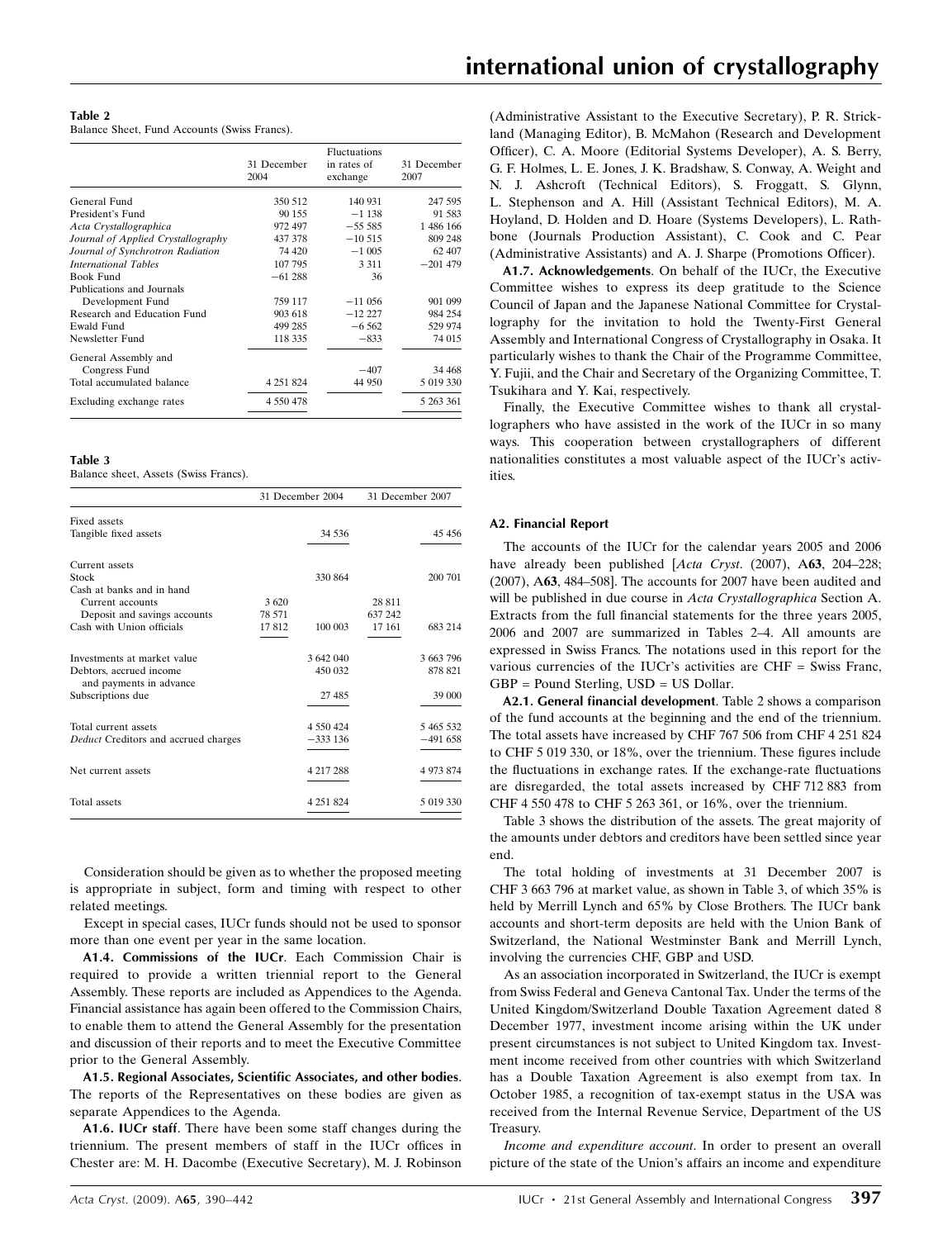**Table 2**
Balance Sheet, Fund Accounts (Swiss Francs).

| | 31 December 2004 | Fluctuations in rates of exchange | 31 December 2007 |
|---|---|---|---|
| General Fund | 350 512 | 140 931 | 247 595 |
| President's Fund | 90 155 | −1 138 | 91 583 |
| *Acta Crystallographica* | 972 497 | −55 585 | 1 486 166 |
| *Journal of Applied Crystallography* | 437 378 | −10 515 | 809 248 |
| *Journal of Synchrotron Radiation* | 74 420 | −1 005 | 62 407 |
| *International Tables* | 107 795 | 3 311 | −201 479 |
| Book Fund | −61 288 | 36 | |
| Publications and Journals Development Fund | 759 117 | −11 056 | 901 099 |
| Research and Education Fund | 903 618 | −12 227 | 984 254 |
| Ewald Fund | 499 285 | −6 562 | 529 974 |
| Newsletter Fund | 118 335 | −833 | 74 015 |
| General Assembly and Congress Fund | | −407 | 34 468 |
| Total accumulated balance | 4 251 824 | 44 950 | 5 019 330 |
| Excluding exchange rates | 4 550 478 | | 5 263 361 |

**Table 3**
Balance sheet, Assets (Swiss Francs).

| | 31 December 2004 | | 31 December 2007 | |
|---|---|---|---|---|
| Fixed assets | | | | |
| Tangible fixed assets | | 34 536 | | 45 456 |
| Current assets | | | | |
| Stock | | 330 864 | | 200 701 |
| Cash at banks and in hand | | | | |
| Current accounts | 3 620 | | 28 811 | |
| Deposit and savings accounts | 78 571 | | 637 242 | |
| Cash with Union officials | 17 812 | 100 003 | 17 161 | 683 214 |
| Investments at market value | | 3 642 040 | | 3 663 796 |
| Debtors, accrued income and payments in advance | | 450 032 | | 878 821 |
| Subscriptions due | | 27 485 | | 39 000 |
| Total current assets | | 4 550 424 | | 5 465 532 |
| *Deduct* Creditors and accrued charges | | −333 136 | | −491 658 |
| Net current assets | | 4 217 288 | | 4 973 874 |
| Total assets | | 4 251 824 | | 5 019 330 |

Consideration should be given as to whether the proposed meeting is appropriate in subject, form and timing with respect to other related meetings.

Except in special cases, IUCr funds should not be used to sponsor more than one event per year in the same location.

**A1.4. Commissions of the IUCr**. Each Commission Chair is required to provide a written triennial report to the General Assembly. These reports are included as Appendices to the Agenda. Financial assistance has again been offered to the Commission Chairs, to enable them to attend the General Assembly for the presentation and discussion of their reports and to meet the Executive Committee prior to the General Assembly.

**A1.5. Regional Associates, Scientific Associates, and other bodies**. The reports of the Representatives on these bodies are given as separate Appendices to the Agenda.

**A1.6. IUCr staff**. There have been some staff changes during the triennium. The present members of staff in the IUCr offices in Chester are: M. H. Dacombe (Executive Secretary), M. J. Robinson (Administrative Assistant to the Executive Secretary), P. R. Strickland (Managing Editor), B. McMahon (Research and Development Officer), C. A. Moore (Editorial Systems Developer), A. S. Berry, G. F. Holmes, L. E. Jones, J. K. Bradshaw, S. Conway, A. Weight and N. J. Ashcroft (Technical Editors), S. Froggatt, S. Glynn, L. Stephenson and A. Hill (Assistant Technical Editors), M. A. Hoyland, D. Holden and D. Hoare (Systems Developers), L. Rathbone (Journals Production Assistant), C. Cook and C. Pear (Administrative Assistants) and A. J. Sharpe (Promotions Officer).

**A1.7. Acknowledgements**. On behalf of the IUCr, the Executive Committee wishes to express its deep gratitude to the Science Council of Japan and the Japanese National Committee for Crystallography for the invitation to hold the Twenty-First General Assembly and International Congress of Crystallography in Osaka. It particularly wishes to thank the Chair of the Programme Committee, Y. Fujii, and the Chair and Secretary of the Organizing Committee, T. Tsukihara and Y. Kai, respectively.

Finally, the Executive Committee wishes to thank all crystallographers who have assisted in the work of the IUCr in so many ways. This cooperation between crystallographers of different nationalities constitutes a most valuable aspect of the IUCr's activities.

### A2. Financial Report

The accounts of the IUCr for the calendar years 2005 and 2006 have already been published [*Acta Cryst*. (2007), A**63**, 204–228; (2007), A**63**, 484–508]. The accounts for 2007 have been audited and will be published in due course in *Acta Crystallographica* Section A. Extracts from the full financial statements for the three years 2005, 2006 and 2007 are summarized in Tables 2–4. All amounts are expressed in Swiss Francs. The notations used in this report for the various currencies of the IUCr's activities are CHF = Swiss Franc, GBP = Pound Sterling, USD = US Dollar.

**A2.1. General financial development**. Table 2 shows a comparison of the fund accounts at the beginning and the end of the triennium. The total assets have increased by CHF 767 506 from CHF 4 251 824 to CHF 5 019 330, or 18%, over the triennium. These figures include the fluctuations in exchange rates. If the exchange-rate fluctuations are disregarded, the total assets increased by CHF 712 883 from CHF 4 550 478 to CHF 5 263 361, or 16%, over the triennium.

Table 3 shows the distribution of the assets. The great majority of the amounts under debtors and creditors have been settled since year end.

The total holding of investments at 31 December 2007 is CHF 3 663 796 at market value, as shown in Table 3, of which 35% is held by Merrill Lynch and 65% by Close Brothers. The IUCr bank accounts and short-term deposits are held with the Union Bank of Switzerland, the National Westminster Bank and Merrill Lynch, involving the currencies CHF, GBP and USD.

As an association incorporated in Switzerland, the IUCr is exempt from Swiss Federal and Geneva Cantonal Tax. Under the terms of the United Kingdom/Switzerland Double Taxation Agreement dated 8 December 1977, investment income arising within the UK under present circumstances is not subject to United Kingdom tax. Investment income received from other countries with which Switzerland has a Double Taxation Agreement is also exempt from tax. In October 1985, a recognition of tax-exempt status in the USA was received from the Internal Revenue Service, Department of the US Treasury.

*Income and expenditure account*. In order to present an overall picture of the state of the Union's affairs an income and expenditure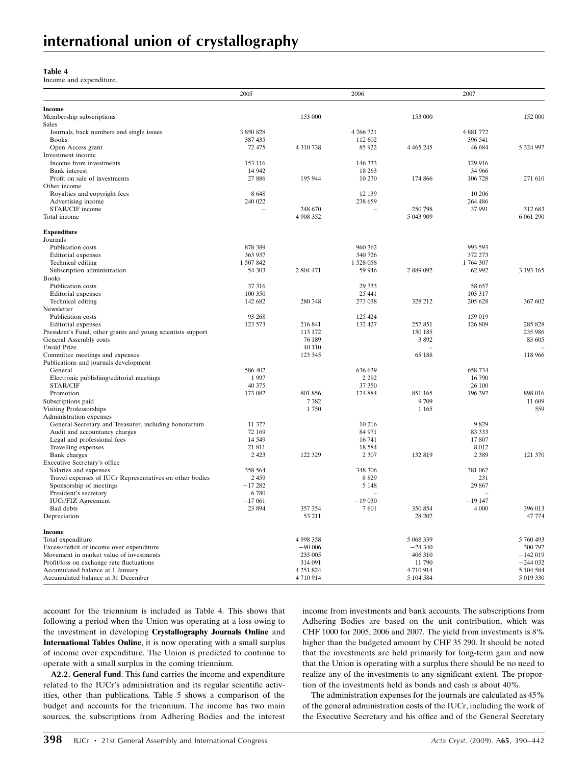**Table 4**
Income and expenditure.

| | 2005 | | 2006 | | 2007 | |
|---|---|---|---|---|---|---|
| **Income** | | | | | | |
| Membership subscriptions | | 153 000 | | 153 000 | | 152 000 |
| Sales | | | | | | |
| Journals, back numbers and single issues | 3 850 828 | | 4 266 721 | | 4 881 772 | |
| Books | 387 435 | | 112 602 | | 396 541 | |
| Open Access grant | 72 475 | 4 310 738 | 85 922 | 4 465 245 | 46 684 | 5 324 997 |
| Investment income | | | | | | |
| Income from investments | 153 116 | | 146 333 | | 129 916 | |
| Bank interest | 14 942 | | 18 263 | | 34 966 | |
| Profit on sale of investments | 27 886 | 195 944 | 10 270 | 174 866 | 106 728 | 271 610 |
| Other income | | | | | | |
| Royalties and copyright fees | 8 648 | | 12 139 | | 10 206 | |
| Advertising income | 240 022 | | 238 659 | | 264 486 | |
| STAR/CIF income | – | 248 670 | – | 250 798 | 37 991 | 312 683 |
| Total income | | 4 908 352 | | 5 043 909 | | 6 061 290 |
| **Expenditure** | | | | | | |
| Journals | | | | | | |
| Publication costs | 878 389 | | 960 362 | | 993 593 | |
| Editorial expenses | 363 937 | | 340 726 | | 372 273 | |
| Technical editing | 1 507 842 | | 1 528 058 | | 1 764 307 | |
| Subscription administration | 54 303 | 2 804 471 | 59 946 | 2 889 092 | 62 992 | 3 193 165 |
| Books | | | | | | |
| Publication costs | 37 316 | | 29 733 | | 58 657 | |
| Editorial expenses | 100 350 | | 25 441 | | 103 317 | |
| Technical editing | 142 682 | 280 348 | 273 038 | 328 212 | 205 628 | 367 602 |
| Newsletter | | | | | | |
| Publication costs | 93 268 | | 125 424 | | 159 019 | |
| Editorial expenses | 123 573 | 216 841 | 132 427 | 257 851 | 126 809 | 285 828 |
| President's Fund, other grants and young scientists support | | 113 172 | | 150 185 | | 235 986 |
| General Assembly costs | | 76 189 | | 3 892 | | 83 605 |
| Ewald Prize | | 40 110 | | – | | – |
| Committee meetings and expenses | | 123 345 | | 65 188 | | 118 966 |
| Publications and journals development | | | | | | |
| General | 586 402 | | 636 639 | | 658 734 | |
| Electronic publishing/editorial meetings | 1 997 | | 2 292 | | 16 790 | |
| STAR/CIF | 40 375 | | 37 350 | | 26 100 | |
| Promotion | 173 082 | 801 856 | 174 884 | 851 165 | 196 392 | 898 016 |
| Subscriptions paid | | 7 382 | | 9 709 | | 11 609 |
| Visiting Professorships | | 1 750 | | 1 165 | | 559 |
| Administration expenses | | | | | | |
| General Secretary and Treasurer, including honorarium | 11 377 | | 10 216 | | 9 829 | |
| Audit and accountancy charges | 72 169 | | 84 971 | | 83 333 | |
| Legal and professional fees | 14 549 | | 16 741 | | 17 807 | |
| Travelling expenses | 21 811 | | 18 584 | | 8 012 | |
| Bank charges | 2 423 | 122 329 | 2 307 | 132 819 | 2 389 | 121 370 |
| Executive Secretary's office | | | | | | |
| Salaries and expenses | 358 564 | | 348 306 | | 381 062 | |
| Travel expenses of IUCr Representatives on other bodies | 2 459 | | 8 829 | | 231 | |
| Sponsorship of meetings | −17 282 | | 5 148 | | 29 867 | |
| President's secretary | 6 780 | | – | | – | |
| IUCr/FIZ Agreement | −17 061 | | −19 030 | | −19 147 | |
| Bad debts | 23 894 | 357 354 | 7 601 | 350 854 | 4 000 | 396 013 |
| Depreciation | | 53 211 | | 28 207 | | 47 774 |
| **Income** | | | | | | |
| Total expenditure | | 4 998 358 | | 5 068 339 | | 5 760 493 |
| Excess/deficit of income over expenditure | | −90 006 | | −24 340 | | 300 797 |
| Movement in market value of investments | | 235 005 | | 406 310 | | −142 019 |
| Profit/loss on exchange rate fluctuations | | 314 091 | | 11 790 | | −244 032 |
| Accumulated balance at 1 January | | 4 251 824 | | 4 710 914 | | 5 104 584 |
| Accumulated balance at 31 December | | 4 710 914 | | 5 104 584 | | 5 019 330 |

account for the triennium is included as Table 4. This shows that following a period when the Union was operating at a loss owing to the investment in developing **Crystallography Journals Online** and **International Tables Online**, it is now operating with a small surplus of income over expenditure. The Union is predicted to continue to operate with a small surplus in the coming triennium.

**A2.2. General Fund**. This fund carries the income and expenditure related to the IUCr's administration and its regular scientific activities, other than publications. Table 5 shows a comparison of the budget and accounts for the triennium. The income has two main sources, the subscriptions from Adhering Bodies and the interest income from investments and bank accounts. The subscriptions from Adhering Bodies are based on the unit contribution, which was CHF 1000 for 2005, 2006 and 2007. The yield from investments is 8% higher than the budgeted amount by CHF 35 290. It should be noted that the investments are held primarily for long-term gain and now that the Union is operating with a surplus there should be no need to realize any of the investments to any significant extent. The proportion of the investments held as bonds and cash is about 40%.

The administration expenses for the journals are calculated as 45% of the general administration costs of the IUCr, including the work of the Executive Secretary and his office and of the General Secretary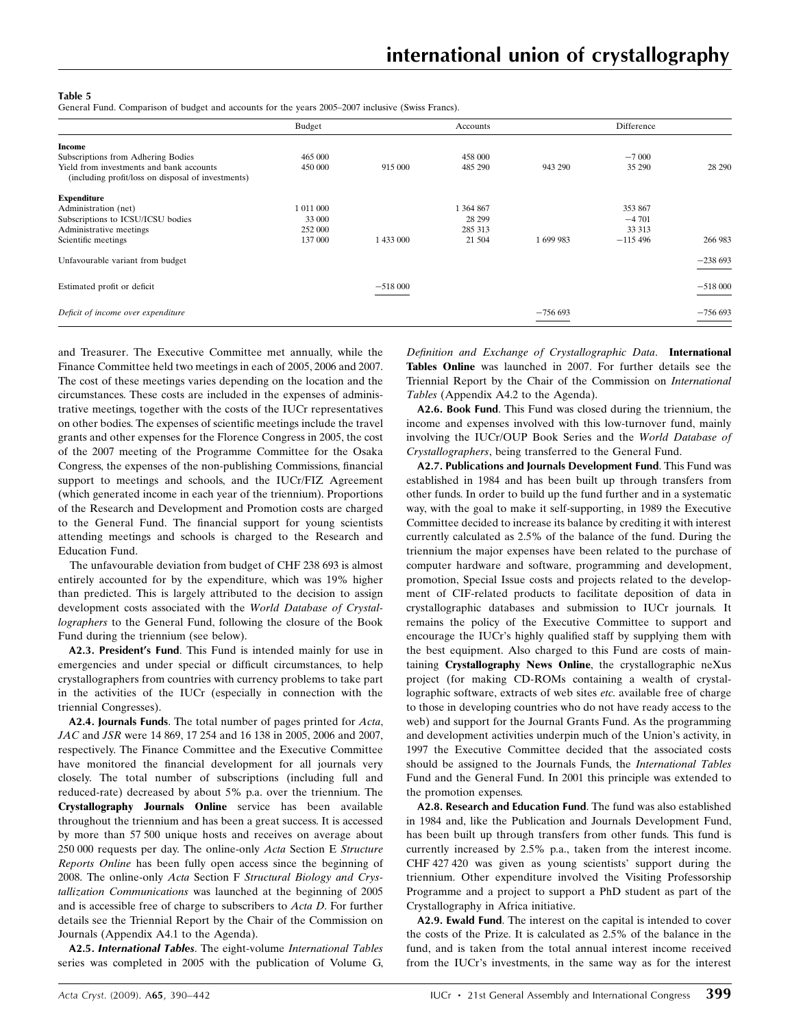**Table 5**

General Fund. Comparison of budget and accounts for the years 2005–2007 inclusive (Swiss Francs).

| | Budget | | Accounts | | Difference | |
|---|---|---|---|---|---|---|
| **Income** | | | | | | |
| Subscriptions from Adhering Bodies | 465 000 | | 458 000 | | −7 000 | |
| Yield from investments and bank accounts (including profit/loss on disposal of investments) | 450 000 | 915 000 | 485 290 | 943 290 | 35 290 | 28 290 |
| **Expenditure** | | | | | | |
| Administration (net) | 1 011 000 | | 1 364 867 | | 353 867 | |
| Subscriptions to ICSU/ICSU bodies | 33 000 | | 28 299 | | −4 701 | |
| Administrative meetings | 252 000 | | 285 313 | | 33 313 | |
| Scientific meetings | 137 000 | 1 433 000 | 21 504 | 1 699 983 | −115 496 | 266 983 |
| Unfavourable variant from budget | | | | | | −238 693 |
| Estimated profit or deficit | | −518 000 | | | | −518 000 |
| *Deficit of income over expenditure* | | | | −756 693 | | −756 693 |

and Treasurer. The Executive Committee met annually, while the Finance Committee held two meetings in each of 2005, 2006 and 2007. The cost of these meetings varies depending on the location and the circumstances. These costs are included in the expenses of administrative meetings, together with the costs of the IUCr representatives on other bodies. The expenses of scientific meetings include the travel grants and other expenses for the Florence Congress in 2005, the cost of the 2007 meeting of the Programme Committee for the Osaka Congress, the expenses of the non-publishing Commissions, financial support to meetings and schools, and the IUCr/FIZ Agreement (which generated income in each year of the triennium). Proportions of the Research and Development and Promotion costs are charged to the General Fund. The financial support for young scientists attending meetings and schools is charged to the Research and Education Fund.

The unfavourable deviation from budget of CHF 238 693 is almost entirely accounted for by the expenditure, which was 19% higher than predicted. This is largely attributed to the decision to assign development costs associated with the *World Database of Crystallographers* to the General Fund, following the closure of the Book Fund during the triennium (see below).

**A2.3. President's Fund**. This Fund is intended mainly for use in emergencies and under special or difficult circumstances, to help crystallographers from countries with currency problems to take part in the activities of the IUCr (especially in connection with the triennial Congresses).

**A2.4. Journals Funds**. The total number of pages printed for *Acta*, *JAC* and *JSR* were 14 869, 17 254 and 16 138 in 2005, 2006 and 2007, respectively. The Finance Committee and the Executive Committee have monitored the financial development for all journals very closely. The total number of subscriptions (including full and reduced-rate) decreased by about 5% p.a. over the triennium. The **Crystallography Journals Online** service has been available throughout the triennium and has been a great success. It is accessed by more than 57 500 unique hosts and receives on average about 250 000 requests per day. The online-only *Acta* Section E *Structure Reports Online* has been fully open access since the beginning of 2008. The online-only *Acta* Section F *Structural Biology and Crystallization Communications* was launched at the beginning of 2005 and is accessible free of charge to subscribers to *Acta D*. For further details see the Triennial Report by the Chair of the Commission on Journals (Appendix A4.1 to the Agenda).

**A2.5. *International Tables***. The eight-volume *International Tables* series was completed in 2005 with the publication of Volume G, *Definition and Exchange of Crystallographic Data*. **International Tables Online** was launched in 2007. For further details see the Triennial Report by the Chair of the Commission on *International Tables* (Appendix A4.2 to the Agenda).

**A2.6. Book Fund**. This Fund was closed during the triennium, the income and expenses involved with this low-turnover fund, mainly involving the IUCr/OUP Book Series and the *World Database of Crystallographers*, being transferred to the General Fund.

**A2.7. Publications and Journals Development Fund**. This Fund was established in 1984 and has been built up through transfers from other funds. In order to build up the fund further and in a systematic way, with the goal to make it self-supporting, in 1989 the Executive Committee decided to increase its balance by crediting it with interest currently calculated as 2.5% of the balance of the fund. During the triennium the major expenses have been related to the purchase of computer hardware and software, programming and development, promotion, Special Issue costs and projects related to the development of CIF-related products to facilitate deposition of data in crystallographic databases and submission to IUCr journals. It remains the policy of the Executive Committee to support and encourage the IUCr's highly qualified staff by supplying them with the best equipment. Also charged to this Fund are costs of maintaining **Crystallography News Online**, the crystallographic neXus project (for making CD-ROMs containing a wealth of crystallographic software, extracts of web sites *etc.* available free of charge to those in developing countries who do not have ready access to the web) and support for the Journal Grants Fund. As the programming and development activities underpin much of the Union's activity, in 1997 the Executive Committee decided that the associated costs should be assigned to the Journals Funds, the *International Tables* Fund and the General Fund. In 2001 this principle was extended to the promotion expenses.

**A2.8. Research and Education Fund**. The fund was also established in 1984 and, like the Publication and Journals Development Fund, has been built up through transfers from other funds. This fund is currently increased by 2.5% p.a., taken from the interest income. CHF 427 420 was given as young scientists' support during the triennium. Other expenditure involved the Visiting Professorship Programme and a project to support a PhD student as part of the Crystallography in Africa initiative.

**A2.9. Ewald Fund**. The interest on the capital is intended to cover the costs of the Prize. It is calculated as 2.5% of the balance in the fund, and is taken from the total annual interest income received from the IUCr's investments, in the same way as for the interest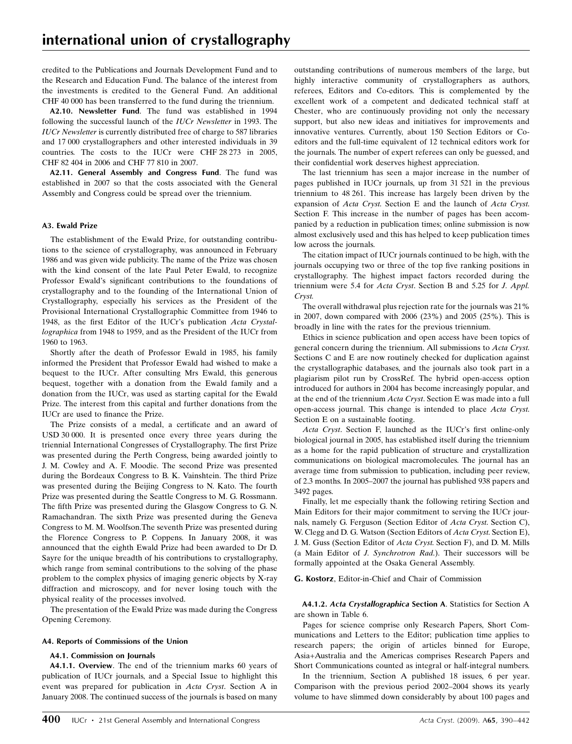credited to the Publications and Journals Development Fund and to the Research and Education Fund. The balance of the interest from the investments is credited to the General Fund. An additional CHF 40 000 has been transferred to the fund during the triennium.

**A2.10. Newsletter Fund**. The fund was established in 1994 following the successful launch of the *IUCr Newsletter* in 1993. The *IUCr Newsletter* is currently distributed free of charge to 587 libraries and 17 000 crystallographers and other interested individuals in 39 countries. The costs to the IUCr were CHF 28 273 in 2005, CHF 82 404 in 2006 and CHF 77 810 in 2007.

**A2.11. General Assembly and Congress Fund**. The fund was established in 2007 so that the costs associated with the General Assembly and Congress could be spread over the triennium.

### A3. Ewald Prize

The establishment of the Ewald Prize, for outstanding contributions to the science of crystallography, was announced in February 1986 and was given wide publicity. The name of the Prize was chosen with the kind consent of the late Paul Peter Ewald, to recognize Professor Ewald's significant contributions to the foundations of crystallography and to the founding of the International Union of Crystallography, especially his services as the President of the Provisional International Crystallographic Committee from 1946 to 1948, as the first Editor of the IUCr's publication *Acta Crystallographica* from 1948 to 1959, and as the President of the IUCr from 1960 to 1963.

Shortly after the death of Professor Ewald in 1985, his family informed the President that Professor Ewald had wished to make a bequest to the IUCr. After consulting Mrs Ewald, this generous bequest, together with a donation from the Ewald family and a donation from the IUCr, was used as starting capital for the Ewald Prize. The interest from this capital and further donations from the IUCr are used to finance the Prize.

The Prize consists of a medal, a certificate and an award of USD 30 000. It is presented once every three years during the triennial International Congresses of Crystallography. The first Prize was presented during the Perth Congress, being awarded jointly to J. M. Cowley and A. F. Moodie. The second Prize was presented during the Bordeaux Congress to B. K. Vainshtein. The third Prize was presented during the Beijing Congress to N. Kato. The fourth Prize was presented during the Seattle Congress to M. G. Rossmann. The fifth Prize was presented during the Glasgow Congress to G. N. Ramachandran. The sixth Prize was presented during the Geneva Congress to M. M. Woolfson.The seventh Prize was presented during the Florence Congress to P. Coppens. In January 2008, it was announced that the eighth Ewald Prize had been awarded to Dr D. Sayre for the unique breadth of his contributions to crystallography, which range from seminal contributions to the solving of the phase problem to the complex physics of imaging generic objects by X-ray diffraction and microscopy, and for never losing touch with the physical reality of the processes involved.

The presentation of the Ewald Prize was made during the Congress Opening Ceremony.

### A4. Reports of Commissions of the Union

#### A4.1. Commission on Journals

**A4.1.1. Overview**. The end of the triennium marks 60 years of publication of IUCr journals, and a Special Issue to highlight this event was prepared for publication in *Acta Cryst*. Section A in January 2008. The continued success of the journals is based on many outstanding contributions of numerous members of the large, but highly interactive community of crystallographers as authors, referees, Editors and Co-editors. This is complemented by the excellent work of a competent and dedicated technical staff at Chester, who are continuously providing not only the necessary support, but also new ideas and initiatives for improvements and innovative ventures. Currently, about 150 Section Editors or Co-editors and the full-time equivalent of 12 technical editors work for the journals. The number of expert referees can only be guessed, and their confidential work deserves highest appreciation.

The last triennium has seen a major increase in the number of pages published in IUCr journals, up from 31 521 in the previous triennium to 48 261. This increase has largely been driven by the expansion of *Acta Cryst*. Section E and the launch of *Acta Cryst*. Section F. This increase in the number of pages has been accompanied by a reduction in publication times; online submission is now almost exclusively used and this has helped to keep publication times low across the journals.

The citation impact of IUCr journals continued to be high, with the journals occupying two or three of the top five ranking positions in crystallography. The highest impact factors recorded during the triennium were 5.4 for *Acta Cryst*. Section B and 5.25 for *J. Appl. Cryst.*

The overall withdrawal plus rejection rate for the journals was 21% in 2007, down compared with 2006 (23%) and 2005 (25%). This is broadly in line with the rates for the previous triennium.

Ethics in science publication and open access have been topics of general concern during the triennium. All submissions to *Acta Cryst*. Sections C and E are now routinely checked for duplication against the crystallographic databases, and the journals also took part in a plagiarism pilot run by CrossRef. The hybrid open-access option introduced for authors in 2004 has become increasingly popular, and at the end of the triennium *Acta Cryst*. Section E was made into a full open-access journal. This change is intended to place *Acta Cryst*. Section E on a sustainable footing.

*Acta Cryst*. Section F, launched as the IUCr's first online-only biological journal in 2005, has established itself during the triennium as a home for the rapid publication of structure and crystallization communications on biological macromolecules. The journal has an average time from submission to publication, including peer review, of 2.3 months. In 2005–2007 the journal has published 938 papers and 3492 pages.

Finally, let me especially thank the following retiring Section and Main Editors for their major commitment to serving the IUCr journals, namely G. Ferguson (Section Editor of *Acta Cryst*. Section C), W. Clegg and D. G. Watson (Section Editors of *Acta Cryst*. Section E), J. M. Guss (Section Editor of *Acta Cryst*. Section F), and D. M. Mills (a Main Editor of *J. Synchrotron Rad.*). Their successors will be formally appointed at the Osaka General Assembly.

**G. Kostorz**, Editor-in-Chief and Chair of Commission

**A4.1.2. *Acta Crystallographica* Section A**. Statistics for Section A are shown in Table 6.

Pages for science comprise only Research Papers, Short Communications and Letters to the Editor; publication time applies to research papers; the origin of articles binned for Europe, Asia+Australia and the Americas comprises Research Papers and Short Communications counted as integral or half-integral numbers.

In the triennium, Section A published 18 issues, 6 per year. Comparison with the previous period 2002–2004 shows its yearly volume to have slimmed down considerably by about 100 pages and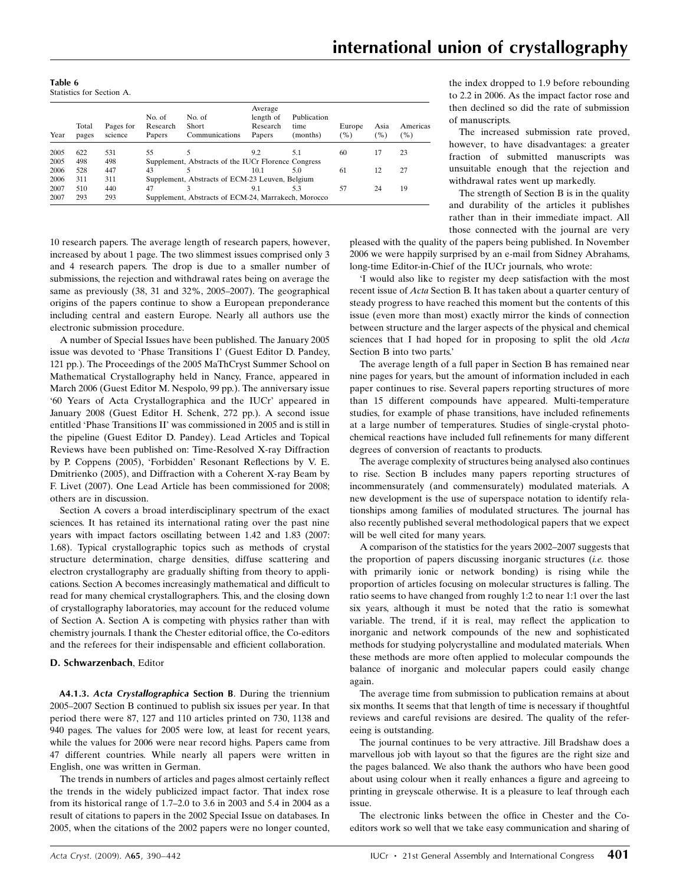**Table 6**
Statistics for Section A.

| Year | Total pages | Pages for science | No. of Research Papers | No. of Short Communications | Average length of Research Papers | Publication time (months) | Europe (%) | Asia (%) | Americas (%) |
|---|---|---|---|---|---|---|---|---|---|
| 2005 | 622 | 531 | 55 | 5 | 9.2 | 5.1 | 60 | 17 | 23 |
| 2005 | 498 | 498 | Supplement, Abstracts of the IUCr Florence Congress | | | | | | |
| 2006 | 528 | 447 | 43 | 5 | 10.1 | 5.0 | 61 | 12 | 27 |
| 2006 | 311 | 311 | Supplement, Abstracts of ECM-23 Leuven, Belgium | | | | | | |
| 2007 | 510 | 440 | 47 | 3 | 9.1 | 5.3 | 57 | 24 | 19 |
| 2007 | 293 | 293 | Supplement, Abstracts of ECM-24, Marrakech, Morocco | | | | | | |

10 research papers. The average length of research papers, however, increased by about 1 page. The two slimmest issues comprised only 3 and 4 research papers. The drop is due to a smaller number of submissions, the rejection and withdrawal rates being on average the same as previously (38, 31 and 32%, 2005–2007). The geographical origins of the papers continue to show a European preponderance including central and eastern Europe. Nearly all authors use the electronic submission procedure.

A number of Special Issues have been published. The January 2005 issue was devoted to 'Phase Transitions I' (Guest Editor D. Pandey, 121 pp.). The Proceedings of the 2005 MaThCryst Summer School on Mathematical Crystallography held in Nancy, France, appeared in March 2006 (Guest Editor M. Nespolo, 99 pp.). The anniversary issue '60 Years of Acta Crystallographica and the IUCr' appeared in January 2008 (Guest Editor H. Schenk, 272 pp.). A second issue entitled 'Phase Transitions II' was commissioned in 2005 and is still in the pipeline (Guest Editor D. Pandey). Lead Articles and Topical Reviews have been published on: Time-Resolved X-ray Diffraction by P. Coppens (2005), 'Forbidden' Resonant Reflections by V. E. Dmitrienko (2005), and Diffraction with a Coherent X-ray Beam by F. Livet (2007). One Lead Article has been commissioned for 2008; others are in discussion.

Section A covers a broad interdisciplinary spectrum of the exact sciences. It has retained its international rating over the past nine years with impact factors oscillating between 1.42 and 1.83 (2007: 1.68). Typical crystallographic topics such as methods of crystal structure determination, charge densities, diffuse scattering and electron crystallography are gradually shifting from theory to applications. Section A becomes increasingly mathematical and difficult to read for many chemical crystallographers. This, and the closing down of crystallography laboratories, may account for the reduced volume of Section A. Section A is competing with physics rather than with chemistry journals. I thank the Chester editorial office, the Co-editors and the referees for their indispensable and efficient collaboration.

**D. Schwarzenbach**, Editor

**A4.1.3.** ***Acta Crystallographica*** **Section B**. During the triennium 2005–2007 Section B continued to publish six issues per year. In that period there were 87, 127 and 110 articles printed on 730, 1138 and 940 pages. The values for 2005 were low, at least for recent years, while the values for 2006 were near record highs. Papers came from 47 different countries. While nearly all papers were written in English, one was written in German.

The trends in numbers of articles and pages almost certainly reflect the trends in the widely publicized impact factor. That index rose from its historical range of 1.7–2.0 to 3.6 in 2003 and 5.4 in 2004 as a result of citations to papers in the 2002 Special Issue on databases. In 2005, when the citations of the 2002 papers were no longer counted, the index dropped to 1.9 before rebounding to 2.2 in 2006. As the impact factor rose and then declined so did the rate of submission of manuscripts.

The increased submission rate proved, however, to have disadvantages: a greater fraction of submitted manuscripts was unsuitable enough that the rejection and withdrawal rates went up markedly.

The strength of Section B is in the quality and durability of the articles it publishes rather than in their immediate impact. All those connected with the journal are very pleased with the quality of the papers being published. In November 2006 we were happily surprised by an e-mail from Sidney Abrahams, long-time Editor-in-Chief of the IUCr journals, who wrote:

'I would also like to register my deep satisfaction with the most recent issue of *Acta* Section B. It has taken about a quarter century of steady progress to have reached this moment but the contents of this issue (even more than most) exactly mirror the kinds of connection between structure and the larger aspects of the physical and chemical sciences that I had hoped for in proposing to split the old *Acta* Section B into two parts.'

The average length of a full paper in Section B has remained near nine pages for years, but the amount of information included in each paper continues to rise. Several papers reporting structures of more than 15 different compounds have appeared. Multi-temperature studies, for example of phase transitions, have included refinements at a large number of temperatures. Studies of single-crystal photochemical reactions have included full refinements for many different degrees of conversion of reactants to products.

The average complexity of structures being analysed also continues to rise. Section B includes many papers reporting structures of incommensurately (and commensurately) modulated materials. A new development is the use of superspace notation to identify relationships among families of modulated structures. The journal has also recently published several methodological papers that we expect will be well cited for many years.

A comparison of the statistics for the years 2002–2007 suggests that the proportion of papers discussing inorganic structures (*i.e.* those with primarily ionic or network bonding) is rising while the proportion of articles focusing on molecular structures is falling. The ratio seems to have changed from roughly 1:2 to near 1:1 over the last six years, although it must be noted that the ratio is somewhat variable. The trend, if it is real, may reflect the application to inorganic and network compounds of the new and sophisticated methods for studying polycrystalline and modulated materials. When these methods are more often applied to molecular compounds the balance of inorganic and molecular papers could easily change again.

The average time from submission to publication remains at about six months. It seems that that length of time is necessary if thoughtful reviews and careful revisions are desired. The quality of the refereeing is outstanding.

The journal continues to be very attractive. Jill Bradshaw does a marvellous job with layout so that the figures are the right size and the pages balanced. We also thank the authors who have been good about using colour when it really enhances a figure and agreeing to printing in greyscale otherwise. It is a pleasure to leaf through each issue.

The electronic links between the office in Chester and the Co-editors work so well that we take easy communication and sharing of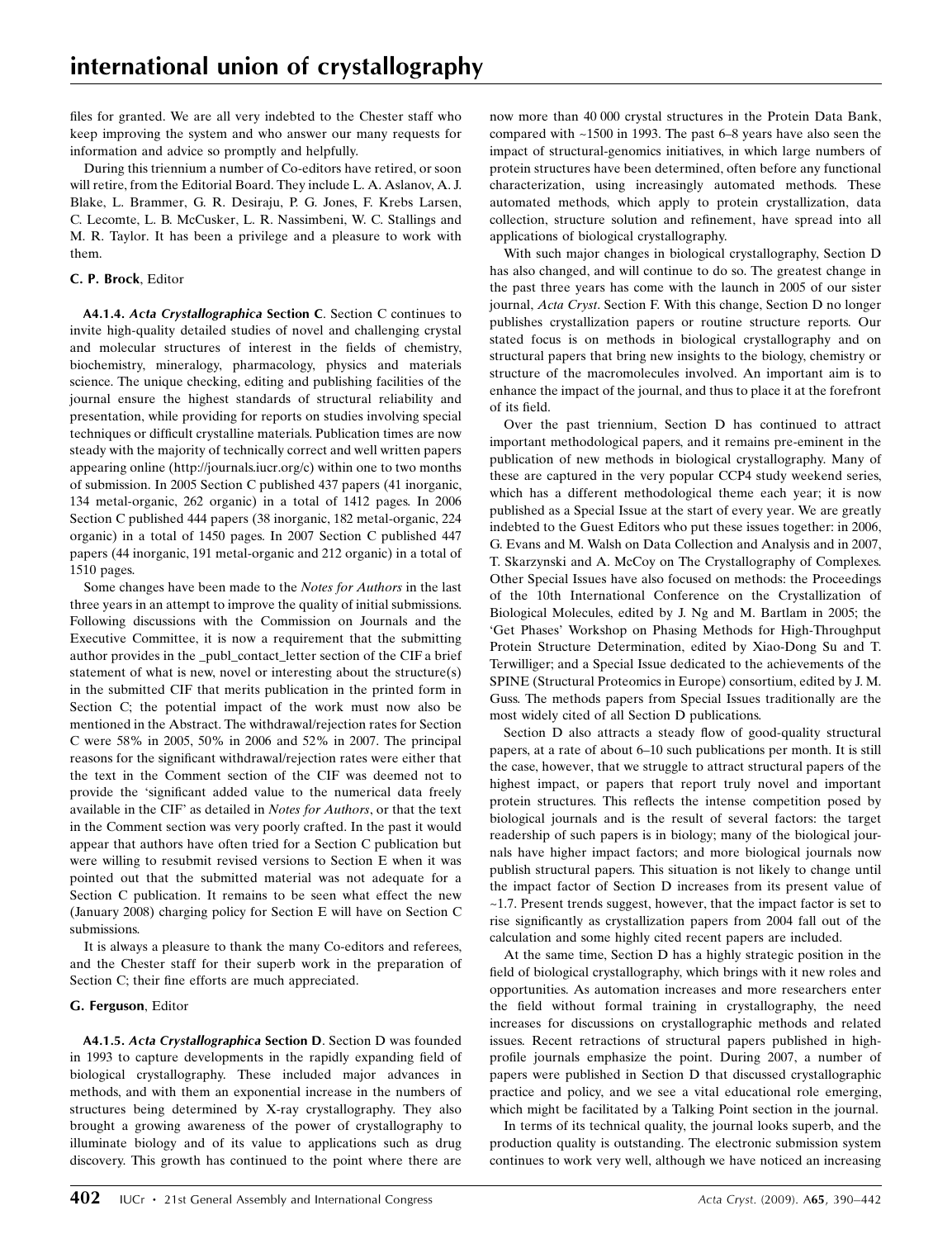files for granted. We are all very indebted to the Chester staff who keep improving the system and who answer our many requests for information and advice so promptly and helpfully.

During this triennium a number of Co-editors have retired, or soon will retire, from the Editorial Board. They include L. A. Aslanov, A. J. Blake, L. Brammer, G. R. Desiraju, P. G. Jones, F. Krebs Larsen, C. Lecomte, L. B. McCusker, L. R. Nassimbeni, W. C. Stallings and M. R. Taylor. It has been a privilege and a pleasure to work with them.

**C. P. Brock**, Editor

**A4.1.4. *Acta Crystallographica* Section C**. Section C continues to invite high-quality detailed studies of novel and challenging crystal and molecular structures of interest in the fields of chemistry, biochemistry, mineralogy, pharmacology, physics and materials science. The unique checking, editing and publishing facilities of the journal ensure the highest standards of structural reliability and presentation, while providing for reports on studies involving special techniques or difficult crystalline materials. Publication times are now steady with the majority of technically correct and well written papers appearing online (http://journals.iucr.org/c) within one to two months of submission. In 2005 Section C published 437 papers (41 inorganic, 134 metal-organic, 262 organic) in a total of 1412 pages. In 2006 Section C published 444 papers (38 inorganic, 182 metal-organic, 224 organic) in a total of 1450 pages. In 2007 Section C published 447 papers (44 inorganic, 191 metal-organic and 212 organic) in a total of 1510 pages.

Some changes have been made to the *Notes for Authors* in the last three years in an attempt to improve the quality of initial submissions. Following discussions with the Commission on Journals and the Executive Committee, it is now a requirement that the submitting author provides in the _publ_contact_letter section of the CIF a brief statement of what is new, novel or interesting about the structure(s) in the submitted CIF that merits publication in the printed form in Section C; the potential impact of the work must now also be mentioned in the Abstract. The withdrawal/rejection rates for Section C were 58% in 2005, 50% in 2006 and 52% in 2007. The principal reasons for the significant withdrawal/rejection rates were either that the text in the Comment section of the CIF was deemed not to provide the 'significant added value to the numerical data freely available in the CIF' as detailed in *Notes for Authors*, or that the text in the Comment section was very poorly crafted. In the past it would appear that authors have often tried for a Section C publication but were willing to resubmit revised versions to Section E when it was pointed out that the submitted material was not adequate for a Section C publication. It remains to be seen what effect the new (January 2008) charging policy for Section E will have on Section C submissions.

It is always a pleasure to thank the many Co-editors and referees, and the Chester staff for their superb work in the preparation of Section C; their fine efforts are much appreciated.

**G. Ferguson**, Editor

**A4.1.5. *Acta Crystallographica* Section D**. Section D was founded in 1993 to capture developments in the rapidly expanding field of biological crystallography. These included major advances in methods, and with them an exponential increase in the numbers of structures being determined by X-ray crystallography. They also brought a growing awareness of the power of crystallography to illuminate biology and of its value to applications such as drug discovery. This growth has continued to the point where there are now more than 40 000 crystal structures in the Protein Data Bank, compared with ~1500 in 1993. The past 6–8 years have also seen the impact of structural-genomics initiatives, in which large numbers of protein structures have been determined, often before any functional characterization, using increasingly automated methods. These automated methods, which apply to protein crystallization, data collection, structure solution and refinement, have spread into all applications of biological crystallography.

With such major changes in biological crystallography, Section D has also changed, and will continue to do so. The greatest change in the past three years has come with the launch in 2005 of our sister journal, *Acta Cryst*. Section F. With this change, Section D no longer publishes crystallization papers or routine structure reports. Our stated focus is on methods in biological crystallography and on structural papers that bring new insights to the biology, chemistry or structure of the macromolecules involved. An important aim is to enhance the impact of the journal, and thus to place it at the forefront of its field.

Over the past triennium, Section D has continued to attract important methodological papers, and it remains pre-eminent in the publication of new methods in biological crystallography. Many of these are captured in the very popular CCP4 study weekend series, which has a different methodological theme each year; it is now published as a Special Issue at the start of every year. We are greatly indebted to the Guest Editors who put these issues together: in 2006, G. Evans and M. Walsh on Data Collection and Analysis and in 2007, T. Skarzynski and A. McCoy on The Crystallography of Complexes. Other Special Issues have also focused on methods: the Proceedings of the 10th International Conference on the Crystallization of Biological Molecules, edited by J. Ng and M. Bartlam in 2005; the 'Get Phases' Workshop on Phasing Methods for High-Throughput Protein Structure Determination, edited by Xiao-Dong Su and T. Terwilliger; and a Special Issue dedicated to the achievements of the SPINE (Structural Proteomics in Europe) consortium, edited by J. M. Guss. The methods papers from Special Issues traditionally are the most widely cited of all Section D publications.

Section D also attracts a steady flow of good-quality structural papers, at a rate of about 6–10 such publications per month. It is still the case, however, that we struggle to attract structural papers of the highest impact, or papers that report truly novel and important protein structures. This reflects the intense competition posed by biological journals and is the result of several factors: the target readership of such papers is in biology; many of the biological journals have higher impact factors; and more biological journals now publish structural papers. This situation is not likely to change until the impact factor of Section D increases from its present value of ~1.7. Present trends suggest, however, that the impact factor is set to rise significantly as crystallization papers from 2004 fall out of the calculation and some highly cited recent papers are included.

At the same time, Section D has a highly strategic position in the field of biological crystallography, which brings with it new roles and opportunities. As automation increases and more researchers enter the field without formal training in crystallography, the need increases for discussions on crystallographic methods and related issues. Recent retractions of structural papers published in high-profile journals emphasize the point. During 2007, a number of papers were published in Section D that discussed crystallographic practice and policy, and we see a vital educational role emerging, which might be facilitated by a Talking Point section in the journal.

In terms of its technical quality, the journal looks superb, and the production quality is outstanding. The electronic submission system continues to work very well, although we have noticed an increasing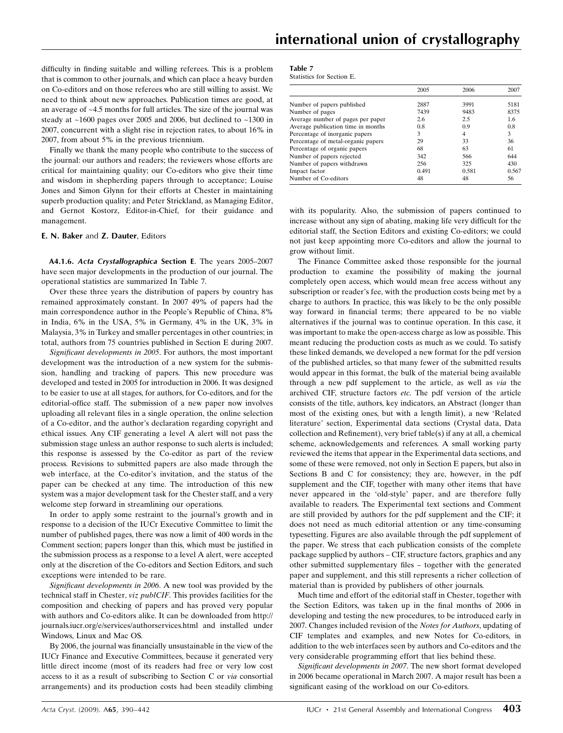difficulty in finding suitable and willing referees. This is a problem that is common to other journals, and which can place a heavy burden on Co-editors and on those referees who are still willing to assist. We need to think about new approaches. Publication times are good, at an average of ~4.5 months for full articles. The size of the journal was steady at ~1600 pages over 2005 and 2006, but declined to ~1300 in 2007, concurrent with a slight rise in rejection rates, to about 16% in 2007, from about 5% in the previous triennium.

Finally we thank the many people who contribute to the success of the journal: our authors and readers; the reviewers whose efforts are critical for maintaining quality; our Co-editors who give their time and wisdom in shepherding papers through to acceptance; Louise Jones and Simon Glynn for their efforts at Chester in maintaining superb production quality; and Peter Strickland, as Managing Editor, and Gernot Kostorz, Editor-in-Chief, for their guidance and management.

**E. N. Baker** and **Z. Dauter**, Editors

**A4.1.6. *Acta Crystallographica* Section E**. The years 2005–2007 have seen major developments in the production of our journal. The operational statistics are summarized In Table 7.

**Table 7**
Statistics for Section E.

| | 2005 | 2006 | 2007 |
|---|---|---|---|
| Number of papers published | 2887 | 3991 | 5181 |
| Number of pages | 7439 | 9483 | 8375 |
| Average number of pages per paper | 2.6 | 2.5 | 1.6 |
| Average publication time in months | 0.8 | 0.9 | 0.8 |
| Percentage of inorganic papers | 3 | 4 | 3 |
| Percentage of metal-organic papers | 29 | 33 | 36 |
| Percentage of organic papers | 68 | 63 | 61 |
| Number of papers rejected | 342 | 566 | 644 |
| Number of papers withdrawn | 256 | 325 | 430 |
| Impact factor | 0.491 | 0.581 | 0.567 |
| Number of Co-editors | 48 | 48 | 56 |

Over these three years the distribution of papers by country has remained approximately constant. In 2007 49% of papers had the main correspondence author in the People's Republic of China, 8% in India, 6% in the USA, 5% in Germany, 4% in the UK, 3% in Malaysia, 3% in Turkey and smaller percentages in other countries; in total, authors from 75 countries published in Section E during 2007.

*Significant developments in 2005*. For authors, the most important development was the introduction of a new system for the submission, handling and tracking of papers. This new procedure was developed and tested in 2005 for introduction in 2006. It was designed to be easier to use at all stages, for authors, for Co-editors, and for the editorial-office staff. The submission of a new paper now involves uploading all relevant files in a single operation, the online selection of a Co-editor, and the author's declaration regarding copyright and ethical issues. Any CIF generating a level A alert will not pass the submission stage unless an author response to such alerts is included; this response is assessed by the Co-editor as part of the review process. Revisions to submitted papers are also made through the web interface, at the Co-editor's invitation, and the status of the paper can be checked at any time. The introduction of this new system was a major development task for the Chester staff, and a very welcome step forward in streamlining our operations.

In order to apply some restraint to the journal's growth and in response to a decision of the IUCr Executive Committee to limit the number of published pages, there was now a limit of 400 words in the Comment section; papers longer than this, which must be justified in the submission process as a response to a level A alert, were accepted only at the discretion of the Co-editors and Section Editors, and such exceptions were intended to be rare.

*Significant developments in 2006*. A new tool was provided by the technical staff in Chester, *viz publCIF*. This provides facilities for the composition and checking of papers and has proved very popular with authors and Co-editors alike. It can be downloaded from http://journals.iucr.org/e/services/authorservices.html and installed under Windows, Linux and Mac OS.

By 2006, the journal was financially unsustainable in the view of the IUCr Finance and Executive Committees, because it generated very little direct income (most of its readers had free or very low cost access to it as a result of subscribing to Section C or *via* consortial arrangements) and its production costs had been steadily climbing with its popularity. Also, the submission of papers continued to increase without any sign of abating, making life very difficult for the editorial staff, the Section Editors and existing Co-editors; we could not just keep appointing more Co-editors and allow the journal to grow without limit.

The Finance Committee asked those responsible for the journal production to examine the possibility of making the journal completely open access, which would mean free access without any subscription or reader's fee, with the production costs being met by a charge to authors. In practice, this was likely to be the only possible way forward in financial terms; there appeared to be no viable alternatives if the journal was to continue operation. In this case, it was important to make the open-access charge as low as possible. This meant reducing the production costs as much as we could. To satisfy these linked demands, we developed a new format for the pdf version of the published articles, so that many fewer of the submitted results would appear in this format, the bulk of the material being available through a new pdf supplement to the article, as well as *via* the archived CIF, structure factors *etc.* The pdf version of the article consists of the title, authors, key indicators, an Abstract (longer than most of the existing ones, but with a length limit), a new 'Related literature' section, Experimental data sections (Crystal data, Data collection and Refinement), very brief table(s) if any at all, a chemical scheme, acknowledgements and references. A small working party reviewed the items that appear in the Experimental data sections, and some of these were removed, not only in Section E papers, but also in Sections B and C for consistency; they are, however, in the pdf supplement and the CIF, together with many other items that have never appeared in the 'old-style' paper, and are therefore fully available to readers. The Experimental text sections and Comment are still provided by authors for the pdf supplement and the CIF; it does not need as much editorial attention or any time-consuming typesetting. Figures are also available through the pdf supplement of the paper. We stress that each publication consists of the complete package supplied by authors – CIF, structure factors, graphics and any other submitted supplementary files – together with the generated paper and supplement, and this still represents a richer collection of material than is provided by publishers of other journals.

Much time and effort of the editorial staff in Chester, together with the Section Editors, was taken up in the final months of 2006 in developing and testing the new procedures, to be introduced early in 2007. Changes included revision of the *Notes for Authors*, updating of CIF templates and examples, and new Notes for Co-editors, in addition to the web interfaces seen by authors and Co-editors and the very considerable programming effort that lies behind these.

*Significant developments in 2007*. The new short format developed in 2006 became operational in March 2007. A major result has been a significant easing of the workload on our Co-editors.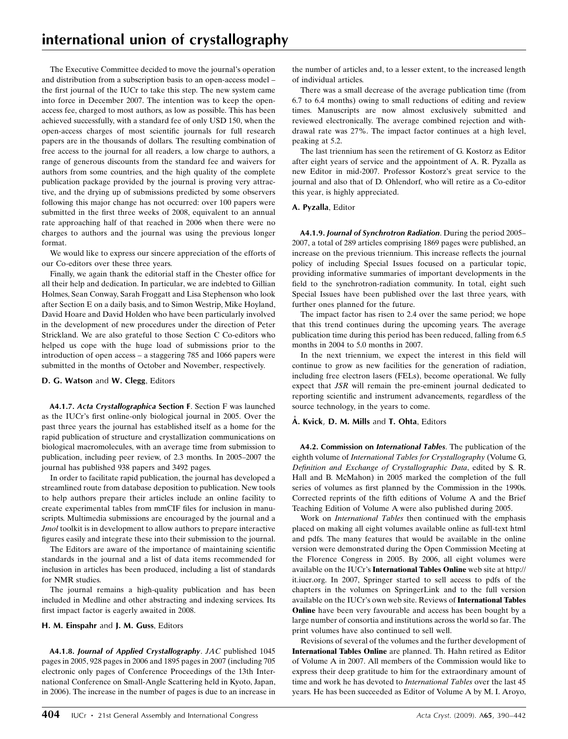The Executive Committee decided to move the journal's operation and distribution from a subscription basis to an open-access model – the first journal of the IUCr to take this step. The new system came into force in December 2007. The intention was to keep the open-access fee, charged to most authors, as low as possible. This has been achieved successfully, with a standard fee of only USD 150, when the open-access charges of most scientific journals for full research papers are in the thousands of dollars. The resulting combination of free access to the journal for all readers, a low charge to authors, a range of generous discounts from the standard fee and waivers for authors from some countries, and the high quality of the complete publication package provided by the journal is proving very attractive, and the drying up of submissions predicted by some observers following this major change has not occurred: over 100 papers were submitted in the first three weeks of 2008, equivalent to an annual rate approaching half of that reached in 2006 when there were no charges to authors and the journal was using the previous longer format.

We would like to express our sincere appreciation of the efforts of our Co-editors over these three years.

Finally, we again thank the editorial staff in the Chester office for all their help and dedication. In particular, we are indebted to Gillian Holmes, Sean Conway, Sarah Froggatt and Lisa Stephenson who look after Section E on a daily basis, and to Simon Westrip, Mike Hoyland, David Hoare and David Holden who have been particularly involved in the development of new procedures under the direction of Peter Strickland. We are also grateful to those Section C Co-editors who helped us cope with the huge load of submissions prior to the introduction of open access – a staggering 785 and 1066 papers were submitted in the months of October and November, respectively.

**D. G. Watson** and **W. Clegg**, Editors

**A4.1.7. *Acta Crystallographica* Section F**. Section F was launched as the IUCr's first online-only biological journal in 2005. Over the past three years the journal has established itself as a home for the rapid publication of structure and crystallization communications on biological macromolecules, with an average time from submission to publication, including peer review, of 2.3 months. In 2005–2007 the journal has published 938 papers and 3492 pages.

In order to facilitate rapid publication, the journal has developed a streamlined route from database deposition to publication. New tools to help authors prepare their articles include an online facility to create experimental tables from mmCIF files for inclusion in manuscripts. Multimedia submissions are encouraged by the journal and a *Jmol* toolkit is in development to allow authors to prepare interactive figures easily and integrate these into their submission to the journal.

The Editors are aware of the importance of maintaining scientific standards in the journal and a list of data items recommended for inclusion in articles has been produced, including a list of standards for NMR studies.

The journal remains a high-quality publication and has been included in Medline and other abstracting and indexing services. Its first impact factor is eagerly awaited in 2008.

**H. M. Einspahr** and **J. M. Guss**, Editors

**A4.1.8. *Journal of Applied Crystallography***. *JAC* published 1045 pages in 2005, 928 pages in 2006 and 1895 pages in 2007 (including 705 electronic only pages of Conference Proceedings of the 13th International Conference on Small-Angle Scattering held in Kyoto, Japan, in 2006). The increase in the number of pages is due to an increase in the number of articles and, to a lesser extent, to the increased length of individual articles.

There was a small decrease of the average publication time (from 6.7 to 6.4 months) owing to small reductions of editing and review times. Manuscripts are now almost exclusively submitted and reviewed electronically. The average combined rejection and withdrawal rate was 27%. The impact factor continues at a high level, peaking at 5.2.

The last triennium has seen the retirement of G. Kostorz as Editor after eight years of service and the appointment of A. R. Pyzalla as new Editor in mid-2007. Professor Kostorz's great service to the journal and also that of D. Ohlendorf, who will retire as a Co-editor this year, is highly appreciated.

**A. Pyzalla**, Editor

**A4.1.9. *Journal of Synchrotron Radiation***. During the period 2005–2007, a total of 289 articles comprising 1869 pages were published, an increase on the previous triennium. This increase reflects the journal policy of including Special Issues focused on a particular topic, providing informative summaries of important developments in the field to the synchrotron-radiation community. In total, eight such Special Issues have been published over the last three years, with further ones planned for the future.

The impact factor has risen to 2.4 over the same period; we hope that this trend continues during the upcoming years. The average publication time during this period has been reduced, falling from 6.5 months in 2004 to 5.0 months in 2007.

In the next triennium, we expect the interest in this field will continue to grow as new facilities for the generation of radiation, including free electron lasers (FELs), become operational. We fully expect that *JSR* will remain the pre-eminent journal dedicated to reporting scientific and instrument advancements, regardless of the source technology, in the years to come.

**Å. Kvick**, **D. M. Mills** and **T. Ohta**, Editors

**A4.2. Commission on *International Tables***. The publication of the eighth volume of *International Tables for Crystallography* (Volume G, *Definition and Exchange of Crystallographic Data*, edited by S. R. Hall and B. McMahon) in 2005 marked the completion of the full series of volumes as first planned by the Commission in the 1990s. Corrected reprints of the fifth editions of Volume A and the Brief Teaching Edition of Volume A were also published during 2005.

Work on *International Tables* then continued with the emphasis placed on making all eight volumes available online as full-text html and pdfs. The many features that would be available in the online version were demonstrated during the Open Commission Meeting at the Florence Congress in 2005. By 2006, all eight volumes were available on the IUCr's **International Tables Online** web site at http://it.iucr.org. In 2007, Springer started to sell access to pdfs of the chapters in the volumes on SpringerLink and to the full version available on the IUCr's own web site. Reviews of **International Tables Online** have been very favourable and access has been bought by a large number of consortia and institutions across the world so far. The print volumes have also continued to sell well.

Revisions of several of the volumes and the further development of **International Tables Online** are planned. Th. Hahn retired as Editor of Volume A in 2007. All members of the Commission would like to express their deep gratitude to him for the extraordinary amount of time and work he has devoted to *International Tables* over the last 45 years. He has been succeeded as Editor of Volume A by M. I. Aroyo,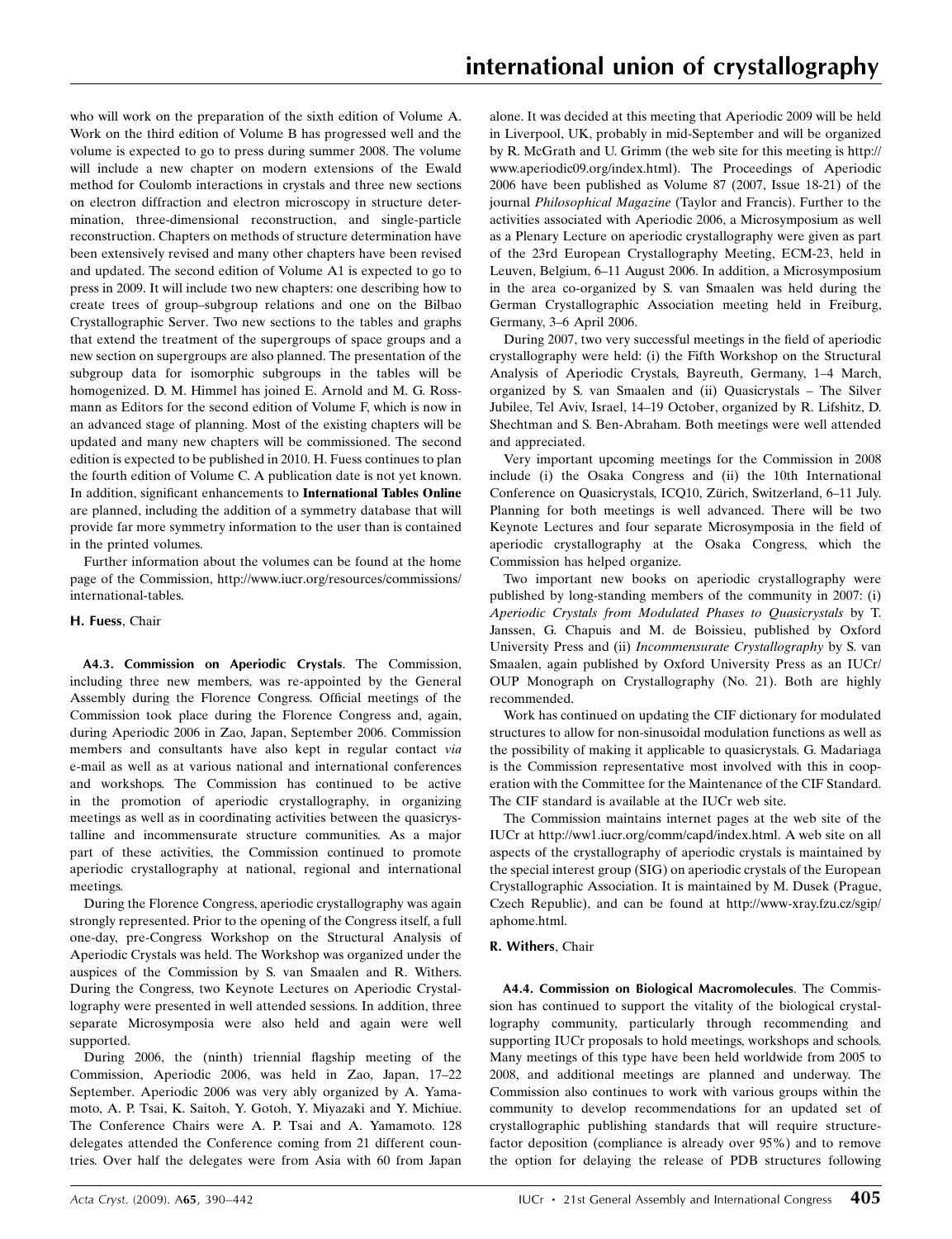who will work on the preparation of the sixth edition of Volume A. Work on the third edition of Volume B has progressed well and the volume is expected to go to press during summer 2008. The volume will include a new chapter on modern extensions of the Ewald method for Coulomb interactions in crystals and three new sections on electron diffraction and electron microscopy in structure determination, three-dimensional reconstruction, and single-particle reconstruction. Chapters on methods of structure determination have been extensively revised and many other chapters have been revised and updated. The second edition of Volume A1 is expected to go to press in 2009. It will include two new chapters: one describing how to create trees of group–subgroup relations and one on the Bilbao Crystallographic Server. Two new sections to the tables and graphs that extend the treatment of the supergroups of space groups and a new section on supergroups are also planned. The presentation of the subgroup data for isomorphic subgroups in the tables will be homogenized. D. M. Himmel has joined E. Arnold and M. G. Rossmann as Editors for the second edition of Volume F, which is now in an advanced stage of planning. Most of the existing chapters will be updated and many new chapters will be commissioned. The second edition is expected to be published in 2010. H. Fuess continues to plan the fourth edition of Volume C. A publication date is not yet known. In addition, significant enhancements to **International Tables Online** are planned, including the addition of a symmetry database that will provide far more symmetry information to the user than is contained in the printed volumes.

Further information about the volumes can be found at the home page of the Commission, http://www.iucr.org/resources/commissions/international-tables.

**H. Fuess**, Chair

**A4.3. Commission on Aperiodic Crystals**. The Commission, including three new members, was re-appointed by the General Assembly during the Florence Congress. Official meetings of the Commission took place during the Florence Congress and, again, during Aperiodic 2006 in Zao, Japan, September 2006. Commission members and consultants have also kept in regular contact *via* e-mail as well as at various national and international conferences and workshops. The Commission has continued to be active in the promotion of aperiodic crystallography, in organizing meetings as well as in coordinating activities between the quasicrystalline and incommensurate structure communities. As a major part of these activities, the Commission continued to promote aperiodic crystallography at national, regional and international meetings.

During the Florence Congress, aperiodic crystallography was again strongly represented. Prior to the opening of the Congress itself, a full one-day, pre-Congress Workshop on the Structural Analysis of Aperiodic Crystals was held. The Workshop was organized under the auspices of the Commission by S. van Smaalen and R. Withers. During the Congress, two Keynote Lectures on Aperiodic Crystallography were presented in well attended sessions. In addition, three separate Microsymposia were also held and again were well supported.

During 2006, the (ninth) triennial flagship meeting of the Commission, Aperiodic 2006, was held in Zao, Japan, 17–22 September. Aperiodic 2006 was very ably organized by A. Yamamoto, A. P. Tsai, K. Saitoh, Y. Gotoh, Y. Miyazaki and Y. Michiue. The Conference Chairs were A. P. Tsai and A. Yamamoto. 128 delegates attended the Conference coming from 21 different countries. Over half the delegates were from Asia with 60 from Japan alone. It was decided at this meeting that Aperiodic 2009 will be held in Liverpool, UK, probably in mid-September and will be organized by R. McGrath and U. Grimm (the web site for this meeting is http://www.aperiodic09.org/index.html). The Proceedings of Aperiodic 2006 have been published as Volume 87 (2007, Issue 18-21) of the journal *Philosophical Magazine* (Taylor and Francis). Further to the activities associated with Aperiodic 2006, a Microsymposium as well as a Plenary Lecture on aperiodic crystallography were given as part of the 23rd European Crystallography Meeting, ECM-23, held in Leuven, Belgium, 6–11 August 2006. In addition, a Microsymposium in the area co-organized by S. van Smaalen was held during the German Crystallographic Association meeting held in Freiburg, Germany, 3–6 April 2006.

During 2007, two very successful meetings in the field of aperiodic crystallography were held: (i) the Fifth Workshop on the Structural Analysis of Aperiodic Crystals, Bayreuth, Germany, 1–4 March, organized by S. van Smaalen and (ii) Quasicrystals – The Silver Jubilee, Tel Aviv, Israel, 14–19 October, organized by R. Lifshitz, D. Shechtman and S. Ben-Abraham. Both meetings were well attended and appreciated.

Very important upcoming meetings for the Commission in 2008 include (i) the Osaka Congress and (ii) the 10th International Conference on Quasicrystals, ICQ10, Zürich, Switzerland, 6–11 July. Planning for both meetings is well advanced. There will be two Keynote Lectures and four separate Microsymposia in the field of aperiodic crystallography at the Osaka Congress, which the Commission has helped organize.

Two important new books on aperiodic crystallography were published by long-standing members of the community in 2007: (i) *Aperiodic Crystals from Modulated Phases to Quasicrystals* by T. Janssen, G. Chapuis and M. de Boissieu, published by Oxford University Press and (ii) *Incommensurate Crystallography* by S. van Smaalen, again published by Oxford University Press as an IUCr/OUP Monograph on Crystallography (No. 21). Both are highly recommended.

Work has continued on updating the CIF dictionary for modulated structures to allow for non-sinusoidal modulation functions as well as the possibility of making it applicable to quasicrystals. G. Madariaga is the Commission representative most involved with this in cooperation with the Committee for the Maintenance of the CIF Standard. The CIF standard is available at the IUCr web site.

The Commission maintains internet pages at the web site of the IUCr at http://ww1.iucr.org/comm/capd/index.html. A web site on all aspects of the crystallography of aperiodic crystals is maintained by the special interest group (SIG) on aperiodic crystals of the European Crystallographic Association. It is maintained by M. Dusek (Prague, Czech Republic), and can be found at http://www-xray.fzu.cz/sgip/aphome.html.

**R. Withers**, Chair

**A4.4. Commission on Biological Macromolecules**. The Commission has continued to support the vitality of the biological crystallography community, particularly through recommending and supporting IUCr proposals to hold meetings, workshops and schools. Many meetings of this type have been held worldwide from 2005 to 2008, and additional meetings are planned and underway. The Commission also continues to work with various groups within the community to develop recommendations for an updated set of crystallographic publishing standards that will require structure-factor deposition (compliance is already over 95%) and to remove the option for delaying the release of PDB structures following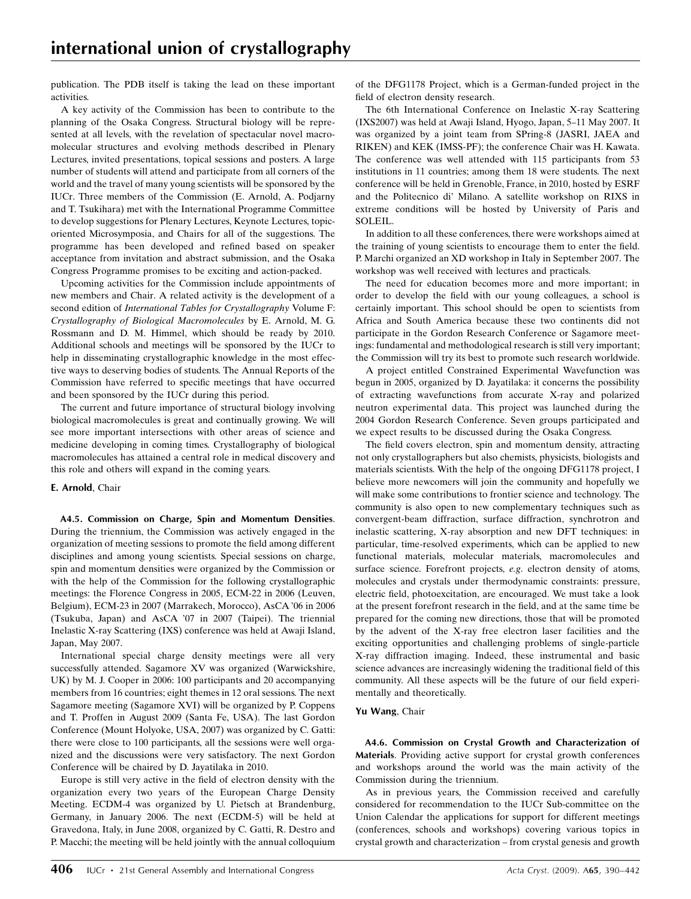publication. The PDB itself is taking the lead on these important activities.

A key activity of the Commission has been to contribute to the planning of the Osaka Congress. Structural biology will be represented at all levels, with the revelation of spectacular novel macromolecular structures and evolving methods described in Plenary Lectures, invited presentations, topical sessions and posters. A large number of students will attend and participate from all corners of the world and the travel of many young scientists will be sponsored by the IUCr. Three members of the Commission (E. Arnold, A. Podjarny and T. Tsukihara) met with the International Programme Committee to develop suggestions for Plenary Lectures, Keynote Lectures, topic-oriented Microsymposia, and Chairs for all of the suggestions. The programme has been developed and refined based on speaker acceptance from invitation and abstract submission, and the Osaka Congress Programme promises to be exciting and action-packed.

Upcoming activities for the Commission include appointments of new members and Chair. A related activity is the development of a second edition of *International Tables for Crystallography* Volume F: *Crystallography of Biological Macromolecules* by E. Arnold, M. G. Rossmann and D. M. Himmel, which should be ready by 2010. Additional schools and meetings will be sponsored by the IUCr to help in disseminating crystallographic knowledge in the most effective ways to deserving bodies of students. The Annual Reports of the Commission have referred to specific meetings that have occurred and been sponsored by the IUCr during this period.

The current and future importance of structural biology involving biological macromolecules is great and continually growing. We will see more important intersections with other areas of science and medicine developing in coming times. Crystallography of biological macromolecules has attained a central role in medical discovery and this role and others will expand in the coming years.

**E. Arnold**, Chair

**A4.5. Commission on Charge, Spin and Momentum Densities**. During the triennium, the Commission was actively engaged in the organization of meeting sessions to promote the field among different disciplines and among young scientists. Special sessions on charge, spin and momentum densities were organized by the Commission or with the help of the Commission for the following crystallographic meetings: the Florence Congress in 2005, ECM-22 in 2006 (Leuven, Belgium), ECM-23 in 2007 (Marrakech, Morocco), AsCA '06 in 2006 (Tsukuba, Japan) and AsCA '07 in 2007 (Taipei). The triennial Inelastic X-ray Scattering (IXS) conference was held at Awaji Island, Japan, May 2007.

International special charge density meetings were all very successfully attended. Sagamore XV was organized (Warwickshire, UK) by M. J. Cooper in 2006: 100 participants and 20 accompanying members from 16 countries; eight themes in 12 oral sessions. The next Sagamore meeting (Sagamore XVI) will be organized by P. Coppens and T. Proffen in August 2009 (Santa Fe, USA). The last Gordon Conference (Mount Holyoke, USA, 2007) was organized by C. Gatti: there were close to 100 participants, all the sessions were well organized and the discussions were very satisfactory. The next Gordon Conference will be chaired by D. Jayatilaka in 2010.

Europe is still very active in the field of electron density with the organization every two years of the European Charge Density Meeting. ECDM-4 was organized by U. Pietsch at Brandenburg, Germany, in January 2006. The next (ECDM-5) will be held at Gravedona, Italy, in June 2008, organized by C. Gatti, R. Destro and P. Macchi; the meeting will be held jointly with the annual colloquium of the DFG1178 Project, which is a German-funded project in the field of electron density research.

The 6th International Conference on Inelastic X-ray Scattering (IXS2007) was held at Awaji Island, Hyogo, Japan, 5–11 May 2007. It was organized by a joint team from SPring-8 (JASRI, JAEA and RIKEN) and KEK (IMSS-PF); the conference Chair was H. Kawata. The conference was well attended with 115 participants from 53 institutions in 11 countries; among them 18 were students. The next conference will be held in Grenoble, France, in 2010, hosted by ESRF and the Politecnico di' Milano. A satellite workshop on RIXS in extreme conditions will be hosted by University of Paris and SOLEIL.

In addition to all these conferences, there were workshops aimed at the training of young scientists to encourage them to enter the field. P. Marchi organized an XD workshop in Italy in September 2007. The workshop was well received with lectures and practicals.

The need for education becomes more and more important; in order to develop the field with our young colleagues, a school is certainly important. This school should be open to scientists from Africa and South America because these two continents did not participate in the Gordon Research Conference or Sagamore meetings: fundamental and methodological research is still very important; the Commission will try its best to promote such research worldwide.

A project entitled Constrained Experimental Wavefunction was begun in 2005, organized by D. Jayatilaka: it concerns the possibility of extracting wavefunctions from accurate X-ray and polarized neutron experimental data. This project was launched during the 2004 Gordon Research Conference. Seven groups participated and we expect results to be discussed during the Osaka Congress.

The field covers electron, spin and momentum density, attracting not only crystallographers but also chemists, physicists, biologists and materials scientists. With the help of the ongoing DFG1178 project, I believe more newcomers will join the community and hopefully we will make some contributions to frontier science and technology. The community is also open to new complementary techniques such as convergent-beam diffraction, surface diffraction, synchrotron and inelastic scattering, X-ray absorption and new DFT techniques: in particular, time-resolved experiments, which can be applied to new functional materials, molecular materials, macromolecules and surface science. Forefront projects, *e.g.* electron density of atoms, molecules and crystals under thermodynamic constraints: pressure, electric field, photoexcitation, are encouraged. We must take a look at the present forefront research in the field, and at the same time be prepared for the coming new directions, those that will be promoted by the advent of the X-ray free electron laser facilities and the exciting opportunities and challenging problems of single-particle X-ray diffraction imaging. Indeed, these instrumental and basic science advances are increasingly widening the traditional field of this community. All these aspects will be the future of our field experimentally and theoretically.

**Yu Wang**, Chair

**A4.6. Commission on Crystal Growth and Characterization of Materials**. Providing active support for crystal growth conferences and workshops around the world was the main activity of the Commission during the triennium.

As in previous years, the Commission received and carefully considered for recommendation to the IUCr Sub-committee on the Union Calendar the applications for support for different meetings (conferences, schools and workshops) covering various topics in crystal growth and characterization – from crystal genesis and growth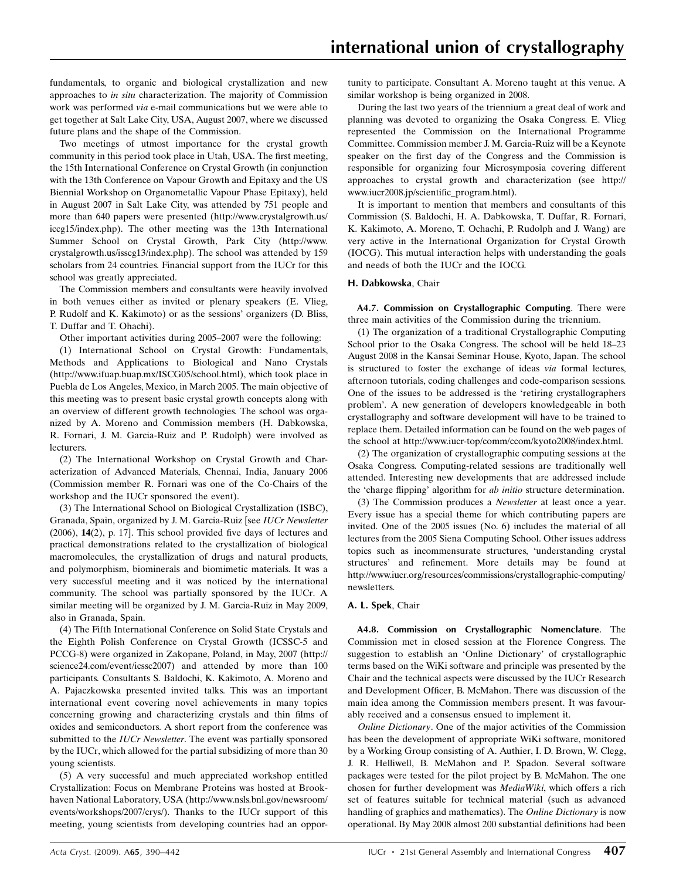fundamentals, to organic and biological crystallization and new approaches to *in situ* characterization. The majority of Commission work was performed *via* e-mail communications but we were able to get together at Salt Lake City, USA, August 2007, where we discussed future plans and the shape of the Commission.

Two meetings of utmost importance for the crystal growth community in this period took place in Utah, USA. The first meeting, the 15th International Conference on Crystal Growth (in conjunction with the 13th Conference on Vapour Growth and Epitaxy and the US Biennial Workshop on Organometallic Vapour Phase Epitaxy), held in August 2007 in Salt Lake City, was attended by 751 people and more than 640 papers were presented (http://www.crystalgrowth.us/iccg15/index.php). The other meeting was the 13th International Summer School on Crystal Growth, Park City (http://www.crystalgrowth.us/isscg13/index.php). The school was attended by 159 scholars from 24 countries. Financial support from the IUCr for this school was greatly appreciated.

The Commission members and consultants were heavily involved in both venues either as invited or plenary speakers (E. Vlieg, P. Rudolf and K. Kakimoto) or as the sessions' organizers (D. Bliss, T. Duffar and T. Ohachi).

Other important activities during 2005–2007 were the following:

(1) International School on Crystal Growth: Fundamentals, Methods and Applications to Biological and Nano Crystals (http://www.ifuap.buap.mx/ISCG05/school.html), which took place in Puebla de Los Angeles, Mexico, in March 2005. The main objective of this meeting was to present basic crystal growth concepts along with an overview of different growth technologies. The school was organized by A. Moreno and Commission members (H. Dabkowska, R. Fornari, J. M. Garcia-Ruiz and P. Rudolph) were involved as lecturers.

(2) The International Workshop on Crystal Growth and Characterization of Advanced Materials, Chennai, India, January 2006 (Commission member R. Fornari was one of the Co-Chairs of the workshop and the IUCr sponsored the event).

(3) The International School on Biological Crystallization (ISBC), Granada, Spain, organized by J. M. Garcia-Ruiz [see *IUCr Newsletter* (2006), **14**(2), p. 17]. This school provided five days of lectures and practical demonstrations related to the crystallization of biological macromolecules, the crystallization of drugs and natural products, and polymorphism, biominerals and biomimetic materials. It was a very successful meeting and it was noticed by the international community. The school was partially sponsored by the IUCr. A similar meeting will be organized by J. M. Garcia-Ruiz in May 2009, also in Granada, Spain.

(4) The Fifth International Conference on Solid State Crystals and the Eighth Polish Conference on Crystal Growth (ICSSC-5 and PCCG-8) were organized in Zakopane, Poland, in May, 2007 (http://science24.com/event/icssc2007) and attended by more than 100 participants. Consultants S. Baldochi, K. Kakimoto, A. Moreno and A. Pajaczkowska presented invited talks. This was an important international event covering novel achievements in many topics concerning growing and characterizing crystals and thin films of oxides and semiconductors. A short report from the conference was submitted to the *IUCr Newsletter*. The event was partially sponsored by the IUCr, which allowed for the partial subsidizing of more than 30 young scientists.

(5) A very successful and much appreciated workshop entitled Crystallization: Focus on Membrane Proteins was hosted at Brookhaven National Laboratory, USA (http://www.nsls.bnl.gov/newsroom/events/workshops/2007/crys/). Thanks to the IUCr support of this meeting, young scientists from developing countries had an opportunity to participate. Consultant A. Moreno taught at this venue. A similar workshop is being organized in 2008.

During the last two years of the triennium a great deal of work and planning was devoted to organizing the Osaka Congress. E. Vlieg represented the Commission on the International Programme Committee. Commission member J. M. Garcia-Ruiz will be a Keynote speaker on the first day of the Congress and the Commission is responsible for organizing four Microsymposia covering different approaches to crystal growth and characterization (see http://www.iucr2008.jp/scientific_program.html).

It is important to mention that members and consultants of this Commission (S. Baldochi, H. A. Dabkowska, T. Duffar, R. Fornari, K. Kakimoto, A. Moreno, T. Ochachi, P. Rudolph and J. Wang) are very active in the International Organization for Crystal Growth (IOCG). This mutual interaction helps with understanding the goals and needs of both the IUCr and the IOCG.

**H. Dabkowska**, Chair

**A4.7. Commission on Crystallographic Computing**. There were three main activities of the Commission during the triennium.

(1) The organization of a traditional Crystallographic Computing School prior to the Osaka Congress. The school will be held 18–23 August 2008 in the Kansai Seminar House, Kyoto, Japan. The school is structured to foster the exchange of ideas *via* formal lectures, afternoon tutorials, coding challenges and code-comparison sessions. One of the issues to be addressed is the 'retiring crystallographers problem'. A new generation of developers knowledgeable in both crystallography and software development will have to be trained to replace them. Detailed information can be found on the web pages of the school at http://www.iucr-top/comm/ccom/kyoto2008/index.html.

(2) The organization of crystallographic computing sessions at the Osaka Congress. Computing-related sessions are traditionally well attended. Interesting new developments that are addressed include the 'charge flipping' algorithm for *ab initio* structure determination.

(3) The Commission produces a *Newsletter* at least once a year. Every issue has a special theme for which contributing papers are invited. One of the 2005 issues (No. 6) includes the material of all lectures from the 2005 Siena Computing School. Other issues address topics such as incommensurate structures, 'understanding crystal structures' and refinement. More details may be found at http://www.iucr.org/resources/commissions/crystallographic-computing/newsletters.

**A. L. Spek**, Chair

**A4.8. Commission on Crystallographic Nomenclature**. The Commission met in closed session at the Florence Congress. The suggestion to establish an 'Online Dictionary' of crystallographic terms based on the WiKi software and principle was presented by the Chair and the technical aspects were discussed by the IUCr Research and Development Officer, B. McMahon. There was discussion of the main idea among the Commission members present. It was favourably received and a consensus ensued to implement it.

*Online Dictionary*. One of the major activities of the Commission has been the development of appropriate WiKi software, monitored by a Working Group consisting of A. Authier, I. D. Brown, W. Clegg, J. R. Helliwell, B. McMahon and P. Spadon. Several software packages were tested for the pilot project by B. McMahon. The one chosen for further development was *MediaWiki*, which offers a rich set of features suitable for technical material (such as advanced handling of graphics and mathematics). The *Online Dictionary* is now operational. By May 2008 almost 200 substantial definitions had been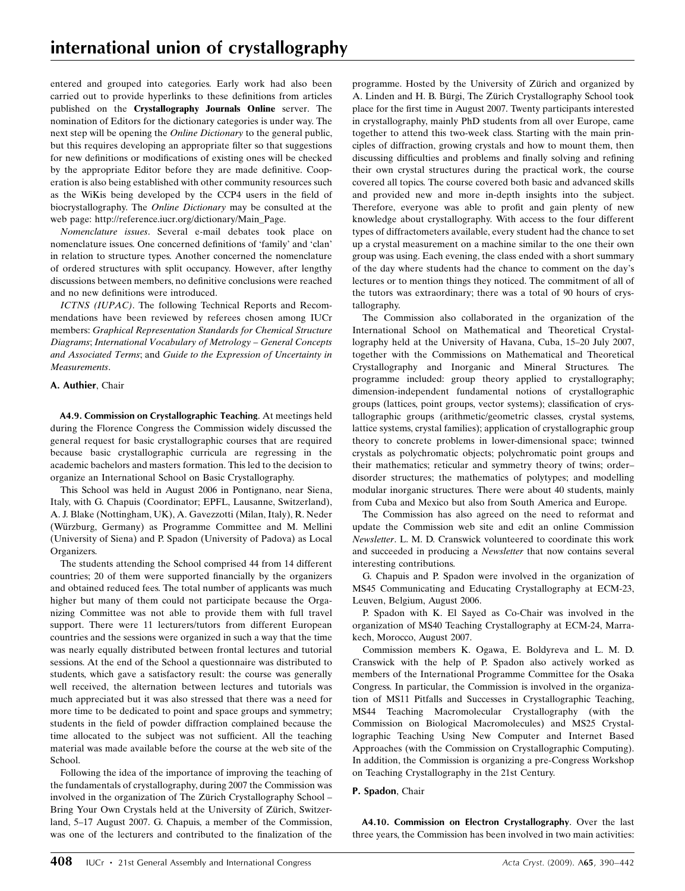entered and grouped into categories. Early work had also been carried out to provide hyperlinks to these definitions from articles published on the **Crystallography Journals Online** server. The nomination of Editors for the dictionary categories is under way. The next step will be opening the *Online Dictionary* to the general public, but this requires developing an appropriate filter so that suggestions for new definitions or modifications of existing ones will be checked by the appropriate Editor before they are made definitive. Cooperation is also being established with other community resources such as the WiKis being developed by the CCP4 users in the field of biocrystallography. The *Online Dictionary* may be consulted at the web page: http://reference.iucr.org/dictionary/Main_Page.

*Nomenclature issues*. Several e-mail debates took place on nomenclature issues. One concerned definitions of 'family' and 'clan' in relation to structure types. Another concerned the nomenclature of ordered structures with split occupancy. However, after lengthy discussions between members, no definitive conclusions were reached and no new definitions were introduced.

*ICTNS (IUPAC)*. The following Technical Reports and Recommendations have been reviewed by referees chosen among IUCr members: *Graphical Representation Standards for Chemical Structure Diagrams*; *International Vocabulary of Metrology – General Concepts and Associated Terms*; and *Guide to the Expression of Uncertainty in Measurements*.

**A. Authier**, Chair

**A4.9. Commission on Crystallographic Teaching**. At meetings held during the Florence Congress the Commission widely discussed the general request for basic crystallographic courses that are required because basic crystallographic curricula are regressing in the academic bachelors and masters formation. This led to the decision to organize an International School on Basic Crystallography.

This School was held in August 2006 in Pontignano, near Siena, Italy, with G. Chapuis (Coordinator; EPFL, Lausanne, Switzerland), A. J. Blake (Nottingham, UK), A. Gavezzotti (Milan, Italy), R. Neder (Würzburg, Germany) as Programme Committee and M. Mellini (University of Siena) and P. Spadon (University of Padova) as Local Organizers.

The students attending the School comprised 44 from 14 different countries; 20 of them were supported financially by the organizers and obtained reduced fees. The total number of applicants was much higher but many of them could not participate because the Organizing Committee was not able to provide them with full travel support. There were 11 lecturers/tutors from different European countries and the sessions were organized in such a way that the time was nearly equally distributed between frontal lectures and tutorial sessions. At the end of the School a questionnaire was distributed to students, which gave a satisfactory result: the course was generally well received, the alternation between lectures and tutorials was much appreciated but it was also stressed that there was a need for more time to be dedicated to point and space groups and symmetry; students in the field of powder diffraction complained because the time allocated to the subject was not sufficient. All the teaching material was made available before the course at the web site of the School.

Following the idea of the importance of improving the teaching of the fundamentals of crystallography, during 2007 the Commission was involved in the organization of The Zürich Crystallography School – Bring Your Own Crystals held at the University of Zürich, Switzerland, 5–17 August 2007. G. Chapuis, a member of the Commission, was one of the lecturers and contributed to the finalization of the programme. Hosted by the University of Zürich and organized by A. Linden and H. B. Bürgi, The Zürich Crystallography School took place for the first time in August 2007. Twenty participants interested in crystallography, mainly PhD students from all over Europe, came together to attend this two-week class. Starting with the main principles of diffraction, growing crystals and how to mount them, then discussing difficulties and problems and finally solving and refining their own crystal structures during the practical work, the course covered all topics. The course covered both basic and advanced skills and provided new and more in-depth insights into the subject. Therefore, everyone was able to profit and gain plenty of new knowledge about crystallography. With access to the four different types of diffractometers available, every student had the chance to set up a crystal measurement on a machine similar to the one their own group was using. Each evening, the class ended with a short summary of the day where students had the chance to comment on the day's lectures or to mention things they noticed. The commitment of all of the tutors was extraordinary; there was a total of 90 hours of crystallography.

The Commission also collaborated in the organization of the International School on Mathematical and Theoretical Crystallography held at the University of Havana, Cuba, 15–20 July 2007, together with the Commissions on Mathematical and Theoretical Crystallography and Inorganic and Mineral Structures. The programme included: group theory applied to crystallography; dimension-independent fundamental notions of crystallographic groups (lattices, point groups, vector systems); classification of crystallographic groups (arithmetic/geometric classes, crystal systems, lattice systems, crystal families); application of crystallographic group theory to concrete problems in lower-dimensional space; twinned crystals as polychromatic objects; polychromatic point groups and their mathematics; reticular and symmetry theory of twins; order–disorder structures; the mathematics of polytypes; and modelling modular inorganic structures. There were about 40 students, mainly from Cuba and Mexico but also from South America and Europe.

The Commission has also agreed on the need to reformat and update the Commission web site and edit an online Commission *Newsletter*. L. M. D. Cranswick volunteered to coordinate this work and succeeded in producing a *Newsletter* that now contains several interesting contributions.

G. Chapuis and P. Spadon were involved in the organization of MS45 Communicating and Educating Crystallography at ECM-23, Leuven, Belgium, August 2006.

P. Spadon with K. El Sayed as Co-Chair was involved in the organization of MS40 Teaching Crystallography at ECM-24, Marrakech, Morocco, August 2007.

Commission members K. Ogawa, E. Boldyreva and L. M. D. Cranswick with the help of P. Spadon also actively worked as members of the International Programme Committee for the Osaka Congress. In particular, the Commission is involved in the organization of MS11 Pitfalls and Successes in Crystallographic Teaching, MS44 Teaching Macromolecular Crystallography (with the Commission on Biological Macromolecules) and MS25 Crystallographic Teaching Using New Computer and Internet Based Approaches (with the Commission on Crystallographic Computing). In addition, the Commission is organizing a pre-Congress Workshop on Teaching Crystallography in the 21st Century.

**P. Spadon**, Chair

**A4.10. Commission on Electron Crystallography**. Over the last three years, the Commission has been involved in two main activities: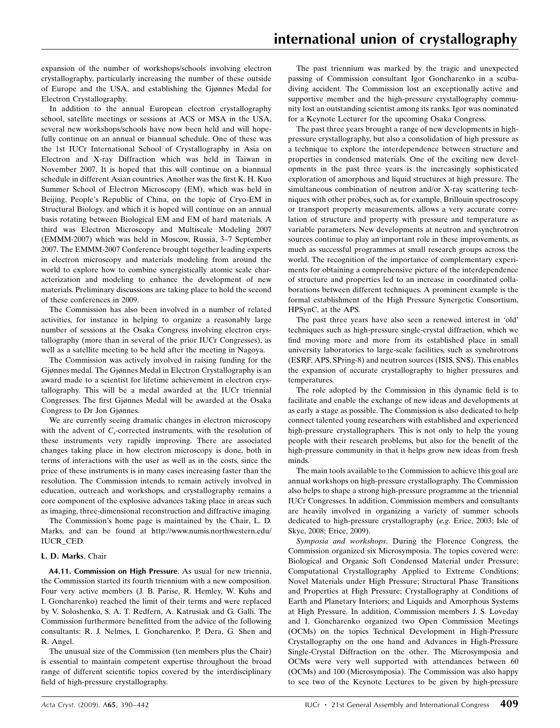expansion of the number of workshops/schools involving electron crystallography, particularly increasing the number of these outside of Europe and the USA, and establishing the Gjønnes Medal for Electron Crystallography.

In addition to the annual European electron crystallography school, satellite meetings or sessions at ACS or MSA in the USA, several new workshops/schools have now been held and will hopefully continue on an annual or biannual schedule. One of these was the 1st IUCr International School of Crystallography in Asia on Electron and X-ray Diffraction which was held in Taiwan in November 2007. It is hoped that this will continue on a biannual schedule in different Asian countries. Another was the first K. H. Kuo Summer School of Electron Microscopy (EM), which was held in Beijing, People's Republic of China, on the topic of Cryo-EM in Structural Biology, and which it is hoped will continue on an annual basis rotating between Biological EM and EM of hard materials. A third was Electron Microscopy and Multiscale Modeling 2007 (EMMM-2007) which was held in Moscow, Russia, 3–7 September 2007. The EMMM-2007 Conference brought together leading experts in electron microscopy and materials modeling from around the world to explore how to combine synergistically atomic scale characterization and modeling to enhance the development of new materials. Preliminary discussions are taking place to hold the second of these conferences in 2009.

The Commission has also been involved in a number of related activities, for instance in helping to organize a reasonably large number of sessions at the Osaka Congress involving electron crystallography (more than in several of the prior IUCr Congresses), as well as a satellite meeting to be held after the meeting in Nagoya.

The Commission was actively involved in raising funding for the Gjønnes medal. The Gjønnes Medal in Electron Crystallography is an award made to a scientist for lifetime achievement in electron crystallography. This will be a medal awarded at the IUCr triennial Congresses. The first Gjønnes Medal will be awarded at the Osaka Congress to Dr Jon Gjønnes.

We are currently seeing dramatic changes in electron microscopy with the advent of $C_s$-corrected instruments, with the resolution of these instruments very rapidly improving. There are associated changes taking place in how electron microscopy is done, both in terms of interactions with the user as well as in the costs, since the price of these instruments is in many cases increasing faster than the resolution. The Commission intends to remain actively involved in education, outreach and workshops, and crystallography remains a core component of the explosive advances taking place in areas such as imaging, three-dimensional reconstruction and diffractive imaging.

The Commission's home page is maintained by the Chair, L. D. Marks, and can be found at http://www.numis.northwestern.edu/IUCR_CED.

**L. D. Marks**, Chair

**A4.11. Commission on High Pressure**. As usual for new triennia, the Commission started its fourth triennium with a new composition. Four very active members (J. B. Parise, R. Hemley, W. Kuhs and I. Goncharenko) reached the limit of their terms and were replaced by V. Soloshenko, S. A. T. Redfern, A. Katrusiak and G. Galli. The Commission furthermore benefitted from the advice of the following consultants: R. J. Nelmes, I. Goncharenko, P. Dera, G. Shen and R. Angel.

The unusual size of the Commission (ten members plus the Chair) is essential to maintain competent expertise throughout the broad range of different scientific topics covered by the interdisciplinary field of high-pressure crystallography.

The past triennium was marked by the tragic and unexpected passing of Commission consultant Igor Goncharenko in a scuba-diving accident. The Commission lost an exceptionally active and supportive member and the high-pressure crystallography community lost an outstanding scientist among its ranks. Igor was nominated for a Keynote Lecturer for the upcoming Osaka Congress.

The past three years brought a range of new developments in high-pressure crystallography, but also a consolidation of high pressure as a technique to explore the interdependence between structure and properties in condensed materials. One of the exciting new developments in the past three years is the increasingly sophisticated exploration of amorphous and liquid structures at high pressure. The simultaneous combination of neutron and/or X-ray scattering techniques with other probes, such as, for example, Brillouin spectroscopy or transport property measurements, allows a very accurate correlation of structure and property with pressure and temperature as variable parameters. New developments at neutron and synchrotron sources continue to play an important role in these improvements, as much as successful programmes at small research groups across the world. The recognition of the importance of complementary experiments for obtaining a comprehensive picture of the interdependence of structure and properties led to an increase in coordinated collaborations between different techniques. A prominent example is the formal establishment of the High Pressure Synergetic Consortium, HPSynC, at the APS.

The past three years have also seen a renewed interest in 'old' techniques such as high-pressure single-crystal diffraction, which we find moving more and more from its established place in small university laboratories to large-scale facilities, such as synchrotrons (ESRF, APS, SPring-8) and neutron sources (ISIS, SNS). This enables the expansion of accurate crystallography to higher pressures and temperatures.

The role adopted by the Commission in this dynamic field is to facilitate and enable the exchange of new ideas and developments at as early a stage as possible. The Commission is also dedicated to help connect talented young researchers with established and experienced high-pressure crystallographers. This is not only to help the young people with their research problems, but also for the benefit of the high-pressure community in that it helps grow new ideas from fresh minds.

The main tools available to the Commission to achieve this goal are annual workshops on high-pressure crystallography. The Commission also helps to shape a strong high-pressure programme at the triennial IUCr Congresses. In addition, Commission members and consultants are heavily involved in organizing a variety of summer schools dedicated to high-pressure crystallography (*e.g.* Erice, 2003; Isle of Skye, 2008; Erice, 2009).

*Symposia and workshops*. During the Florence Congress, the Commission organized six Microsymposia. The topics covered were: Biological and Organic Soft Condensed Material under Pressure; Computational Crystallography Applied to Extreme Conditions; Novel Materials under High Pressure; Structural Phase Transitions and Properties at High Pressure; Crystallography at Conditions of Earth and Planetary Interiors; and Liquids and Amorphous Systems at High Pressure. In addition, Commission members J. S. Loveday and I. Goncharenko organized two Open Commission Meetings (OCMs) on the topics Technical Development in High-Pressure Crystallography on the one hand and Advances in High-Pressure Single-Crystal Diffraction on the other. The Microsymposia and OCMs were very well supported with attendances between 60 (OCMs) and 100 (Microsymposia). The Commission was also happy to see two of the Keynote Lectures to be given by high-pressure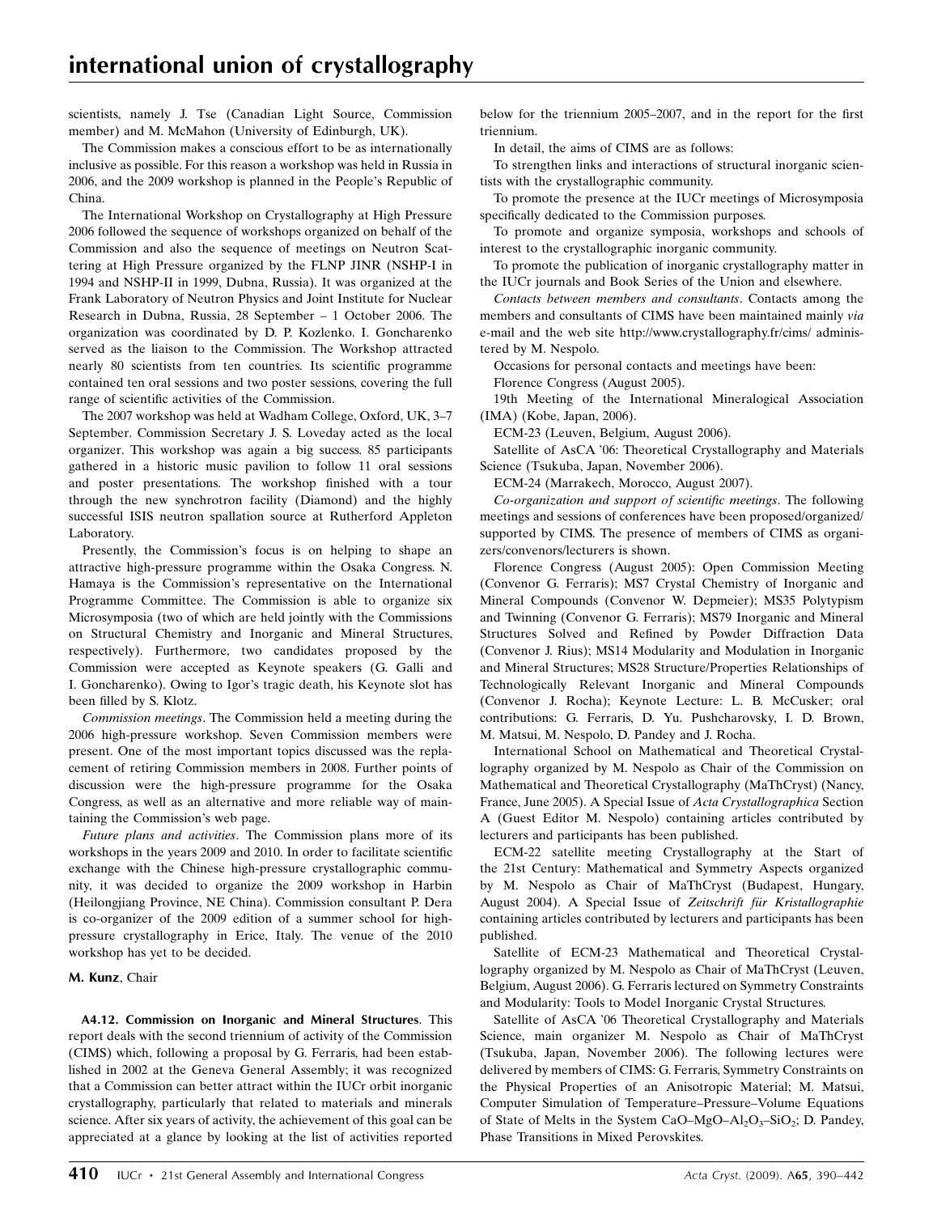scientists, namely J. Tse (Canadian Light Source, Commission member) and M. McMahon (University of Edinburgh, UK).

The Commission makes a conscious effort to be as internationally inclusive as possible. For this reason a workshop was held in Russia in 2006, and the 2009 workshop is planned in the People's Republic of China.

The International Workshop on Crystallography at High Pressure 2006 followed the sequence of workshops organized on behalf of the Commission and also the sequence of meetings on Neutron Scattering at High Pressure organized by the FLNP JINR (NSHP-I in 1994 and NSHP-II in 1999, Dubna, Russia). It was organized at the Frank Laboratory of Neutron Physics and Joint Institute for Nuclear Research in Dubna, Russia, 28 September – 1 October 2006. The organization was coordinated by D. P. Kozlenko. I. Goncharenko served as the liaison to the Commission. The Workshop attracted nearly 80 scientists from ten countries. Its scientific programme contained ten oral sessions and two poster sessions, covering the full range of scientific activities of the Commission.

The 2007 workshop was held at Wadham College, Oxford, UK, 3–7 September. Commission Secretary J. S. Loveday acted as the local organizer. This workshop was again a big success. 85 participants gathered in a historic music pavilion to follow 11 oral sessions and poster presentations. The workshop finished with a tour through the new synchrotron facility (Diamond) and the highly successful ISIS neutron spallation source at Rutherford Appleton Laboratory.

Presently, the Commission's focus is on helping to shape an attractive high-pressure programme within the Osaka Congress. N. Hamaya is the Commission's representative on the International Programme Committee. The Commission is able to organize six Microsymposia (two of which are held jointly with the Commissions on Structural Chemistry and Inorganic and Mineral Structures, respectively). Furthermore, two candidates proposed by the Commission were accepted as Keynote speakers (G. Galli and I. Goncharenko). Owing to Igor's tragic death, his Keynote slot has been filled by S. Klotz.

*Commission meetings*. The Commission held a meeting during the 2006 high-pressure workshop. Seven Commission members were present. One of the most important topics discussed was the replacement of retiring Commission members in 2008. Further points of discussion were the high-pressure programme for the Osaka Congress, as well as an alternative and more reliable way of maintaining the Commission's web page.

*Future plans and activities*. The Commission plans more of its workshops in the years 2009 and 2010. In order to facilitate scientific exchange with the Chinese high-pressure crystallographic community, it was decided to organize the 2009 workshop in Harbin (Heilongjiang Province, NE China). Commission consultant P. Dera is co-organizer of the 2009 edition of a summer school for high-pressure crystallography in Erice, Italy. The venue of the 2010 workshop has yet to be decided.

**M. Kunz**, Chair

**A4.12. Commission on Inorganic and Mineral Structures**. This report deals with the second triennium of activity of the Commission (CIMS) which, following a proposal by G. Ferraris, had been established in 2002 at the Geneva General Assembly; it was recognized that a Commission can better attract within the IUCr orbit inorganic crystallography, particularly that related to materials and minerals science. After six years of activity, the achievement of this goal can be appreciated at a glance by looking at the list of activities reported below for the triennium 2005–2007, and in the report for the first triennium.

In detail, the aims of CIMS are as follows:

To strengthen links and interactions of structural inorganic scientists with the crystallographic community.

To promote the presence at the IUCr meetings of Microsymposia specifically dedicated to the Commission purposes.

To promote and organize symposia, workshops and schools of interest to the crystallographic inorganic community.

To promote the publication of inorganic crystallography matter in the IUCr journals and Book Series of the Union and elsewhere.

*Contacts between members and consultants*. Contacts among the members and consultants of CIMS have been maintained mainly *via* e-mail and the web site http://www.crystallography.fr/cims/ administered by M. Nespolo.

Occasions for personal contacts and meetings have been:

Florence Congress (August 2005).

19th Meeting of the International Mineralogical Association (IMA) (Kobe, Japan, 2006).

ECM-23 (Leuven, Belgium, August 2006).

Satellite of AsCA '06: Theoretical Crystallography and Materials Science (Tsukuba, Japan, November 2006).

ECM-24 (Marrakech, Morocco, August 2007).

*Co-organization and support of scientific meetings*. The following meetings and sessions of conferences have been proposed/organized/supported by CIMS. The presence of members of CIMS as organizers/convenors/lecturers is shown.

Florence Congress (August 2005): Open Commission Meeting (Convenor G. Ferraris); MS7 Crystal Chemistry of Inorganic and Mineral Compounds (Convenor W. Depmeier); MS35 Polytypism and Twinning (Convenor G. Ferraris); MS79 Inorganic and Mineral Structures Solved and Refined by Powder Diffraction Data (Convenor J. Rius); MS14 Modularity and Modulation in Inorganic and Mineral Structures; MS28 Structure/Properties Relationships of Technologically Relevant Inorganic and Mineral Compounds (Convenor J. Rocha); Keynote Lecture: L. B. McCusker; oral contributions: G. Ferraris, D. Yu. Pushcharovsky, I. D. Brown, M. Matsui, M. Nespolo, D. Pandey and J. Rocha.

International School on Mathematical and Theoretical Crystallography organized by M. Nespolo as Chair of the Commission on Mathematical and Theoretical Crystallography (MaThCryst) (Nancy, France, June 2005). A Special Issue of *Acta Crystallographica* Section A (Guest Editor M. Nespolo) containing articles contributed by lecturers and participants has been published.

ECM-22 satellite meeting Crystallography at the Start of the 21st Century: Mathematical and Symmetry Aspects organized by M. Nespolo as Chair of MaThCryst (Budapest, Hungary, August 2004). A Special Issue of *Zeitschrift für Kristallographie* containing articles contributed by lecturers and participants has been published.

Satellite of ECM-23 Mathematical and Theoretical Crystallography organized by M. Nespolo as Chair of MaThCryst (Leuven, Belgium, August 2006). G. Ferraris lectured on Symmetry Constraints and Modularity: Tools to Model Inorganic Crystal Structures.

Satellite of AsCA '06 Theoretical Crystallography and Materials Science, main organizer M. Nespolo as Chair of MaThCryst (Tsukuba, Japan, November 2006). The following lectures were delivered by members of CIMS: G. Ferraris, Symmetry Constraints on the Physical Properties of an Anisotropic Material; M. Matsui, Computer Simulation of Temperature–Pressure–Volume Equations of State of Melts in the System CaO–MgO–$Al_2O_3$–$SiO_2$; D. Pandey, Phase Transitions in Mixed Perovskites.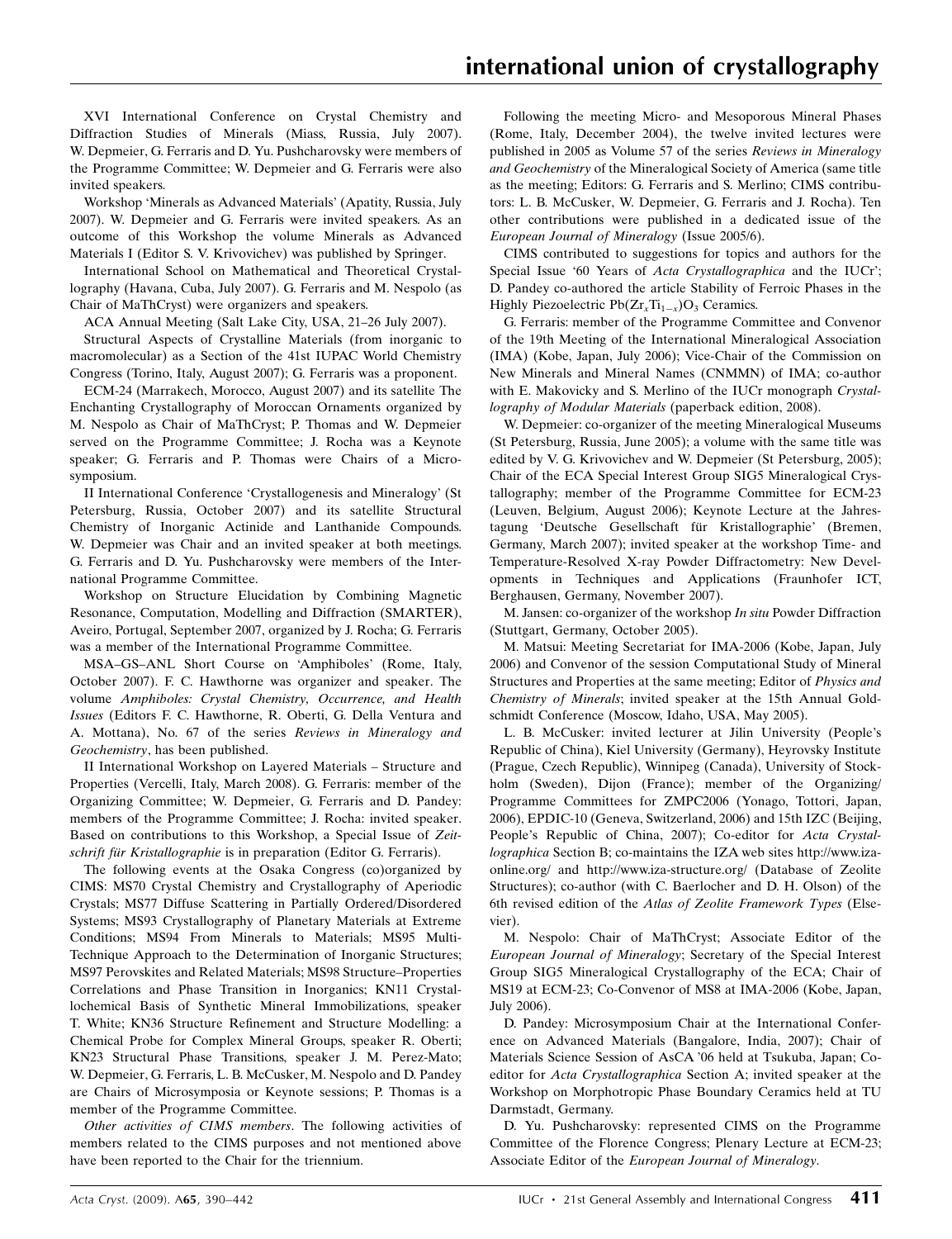XVI International Conference on Crystal Chemistry and Diffraction Studies of Minerals (Miass, Russia, July 2007). W. Depmeier, G. Ferraris and D. Yu. Pushcharovsky were members of the Programme Committee; W. Depmeier and G. Ferraris were also invited speakers.

Workshop 'Minerals as Advanced Materials' (Apatity, Russia, July 2007). W. Depmeier and G. Ferraris were invited speakers. As an outcome of this Workshop the volume Minerals as Advanced Materials I (Editor S. V. Krivovichev) was published by Springer.

International School on Mathematical and Theoretical Crystallography (Havana, Cuba, July 2007). G. Ferraris and M. Nespolo (as Chair of MaThCryst) were organizers and speakers.

ACA Annual Meeting (Salt Lake City, USA, 21–26 July 2007).

Structural Aspects of Crystalline Materials (from inorganic to macromolecular) as a Section of the 41st IUPAC World Chemistry Congress (Torino, Italy, August 2007); G. Ferraris was a proponent.

ECM-24 (Marrakech, Morocco, August 2007) and its satellite The Enchanting Crystallography of Moroccan Ornaments organized by M. Nespolo as Chair of MaThCryst; P. Thomas and W. Depmeier served on the Programme Committee; J. Rocha was a Keynote speaker; G. Ferraris and P. Thomas were Chairs of a Microsymposium.

II International Conference 'Crystallogenesis and Mineralogy' (St Petersburg, Russia, October 2007) and its satellite Structural Chemistry of Inorganic Actinide and Lanthanide Compounds. W. Depmeier was Chair and an invited speaker at both meetings. G. Ferraris and D. Yu. Pushcharovsky were members of the International Programme Committee.

Workshop on Structure Elucidation by Combining Magnetic Resonance, Computation, Modelling and Diffraction (SMARTER), Aveiro, Portugal, September 2007, organized by J. Rocha; G. Ferraris was a member of the International Programme Committee.

MSA–GS–ANL Short Course on 'Amphiboles' (Rome, Italy, October 2007). F. C. Hawthorne was organizer and speaker. The volume *Amphiboles: Crystal Chemistry, Occurrence, and Health Issues* (Editors F. C. Hawthorne, R. Oberti, G. Della Ventura and A. Mottana), No. 67 of the series *Reviews in Mineralogy and Geochemistry*, has been published.

II International Workshop on Layered Materials – Structure and Properties (Vercelli, Italy, March 2008). G. Ferraris: member of the Organizing Committee; W. Depmeier, G. Ferraris and D. Pandey: members of the Programme Committee; J. Rocha: invited speaker. Based on contributions to this Workshop, a Special Issue of *Zeitschrift für Kristallographie* is in preparation (Editor G. Ferraris).

The following events at the Osaka Congress (co)organized by CIMS: MS70 Crystal Chemistry and Crystallography of Aperiodic Crystals; MS77 Diffuse Scattering in Partially Ordered/Disordered Systems; MS93 Crystallography of Planetary Materials at Extreme Conditions; MS94 From Minerals to Materials; MS95 Multi-Technique Approach to the Determination of Inorganic Structures; MS97 Perovskites and Related Materials; MS98 Structure–Properties Correlations and Phase Transition in Inorganics; KN11 Crystallochemical Basis of Synthetic Mineral Immobilizations, speaker T. White; KN36 Structure Refinement and Structure Modelling: a Chemical Probe for Complex Mineral Groups, speaker R. Oberti; KN23 Structural Phase Transitions, speaker J. M. Perez-Mato; W. Depmeier, G. Ferraris, L. B. McCusker, M. Nespolo and D. Pandey are Chairs of Microsymposia or Keynote sessions; P. Thomas is a member of the Programme Committee.

*Other activities of CIMS members*. The following activities of members related to the CIMS purposes and not mentioned above have been reported to the Chair for the triennium.

Following the meeting Micro- and Mesoporous Mineral Phases (Rome, Italy, December 2004), the twelve invited lectures were published in 2005 as Volume 57 of the series *Reviews in Mineralogy and Geochemistry* of the Mineralogical Society of America (same title as the meeting; Editors: G. Ferraris and S. Merlino; CIMS contributors: L. B. McCusker, W. Depmeier, G. Ferraris and J. Rocha). Ten other contributions were published in a dedicated issue of the *European Journal of Mineralogy* (Issue 2005/6).

CIMS contributed to suggestions for topics and authors for the Special Issue '60 Years of *Acta Crystallographica* and the IUCr'; D. Pandey co-authored the article Stability of Ferroic Phases in the Highly Piezoelectric $Pb(Zr_xTi_{1-x})O_3$ Ceramics.

G. Ferraris: member of the Programme Committee and Convenor of the 19th Meeting of the International Mineralogical Association (IMA) (Kobe, Japan, July 2006); Vice-Chair of the Commission on New Minerals and Mineral Names (CNMMN) of IMA; co-author with E. Makovicky and S. Merlino of the IUCr monograph *Crystallography of Modular Materials* (paperback edition, 2008).

W. Depmeier: co-organizer of the meeting Mineralogical Museums (St Petersburg, Russia, June 2005); a volume with the same title was edited by V. G. Krivovichev and W. Depmeier (St Petersburg, 2005); Chair of the ECA Special Interest Group SIG5 Mineralogical Crystallography; member of the Programme Committee for ECM-23 (Leuven, Belgium, August 2006); Keynote Lecture at the Jahrestagung 'Deutsche Gesellschaft für Kristallographie' (Bremen, Germany, March 2007); invited speaker at the workshop Time- and Temperature-Resolved X-ray Powder Diffractometry: New Developments in Techniques and Applications (Fraunhofer ICT, Berghausen, Germany, November 2007).

M. Jansen: co-organizer of the workshop *In situ* Powder Diffraction (Stuttgart, Germany, October 2005).

M. Matsui: Meeting Secretariat for IMA-2006 (Kobe, Japan, July 2006) and Convenor of the session Computational Study of Mineral Structures and Properties at the same meeting; Editor of *Physics and Chemistry of Minerals*; invited speaker at the 15th Annual Goldschmidt Conference (Moscow, Idaho, USA, May 2005).

L. B. McCusker: invited lecturer at Jilin University (People's Republic of China), Kiel University (Germany), Heyrovsky Institute (Prague, Czech Republic), Winnipeg (Canada), University of Stockholm (Sweden), Dijon (France); member of the Organizing/Programme Committees for ZMPC2006 (Yonago, Tottori, Japan, 2006), EPDIC-10 (Geneva, Switzerland, 2006) and 15th IZC (Beijing, People's Republic of China, 2007); Co-editor for *Acta Crystallographica* Section B; co-maintains the IZA web sites http://www.iza-online.org/ and http://www.iza-structure.org/ (Database of Zeolite Structures); co-author (with C. Baerlocher and D. H. Olson) of the 6th revised edition of the *Atlas of Zeolite Framework Types* (Elsevier).

M. Nespolo: Chair of MaThCryst; Associate Editor of the *European Journal of Mineralogy*; Secretary of the Special Interest Group SIG5 Mineralogical Crystallography of the ECA; Chair of MS19 at ECM-23; Co-Convenor of MS8 at IMA-2006 (Kobe, Japan, July 2006).

D. Pandey: Microsymposium Chair at the International Conference on Advanced Materials (Bangalore, India, 2007); Chair of Materials Science Session of AsCA '06 held at Tsukuba, Japan; Co-editor for *Acta Crystallographica* Section A; invited speaker at the Workshop on Morphotropic Phase Boundary Ceramics held at TU Darmstadt, Germany.

D. Yu. Pushcharovsky: represented CIMS on the Programme Committee of the Florence Congress; Plenary Lecture at ECM-23; Associate Editor of the *European Journal of Mineralogy*.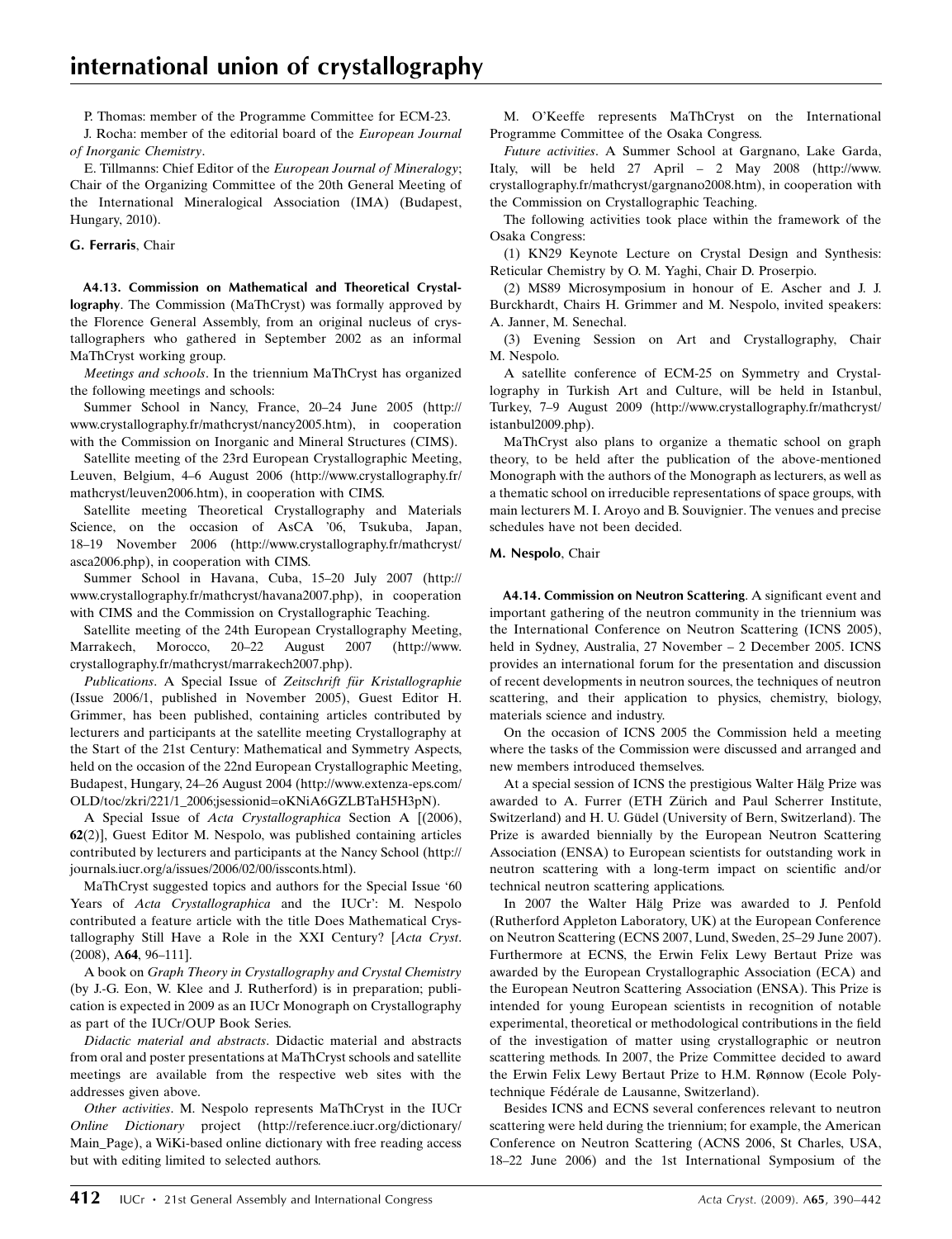P. Thomas: member of the Programme Committee for ECM-23.

J. Rocha: member of the editorial board of the *European Journal of Inorganic Chemistry*.

E. Tillmanns: Chief Editor of the *European Journal of Mineralogy*; Chair of the Organizing Committee of the 20th General Meeting of the International Mineralogical Association (IMA) (Budapest, Hungary, 2010).

**G. Ferraris**, Chair

**A4.13. Commission on Mathematical and Theoretical Crystallography**. The Commission (MaThCryst) was formally approved by the Florence General Assembly, from an original nucleus of crystallographers who gathered in September 2002 as an informal MaThCryst working group.

*Meetings and schools*. In the triennium MaThCryst has organized the following meetings and schools:

Summer School in Nancy, France, 20–24 June 2005 (http://www.crystallography.fr/mathcryst/nancy2005.htm), in cooperation with the Commission on Inorganic and Mineral Structures (CIMS).

Satellite meeting of the 23rd European Crystallographic Meeting, Leuven, Belgium, 4–6 August 2006 (http://www.crystallography.fr/mathcryst/leuven2006.htm), in cooperation with CIMS.

Satellite meeting Theoretical Crystallography and Materials Science, on the occasion of AsCA '06, Tsukuba, Japan, 18–19 November 2006 (http://www.crystallography.fr/mathcryst/asca2006.php), in cooperation with CIMS.

Summer School in Havana, Cuba, 15–20 July 2007 (http://www.crystallography.fr/mathcryst/havana2007.php), in cooperation with CIMS and the Commission on Crystallographic Teaching.

Satellite meeting of the 24th European Crystallography Meeting, Marrakech, Morocco, 20–22 August 2007 (http://www.crystallography.fr/mathcryst/marrakech2007.php).

*Publications*. A Special Issue of *Zeitschrift für Kristallographie* (Issue 2006/1, published in November 2005), Guest Editor H. Grimmer, has been published, containing articles contributed by lecturers and participants at the satellite meeting Crystallography at the Start of the 21st Century: Mathematical and Symmetry Aspects, held on the occasion of the 22nd European Crystallographic Meeting, Budapest, Hungary, 24–26 August 2004 (http://www.extenza-eps.com/OLD/toc/zkri/221/1_2006;jsessionid=oKNiA6GZLBTaH5H3pN).

A Special Issue of *Acta Crystallographica* Section A [(2006), **62**(2)], Guest Editor M. Nespolo, was published containing articles contributed by lecturers and participants at the Nancy School (http://journals.iucr.org/a/issues/2006/02/00/isscont s.html).

MaThCryst suggested topics and authors for the Special Issue '60 Years of *Acta Crystallographica* and the IUCr': M. Nespolo contributed a feature article with the title Does Mathematical Crystallography Still Have a Role in the XXI Century? [*Acta Cryst*. (2008), **A64**, 96–111].

A book on *Graph Theory in Crystallography and Crystal Chemistry* (by J.-G. Eon, W. Klee and J. Rutherford) is in preparation; publication is expected in 2009 as an IUCr Monograph on Crystallography as part of the IUCr/OUP Book Series.

*Didactic material and abstracts*. Didactic material and abstracts from oral and poster presentations at MaThCryst schools and satellite meetings are available from the respective web sites with the addresses given above.

*Other activities*. M. Nespolo represents MaThCryst in the IUCr *Online Dictionary* project (http://reference.iucr.org/dictionary/Main_Page), a WiKi-based online dictionary with free reading access but with editing limited to selected authors.

M. O'Keeffe represents MaThCryst on the International Programme Committee of the Osaka Congress.

*Future activities*. A Summer School at Gargnano, Lake Garda, Italy, will be held 27 April – 2 May 2008 (http://www.crystallography.fr/mathcryst/gargnano2008.htm), in cooperation with the Commission on Crystallographic Teaching.

The following activities took place within the framework of the Osaka Congress:

(1) KN29 Keynote Lecture on Crystal Design and Synthesis: Reticular Chemistry by O. M. Yaghi, Chair D. Proserpio.

(2) MS89 Microsymposium in honour of E. Ascher and J. J. Burckhardt, Chairs H. Grimmer and M. Nespolo, invited speakers: A. Janner, M. Senechal.

(3) Evening Session on Art and Crystallography, Chair M. Nespolo.

A satellite conference of ECM-25 on Symmetry and Crystallography in Turkish Art and Culture, will be held in Istanbul, Turkey, 7–9 August 2009 (http://www.crystallography.fr/mathcryst/istanbul2009.php).

MaThCryst also plans to organize a thematic school on graph theory, to be held after the publication of the above-mentioned Monograph with the authors of the Monograph as lecturers, as well as a thematic school on irreducible representations of space groups, with main lecturers M. I. Aroyo and B. Souvignier. The venues and precise schedules have not been decided.

**M. Nespolo**, Chair

**A4.14. Commission on Neutron Scattering**. A significant event and important gathering of the neutron community in the triennium was the International Conference on Neutron Scattering (ICNS 2005), held in Sydney, Australia, 27 November – 2 December 2005. ICNS provides an international forum for the presentation and discussion of recent developments in neutron sources, the techniques of neutron scattering, and their application to physics, chemistry, biology, materials science and industry.

On the occasion of ICNS 2005 the Commission held a meeting where the tasks of the Commission were discussed and arranged and new members introduced themselves.

At a special session of ICNS the prestigious Walter Hälg Prize was awarded to A. Furrer (ETH Zürich and Paul Scherrer Institute, Switzerland) and H. U. Güdel (University of Bern, Switzerland). The Prize is awarded biennially by the European Neutron Scattering Association (ENSA) to European scientists for outstanding work in neutron scattering with a long-term impact on scientific and/or technical neutron scattering applications.

In 2007 the Walter Hälg Prize was awarded to J. Penfold (Rutherford Appleton Laboratory, UK) at the European Conference on Neutron Scattering (ECNS 2007, Lund, Sweden, 25–29 June 2007). Furthermore at ECNS, the Erwin Felix Lewy Bertaut Prize was awarded by the European Crystallographic Association (ECA) and the European Neutron Scattering Association (ENSA). This Prize is intended for young European scientists in recognition of notable experimental, theoretical or methodological contributions in the field of the investigation of matter using crystallographic or neutron scattering methods. In 2007, the Prize Committee decided to award the Erwin Felix Lewy Bertaut Prize to H.M. Rønnow (Ecole Polytechnique Fédérale de Lausanne, Switzerland).

Besides ICNS and ECNS several conferences relevant to neutron scattering were held during the triennium; for example, the American Conference on Neutron Scattering (ACNS 2006, St Charles, USA, 18–22 June 2006) and the 1st International Symposium of the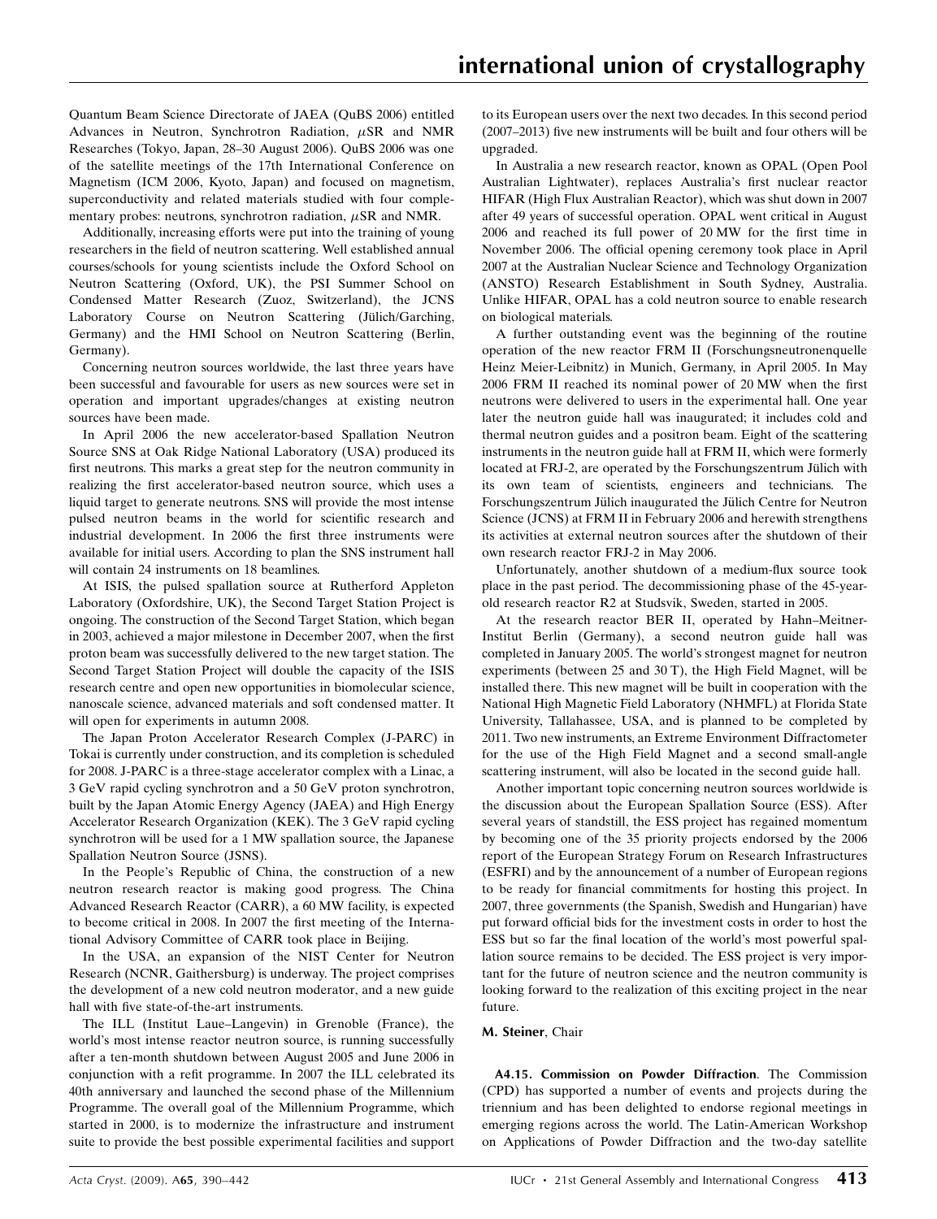Quantum Beam Science Directorate of JAEA (QuBS 2006) entitled Advances in Neutron, Synchrotron Radiation, $\mu$SR and NMR Researches (Tokyo, Japan, 28–30 August 2006). QuBS 2006 was one of the satellite meetings of the 17th International Conference on Magnetism (ICM 2006, Kyoto, Japan) and focused on magnetism, superconductivity and related materials studied with four complementary probes: neutrons, synchrotron radiation, $\mu$SR and NMR.

Additionally, increasing efforts were put into the training of young researchers in the field of neutron scattering. Well established annual courses/schools for young scientists include the Oxford School on Neutron Scattering (Oxford, UK), the PSI Summer School on Condensed Matter Research (Zuoz, Switzerland), the JCNS Laboratory Course on Neutron Scattering (Jülich/Garching, Germany) and the HMI School on Neutron Scattering (Berlin, Germany).

Concerning neutron sources worldwide, the last three years have been successful and favourable for users as new sources were set in operation and important upgrades/changes at existing neutron sources have been made.

In April 2006 the new accelerator-based Spallation Neutron Source SNS at Oak Ridge National Laboratory (USA) produced its first neutrons. This marks a great step for the neutron community in realizing the first accelerator-based neutron source, which uses a liquid target to generate neutrons. SNS will provide the most intense pulsed neutron beams in the world for scientific research and industrial development. In 2006 the first three instruments were available for initial users. According to plan the SNS instrument hall will contain 24 instruments on 18 beamlines.

At ISIS, the pulsed spallation source at Rutherford Appleton Laboratory (Oxfordshire, UK), the Second Target Station Project is ongoing. The construction of the Second Target Station, which began in 2003, achieved a major milestone in December 2007, when the first proton beam was successfully delivered to the new target station. The Second Target Station Project will double the capacity of the ISIS research centre and open new opportunities in biomolecular science, nanoscale science, advanced materials and soft condensed matter. It will open for experiments in autumn 2008.

The Japan Proton Accelerator Research Complex (J-PARC) in Tokai is currently under construction, and its completion is scheduled for 2008. J-PARC is a three-stage accelerator complex with a Linac, a 3 GeV rapid cycling synchrotron and a 50 GeV proton synchrotron, built by the Japan Atomic Energy Agency (JAEA) and High Energy Accelerator Research Organization (KEK). The 3 GeV rapid cycling synchrotron will be used for a 1 MW spallation source, the Japanese Spallation Neutron Source (JSNS).

In the People's Republic of China, the construction of a new neutron research reactor is making good progress. The China Advanced Research Reactor (CARR), a 60 MW facility, is expected to become critical in 2008. In 2007 the first meeting of the International Advisory Committee of CARR took place in Beijing.

In the USA, an expansion of the NIST Center for Neutron Research (NCNR, Gaithersburg) is underway. The project comprises the development of a new cold neutron moderator, and a new guide hall with five state-of-the-art instruments.

The ILL (Institut Laue–Langevin) in Grenoble (France), the world's most intense reactor neutron source, is running successfully after a ten-month shutdown between August 2005 and June 2006 in conjunction with a refit programme. In 2007 the ILL celebrated its 40th anniversary and launched the second phase of the Millennium Programme. The overall goal of the Millennium Programme, which started in 2000, is to modernize the infrastructure and instrument suite to provide the best possible experimental facilities and support to its European users over the next two decades. In this second period (2007–2013) five new instruments will be built and four others will be upgraded.

In Australia a new research reactor, known as OPAL (Open Pool Australian Lightwater), replaces Australia's first nuclear reactor HIFAR (High Flux Australian Reactor), which was shut down in 2007 after 49 years of successful operation. OPAL went critical in August 2006 and reached its full power of 20 MW for the first time in November 2006. The official opening ceremony took place in April 2007 at the Australian Nuclear Science and Technology Organization (ANSTO) Research Establishment in South Sydney, Australia. Unlike HIFAR, OPAL has a cold neutron source to enable research on biological materials.

A further outstanding event was the beginning of the routine operation of the new reactor FRM II (Forschungsneutronenquelle Heinz Meier-Leibnitz) in Munich, Germany, in April 2005. In May 2006 FRM II reached its nominal power of 20 MW when the first neutrons were delivered to users in the experimental hall. One year later the neutron guide hall was inaugurated; it includes cold and thermal neutron guides and a positron beam. Eight of the scattering instruments in the neutron guide hall at FRM II, which were formerly located at FRJ-2, are operated by the Forschungszentrum Jülich with its own team of scientists, engineers and technicians. The Forschungszentrum Jülich inaugurated the Jülich Centre for Neutron Science (JCNS) at FRM II in February 2006 and herewith strengthens its activities at external neutron sources after the shutdown of their own research reactor FRJ-2 in May 2006.

Unfortunately, another shutdown of a medium-flux source took place in the past period. The decommissioning phase of the 45-year-old research reactor R2 at Studsvik, Sweden, started in 2005.

At the research reactor BER II, operated by Hahn–Meitner-Institut Berlin (Germany), a second neutron guide hall was completed in January 2005. The world's strongest magnet for neutron experiments (between 25 and 30 T), the High Field Magnet, will be installed there. This new magnet will be built in cooperation with the National High Magnetic Field Laboratory (NHMFL) at Florida State University, Tallahassee, USA, and is planned to be completed by 2011. Two new instruments, an Extreme Environment Diffractometer for the use of the High Field Magnet and a second small-angle scattering instrument, will also be located in the second guide hall.

Another important topic concerning neutron sources worldwide is the discussion about the European Spallation Source (ESS). After several years of standstill, the ESS project has regained momentum by becoming one of the 35 priority projects endorsed by the 2006 report of the European Strategy Forum on Research Infrastructures (ESFRI) and by the announcement of a number of European regions to be ready for financial commitments for hosting this project. In 2007, three governments (the Spanish, Swedish and Hungarian) have put forward official bids for the investment costs in order to host the ESS but so far the final location of the world's most powerful spallation source remains to be decided. The ESS project is very important for the future of neutron science and the neutron community is looking forward to the realization of this exciting project in the near future.

**M. Steiner**, Chair

**A4.15. Commission on Powder Diffraction**. The Commission (CPD) has supported a number of events and projects during the triennium and has been delighted to endorse regional meetings in emerging regions across the world. The Latin-American Workshop on Applications of Powder Diffraction and the two-day satellite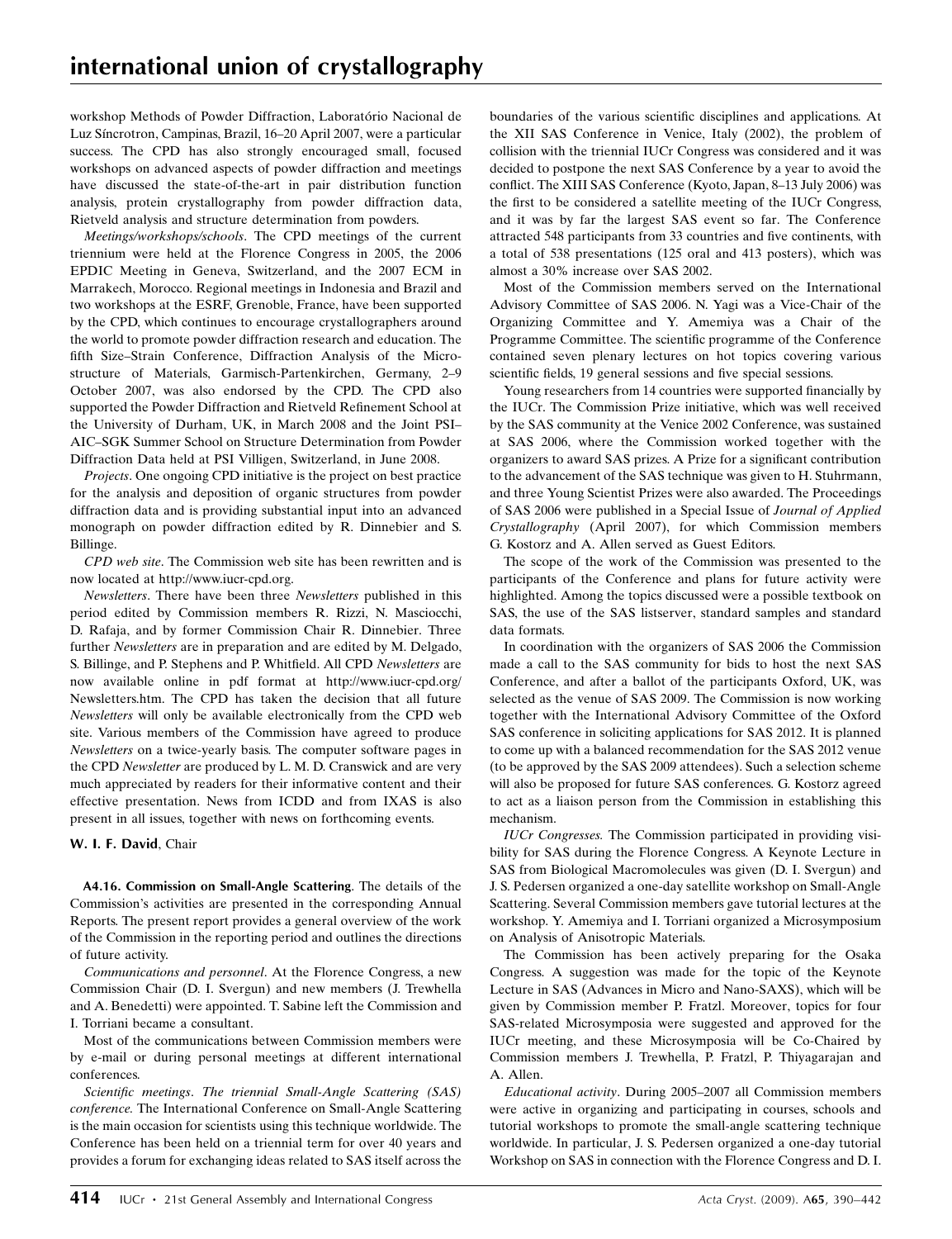workshop Methods of Powder Diffraction, Laboratório Nacional de Luz Síncrotron, Campinas, Brazil, 16–20 April 2007, were a particular success. The CPD has also strongly encouraged small, focused workshops on advanced aspects of powder diffraction and meetings have discussed the state-of-the-art in pair distribution function analysis, protein crystallography from powder diffraction data, Rietveld analysis and structure determination from powders.

*Meetings/workshops/schools*. The CPD meetings of the current triennium were held at the Florence Congress in 2005, the 2006 EPDIC Meeting in Geneva, Switzerland, and the 2007 ECM in Marrakech, Morocco. Regional meetings in Indonesia and Brazil and two workshops at the ESRF, Grenoble, France, have been supported by the CPD, which continues to encourage crystallographers around the world to promote powder diffraction research and education. The fifth Size–Strain Conference, Diffraction Analysis of the Microstructure of Materials, Garmisch-Partenkirchen, Germany, 2–9 October 2007, was also endorsed by the CPD. The CPD also supported the Powder Diffraction and Rietveld Refinement School at the University of Durham, UK, in March 2008 and the Joint PSI–AIC–SGK Summer School on Structure Determination from Powder Diffraction Data held at PSI Villigen, Switzerland, in June 2008.

*Projects*. One ongoing CPD initiative is the project on best practice for the analysis and deposition of organic structures from powder diffraction data and is providing substantial input into an advanced monograph on powder diffraction edited by R. Dinnebier and S. Billinge.

*CPD web site*. The Commission web site has been rewritten and is now located at http://www.iucr-cpd.org.

*Newsletters*. There have been three *Newsletters* published in this period edited by Commission members R. Rizzi, N. Masciocchi, D. Rafaja, and by former Commission Chair R. Dinnebier. Three further *Newsletters* are in preparation and are edited by M. Delgado, S. Billinge, and P. Stephens and P. Whitfield. All CPD *Newsletters* are now available online in pdf format at http://www.iucr-cpd.org/Newsletters.htm. The CPD has taken the decision that all future *Newsletters* will only be available electronically from the CPD web site. Various members of the Commission have agreed to produce *Newsletters* on a twice-yearly basis. The computer software pages in the CPD *Newsletter* are produced by L. M. D. Cranswick and are very much appreciated by readers for their informative content and their effective presentation. News from ICDD and from IXAS is also present in all issues, together with news on forthcoming events.

**W. I. F. David**, Chair

**A4.16. Commission on Small-Angle Scattering**. The details of the Commission's activities are presented in the corresponding Annual Reports. The present report provides a general overview of the work of the Commission in the reporting period and outlines the directions of future activity.

*Communications and personnel*. At the Florence Congress, a new Commission Chair (D. I. Svergun) and new members (J. Trewhella and A. Benedetti) were appointed. T. Sabine left the Commission and I. Torriani became a consultant.

Most of the communications between Commission members were by e-mail or during personal meetings at different international conferences.

*Scientific meetings*. *The triennial Small-Angle Scattering (SAS) conference.* The International Conference on Small-Angle Scattering is the main occasion for scientists using this technique worldwide. The Conference has been held on a triennial term for over 40 years and provides a forum for exchanging ideas related to SAS itself across the boundaries of the various scientific disciplines and applications. At the XII SAS Conference in Venice, Italy (2002), the problem of collision with the triennial IUCr Congress was considered and it was decided to postpone the next SAS Conference by a year to avoid the conflict. The XIII SAS Conference (Kyoto, Japan, 8–13 July 2006) was the first to be considered a satellite meeting of the IUCr Congress, and it was by far the largest SAS event so far. The Conference attracted 548 participants from 33 countries and five continents, with a total of 538 presentations (125 oral and 413 posters), which was almost a 30% increase over SAS 2002.

Most of the Commission members served on the International Advisory Committee of SAS 2006. N. Yagi was a Vice-Chair of the Organizing Committee and Y. Amemiya was a Chair of the Programme Committee. The scientific programme of the Conference contained seven plenary lectures on hot topics covering various scientific fields, 19 general sessions and five special sessions.

Young researchers from 14 countries were supported financially by the IUCr. The Commission Prize initiative, which was well received by the SAS community at the Venice 2002 Conference, was sustained at SAS 2006, where the Commission worked together with the organizers to award SAS prizes. A Prize for a significant contribution to the advancement of the SAS technique was given to H. Stuhrmann, and three Young Scientist Prizes were also awarded. The Proceedings of SAS 2006 were published in a Special Issue of *Journal of Applied Crystallography* (April 2007), for which Commission members G. Kostorz and A. Allen served as Guest Editors.

The scope of the work of the Commission was presented to the participants of the Conference and plans for future activity were highlighted. Among the topics discussed were a possible textbook on SAS, the use of the SAS listserver, standard samples and standard data formats.

In coordination with the organizers of SAS 2006 the Commission made a call to the SAS community for bids to host the next SAS Conference, and after a ballot of the participants Oxford, UK, was selected as the venue of SAS 2009. The Commission is now working together with the International Advisory Committee of the Oxford SAS conference in soliciting applications for SAS 2012. It is planned to come up with a balanced recommendation for the SAS 2012 venue (to be approved by the SAS 2009 attendees). Such a selection scheme will also be proposed for future SAS conferences. G. Kostorz agreed to act as a liaison person from the Commission in establishing this mechanism.

*IUCr Congresses.* The Commission participated in providing visibility for SAS during the Florence Congress. A Keynote Lecture in SAS from Biological Macromolecules was given (D. I. Svergun) and J. S. Pedersen organized a one-day satellite workshop on Small-Angle Scattering. Several Commission members gave tutorial lectures at the workshop. Y. Amemiya and I. Torriani organized a Microsymposium on Analysis of Anisotropic Materials.

The Commission has been actively preparing for the Osaka Congress. A suggestion was made for the topic of the Keynote Lecture in SAS (Advances in Micro and Nano-SAXS), which will be given by Commission member P. Fratzl. Moreover, topics for four SAS-related Microsymposia were suggested and approved for the IUCr meeting, and these Microsymposia will be Co-Chaired by Commission members J. Trewhella, P. Fratzl, P. Thiyagarajan and A. Allen.

*Educational activity*. During 2005–2007 all Commission members were active in organizing and participating in courses, schools and tutorial workshops to promote the small-angle scattering technique worldwide. In particular, J. S. Pedersen organized a one-day tutorial Workshop on SAS in connection with the Florence Congress and D. I.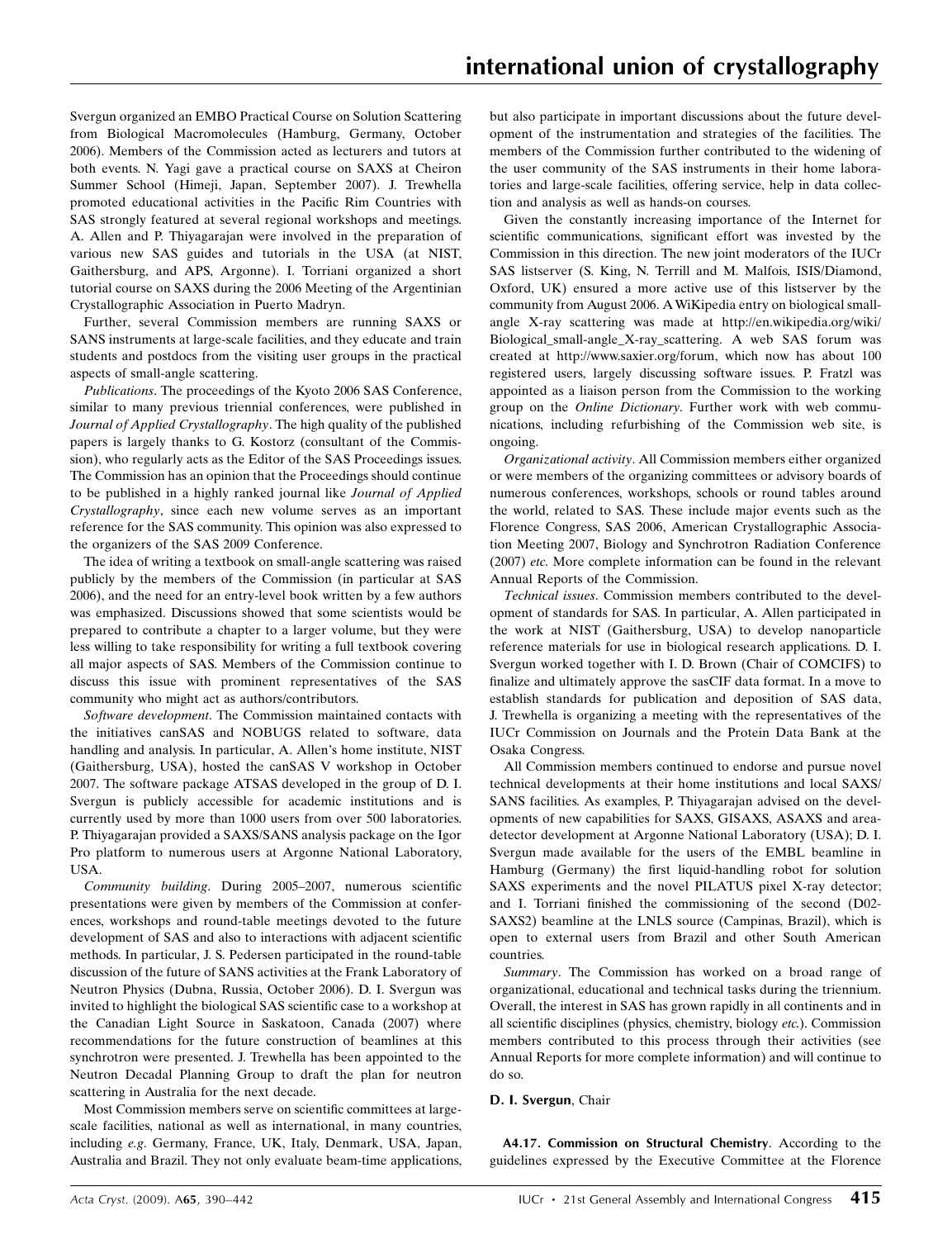Svergun organized an EMBO Practical Course on Solution Scattering from Biological Macromolecules (Hamburg, Germany, October 2006). Members of the Commission acted as lecturers and tutors at both events. N. Yagi gave a practical course on SAXS at Cheiron Summer School (Himeji, Japan, September 2007). J. Trewhella promoted educational activities in the Pacific Rim Countries with SAS strongly featured at several regional workshops and meetings. A. Allen and P. Thiyagarajan were involved in the preparation of various new SAS guides and tutorials in the USA (at NIST, Gaithersburg, and APS, Argonne). I. Torriani organized a short tutorial course on SAXS during the 2006 Meeting of the Argentinian Crystallographic Association in Puerto Madryn.

Further, several Commission members are running SAXS or SANS instruments at large-scale facilities, and they educate and train students and postdocs from the visiting user groups in the practical aspects of small-angle scattering.

*Publications*. The proceedings of the Kyoto 2006 SAS Conference, similar to many previous triennial conferences, were published in *Journal of Applied Crystallography*. The high quality of the published papers is largely thanks to G. Kostorz (consultant of the Commission), who regularly acts as the Editor of the SAS Proceedings issues. The Commission has an opinion that the Proceedings should continue to be published in a highly ranked journal like *Journal of Applied Crystallography*, since each new volume serves as an important reference for the SAS community. This opinion was also expressed to the organizers of the SAS 2009 Conference.

The idea of writing a textbook on small-angle scattering was raised publicly by the members of the Commission (in particular at SAS 2006), and the need for an entry-level book written by a few authors was emphasized. Discussions showed that some scientists would be prepared to contribute a chapter to a larger volume, but they were less willing to take responsibility for writing a full textbook covering all major aspects of SAS. Members of the Commission continue to discuss this issue with prominent representatives of the SAS community who might act as authors/contributors.

*Software development*. The Commission maintained contacts with the initiatives canSAS and NOBUGS related to software, data handling and analysis. In particular, A. Allen's home institute, NIST (Gaithersburg, USA), hosted the canSAS V workshop in October 2007. The software package ATSAS developed in the group of D. I. Svergun is publicly accessible for academic institutions and is currently used by more than 1000 users from over 500 laboratories. P. Thiyagarajan provided a SAXS/SANS analysis package on the Igor Pro platform to numerous users at Argonne National Laboratory, USA.

*Community building*. During 2005–2007, numerous scientific presentations were given by members of the Commission at conferences, workshops and round-table meetings devoted to the future development of SAS and also to interactions with adjacent scientific methods. In particular, J. S. Pedersen participated in the round-table discussion of the future of SANS activities at the Frank Laboratory of Neutron Physics (Dubna, Russia, October 2006). D. I. Svergun was invited to highlight the biological SAS scientific case to a workshop at the Canadian Light Source in Saskatoon, Canada (2007) where recommendations for the future construction of beamlines at this synchrotron were presented. J. Trewhella has been appointed to the Neutron Decadal Planning Group to draft the plan for neutron scattering in Australia for the next decade.

Most Commission members serve on scientific committees at large-scale facilities, national as well as international, in many countries, including *e.g.* Germany, France, UK, Italy, Denmark, USA, Japan, Australia and Brazil. They not only evaluate beam-time applications, but also participate in important discussions about the future development of the instrumentation and strategies of the facilities. The members of the Commission further contributed to the widening of the user community of the SAS instruments in their home laboratories and large-scale facilities, offering service, help in data collection and analysis as well as hands-on courses.

Given the constantly increasing importance of the Internet for scientific communications, significant effort was invested by the Commission in this direction. The new joint moderators of the IUCr SAS listserver (S. King, N. Terrill and M. Malfois, ISIS/Diamond, Oxford, UK) ensured a more active use of this listserver by the community from August 2006. A WiKipedia entry on biological small-angle X-ray scattering was made at http://en.wikipedia.org/wiki/Biological_small-angle_X-ray_scattering. A web SAS forum was created at http://www.saxier.org/forum, which now has about 100 registered users, largely discussing software issues. P. Fratzl was appointed as a liaison person from the Commission to the working group on the *Online Dictionary*. Further work with web communications, including refurbishing of the Commission web site, is ongoing.

*Organizational activity*. All Commission members either organized or were members of the organizing committees or advisory boards of numerous conferences, workshops, schools or round tables around the world, related to SAS. These include major events such as the Florence Congress, SAS 2006, American Crystallographic Association Meeting 2007, Biology and Synchrotron Radiation Conference (2007) *etc.* More complete information can be found in the relevant Annual Reports of the Commission.

*Technical issues*. Commission members contributed to the development of standards for SAS. In particular, A. Allen participated in the work at NIST (Gaithersburg, USA) to develop nanoparticle reference materials for use in biological research applications. D. I. Svergun worked together with I. D. Brown (Chair of COMCIFS) to finalize and ultimately approve the sasCIF data format. In a move to establish standards for publication and deposition of SAS data, J. Trewhella is organizing a meeting with the representatives of the IUCr Commission on Journals and the Protein Data Bank at the Osaka Congress.

All Commission members continued to endorse and pursue novel technical developments at their home institutions and local SAXS/SANS facilities. As examples, P. Thiyagarajan advised on the developments of new capabilities for SAXS, GISAXS, ASAXS and area-detector development at Argonne National Laboratory (USA); D. I. Svergun made available for the users of the EMBL beamline in Hamburg (Germany) the first liquid-handling robot for solution SAXS experiments and the novel PILATUS pixel X-ray detector; and I. Torriani finished the commissioning of the second (D02-SAXS2) beamline at the LNLS source (Campinas, Brazil), which is open to external users from Brazil and other South American countries.

*Summary*. The Commission has worked on a broad range of organizational, educational and technical tasks during the triennium. Overall, the interest in SAS has grown rapidly in all continents and in all scientific disciplines (physics, chemistry, biology *etc.*). Commission members contributed to this process through their activities (see Annual Reports for more complete information) and will continue to do so.

**D. I. Svergun**, Chair

**A4.17. Commission on Structural Chemistry**. According to the guidelines expressed by the Executive Committee at the Florence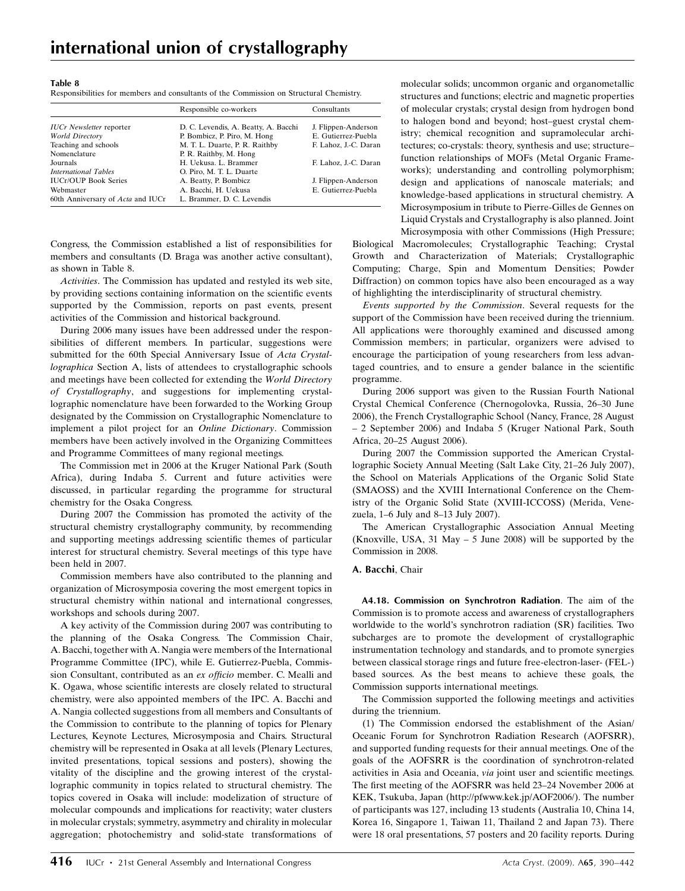**Table 8**

Responsibilities for members and consultants of the Commission on Structural Chemistry.

| | Responsible co-workers | Consultants |
|---|---|---|
| *IUCr Newsletter* reporter | D. C. Levendis, A. Beatty, A. Bacchi | J. Flippen-Anderson |
| *World Directory* | P. Bombicz, P. Piro, M. Hong | E. Gutierrez-Puebla |
| Teaching and schools | M. T. L. Duarte, P. R. Raithby | F. Lahoz, J.-C. Daran |
| Nomenclature | P. R. Raithby, M. Hong | |
| Journals | H. Uekusa. L. Brammer | F. Lahoz, J.-C. Daran |
| *International Tables* | O. Piro, M. T. L. Duarte | |
| IUCr/OUP Book Series | A. Beatty, P. Bombicz | J. Flippen-Anderson |
| Webmaster | A. Bacchi, H. Uekusa | E. Gutierrez-Puebla |
| 60th Anniversary of *Acta* and IUCr | L. Brammer, D. C. Levendis | |

Congress, the Commission established a list of responsibilities for members and consultants (D. Braga was another active consultant), as shown in Table 8.

*Activities*. The Commission has updated and restyled its web site, by providing sections containing information on the scientific events supported by the Commission, reports on past events, present activities of the Commission and historical background.

During 2006 many issues have been addressed under the responsibilities of different members. In particular, suggestions were submitted for the 60th Special Anniversary Issue of *Acta Crystallographica* Section A, lists of attendees to crystallographic schools and meetings have been collected for extending the *World Directory of Crystallography*, and suggestions for implementing crystallographic nomenclature have been forwarded to the Working Group designated by the Commission on Crystallographic Nomenclature to implement a pilot project for an *Online Dictionary*. Commission members have been actively involved in the Organizing Committees and Programme Committees of many regional meetings.

The Commission met in 2006 at the Kruger National Park (South Africa), during Indaba 5. Current and future activities were discussed, in particular regarding the programme for structural chemistry for the Osaka Congress.

During 2007 the Commission has promoted the activity of the structural chemistry crystallography community, by recommending and supporting meetings addressing scientific themes of particular interest for structural chemistry. Several meetings of this type have been held in 2007.

Commission members have also contributed to the planning and organization of Microsymposia covering the most emergent topics in structural chemistry within national and international congresses, workshops and schools during 2007.

A key activity of the Commission during 2007 was contributing to the planning of the Osaka Congress. The Commission Chair, A. Bacchi, together with A. Nangia were members of the International Programme Committee (IPC), while E. Gutierrez-Puebla, Commission Consultant, contributed as an *ex officio* member. C. Mealli and K. Ogawa, whose scientific interests are closely related to structural chemistry, were also appointed members of the IPC. A. Bacchi and A. Nangia collected suggestions from all members and Consultants of the Commission to contribute to the planning of topics for Plenary Lectures, Keynote Lectures, Microsymposia and Chairs. Structural chemistry will be represented in Osaka at all levels (Plenary Lectures, invited presentations, topical sessions and posters), showing the vitality of the discipline and the growing interest of the crystallographic community in topics related to structural chemistry. The topics covered in Osaka will include: modelization of structure of molecular compounds and implications for reactivity; water clusters in molecular crystals; symmetry, asymmetry and chirality in molecular aggregation; photochemistry and solid-state transformations of molecular solids; uncommon organic and organometallic structures and functions; electric and magnetic properties of molecular crystals; crystal design from hydrogen bond to halogen bond and beyond; host–guest crystal chemistry; chemical recognition and supramolecular architectures; co-crystals: theory, synthesis and use; structure–function relationships of MOFs (Metal Organic Frameworks); understanding and controlling polymorphism; design and applications of nanoscale materials; and knowledge-based applications in structural chemistry. A Microsymposium in tribute to Pierre-Gilles de Gennes on Liquid Crystals and Crystallography is also planned. Joint Microsymposia with other Commissions (High Pressure; Biological Macromolecules; Crystallographic Teaching; Crystal Growth and Characterization of Materials; Crystallographic Computing; Charge, Spin and Momentum Densities; Powder Diffraction) on common topics have also been encouraged as a way of highlighting the interdisciplinarity of structural chemistry.

*Events supported by the Commission*. Several requests for the support of the Commission have been received during the triennium. All applications were thoroughly examined and discussed among Commission members; in particular, organizers were advised to encourage the participation of young researchers from less advantaged countries, and to ensure a gender balance in the scientific programme.

During 2006 support was given to the Russian Fourth National Crystal Chemical Conference (Chernogolovka, Russia, 26–30 June 2006), the French Crystallographic School (Nancy, France, 28 August – 2 September 2006) and Indaba 5 (Kruger National Park, South Africa, 20–25 August 2006).

During 2007 the Commission supported the American Crystallographic Society Annual Meeting (Salt Lake City, 21–26 July 2007), the School on Materials Applications of the Organic Solid State (SMAOSS) and the XVIII International Conference on the Chemistry of the Organic Solid State (XVIII-ICCOSS) (Merida, Venezuela, 1–6 July and 8–13 July 2007).

The American Crystallographic Association Annual Meeting (Knoxville, USA, 31 May – 5 June 2008) will be supported by the Commission in 2008.

**A. Bacchi**, Chair

**A4.18. Commission on Synchrotron Radiation**. The aim of the Commission is to promote access and awareness of crystallographers worldwide to the world's synchrotron radiation (SR) facilities. Two subcharges are to promote the development of crystallographic instrumentation technology and standards, and to promote synergies between classical storage rings and future free-electron-laser- (FEL-) based sources. As the best means to achieve these goals, the Commission supports international meetings.

The Commission supported the following meetings and activities during the triennium.

(1) The Commission endorsed the establishment of the Asian/Oceanic Forum for Synchrotron Radiation Research (AOFSRR), and supported funding requests for their annual meetings. One of the goals of the AOFSRR is the coordination of synchrotron-related activities in Asia and Oceania, *via* joint user and scientific meetings. The first meeting of the AOFSRR was held 23–24 November 2006 at KEK, Tsukuba, Japan (http://pfwww.kek.jp/AOF2006/). The number of participants was 127, including 13 students (Australia 10, China 14, Korea 16, Singapore 1, Taiwan 11, Thailand 2 and Japan 73). There were 18 oral presentations, 57 posters and 20 facility reports. During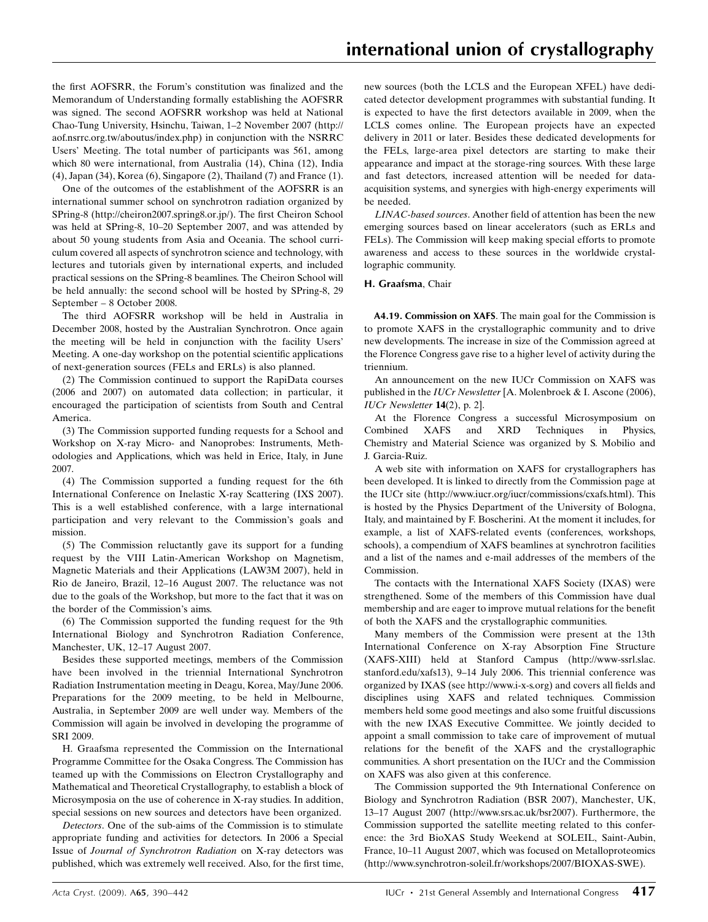the first AOFSRR, the Forum's constitution was finalized and the Memorandum of Understanding formally establishing the AOFSRR was signed. The second AOFSRR workshop was held at National Chao-Tung University, Hsinchu, Taiwan, 1–2 November 2007 (http://aof.nsrrc.org.tw/aboutus/index.php) in conjunction with the NSRRC Users' Meeting. The total number of participants was 561, among which 80 were international, from Australia (14), China (12), India (4), Japan (34), Korea (6), Singapore (2), Thailand (7) and France (1).

One of the outcomes of the establishment of the AOFSRR is an international summer school on synchrotron radiation organized by SPring-8 (http://cheiron2007.spring8.or.jp/). The first Cheiron School was held at SPring-8, 10–20 September 2007, and was attended by about 50 young students from Asia and Oceania. The school curriculum covered all aspects of synchrotron science and technology, with lectures and tutorials given by international experts, and included practical sessions on the SPring-8 beamlines. The Cheiron School will be held annually: the second school will be hosted by SPring-8, 29 September – 8 October 2008.

The third AOFSRR workshop will be held in Australia in December 2008, hosted by the Australian Synchrotron. Once again the meeting will be held in conjunction with the facility Users' Meeting. A one-day workshop on the potential scientific applications of next-generation sources (FELs and ERLs) is also planned.

(2) The Commission continued to support the RapiData courses (2006 and 2007) on automated data collection; in particular, it encouraged the participation of scientists from South and Central America.

(3) The Commission supported funding requests for a School and Workshop on X-ray Micro- and Nanoprobes: Instruments, Methodologies and Applications, which was held in Erice, Italy, in June 2007.

(4) The Commission supported a funding request for the 6th International Conference on Inelastic X-ray Scattering (IXS 2007). This is a well established conference, with a large international participation and very relevant to the Commission's goals and mission.

(5) The Commission reluctantly gave its support for a funding request by the VIII Latin-American Workshop on Magnetism, Magnetic Materials and their Applications (LAW3M 2007), held in Rio de Janeiro, Brazil, 12–16 August 2007. The reluctance was not due to the goals of the Workshop, but more to the fact that it was on the border of the Commission's aims.

(6) The Commission supported the funding request for the 9th International Biology and Synchrotron Radiation Conference, Manchester, UK, 12–17 August 2007.

Besides these supported meetings, members of the Commission have been involved in the triennial International Synchrotron Radiation Instrumentation meeting in Deagu, Korea, May/June 2006. Preparations for the 2009 meeting, to be held in Melbourne, Australia, in September 2009 are well under way. Members of the Commission will again be involved in developing the programme of SRI 2009.

H. Graafsma represented the Commission on the International Programme Committee for the Osaka Congress. The Commission has teamed up with the Commissions on Electron Crystallography and Mathematical and Theoretical Crystallography, to establish a block of Microsymposia on the use of coherence in X-ray studies. In addition, special sessions on new sources and detectors have been organized.

*Detectors*. One of the sub-aims of the Commission is to stimulate appropriate funding and activities for detectors. In 2006 a Special Issue of *Journal of Synchrotron Radiation* on X-ray detectors was published, which was extremely well received. Also, for the first time, new sources (both the LCLS and the European XFEL) have dedicated detector development programmes with substantial funding. It is expected to have the first detectors available in 2009, when the LCLS comes online. The European projects have an expected delivery in 2011 or later. Besides these dedicated developments for the FELs, large-area pixel detectors are starting to make their appearance and impact at the storage-ring sources. With these large and fast detectors, increased attention will be needed for data-acquisition systems, and synergies with high-energy experiments will be needed.

*LINAC-based sources*. Another field of attention has been the new emerging sources based on linear accelerators (such as ERLs and FELs). The Commission will keep making special efforts to promote awareness and access to these sources in the worldwide crystallographic community.

**H. Graafsma**, Chair

**A4.19. Commission on XAFS**. The main goal for the Commission is to promote XAFS in the crystallographic community and to drive new developments. The increase in size of the Commission agreed at the Florence Congress gave rise to a higher level of activity during the triennium.

An announcement on the new IUCr Commission on XAFS was published in the *IUCr Newsletter* [A. Molenbroek & I. Ascone (2006), *IUCr Newsletter* **14**(2), p. 2].

At the Florence Congress a successful Microsymposium on Combined XAFS and XRD Techniques in Physics, Chemistry and Material Science was organized by S. Mobilio and J. Garcia-Ruiz.

A web site with information on XAFS for crystallographers has been developed. It is linked to directly from the Commission page at the IUCr site (http://www.iucr.org/iucr/commissions/cxafs.html). This is hosted by the Physics Department of the University of Bologna, Italy, and maintained by F. Boscherini. At the moment it includes, for example, a list of XAFS-related events (conferences, workshops, schools), a compendium of XAFS beamlines at synchrotron facilities and a list of the names and e-mail addresses of the members of the Commission.

The contacts with the International XAFS Society (IXAS) were strengthened. Some of the members of this Commission have dual membership and are eager to improve mutual relations for the benefit of both the XAFS and the crystallographic communities.

Many members of the Commission were present at the 13th International Conference on X-ray Absorption Fine Structure (XAFS-XIII) held at Stanford Campus (http://www-ssrl.slac.stanford.edu/xafs13), 9–14 July 2006. This triennial conference was organized by IXAS (see http://www.i-x-s.org) and covers all fields and disciplines using XAFS and related techniques. Commission members held some good meetings and also some fruitful discussions with the new IXAS Executive Committee. We jointly decided to appoint a small commission to take care of improvement of mutual relations for the benefit of the XAFS and the crystallographic communities. A short presentation on the IUCr and the Commission on XAFS was also given at this conference.

The Commission supported the 9th International Conference on Biology and Synchrotron Radiation (BSR 2007), Manchester, UK, 13–17 August 2007 (http://www.srs.ac.uk/bsr2007). Furthermore, the Commission supported the satellite meeting related to this conference: the 3rd BioXAS Study Weekend at SOLEIL, Saint-Aubin, France, 10–11 August 2007, which was focused on Metalloproteomics (http://www.synchrotron-soleil.fr/workshops/2007/BIOXAS-SWE).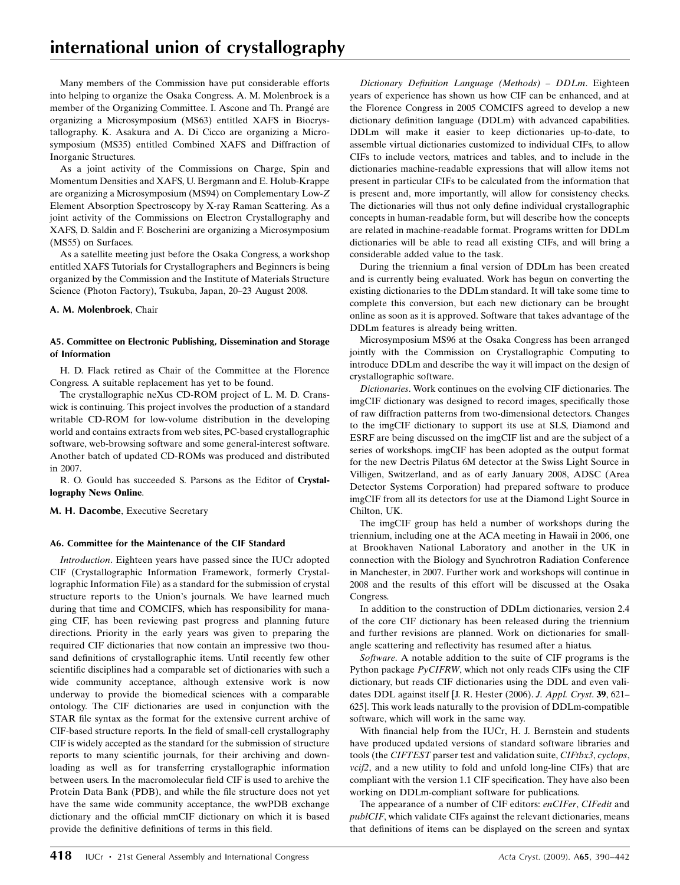Many members of the Commission have put considerable efforts into helping to organize the Osaka Congress. A. M. Molenbroek is a member of the Organizing Committee. I. Ascone and Th. Prangé are organizing a Microsymposium (MS63) entitled XAFS in Biocrystallography. K. Asakura and A. Di Cicco are organizing a Microsymposium (MS35) entitled Combined XAFS and Diffraction of Inorganic Structures.

As a joint activity of the Commissions on Charge, Spin and Momentum Densities and XAFS, U. Bergmann and E. Holub-Krappe are organizing a Microsymposium (MS94) on Complementary Low-*Z* Element Absorption Spectroscopy by X-ray Raman Scattering. As a joint activity of the Commissions on Electron Crystallography and XAFS, D. Saldin and F. Boscherini are organizing a Microsymposium (MS55) on Surfaces.

As a satellite meeting just before the Osaka Congress, a workshop entitled XAFS Tutorials for Crystallographers and Beginners is being organized by the Commission and the Institute of Materials Structure Science (Photon Factory), Tsukuba, Japan, 20–23 August 2008.

**A. M. Molenbroek**, Chair

#### A5. Committee on Electronic Publishing, Dissemination and Storage of Information

H. D. Flack retired as Chair of the Committee at the Florence Congress. A suitable replacement has yet to be found.

The crystallographic neXus CD-ROM project of L. M. D. Cranswick is continuing. This project involves the production of a standard writable CD-ROM for low-volume distribution in the developing world and contains extracts from web sites, PC-based crystallographic software, web-browsing software and some general-interest software. Another batch of updated CD-ROMs was produced and distributed in 2007.

R. O. Gould has succeeded S. Parsons as the Editor of **Crystallography News Online**.

**M. H. Dacombe**, Executive Secretary

#### A6. Committee for the Maintenance of the CIF Standard

*Introduction*. Eighteen years have passed since the IUCr adopted CIF (Crystallographic Information Framework, formerly Crystallographic Information File) as a standard for the submission of crystal structure reports to the Union's journals. We have learned much during that time and COMCIFS, which has responsibility for managing CIF, has been reviewing past progress and planning future directions. Priority in the early years was given to preparing the required CIF dictionaries that now contain an impressive two thousand definitions of crystallographic items. Until recently few other scientific disciplines had a comparable set of dictionaries with such a wide community acceptance, although extensive work is now underway to provide the biomedical sciences with a comparable ontology. The CIF dictionaries are used in conjunction with the STAR file syntax as the format for the extensive current archive of CIF-based structure reports. In the field of small-cell crystallography CIF is widely accepted as the standard for the submission of structure reports to many scientific journals, for their archiving and downloading as well as for transferring crystallographic information between users. In the macromolecular field CIF is used to archive the Protein Data Bank (PDB), and while the file structure does not yet have the same wide community acceptance, the wwPDB exchange dictionary and the official mmCIF dictionary on which it is based provide the definitive definitions of terms in this field.

*Dictionary Definition Language (Methods) – DDLm*. Eighteen years of experience has shown us how CIF can be enhanced, and at the Florence Congress in 2005 COMCIFS agreed to develop a new dictionary definition language (DDLm) with advanced capabilities. DDLm will make it easier to keep dictionaries up-to-date, to assemble virtual dictionaries customized to individual CIFs, to allow CIFs to include vectors, matrices and tables, and to include in the dictionaries machine-readable expressions that will allow items not present in particular CIFs to be calculated from the information that is present and, more importantly, will allow for consistency checks. The dictionaries will thus not only define individual crystallographic concepts in human-readable form, but will describe how the concepts are related in machine-readable format. Programs written for DDLm dictionaries will be able to read all existing CIFs, and will bring a considerable added value to the task.

During the triennium a final version of DDLm has been created and is currently being evaluated. Work has begun on converting the existing dictionaries to the DDLm standard. It will take some time to complete this conversion, but each new dictionary can be brought online as soon as it is approved. Software that takes advantage of the DDLm features is already being written.

Microsymposium MS96 at the Osaka Congress has been arranged jointly with the Commission on Crystallographic Computing to introduce DDLm and describe the way it will impact on the design of crystallographic software.

*Dictionaries*. Work continues on the evolving CIF dictionaries. The imgCIF dictionary was designed to record images, specifically those of raw diffraction patterns from two-dimensional detectors. Changes to the imgCIF dictionary to support its use at SLS, Diamond and ESRF are being discussed on the imgCIF list and are the subject of a series of workshops. imgCIF has been adopted as the output format for the new Dectris Pilatus 6M detector at the Swiss Light Source in Villigen, Switzerland, and as of early January 2008, ADSC (Area Detector Systems Corporation) had prepared software to produce imgCIF from all its detectors for use at the Diamond Light Source in Chilton, UK.

The imgCIF group has held a number of workshops during the triennium, including one at the ACA meeting in Hawaii in 2006, one at Brookhaven National Laboratory and another in the UK in connection with the Biology and Synchrotron Radiation Conference in Manchester, in 2007. Further work and workshops will continue in 2008 and the results of this effort will be discussed at the Osaka Congress.

In addition to the construction of DDLm dictionaries, version 2.4 of the core CIF dictionary has been released during the triennium and further revisions are planned. Work on dictionaries for small-angle scattering and reflectivity has resumed after a hiatus.

*Software*. A notable addition to the suite of CIF programs is the Python package *PyCIFRW*, which not only reads CIFs using the CIF dictionary, but reads CIF dictionaries using the DDL and even validates DDL against itself [J. R. Hester (2006). *J. Appl. Cryst*. **39**, 621–625]. This work leads naturally to the provision of DDLm-compatible software, which will work in the same way.

With financial help from the IUCr, H. J. Bernstein and students have produced updated versions of standard software libraries and tools (the *CIFTEST* parser test and validation suite, *CIFtbx3*, *cyclops*, *vcif2*, and a new utility to fold and unfold long-line CIFs) that are compliant with the version 1.1 CIF specification. They have also been working on DDLm-compliant software for publications.

The appearance of a number of CIF editors: *enCIFer*, *CIFedit* and *publCIF*, which validate CIFs against the relevant dictionaries, means that definitions of items can be displayed on the screen and syntax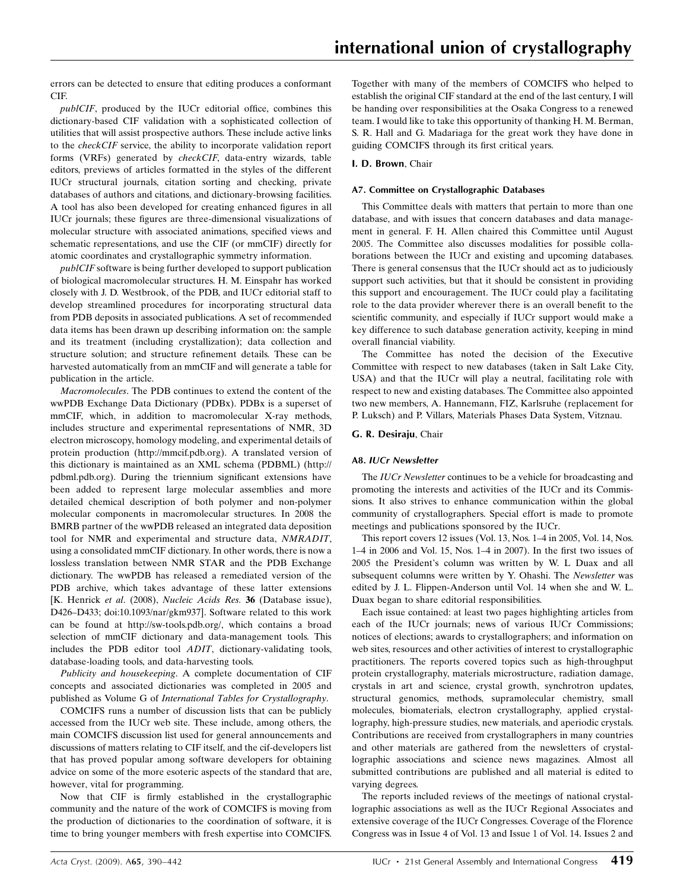errors can be detected to ensure that editing produces a conformant CIF.

*publCIF*, produced by the IUCr editorial office, combines this dictionary-based CIF validation with a sophisticated collection of utilities that will assist prospective authors. These include active links to the *checkCIF* service, the ability to incorporate validation report forms (VRFs) generated by *checkCIF*, data-entry wizards, table editors, previews of articles formatted in the styles of the different IUCr structural journals, citation sorting and checking, private databases of authors and citations, and dictionary-browsing facilities. A tool has also been developed for creating enhanced figures in all IUCr journals; these figures are three-dimensional visualizations of molecular structure with associated animations, specified views and schematic representations, and use the CIF (or mmCIF) directly for atomic coordinates and crystallographic symmetry information.

*publCIF* software is being further developed to support publication of biological macromolecular structures. H. M. Einspahr has worked closely with J. D. Westbrook, of the PDB, and IUCr editorial staff to develop streamlined procedures for incorporating structural data from PDB deposits in associated publications. A set of recommended data items has been drawn up describing information on: the sample and its treatment (including crystallization); data collection and structure solution; and structure refinement details. These can be harvested automatically from an mmCIF and will generate a table for publication in the article.

*Macromolecules*. The PDB continues to extend the content of the wwPDB Exchange Data Dictionary (PDBx). PDBx is a superset of mmCIF, which, in addition to macromolecular X-ray methods, includes structure and experimental representations of NMR, 3D electron microscopy, homology modeling, and experimental details of protein production (http://mmcif.pdb.org). A translated version of this dictionary is maintained as an XML schema (PDBML) (http://pdbml.pdb.org). During the triennium significant extensions have been added to represent large molecular assemblies and more detailed chemical description of both polymer and non-polymer molecular components in macromolecular structures. In 2008 the BMRB partner of the wwPDB released an integrated data deposition tool for NMR and experimental and structure data, *NMRADIT*, using a consolidated mmCIF dictionary. In other words, there is now a lossless translation between NMR STAR and the PDB Exchange dictionary. The wwPDB has released a remediated version of the PDB archive, which takes advantage of these latter extensions [K. Henrick *et al*. (2008), *Nucleic Acids Res.* **36** (Database issue), D426–D433; doi:10.1093/nar/gkm937]. Software related to this work can be found at http://sw-tools.pdb.org/, which contains a broad selection of mmCIF dictionary and data-management tools. This includes the PDB editor tool *ADIT*, dictionary-validating tools, database-loading tools, and data-harvesting tools.

*Publicity and housekeeping*. A complete documentation of CIF concepts and associated dictionaries was completed in 2005 and published as Volume G of *International Tables for Crystallography*.

COMCIFS runs a number of discussion lists that can be publicly accessed from the IUCr web site. These include, among others, the main COMCIFS discussion list used for general announcements and discussions of matters relating to CIF itself, and the cif-developers list that has proved popular among software developers for obtaining advice on some of the more esoteric aspects of the standard that are, however, vital for programming.

Now that CIF is firmly established in the crystallographic community and the nature of the work of COMCIFS is moving from the production of dictionaries to the coordination of software, it is time to bring younger members with fresh expertise into COMCIFS. Together with many of the members of COMCIFS who helped to establish the original CIF standard at the end of the last century, I will be handing over responsibilities at the Osaka Congress to a renewed team. I would like to take this opportunity of thanking H. M. Berman, S. R. Hall and G. Madariaga for the great work they have done in guiding COMCIFS through its first critical years.

**I. D. Brown**, Chair

#### A7. Committee on Crystallographic Databases

This Committee deals with matters that pertain to more than one database, and with issues that concern databases and data management in general. F. H. Allen chaired this Committee until August 2005. The Committee also discusses modalities for possible collaborations between the IUCr and existing and upcoming databases. There is general consensus that the IUCr should act as to judiciously support such activities, but that it should be consistent in providing this support and encouragement. The IUCr could play a facilitating role to the data provider wherever there is an overall benefit to the scientific community, and especially if IUCr support would make a key difference to such database generation activity, keeping in mind overall financial viability.

The Committee has noted the decision of the Executive Committee with respect to new databases (taken in Salt Lake City, USA) and that the IUCr will play a neutral, facilitating role with respect to new and existing databases. The Committee also appointed two new members, A. Hannemann, FIZ, Karlsruhe (replacement for P. Luksch) and P. Villars, Materials Phases Data System, Vitznau.

**G. R. Desiraju**, Chair

#### A8. *IUCr Newsletter*

The *IUCr Newsletter* continues to be a vehicle for broadcasting and promoting the interests and activities of the IUCr and its Commissions. It also strives to enhance communication within the global community of crystallographers. Special effort is made to promote meetings and publications sponsored by the IUCr.

This report covers 12 issues (Vol. 13, Nos. 1–4 in 2005, Vol. 14, Nos. 1–4 in 2006 and Vol. 15, Nos. 1–4 in 2007). In the first two issues of 2005 the President's column was written by W. L Duax and all subsequent columns were written by Y. Ohashi. The *Newsletter* was edited by J. L. Flippen-Anderson until Vol. 14 when she and W. L. Duax began to share editorial responsibilities.

Each issue contained: at least two pages highlighting articles from each of the IUCr journals; news of various IUCr Commissions; notices of elections; awards to crystallographers; and information on web sites, resources and other activities of interest to crystallographic practitioners. The reports covered topics such as high-throughput protein crystallography, materials microstructure, radiation damage, crystals in art and science, crystal growth, synchrotron updates, structural genomics, methods, supramolecular chemistry, small molecules, biomaterials, electron crystallography, applied crystallography, high-pressure studies, new materials, and aperiodic crystals. Contributions are received from crystallographers in many countries and other materials are gathered from the newsletters of crystallographic associations and science news magazines. Almost all submitted contributions are published and all material is edited to varying degrees.

The reports included reviews of the meetings of national crystallographic associations as well as the IUCr Regional Associates and extensive coverage of the IUCr Congresses. Coverage of the Florence Congress was in Issue 4 of Vol. 13 and Issue 1 of Vol. 14. Issues 2 and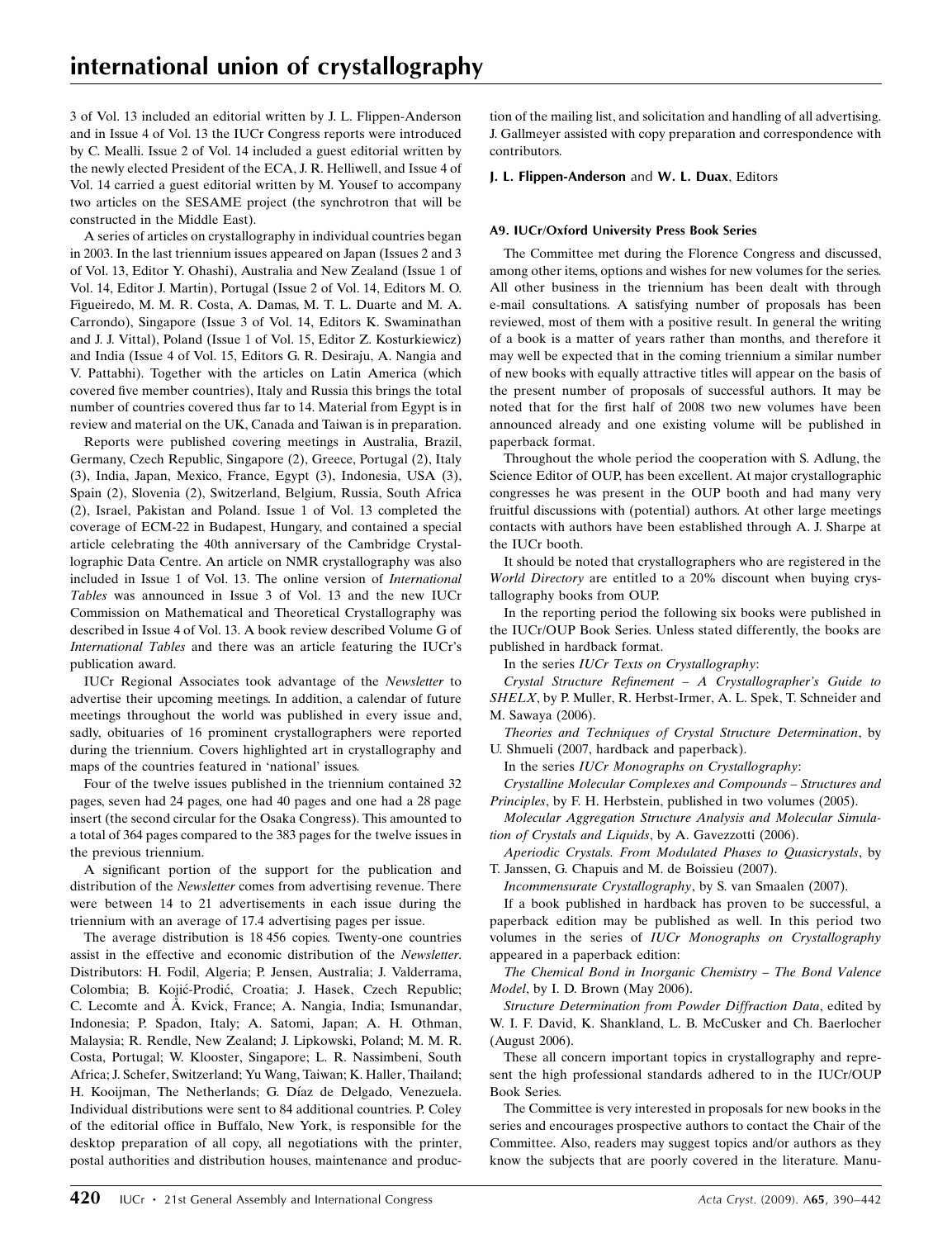3 of Vol. 13 included an editorial written by J. L. Flippen-Anderson and in Issue 4 of Vol. 13 the IUCr Congress reports were introduced by C. Mealli. Issue 2 of Vol. 14 included a guest editorial written by the newly elected President of the ECA, J. R. Helliwell, and Issue 4 of Vol. 14 carried a guest editorial written by M. Yousef to accompany two articles on the SESAME project (the synchrotron that will be constructed in the Middle East).

A series of articles on crystallography in individual countries began in 2003. In the last triennium issues appeared on Japan (Issues 2 and 3 of Vol. 13, Editor Y. Ohashi), Australia and New Zealand (Issue 1 of Vol. 14, Editor J. Martin), Portugal (Issue 2 of Vol. 14, Editors M. O. Figueiredo, M. M. R. Costa, A. Damas, M. T. L. Duarte and M. A. Carrondo), Singapore (Issue 3 of Vol. 14, Editors K. Swaminathan and J. J. Vittal), Poland (Issue 1 of Vol. 15, Editor Z. Kosturkiewicz) and India (Issue 4 of Vol. 15, Editors G. R. Desiraju, A. Nangia and V. Pattabhi). Together with the articles on Latin America (which covered five member countries), Italy and Russia this brings the total number of countries covered thus far to 14. Material from Egypt is in review and material on the UK, Canada and Taiwan is in preparation.

Reports were published covering meetings in Australia, Brazil, Germany, Czech Republic, Singapore (2), Greece, Portugal (2), Italy (3), India, Japan, Mexico, France, Egypt (3), Indonesia, USA (3), Spain (2), Slovenia (2), Switzerland, Belgium, Russia, South Africa (2), Israel, Pakistan and Poland. Issue 1 of Vol. 13 completed the coverage of ECM-22 in Budapest, Hungary, and contained a special article celebrating the 40th anniversary of the Cambridge Crystallographic Data Centre. An article on NMR crystallography was also included in Issue 1 of Vol. 13. The online version of *International Tables* was announced in Issue 3 of Vol. 13 and the new IUCr Commission on Mathematical and Theoretical Crystallography was described in Issue 4 of Vol. 13. A book review described Volume G of *International Tables* and there was an article featuring the IUCr's publication award.

IUCr Regional Associates took advantage of the *Newsletter* to advertise their upcoming meetings. In addition, a calendar of future meetings throughout the world was published in every issue and, sadly, obituaries of 16 prominent crystallographers were reported during the triennium. Covers highlighted art in crystallography and maps of the countries featured in 'national' issues.

Four of the twelve issues published in the triennium contained 32 pages, seven had 24 pages, one had 40 pages and one had a 28 page insert (the second circular for the Osaka Congress). This amounted to a total of 364 pages compared to the 383 pages for the twelve issues in the previous triennium.

A significant portion of the support for the publication and distribution of the *Newsletter* comes from advertising revenue. There were between 14 to 21 advertisements in each issue during the triennium with an average of 17.4 advertising pages per issue.

The average distribution is 18 456 copies. Twenty-one countries assist in the effective and economic distribution of the *Newsletter*. Distributors: H. Fodil, Algeria; P. Jensen, Australia; J. Valderrama, Colombia; B. Kojić-Prodić, Croatia; J. Hasek, Czech Republic; C. Lecomte and Å. Kvick, France; A. Nangia, India; Ismunandar, Indonesia; P. Spadon, Italy; A. Satomi, Japan; A. H. Othman, Malaysia; R. Rendle, New Zealand; J. Lipkowski, Poland; M. M. R. Costa, Portugal; W. Klooster, Singapore; L. R. Nassimbeni, South Africa; J. Schefer, Switzerland; Yu Wang, Taiwan; K. Haller, Thailand; H. Kooijman, The Netherlands; G. Díaz de Delgado, Venezuela. Individual distributions were sent to 84 additional countries. P. Coley of the editorial office in Buffalo, New York, is responsible for the desktop preparation of all copy, all negotiations with the printer, postal authorities and distribution houses, maintenance and production of the mailing list, and solicitation and handling of all advertising. J. Gallmeyer assisted with copy preparation and correspondence with contributors.

**J. L. Flippen-Anderson** and **W. L. Duax**, Editors

#### A9. IUCr/Oxford University Press Book Series

The Committee met during the Florence Congress and discussed, among other items, options and wishes for new volumes for the series. All other business in the triennium has been dealt with through e-mail consultations. A satisfying number of proposals has been reviewed, most of them with a positive result. In general the writing of a book is a matter of years rather than months, and therefore it may well be expected that in the coming triennium a similar number of new books with equally attractive titles will appear on the basis of the present number of proposals of successful authors. It may be noted that for the first half of 2008 two new volumes have been announced already and one existing volume will be published in paperback format.

Throughout the whole period the cooperation with S. Adlung, the Science Editor of OUP, has been excellent. At major crystallographic congresses he was present in the OUP booth and had many very fruitful discussions with (potential) authors. At other large meetings contacts with authors have been established through A. J. Sharpe at the IUCr booth.

It should be noted that crystallographers who are registered in the *World Directory* are entitled to a 20% discount when buying crystallography books from OUP.

In the reporting period the following six books were published in the IUCr/OUP Book Series. Unless stated differently, the books are published in hardback format.

In the series *IUCr Texts on Crystallography*:

*Crystal Structure Refinement – A Crystallographer's Guide to SHELX*, by P. Muller, R. Herbst-Irmer, A. L. Spek, T. Schneider and M. Sawaya (2006).

*Theories and Techniques of Crystal Structure Determination*, by U. Shmueli (2007, hardback and paperback).

In the series *IUCr Monographs on Crystallography*:

*Crystalline Molecular Complexes and Compounds – Structures and Principles*, by F. H. Herbstein, published in two volumes (2005).

*Molecular Aggregation Structure Analysis and Molecular Simulation of Crystals and Liquids*, by A. Gavezzotti (2006).

*Aperiodic Crystals. From Modulated Phases to Quasicrystals*, by T. Janssen, G. Chapuis and M. de Boissieu (2007).

*Incommensurate Crystallography*, by S. van Smaalen (2007).

If a book published in hardback has proven to be successful, a paperback edition may be published as well. In this period two volumes in the series of *IUCr Monographs on Crystallography* appeared in a paperback edition:

*The Chemical Bond in Inorganic Chemistry – The Bond Valence Model*, by I. D. Brown (May 2006).

*Structure Determination from Powder Diffraction Data*, edited by W. I. F. David, K. Shankland, L. B. McCusker and Ch. Baerlocher (August 2006).

These all concern important topics in crystallography and represent the high professional standards adhered to in the IUCr/OUP Book Series.

The Committee is very interested in proposals for new books in the series and encourages prospective authors to contact the Chair of the Committee. Also, readers may suggest topics and/or authors as they know the subjects that are poorly covered in the literature. Manu-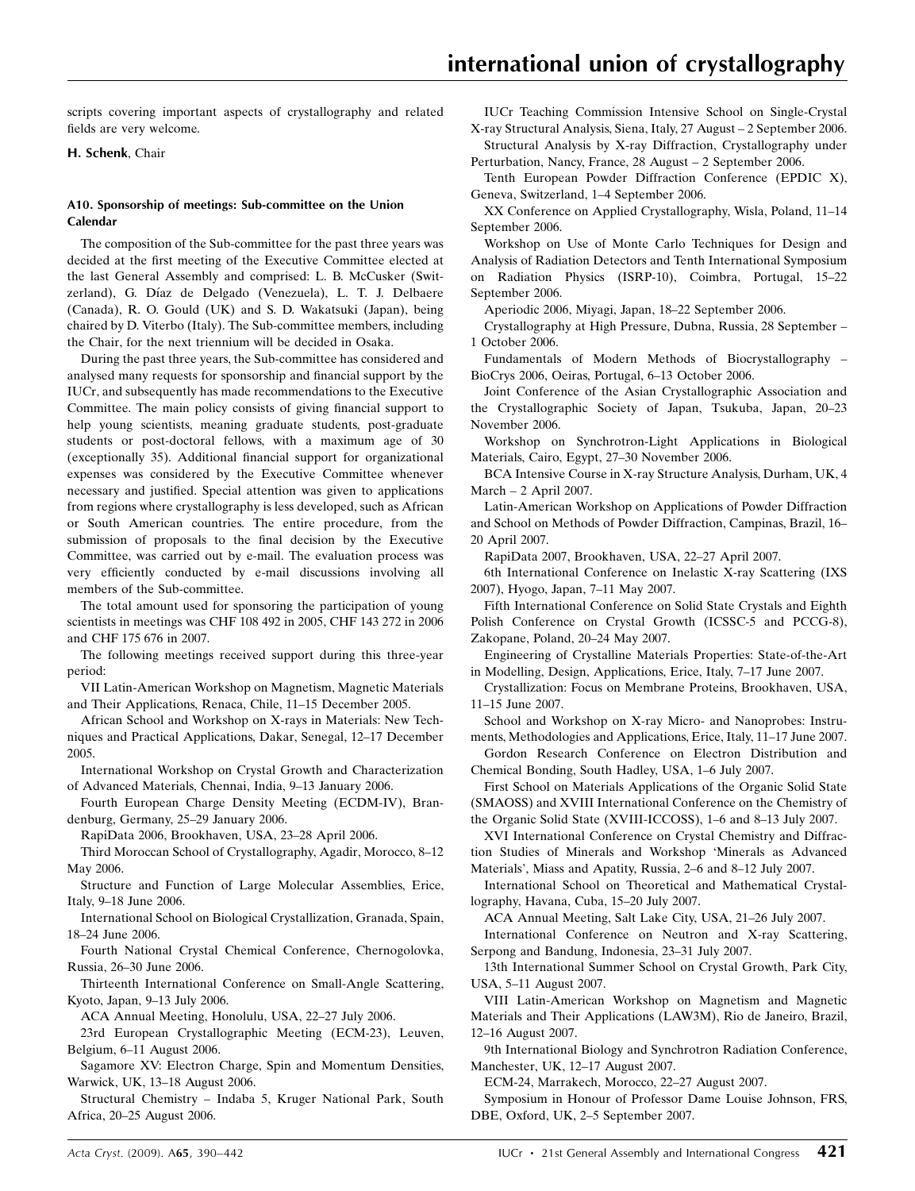scripts covering important aspects of crystallography and related fields are very welcome.

**H. Schenk**, Chair

#### A10. Sponsorship of meetings: Sub-committee on the Union Calendar

The composition of the Sub-committee for the past three years was decided at the first meeting of the Executive Committee elected at the last General Assembly and comprised: L. B. McCusker (Switzerland), G. Díaz de Delgado (Venezuela), L. T. J. Delbaere (Canada), R. O. Gould (UK) and S. D. Wakatsuki (Japan), being chaired by D. Viterbo (Italy). The Sub-committee members, including the Chair, for the next triennium will be decided in Osaka.

During the past three years, the Sub-committee has considered and analysed many requests for sponsorship and financial support by the IUCr, and subsequently has made recommendations to the Executive Committee. The main policy consists of giving financial support to help young scientists, meaning graduate students, post-graduate students or post-doctoral fellows, with a maximum age of 30 (exceptionally 35). Additional financial support for organizational expenses was considered by the Executive Committee whenever necessary and justified. Special attention was given to applications from regions where crystallography is less developed, such as African or South American countries. The entire procedure, from the submission of proposals to the final decision by the Executive Committee, was carried out by e-mail. The evaluation process was very efficiently conducted by e-mail discussions involving all members of the Sub-committee.

The total amount used for sponsoring the participation of young scientists in meetings was CHF 108 492 in 2005, CHF 143 272 in 2006 and CHF 175 676 in 2007.

The following meetings received support during this three-year period:

VII Latin-American Workshop on Magnetism, Magnetic Materials and Their Applications, Renaca, Chile, 11–15 December 2005.

African School and Workshop on X-rays in Materials: New Techniques and Practical Applications, Dakar, Senegal, 12–17 December 2005.

International Workshop on Crystal Growth and Characterization of Advanced Materials, Chennai, India, 9–13 January 2006.

Fourth European Charge Density Meeting (ECDM-IV), Brandenburg, Germany, 25–29 January 2006.

RapiData 2006, Brookhaven, USA, 23–28 April 2006.

Third Moroccan School of Crystallography, Agadir, Morocco, 8–12 May 2006.

Structure and Function of Large Molecular Assemblies, Erice, Italy, 9–18 June 2006.

International School on Biological Crystallization, Granada, Spain, 18–24 June 2006.

Fourth National Crystal Chemical Conference, Chernogolovka, Russia, 26–30 June 2006.

Thirteenth International Conference on Small-Angle Scattering, Kyoto, Japan, 9–13 July 2006.

ACA Annual Meeting, Honolulu, USA, 22–27 July 2006.

23rd European Crystallographic Meeting (ECM-23), Leuven, Belgium, 6–11 August 2006.

Sagamore XV: Electron Charge, Spin and Momentum Densities, Warwick, UK, 13–18 August 2006.

Structural Chemistry – Indaba 5, Kruger National Park, South Africa, 20–25 August 2006.

IUCr Teaching Commission Intensive School on Single-Crystal X-ray Structural Analysis, Siena, Italy, 27 August – 2 September 2006.

Structural Analysis by X-ray Diffraction, Crystallography under Perturbation, Nancy, France, 28 August – 2 September 2006.

Tenth European Powder Diffraction Conference (EPDIC X), Geneva, Switzerland, 1–4 September 2006.

XX Conference on Applied Crystallography, Wisla, Poland, 11–14 September 2006.

Workshop on Use of Monte Carlo Techniques for Design and Analysis of Radiation Detectors and Tenth International Symposium on Radiation Physics (ISRP-10), Coimbra, Portugal, 15–22 September 2006.

Aperiodic 2006, Miyagi, Japan, 18–22 September 2006.

Crystallography at High Pressure, Dubna, Russia, 28 September – 1 October 2006.

Fundamentals of Modern Methods of Biocrystallography – BioCrys 2006, Oeiras, Portugal, 6–13 October 2006.

Joint Conference of the Asian Crystallographic Association and the Crystallographic Society of Japan, Tsukuba, Japan, 20–23 November 2006.

Workshop on Synchrotron-Light Applications in Biological Materials, Cairo, Egypt, 27–30 November 2006.

BCA Intensive Course in X-ray Structure Analysis, Durham, UK, 4 March – 2 April 2007.

Latin-American Workshop on Applications of Powder Diffraction and School on Methods of Powder Diffraction, Campinas, Brazil, 16–20 April 2007.

RapiData 2007, Brookhaven, USA, 22–27 April 2007.

6th International Conference on Inelastic X-ray Scattering (IXS 2007), Hyogo, Japan, 7–11 May 2007.

Fifth International Conference on Solid State Crystals and Eighth Polish Conference on Crystal Growth (ICSSC-5 and PCCG-8), Zakopane, Poland, 20–24 May 2007.

Engineering of Crystalline Materials Properties: State-of-the-Art in Modelling, Design, Applications, Erice, Italy, 7–17 June 2007.

Crystallization: Focus on Membrane Proteins, Brookhaven, USA, 11–15 June 2007.

School and Workshop on X-ray Micro- and Nanoprobes: Instruments, Methodologies and Applications, Erice, Italy, 11–17 June 2007.

Gordon Research Conference on Electron Distribution and Chemical Bonding, South Hadley, USA, 1–6 July 2007.

First School on Materials Applications of the Organic Solid State (SMAOSS) and XVIII International Conference on the Chemistry of the Organic Solid State (XVIII-ICCOSS), 1–6 and 8–13 July 2007.

XVI International Conference on Crystal Chemistry and Diffraction Studies of Minerals and Workshop 'Minerals as Advanced Materials', Miass and Apatity, Russia, 2–6 and 8–12 July 2007.

International School on Theoretical and Mathematical Crystallography, Havana, Cuba, 15–20 July 2007.

ACA Annual Meeting, Salt Lake City, USA, 21–26 July 2007.

International Conference on Neutron and X-ray Scattering, Serpong and Bandung, Indonesia, 23–31 July 2007.

13th International Summer School on Crystal Growth, Park City, USA, 5–11 August 2007.

VIII Latin-American Workshop on Magnetism and Magnetic Materials and Their Applications (LAW3M), Rio de Janeiro, Brazil, 12–16 August 2007.

9th International Biology and Synchrotron Radiation Conference, Manchester, UK, 12–17 August 2007.

ECM-24, Marrakech, Morocco, 22–27 August 2007.

Symposium in Honour of Professor Dame Louise Johnson, FRS, DBE, Oxford, UK, 2–5 September 2007.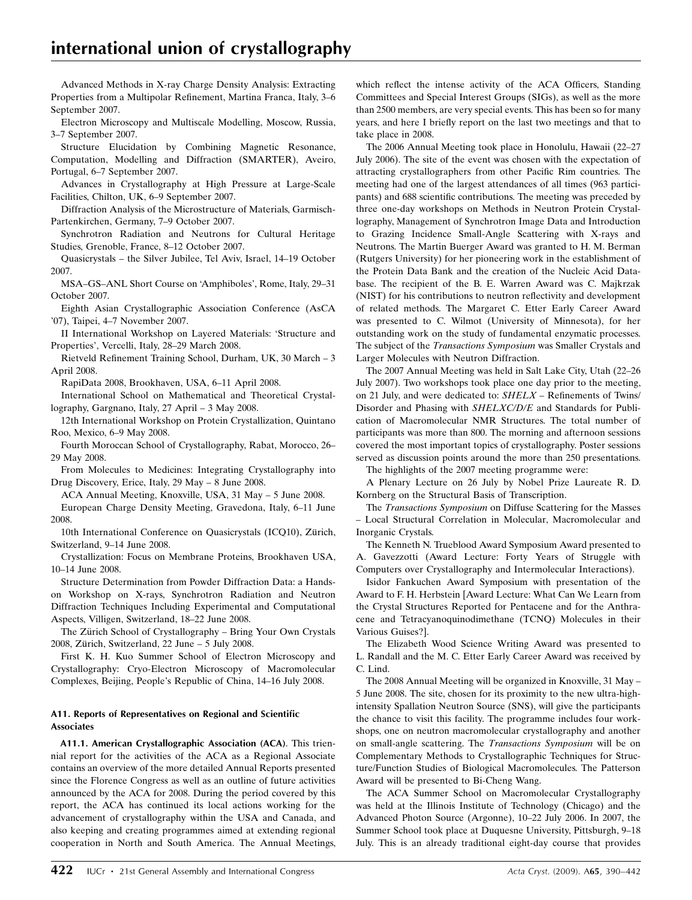Advanced Methods in X-ray Charge Density Analysis: Extracting Properties from a Multipolar Refinement, Martina Franca, Italy, 3–6 September 2007.

Electron Microscopy and Multiscale Modelling, Moscow, Russia, 3–7 September 2007.

Structure Elucidation by Combining Magnetic Resonance, Computation, Modelling and Diffraction (SMARTER), Aveiro, Portugal, 6–7 September 2007.

Advances in Crystallography at High Pressure at Large-Scale Facilities, Chilton, UK, 6–9 September 2007.

Diffraction Analysis of the Microstructure of Materials, Garmisch-Partenkirchen, Germany, 7–9 October 2007.

Synchrotron Radiation and Neutrons for Cultural Heritage Studies, Grenoble, France, 8–12 October 2007.

Quasicrystals – the Silver Jubilee, Tel Aviv, Israel, 14–19 October 2007.

MSA–GS–ANL Short Course on 'Amphiboles', Rome, Italy, 29–31 October 2007.

Eighth Asian Crystallographic Association Conference (AsCA '07), Taipei, 4–7 November 2007.

II International Workshop on Layered Materials: 'Structure and Properties', Vercelli, Italy, 28–29 March 2008.

Rietveld Refinement Training School, Durham, UK, 30 March – 3 April 2008.

RapiData 2008, Brookhaven, USA, 6–11 April 2008.

International School on Mathematical and Theoretical Crystallography, Gargnano, Italy, 27 April – 3 May 2008.

12th International Workshop on Protein Crystallization, Quintano Roo, Mexico, 6–9 May 2008.

Fourth Moroccan School of Crystallography, Rabat, Morocco, 26–29 May 2008.

From Molecules to Medicines: Integrating Crystallography into Drug Discovery, Erice, Italy, 29 May – 8 June 2008.

ACA Annual Meeting, Knoxville, USA, 31 May – 5 June 2008.

European Charge Density Meeting, Gravedona, Italy, 6–11 June 2008.

10th International Conference on Quasicrystals (ICQ10), Zürich, Switzerland, 9–14 June 2008.

Crystallization: Focus on Membrane Proteins, Brookhaven USA, 10–14 June 2008.

Structure Determination from Powder Diffraction Data: a Hands-on Workshop on X-rays, Synchrotron Radiation and Neutron Diffraction Techniques Including Experimental and Computational Aspects, Villigen, Switzerland, 18–22 June 2008.

The Zürich School of Crystallography – Bring Your Own Crystals 2008, Zürich, Switzerland, 22 June – 5 July 2008.

First K. H. Kuo Summer School of Electron Microscopy and Crystallography: Cryo-Electron Microscopy of Macromolecular Complexes, Beijing, People's Republic of China, 14–16 July 2008.

#### A11. Reports of Representatives on Regional and Scientific Associates

**A11.1. American Crystallographic Association (ACA)**. This triennial report for the activities of the ACA as a Regional Associate contains an overview of the more detailed Annual Reports presented since the Florence Congress as well as an outline of future activities announced by the ACA for 2008. During the period covered by this report, the ACA has continued its local actions working for the advancement of crystallography within the USA and Canada, and also keeping and creating programmes aimed at extending regional cooperation in North and South America. The Annual Meetings, which reflect the intense activity of the ACA Officers, Standing Committees and Special Interest Groups (SIGs), as well as the more than 2500 members, are very special events. This has been so for many years, and here I briefly report on the last two meetings and that to take place in 2008.

The 2006 Annual Meeting took place in Honolulu, Hawaii (22–27 July 2006). The site of the event was chosen with the expectation of attracting crystallographers from other Pacific Rim countries. The meeting had one of the largest attendances of all times (963 participants) and 688 scientific contributions. The meeting was preceded by three one-day workshops on Methods in Neutron Protein Crystallography, Management of Synchrotron Image Data and Introduction to Grazing Incidence Small-Angle Scattering with X-rays and Neutrons. The Martin Buerger Award was granted to H. M. Berman (Rutgers University) for her pioneering work in the establishment of the Protein Data Bank and the creation of the Nucleic Acid Database. The recipient of the B. E. Warren Award was C. Majkrzak (NIST) for his contributions to neutron reflectivity and development of related methods. The Margaret C. Etter Early Career Award was presented to C. Wilmot (University of Minnesota), for her outstanding work on the study of fundamental enzymatic processes. The subject of the *Transactions Symposium* was Smaller Crystals and Larger Molecules with Neutron Diffraction.

The 2007 Annual Meeting was held in Salt Lake City, Utah (22–26 July 2007). Two workshops took place one day prior to the meeting, on 21 July, and were dedicated to: *SHELX* – Refinements of Twins/Disorder and Phasing with *SHELXC/D/E* and Standards for Publication of Macromolecular NMR Structures. The total number of participants was more than 800. The morning and afternoon sessions covered the most important topics of crystallography. Poster sessions served as discussion points around the more than 250 presentations.

The highlights of the 2007 meeting programme were:

A Plenary Lecture on 26 July by Nobel Prize Laureate R. D. Kornberg on the Structural Basis of Transcription.

The *Transactions Symposium* on Diffuse Scattering for the Masses – Local Structural Correlation in Molecular, Macromolecular and Inorganic Crystals.

The Kenneth N. Trueblood Award Symposium Award presented to A. Gavezzotti (Award Lecture: Forty Years of Struggle with Computers over Crystallography and Intermolecular Interactions).

Isidor Fankuchen Award Symposium with presentation of the Award to F. H. Herbstein [Award Lecture: What Can We Learn from the Crystal Structures Reported for Pentacene and for the Anthracene and Tetracyanoquinodimethane (TCNQ) Molecules in their Various Guises?].

The Elizabeth Wood Science Writing Award was presented to L. Randall and the M. C. Etter Early Career Award was received by C. Lind.

The 2008 Annual Meeting will be organized in Knoxville, 31 May – 5 June 2008. The site, chosen for its proximity to the new ultra-high-intensity Spallation Neutron Source (SNS), will give the participants the chance to visit this facility. The programme includes four workshops, one on neutron macromolecular crystallography and another on small-angle scattering. The *Transactions Symposium* will be on Complementary Methods to Crystallographic Techniques for Structure/Function Studies of Biological Macromolecules. The Patterson Award will be presented to Bi-Cheng Wang.

The ACA Summer School on Macromolecular Crystallography was held at the Illinois Institute of Technology (Chicago) and the Advanced Photon Source (Argonne), 10–22 July 2006. In 2007, the Summer School took place at Duquesne University, Pittsburgh, 9–18 July. This is an already traditional eight-day course that provides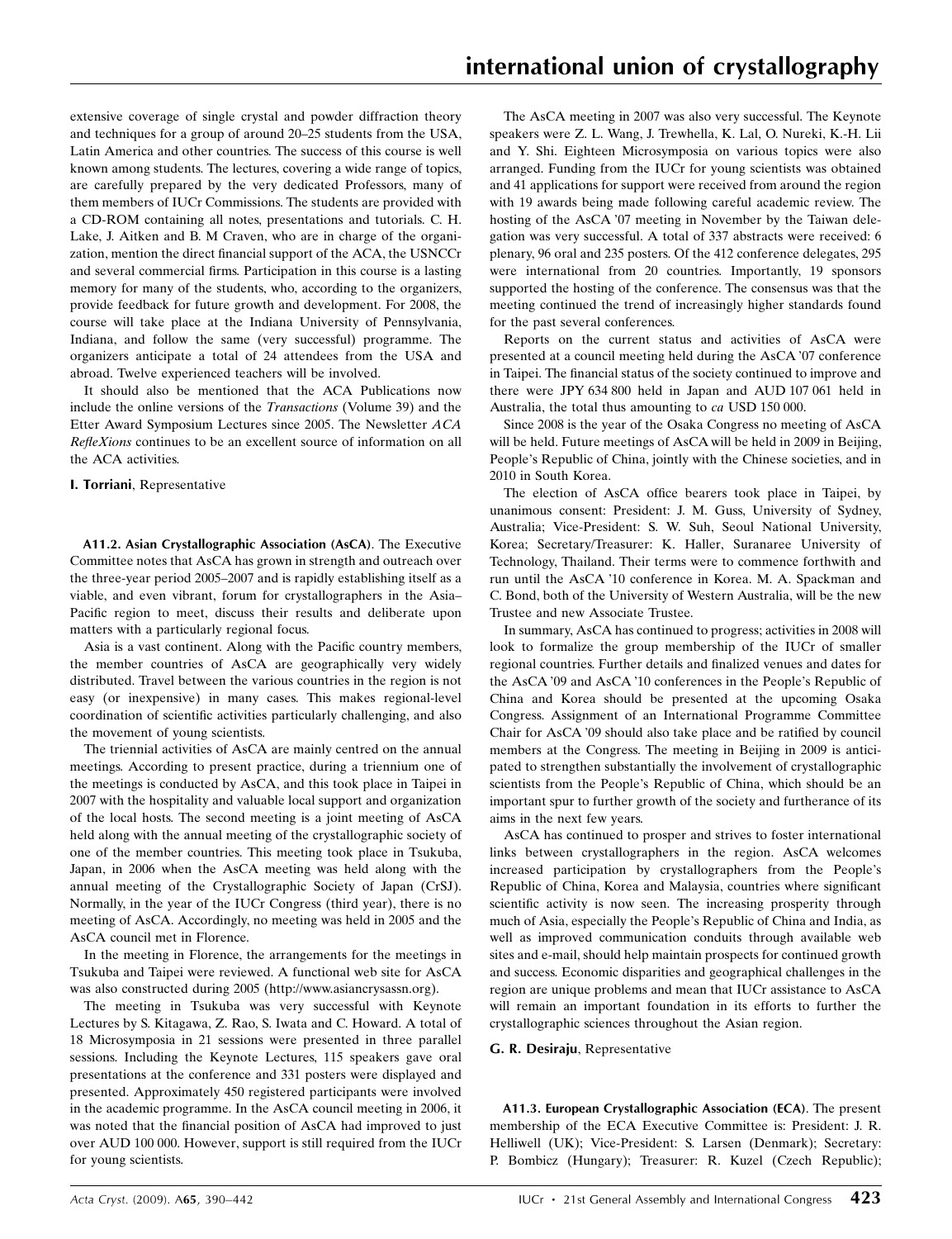extensive coverage of single crystal and powder diffraction theory and techniques for a group of around 20–25 students from the USA, Latin America and other countries. The success of this course is well known among students. The lectures, covering a wide range of topics, are carefully prepared by the very dedicated Professors, many of them members of IUCr Commissions. The students are provided with a CD-ROM containing all notes, presentations and tutorials. C. H. Lake, J. Aitken and B. M Craven, who are in charge of the organization, mention the direct financial support of the ACA, the USNCCr and several commercial firms. Participation in this course is a lasting memory for many of the students, who, according to the organizers, provide feedback for future growth and development. For 2008, the course will take place at the Indiana University of Pennsylvania, Indiana, and follow the same (very successful) programme. The organizers anticipate a total of 24 attendees from the USA and abroad. Twelve experienced teachers will be involved.

It should also be mentioned that the ACA Publications now include the online versions of the *Transactions* (Volume 39) and the Etter Award Symposium Lectures since 2005. The Newsletter *ACA RefleXions* continues to be an excellent source of information on all the ACA activities.

**I. Torriani**, Representative

**A11.2. Asian Crystallographic Association (AsCA)**. The Executive Committee notes that AsCA has grown in strength and outreach over the three-year period 2005–2007 and is rapidly establishing itself as a viable, and even vibrant, forum for crystallographers in the Asia–Pacific region to meet, discuss their results and deliberate upon matters with a particularly regional focus.

Asia is a vast continent. Along with the Pacific country members, the member countries of AsCA are geographically very widely distributed. Travel between the various countries in the region is not easy (or inexpensive) in many cases. This makes regional-level coordination of scientific activities particularly challenging, and also the movement of young scientists.

The triennial activities of AsCA are mainly centred on the annual meetings. According to present practice, during a triennium one of the meetings is conducted by AsCA, and this took place in Taipei in 2007 with the hospitality and valuable local support and organization of the local hosts. The second meeting is a joint meeting of AsCA held along with the annual meeting of the crystallographic society of one of the member countries. This meeting took place in Tsukuba, Japan, in 2006 when the AsCA meeting was held along with the annual meeting of the Crystallographic Society of Japan (CrSJ). Normally, in the year of the IUCr Congress (third year), there is no meeting of AsCA. Accordingly, no meeting was held in 2005 and the AsCA council met in Florence.

In the meeting in Florence, the arrangements for the meetings in Tsukuba and Taipei were reviewed. A functional web site for AsCA was also constructed during 2005 (http://www.asiancrysassn.org).

The meeting in Tsukuba was very successful with Keynote Lectures by S. Kitagawa, Z. Rao, S. Iwata and C. Howard. A total of 18 Microsymposia in 21 sessions were presented in three parallel sessions. Including the Keynote Lectures, 115 speakers gave oral presentations at the conference and 331 posters were displayed and presented. Approximately 450 registered participants were involved in the academic programme. In the AsCA council meeting in 2006, it was noted that the financial position of AsCA had improved to just over AUD 100 000. However, support is still required from the IUCr for young scientists.

The AsCA meeting in 2007 was also very successful. The Keynote speakers were Z. L. Wang, J. Trewhella, K. Lal, O. Nureki, K.-H. Lii and Y. Shi. Eighteen Microsymposia on various topics were also arranged. Funding from the IUCr for young scientists was obtained and 41 applications for support were received from around the region with 19 awards being made following careful academic review. The hosting of the AsCA '07 meeting in November by the Taiwan delegation was very successful. A total of 337 abstracts were received: 6 plenary, 96 oral and 235 posters. Of the 412 conference delegates, 295 were international from 20 countries. Importantly, 19 sponsors supported the hosting of the conference. The consensus was that the meeting continued the trend of increasingly higher standards found for the past several conferences.

Reports on the current status and activities of AsCA were presented at a council meeting held during the AsCA '07 conference in Taipei. The financial status of the society continued to improve and there were JPY 634 800 held in Japan and AUD 107 061 held in Australia, the total thus amounting to *ca* USD 150 000.

Since 2008 is the year of the Osaka Congress no meeting of AsCA will be held. Future meetings of AsCA will be held in 2009 in Beijing, People's Republic of China, jointly with the Chinese societies, and in 2010 in South Korea.

The election of AsCA office bearers took place in Taipei, by unanimous consent: President: J. M. Guss, University of Sydney, Australia; Vice-President: S. W. Suh, Seoul National University, Korea; Secretary/Treasurer: K. Haller, Suranaree University of Technology, Thailand. Their terms were to commence forthwith and run until the AsCA '10 conference in Korea. M. A. Spackman and C. Bond, both of the University of Western Australia, will be the new Trustee and new Associate Trustee.

In summary, AsCA has continued to progress; activities in 2008 will look to formalize the group membership of the IUCr of smaller regional countries. Further details and finalized venues and dates for the AsCA '09 and AsCA '10 conferences in the People's Republic of China and Korea should be presented at the upcoming Osaka Congress. Assignment of an International Programme Committee Chair for AsCA '09 should also take place and be ratified by council members at the Congress. The meeting in Beijing in 2009 is anticipated to strengthen substantially the involvement of crystallographic scientists from the People's Republic of China, which should be an important spur to further growth of the society and furtherance of its aims in the next few years.

AsCA has continued to prosper and strives to foster international links between crystallographers in the region. AsCA welcomes increased participation by crystallographers from the People's Republic of China, Korea and Malaysia, countries where significant scientific activity is now seen. The increasing prosperity through much of Asia, especially the People's Republic of China and India, as well as improved communication conduits through available web sites and e-mail, should help maintain prospects for continued growth and success. Economic disparities and geographical challenges in the region are unique problems and mean that IUCr assistance to AsCA will remain an important foundation in its efforts to further the crystallographic sciences throughout the Asian region.

**G. R. Desiraju**, Representative

**A11.3. European Crystallographic Association (ECA)**. The present membership of the ECA Executive Committee is: President: J. R. Helliwell (UK); Vice-President: S. Larsen (Denmark); Secretary: P. Bombicz (Hungary); Treasurer: R. Kuzel (Czech Republic);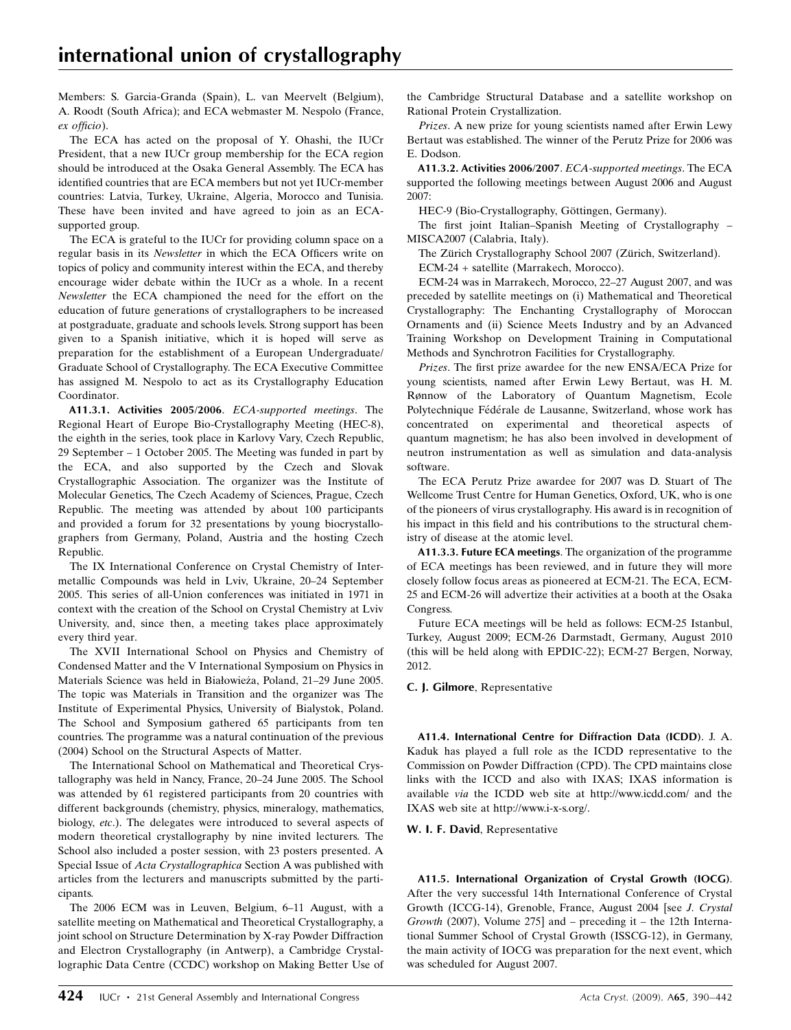Members: S. Garcia-Granda (Spain), L. van Meervelt (Belgium), A. Roodt (South Africa); and ECA webmaster M. Nespolo (France, *ex officio*).

The ECA has acted on the proposal of Y. Ohashi, the IUCr President, that a new IUCr group membership for the ECA region should be introduced at the Osaka General Assembly. The ECA has identified countries that are ECA members but not yet IUCr-member countries: Latvia, Turkey, Ukraine, Algeria, Morocco and Tunisia. These have been invited and have agreed to join as an ECA-supported group.

The ECA is grateful to the IUCr for providing column space on a regular basis in its *Newsletter* in which the ECA Officers write on topics of policy and community interest within the ECA, and thereby encourage wider debate within the IUCr as a whole. In a recent *Newsletter* the ECA championed the need for the effort on the education of future generations of crystallographers to be increased at postgraduate, graduate and schools levels. Strong support has been given to a Spanish initiative, which it is hoped will serve as preparation for the establishment of a European Undergraduate/Graduate School of Crystallography. The ECA Executive Committee has assigned M. Nespolo to act as its Crystallography Education Coordinator.

**A11.3.1. Activities 2005/2006**. *ECA-supported meetings*. The Regional Heart of Europe Bio-Crystallography Meeting (HEC-8), the eighth in the series, took place in Karlovy Vary, Czech Republic, 29 September – 1 October 2005. The Meeting was funded in part by the ECA, and also supported by the Czech and Slovak Crystallographic Association. The organizer was the Institute of Molecular Genetics, The Czech Academy of Sciences, Prague, Czech Republic. The meeting was attended by about 100 participants and provided a forum for 32 presentations by young biocrystallographers from Germany, Poland, Austria and the hosting Czech Republic.

The IX International Conference on Crystal Chemistry of Intermetallic Compounds was held in Lviv, Ukraine, 20–24 September 2005. This series of all-Union conferences was initiated in 1971 in context with the creation of the School on Crystal Chemistry at Lviv University, and, since then, a meeting takes place approximately every third year.

The XVII International School on Physics and Chemistry of Condensed Matter and the V International Symposium on Physics in Materials Science was held in Białowieża, Poland, 21–29 June 2005. The topic was Materials in Transition and the organizer was The Institute of Experimental Physics, University of Bialystok, Poland. The School and Symposium gathered 65 participants from ten countries. The programme was a natural continuation of the previous (2004) School on the Structural Aspects of Matter.

The International School on Mathematical and Theoretical Crystallography was held in Nancy, France, 20–24 June 2005. The School was attended by 61 registered participants from 20 countries with different backgrounds (chemistry, physics, mineralogy, mathematics, biology, *etc*.). The delegates were introduced to several aspects of modern theoretical crystallography by nine invited lecturers. The School also included a poster session, with 23 posters presented. A Special Issue of *Acta Crystallographica* Section A was published with articles from the lecturers and manuscripts submitted by the participants.

The 2006 ECM was in Leuven, Belgium, 6–11 August, with a satellite meeting on Mathematical and Theoretical Crystallography, a joint school on Structure Determination by X-ray Powder Diffraction and Electron Crystallography (in Antwerp), a Cambridge Crystallographic Data Centre (CCDC) workshop on Making Better Use of the Cambridge Structural Database and a satellite workshop on Rational Protein Crystallization.

*Prizes*. A new prize for young scientists named after Erwin Lewy Bertaut was established. The winner of the Perutz Prize for 2006 was E. Dodson.

**A11.3.2. Activities 2006/2007**. *ECA-supported meetings*. The ECA supported the following meetings between August 2006 and August 2007:

HEC-9 (Bio-Crystallography, Göttingen, Germany).

The first joint Italian–Spanish Meeting of Crystallography – MISCA2007 (Calabria, Italy).

The Zürich Crystallography School 2007 (Zürich, Switzerland).

ECM-24 + satellite (Marrakech, Morocco).

ECM-24 was in Marrakech, Morocco, 22–27 August 2007, and was preceded by satellite meetings on (i) Mathematical and Theoretical Crystallography: The Enchanting Crystallography of Moroccan Ornaments and (ii) Science Meets Industry and by an Advanced Training Workshop on Development Training in Computational Methods and Synchrotron Facilities for Crystallography.

*Prizes*. The first prize awardee for the new ENSA/ECA Prize for young scientists, named after Erwin Lewy Bertaut, was H. M. Rønnow of the Laboratory of Quantum Magnetism, Ecole Polytechnique Fédérale de Lausanne, Switzerland, whose work has concentrated on experimental and theoretical aspects of quantum magnetism; he has also been involved in development of neutron instrumentation as well as simulation and data-analysis software.

The ECA Perutz Prize awardee for 2007 was D. Stuart of The Wellcome Trust Centre for Human Genetics, Oxford, UK, who is one of the pioneers of virus crystallography. His award is in recognition of his impact in this field and his contributions to the structural chemistry of disease at the atomic level.

**A11.3.3. Future ECA meetings**. The organization of the programme of ECA meetings has been reviewed, and in future they will more closely follow focus areas as pioneered at ECM-21. The ECA, ECM-25 and ECM-26 will advertize their activities at a booth at the Osaka Congress.

Future ECA meetings will be held as follows: ECM-25 Istanbul, Turkey, August 2009; ECM-26 Darmstadt, Germany, August 2010 (this will be held along with EPDIC-22); ECM-27 Bergen, Norway, 2012.

**C. J. Gilmore**, Representative

**A11.4. International Centre for Diffraction Data (ICDD)**. J. A. Kaduk has played a full role as the ICDD representative to the Commission on Powder Diffraction (CPD). The CPD maintains close links with the ICCD and also with IXAS; IXAS information is available *via* the ICDD web site at http://www.icdd.com/ and the IXAS web site at http://www.i-x-s.org/.

**W. I. F. David**, Representative

**A11.5. International Organization of Crystal Growth (IOCG)**. After the very successful 14th International Conference of Crystal Growth (ICCG-14), Grenoble, France, August 2004 [see *J. Crystal Growth* (2007), Volume 275] and – preceding it – the 12th International Summer School of Crystal Growth (ISSCG-12), in Germany, the main activity of IOCG was preparation for the next event, which was scheduled for August 2007.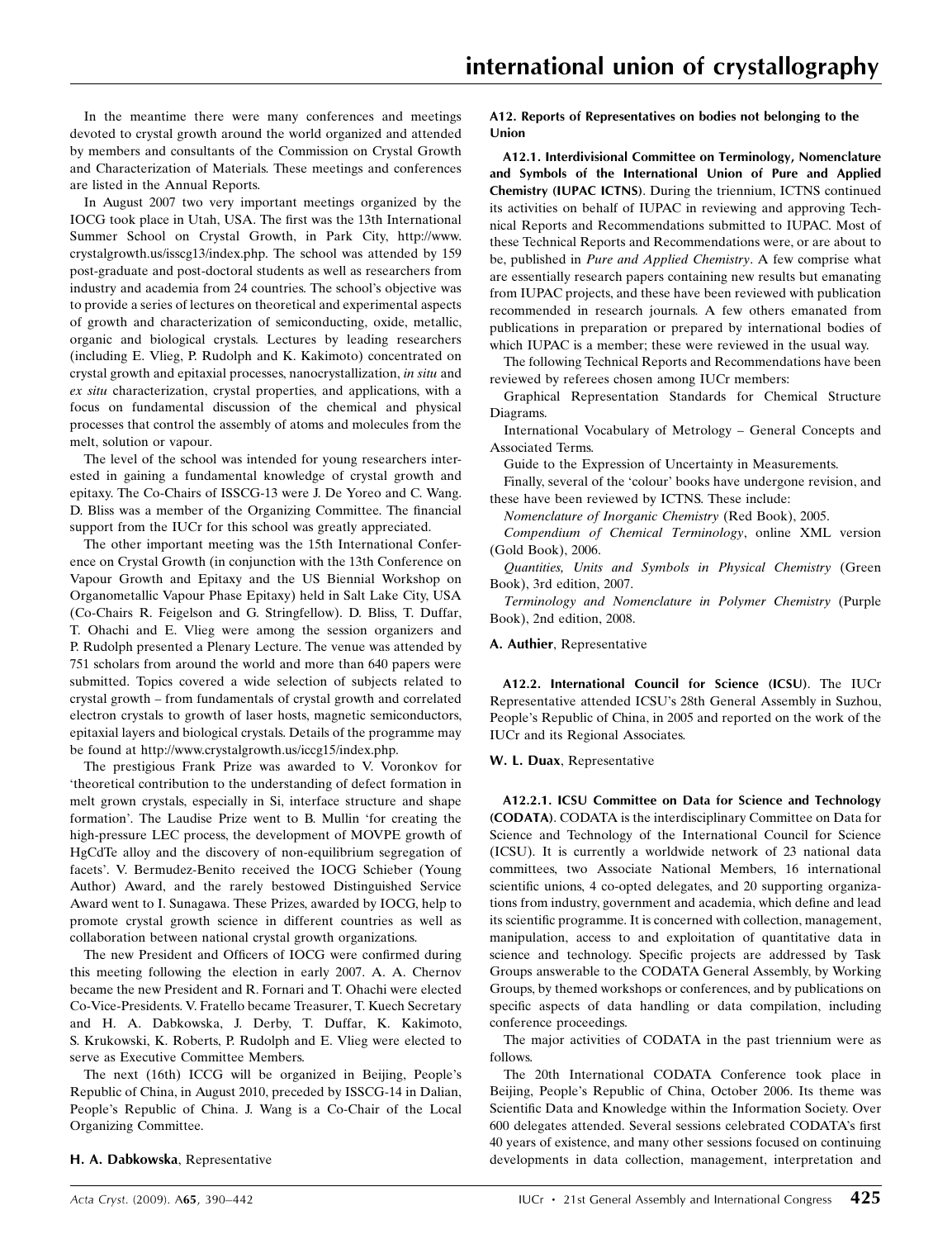In the meantime there were many conferences and meetings devoted to crystal growth around the world organized and attended by members and consultants of the Commission on Crystal Growth and Characterization of Materials. These meetings and conferences are listed in the Annual Reports.

In August 2007 two very important meetings organized by the IOCG took place in Utah, USA. The first was the 13th International Summer School on Crystal Growth, in Park City, http://www.crystalgrowth.us/isscg13/index.php. The school was attended by 159 post-graduate and post-doctoral students as well as researchers from industry and academia from 24 countries. The school's objective was to provide a series of lectures on theoretical and experimental aspects of growth and characterization of semiconducting, oxide, metallic, organic and biological crystals. Lectures by leading researchers (including E. Vlieg, P. Rudolph and K. Kakimoto) concentrated on crystal growth and epitaxial processes, nanocrystallization, *in situ* and *ex situ* characterization, crystal properties, and applications, with a focus on fundamental discussion of the chemical and physical processes that control the assembly of atoms and molecules from the melt, solution or vapour.

The level of the school was intended for young researchers interested in gaining a fundamental knowledge of crystal growth and epitaxy. The Co-Chairs of ISSCG-13 were J. De Yoreo and C. Wang. D. Bliss was a member of the Organizing Committee. The financial support from the IUCr for this school was greatly appreciated.

The other important meeting was the 15th International Conference on Crystal Growth (in conjunction with the 13th Conference on Vapour Growth and Epitaxy and the US Biennial Workshop on Organometallic Vapour Phase Epitaxy) held in Salt Lake City, USA (Co-Chairs R. Feigelson and G. Stringfellow). D. Bliss, T. Duffar, T. Ohachi and E. Vlieg were among the session organizers and P. Rudolph presented a Plenary Lecture. The venue was attended by 751 scholars from around the world and more than 640 papers were submitted. Topics covered a wide selection of subjects related to crystal growth – from fundamentals of crystal growth and correlated electron crystals to growth of laser hosts, magnetic semiconductors, epitaxial layers and biological crystals. Details of the programme may be found at http://www.crystalgrowth.us/iccg15/index.php.

The prestigious Frank Prize was awarded to V. Voronkov for 'theoretical contribution to the understanding of defect formation in melt grown crystals, especially in Si, interface structure and shape formation'. The Laudise Prize went to B. Mullin 'for creating the high-pressure LEC process, the development of MOVPE growth of HgCdTe alloy and the discovery of non-equilibrium segregation of facets'. V. Bermudez-Benito received the IOCG Schieber (Young Author) Award, and the rarely bestowed Distinguished Service Award went to I. Sunagawa. These Prizes, awarded by IOCG, help to promote crystal growth science in different countries as well as collaboration between national crystal growth organizations.

The new President and Officers of IOCG were confirmed during this meeting following the election in early 2007. A. A. Chernov became the new President and R. Fornari and T. Ohachi were elected Co-Vice-Presidents. V. Fratello became Treasurer, T. Kuech Secretary and H. A. Dabkowska, J. Derby, T. Duffar, K. Kakimoto, S. Krukowski, K. Roberts, P. Rudolph and E. Vlieg were elected to serve as Executive Committee Members.

The next (16th) ICCG will be organized in Beijing, People's Republic of China, in August 2010, preceded by ISSCG-14 in Dalian, People's Republic of China. J. Wang is a Co-Chair of the Local Organizing Committee.

**H. A. Dabkowska**, Representative

**A12. Reports of Representatives on bodies not belonging to the Union**

**A12.1. Interdivisional Committee on Terminology, Nomenclature and Symbols of the International Union of Pure and Applied Chemistry (IUPAC ICTNS)**. During the triennium, ICTNS continued its activities on behalf of IUPAC in reviewing and approving Technical Reports and Recommendations submitted to IUPAC. Most of these Technical Reports and Recommendations were, or are about to be, published in *Pure and Applied Chemistry*. A few comprise what are essentially research papers containing new results but emanating from IUPAC projects, and these have been reviewed with publication recommended in research journals. A few others emanated from publications in preparation or prepared by international bodies of which IUPAC is a member; these were reviewed in the usual way.

The following Technical Reports and Recommendations have been reviewed by referees chosen among IUCr members:

Graphical Representation Standards for Chemical Structure Diagrams.

International Vocabulary of Metrology – General Concepts and Associated Terms.

Guide to the Expression of Uncertainty in Measurements.

Finally, several of the 'colour' books have undergone revision, and these have been reviewed by ICTNS. These include:

*Nomenclature of Inorganic Chemistry* (Red Book), 2005.

*Compendium of Chemical Terminology*, online XML version (Gold Book), 2006.

*Quantities, Units and Symbols in Physical Chemistry* (Green Book), 3rd edition, 2007.

*Terminology and Nomenclature in Polymer Chemistry* (Purple Book), 2nd edition, 2008.

**A. Authier**, Representative

**A12.2. International Council for Science (ICSU)**. The IUCr Representative attended ICSU's 28th General Assembly in Suzhou, People's Republic of China, in 2005 and reported on the work of the IUCr and its Regional Associates.

**W. L. Duax**, Representative

**A12.2.1. ICSU Committee on Data for Science and Technology (CODATA)**. CODATA is the interdisciplinary Committee on Data for Science and Technology of the International Council for Science (ICSU). It is currently a worldwide network of 23 national data committees, two Associate National Members, 16 international scientific unions, 4 co-opted delegates, and 20 supporting organizations from industry, government and academia, which define and lead its scientific programme. It is concerned with collection, management, manipulation, access to and exploitation of quantitative data in science and technology. Specific projects are addressed by Task Groups answerable to the CODATA General Assembly, by Working Groups, by themed workshops or conferences, and by publications on specific aspects of data handling or data compilation, including conference proceedings.

The major activities of CODATA in the past triennium were as follows.

The 20th International CODATA Conference took place in Beijing, People's Republic of China, October 2006. Its theme was Scientific Data and Knowledge within the Information Society. Over 600 delegates attended. Several sessions celebrated CODATA's first 40 years of existence, and many other sessions focused on continuing developments in data collection, management, interpretation and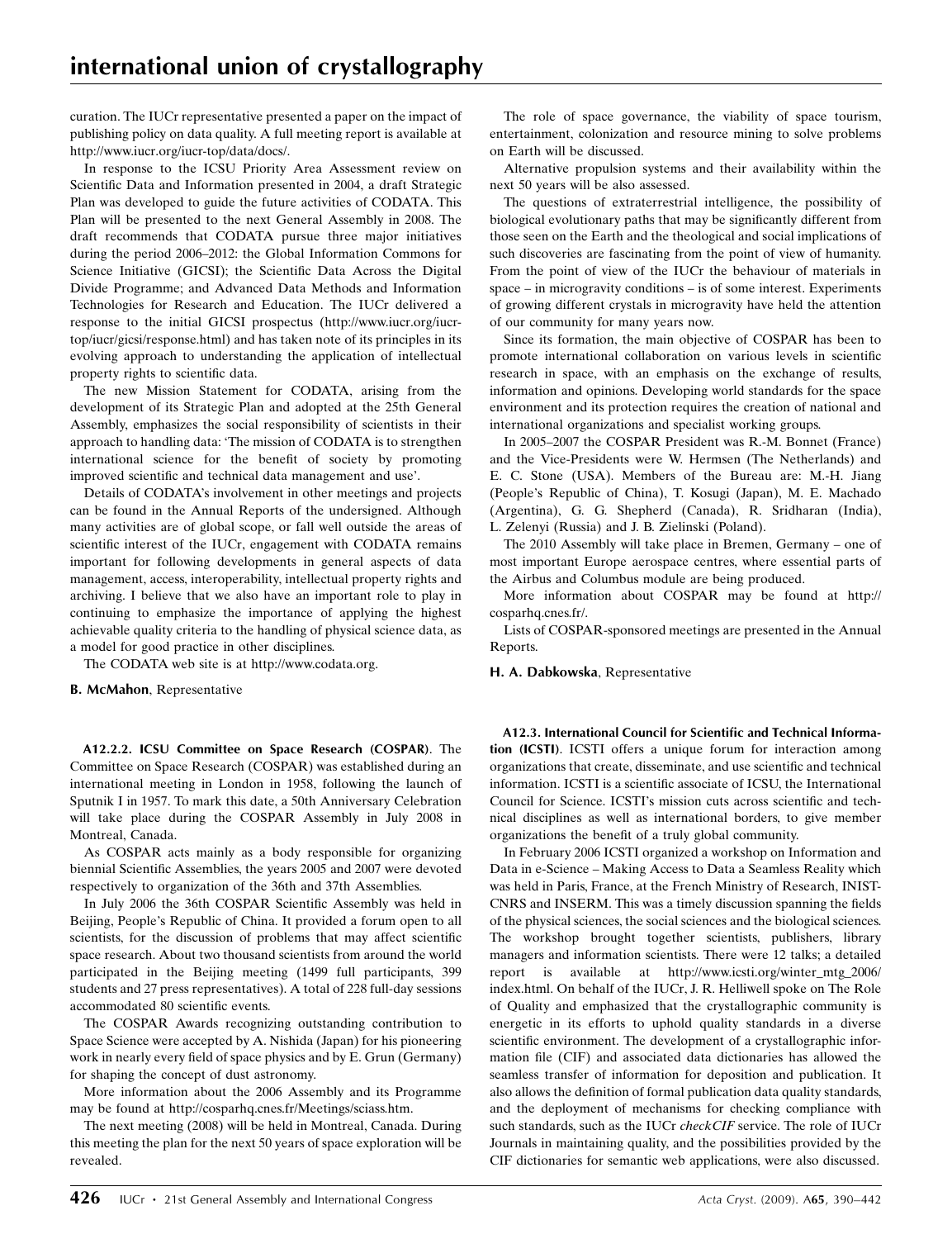curation. The IUCr representative presented a paper on the impact of publishing policy on data quality. A full meeting report is available at http://www.iucr.org/iucr-top/data/docs/.

In response to the ICSU Priority Area Assessment review on Scientific Data and Information presented in 2004, a draft Strategic Plan was developed to guide the future activities of CODATA. This Plan will be presented to the next General Assembly in 2008. The draft recommends that CODATA pursue three major initiatives during the period 2006–2012: the Global Information Commons for Science Initiative (GICSI); the Scientific Data Across the Digital Divide Programme; and Advanced Data Methods and Information Technologies for Research and Education. The IUCr delivered a response to the initial GICSI prospectus (http://www.iucr.org/iucr-top/iucr/gicsi/response.html) and has taken note of its principles in its evolving approach to understanding the application of intellectual property rights to scientific data.

The new Mission Statement for CODATA, arising from the development of its Strategic Plan and adopted at the 25th General Assembly, emphasizes the social responsibility of scientists in their approach to handling data: 'The mission of CODATA is to strengthen international science for the benefit of society by promoting improved scientific and technical data management and use'.

Details of CODATA's involvement in other meetings and projects can be found in the Annual Reports of the undersigned. Although many activities are of global scope, or fall well outside the areas of scientific interest of the IUCr, engagement with CODATA remains important for following developments in general aspects of data management, access, interoperability, intellectual property rights and archiving. I believe that we also have an important role to play in continuing to emphasize the importance of applying the highest achievable quality criteria to the handling of physical science data, as a model for good practice in other disciplines.

The CODATA web site is at http://www.codata.org.

**B. McMahon**, Representative

**A12.2.2. ICSU Committee on Space Research (COSPAR)**. The Committee on Space Research (COSPAR) was established during an international meeting in London in 1958, following the launch of Sputnik I in 1957. To mark this date, a 50th Anniversary Celebration will take place during the COSPAR Assembly in July 2008 in Montreal, Canada.

As COSPAR acts mainly as a body responsible for organizing biennial Scientific Assemblies, the years 2005 and 2007 were devoted respectively to organization of the 36th and 37th Assemblies.

In July 2006 the 36th COSPAR Scientific Assembly was held in Beijing, People's Republic of China. It provided a forum open to all scientists, for the discussion of problems that may affect scientific space research. About two thousand scientists from around the world participated in the Beijing meeting (1499 full participants, 399 students and 27 press representatives). A total of 228 full-day sessions accommodated 80 scientific events.

The COSPAR Awards recognizing outstanding contribution to Space Science were accepted by A. Nishida (Japan) for his pioneering work in nearly every field of space physics and by E. Grun (Germany) for shaping the concept of dust astronomy.

More information about the 2006 Assembly and its Programme may be found at http://cosparhq.cnes.fr/Meetings/sciass.htm.

The next meeting (2008) will be held in Montreal, Canada. During this meeting the plan for the next 50 years of space exploration will be revealed.

The role of space governance, the viability of space tourism, entertainment, colonization and resource mining to solve problems on Earth will be discussed.

Alternative propulsion systems and their availability within the next 50 years will be also assessed.

The questions of extraterrestrial intelligence, the possibility of biological evolutionary paths that may be significantly different from those seen on the Earth and the theological and social implications of such discoveries are fascinating from the point of view of humanity. From the point of view of the IUCr the behaviour of materials in space – in microgravity conditions – is of some interest. Experiments of growing different crystals in microgravity have held the attention of our community for many years now.

Since its formation, the main objective of COSPAR has been to promote international collaboration on various levels in scientific research in space, with an emphasis on the exchange of results, information and opinions. Developing world standards for the space environment and its protection requires the creation of national and international organizations and specialist working groups.

In 2005–2007 the COSPAR President was R.-M. Bonnet (France) and the Vice-Presidents were W. Hermsen (The Netherlands) and E. C. Stone (USA). Members of the Bureau are: M.-H. Jiang (People's Republic of China), T. Kosugi (Japan), M. E. Machado (Argentina), G. G. Shepherd (Canada), R. Sridharan (India), L. Zelenyi (Russia) and J. B. Zielinski (Poland).

The 2010 Assembly will take place in Bremen, Germany – one of most important Europe aerospace centres, where essential parts of the Airbus and Columbus module are being produced.

More information about COSPAR may be found at http://cosparhq.cnes.fr/.

Lists of COSPAR-sponsored meetings are presented in the Annual Reports.

**H. A. Dabkowska**, Representative

**A12.3. International Council for Scientific and Technical Information (ICSTI)**. ICSTI offers a unique forum for interaction among organizations that create, disseminate, and use scientific and technical information. ICSTI is a scientific associate of ICSU, the International Council for Science. ICSTI's mission cuts across scientific and technical disciplines as well as international borders, to give member organizations the benefit of a truly global community.

In February 2006 ICSTI organized a workshop on Information and Data in e-Science – Making Access to Data a Seamless Reality which was held in Paris, France, at the French Ministry of Research, INIST-CNRS and INSERM. This was a timely discussion spanning the fields of the physical sciences, the social sciences and the biological sciences. The workshop brought together scientists, publishers, library managers and information scientists. There were 12 talks; a detailed report is available at http://www.icsti.org/winter_mtg_2006/index.html. On behalf of the IUCr, J. R. Helliwell spoke on The Role of Quality and emphasized that the crystallographic community is energetic in its efforts to uphold quality standards in a diverse scientific environment. The development of a crystallographic information file (CIF) and associated data dictionaries has allowed the seamless transfer of information for deposition and publication. It also allows the definition of formal publication data quality standards, and the deployment of mechanisms for checking compliance with such standards, such as the IUCr *checkCIF* service. The role of IUCr Journals in maintaining quality, and the possibilities provided by the CIF dictionaries for semantic web applications, were also discussed.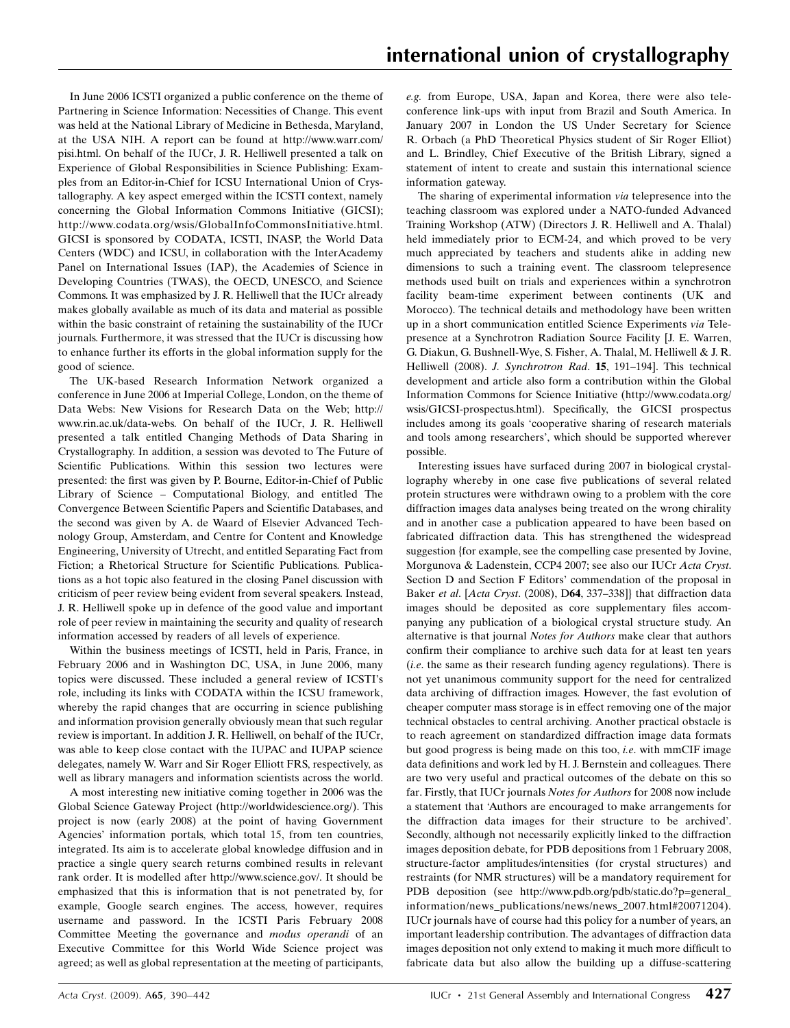In June 2006 ICSTI organized a public conference on the theme of Partnering in Science Information: Necessities of Change. This event was held at the National Library of Medicine in Bethesda, Maryland, at the USA NIH. A report can be found at http://www.warr.com/pisi.html. On behalf of the IUCr, J. R. Helliwell presented a talk on Experience of Global Responsibilities in Science Publishing: Examples from an Editor-in-Chief for ICSU International Union of Crystallography. A key aspect emerged within the ICSTI context, namely concerning the Global Information Commons Initiative (GICSI); http://www.codata.org/wsis/GlobalInfoCommonsInitiative.html. GICSI is sponsored by CODATA, ICSTI, INASP, the World Data Centers (WDC) and ICSU, in collaboration with the InterAcademy Panel on International Issues (IAP), the Academies of Science in Developing Countries (TWAS), the OECD, UNESCO, and Science Commons. It was emphasized by J. R. Helliwell that the IUCr already makes globally available as much of its data and material as possible within the basic constraint of retaining the sustainability of the IUCr journals. Furthermore, it was stressed that the IUCr is discussing how to enhance further its efforts in the global information supply for the good of science.

The UK-based Research Information Network organized a conference in June 2006 at Imperial College, London, on the theme of Data Webs: New Visions for Research Data on the Web; http://www.rin.ac.uk/data-webs. On behalf of the IUCr, J. R. Helliwell presented a talk entitled Changing Methods of Data Sharing in Crystallography. In addition, a session was devoted to The Future of Scientific Publications. Within this session two lectures were presented: the first was given by P. Bourne, Editor-in-Chief of Public Library of Science – Computational Biology, and entitled The Convergence Between Scientific Papers and Scientific Databases, and the second was given by A. de Waard of Elsevier Advanced Technology Group, Amsterdam, and Centre for Content and Knowledge Engineering, University of Utrecht, and entitled Separating Fact from Fiction; a Rhetorical Structure for Scientific Publications. Publications as a hot topic also featured in the closing Panel discussion with criticism of peer review being evident from several speakers. Instead, J. R. Helliwell spoke up in defence of the good value and important role of peer review in maintaining the security and quality of research information accessed by readers of all levels of experience.

Within the business meetings of ICSTI, held in Paris, France, in February 2006 and in Washington DC, USA, in June 2006, many topics were discussed. These included a general review of ICSTI's role, including its links with CODATA within the ICSU framework, whereby the rapid changes that are occurring in science publishing and information provision generally obviously mean that such regular review is important. In addition J. R. Helliwell, on behalf of the IUCr, was able to keep close contact with the IUPAC and IUPAP science delegates, namely W. Warr and Sir Roger Elliott FRS, respectively, as well as library managers and information scientists across the world.

A most interesting new initiative coming together in 2006 was the Global Science Gateway Project (http://worldwidescience.org/). This project is now (early 2008) at the point of having Government Agencies' information portals, which total 15, from ten countries, integrated. Its aim is to accelerate global knowledge diffusion and in practice a single query search returns combined results in relevant rank order. It is modelled after http://www.science.gov/. It should be emphasized that this is information that is not penetrated by, for example, Google search engines. The access, however, requires username and password. In the ICSTI Paris February 2008 Committee Meeting the governance and *modus operandi* of an Executive Committee for this World Wide Science project was agreed; as well as global representation at the meeting of participants, *e.g.* from Europe, USA, Japan and Korea, there were also teleconference link-ups with input from Brazil and South America. In January 2007 in London the US Under Secretary for Science R. Orbach (a PhD Theoretical Physics student of Sir Roger Elliot) and L. Brindley, Chief Executive of the British Library, signed a statement of intent to create and sustain this international science information gateway.

The sharing of experimental information *via* telepresence into the teaching classroom was explored under a NATO-funded Advanced Training Workshop (ATW) (Directors J. R. Helliwell and A. Thalal) held immediately prior to ECM-24, and which proved to be very much appreciated by teachers and students alike in adding new dimensions to such a training event. The classroom telepresence methods used built on trials and experiences within a synchrotron facility beam-time experiment between continents (UK and Morocco). The technical details and methodology have been written up in a short communication entitled Science Experiments *via* Telepresence at a Synchrotron Radiation Source Facility [J. E. Warren, G. Diakun, G. Bushnell-Wye, S. Fisher, A. Thalal, M. Helliwell & J. R. Helliwell (2008). *J. Synchrotron Rad*. **15**, 191–194]. This technical development and article also form a contribution within the Global Information Commons for Science Initiative (http://www.codata.org/wsis/GICSI-prospectus.html). Specifically, the GICSI prospectus includes among its goals 'cooperative sharing of research materials and tools among researchers', which should be supported wherever possible.

Interesting issues have surfaced during 2007 in biological crystallography whereby in one case five publications of several related protein structures were withdrawn owing to a problem with the core diffraction images data analyses being treated on the wrong chirality and in another case a publication appeared to have been based on fabricated diffraction data. This has strengthened the widespread suggestion {for example, see the compelling case presented by Jovine, Morgunova & Ladenstein, CCP4 2007; see also our IUCr *Acta Cryst*. Section D and Section F Editors' commendation of the proposal in Baker *et al*. [*Acta Cryst*. (2008), D**64**, 337–338]} that diffraction data images should be deposited as core supplementary files accompanying any publication of a biological crystal structure study. An alternative is that journal *Notes for Authors* make clear that authors confirm their compliance to archive such data for at least ten years (*i.e*. the same as their research funding agency regulations). There is not yet unanimous community support for the need for centralized data archiving of diffraction images. However, the fast evolution of cheaper computer mass storage is in effect removing one of the major technical obstacles to central archiving. Another practical obstacle is to reach agreement on standardized diffraction image data formats but good progress is being made on this too, *i.e*. with mmCIF image data definitions and work led by H. J. Bernstein and colleagues. There are two very useful and practical outcomes of the debate on this so far. Firstly, that IUCr journals *Notes for Authors* for 2008 now include a statement that 'Authors are encouraged to make arrangements for the diffraction data images for their structure to be archived'. Secondly, although not necessarily explicitly linked to the diffraction images deposition debate, for PDB depositions from 1 February 2008, structure-factor amplitudes/intensities (for crystal structures) and restraints (for NMR structures) will be a mandatory requirement for PDB deposition (see http://www.pdb.org/pdb/static.do?p=general_information/news_publications/news/news_2007.html#20071204). IUCr journals have of course had this policy for a number of years, an important leadership contribution. The advantages of diffraction data images deposition not only extend to making it much more difficult to fabricate data but also allow the building up a diffuse-scattering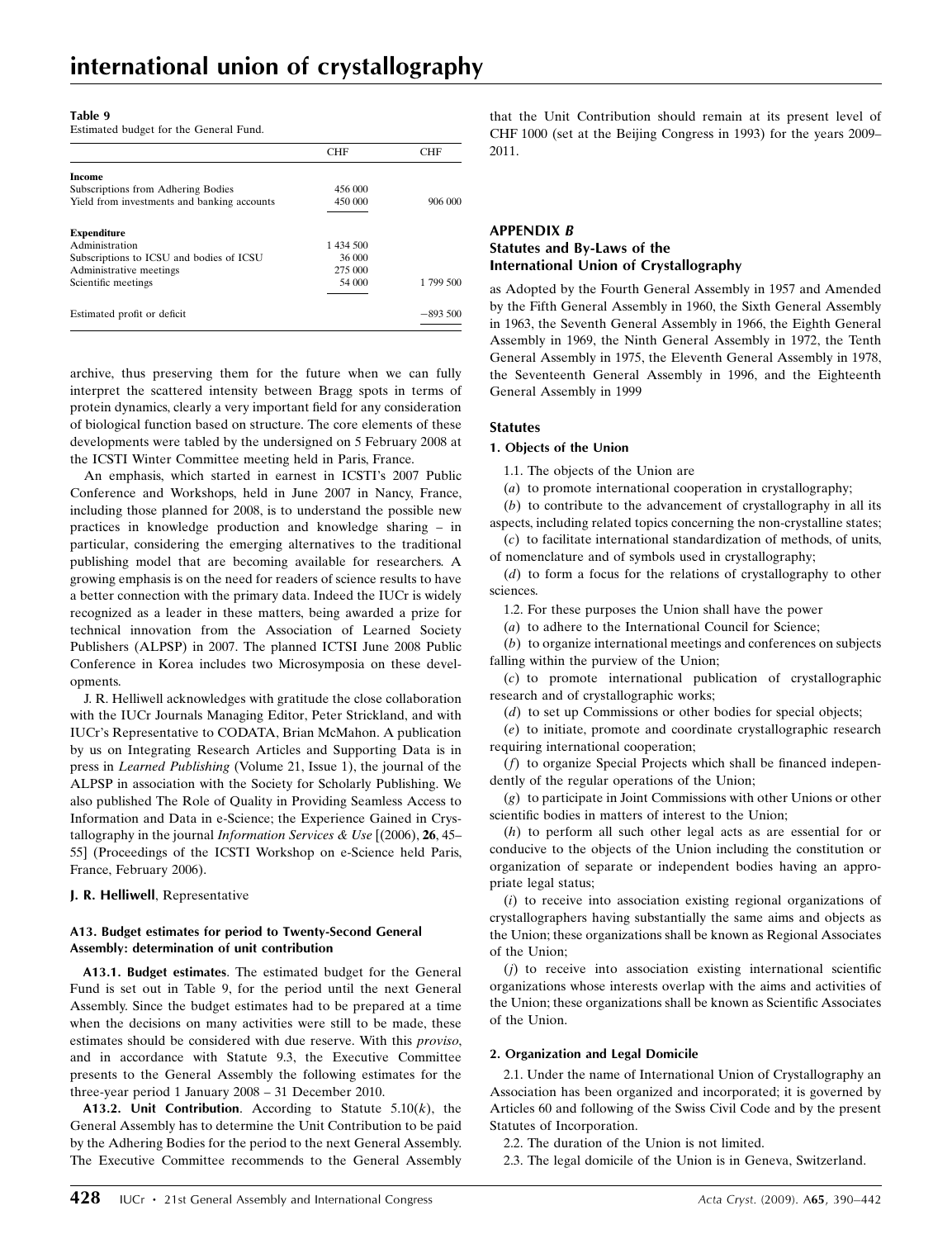**Table 9**
Estimated budget for the General Fund.

| | CHF | CHF |
|---|---|---|
| **Income** | | |
| Subscriptions from Adhering Bodies | 456 000 | |
| Yield from investments and banking accounts | 450 000 | 906 000 |
| **Expenditure** | | |
| Administration | 1 434 500 | |
| Subscriptions to ICSU and bodies of ICSU | 36 000 | |
| Administrative meetings | 275 000 | |
| Scientific meetings | 54 000 | 1 799 500 |
| Estimated profit or deficit | | −893 500 |

archive, thus preserving them for the future when we can fully interpret the scattered intensity between Bragg spots in terms of protein dynamics, clearly a very important field for any consideration of biological function based on structure. The core elements of these developments were tabled by the undersigned on 5 February 2008 at the ICSTI Winter Committee meeting held in Paris, France.

An emphasis, which started in earnest in ICSTI's 2007 Public Conference and Workshops, held in June 2007 in Nancy, France, including those planned for 2008, is to understand the possible new practices in knowledge production and knowledge sharing – in particular, considering the emerging alternatives to the traditional publishing model that are becoming available for researchers. A growing emphasis is on the need for readers of science results to have a better connection with the primary data. Indeed the IUCr is widely recognized as a leader in these matters, being awarded a prize for technical innovation from the Association of Learned Society Publishers (ALPSP) in 2007. The planned ICTSI June 2008 Public Conference in Korea includes two Microsymposia on these developments.

J. R. Helliwell acknowledges with gratitude the close collaboration with the IUCr Journals Managing Editor, Peter Strickland, and with IUCr's Representative to CODATA, Brian McMahon. A publication by us on Integrating Research Articles and Supporting Data is in press in *Learned Publishing* (Volume 21, Issue 1), the journal of the ALPSP in association with the Society for Scholarly Publishing. We also published The Role of Quality in Providing Seamless Access to Information and Data in e-Science; the Experience Gained in Crystallography in the journal *Information Services & Use* [(2006), **26**, 45–55] (Proceedings of the ICSTI Workshop on e-Science held Paris, France, February 2006).

**J. R. Helliwell**, Representative

#### A13. Budget estimates for period to Twenty-Second General Assembly: determination of unit contribution

**A13.1. Budget estimates**. The estimated budget for the General Fund is set out in Table 9, for the period until the next General Assembly. Since the budget estimates had to be prepared at a time when the decisions on many activities were still to be made, these estimates should be considered with due reserve. With this *proviso*, and in accordance with Statute 9.3, the Executive Committee presents to the General Assembly the following estimates for the three-year period 1 January 2008 – 31 December 2010.

**A13.2. Unit Contribution**. According to Statute 5.10($k$), the General Assembly has to determine the Unit Contribution to be paid by the Adhering Bodies for the period to the next General Assembly. The Executive Committee recommends to the General Assembly that the Unit Contribution should remain at its present level of CHF 1000 (set at the Beijing Congress in 1993) for the years 2009–2011.

## APPENDIX *B*
## Statutes and By-Laws of the International Union of Crystallography

as Adopted by the Fourth General Assembly in 1957 and Amended by the Fifth General Assembly in 1960, the Sixth General Assembly in 1963, the Seventh General Assembly in 1966, the Eighth General Assembly in 1969, the Ninth General Assembly in 1972, the Tenth General Assembly in 1975, the Eleventh General Assembly in 1978, the Seventeenth General Assembly in 1996, and the Eighteenth General Assembly in 1999

### Statutes

#### 1. Objects of the Union

1.1. The objects of the Union are

($a$) to promote international cooperation in crystallography;

($b$) to contribute to the advancement of crystallography in all its aspects, including related topics concerning the non-crystalline states;

($c$) to facilitate international standardization of methods, of units, of nomenclature and of symbols used in crystallography;

($d$) to form a focus for the relations of crystallography to other sciences.

1.2. For these purposes the Union shall have the power

($a$) to adhere to the International Council for Science;

($b$) to organize international meetings and conferences on subjects falling within the purview of the Union;

($c$) to promote international publication of crystallographic research and of crystallographic works;

($d$) to set up Commissions or other bodies for special objects;

($e$) to initiate, promote and coordinate crystallographic research requiring international cooperation;

($f$) to organize Special Projects which shall be financed independently of the regular operations of the Union;

($g$) to participate in Joint Commissions with other Unions or other scientific bodies in matters of interest to the Union;

($h$) to perform all such other legal acts as are essential for or conducive to the objects of the Union including the constitution or organization of separate or independent bodies having an appropriate legal status;

($i$) to receive into association existing regional organizations of crystallographers having substantially the same aims and objects as the Union; these organizations shall be known as Regional Associates of the Union;

($j$) to receive into association existing international scientific organizations whose interests overlap with the aims and activities of the Union; these organizations shall be known as Scientific Associates of the Union.

#### 2. Organization and Legal Domicile

2.1. Under the name of International Union of Crystallography an Association has been organized and incorporated; it is governed by Articles 60 and following of the Swiss Civil Code and by the present Statutes of Incorporation.

2.2. The duration of the Union is not limited.

2.3. The legal domicile of the Union is in Geneva, Switzerland.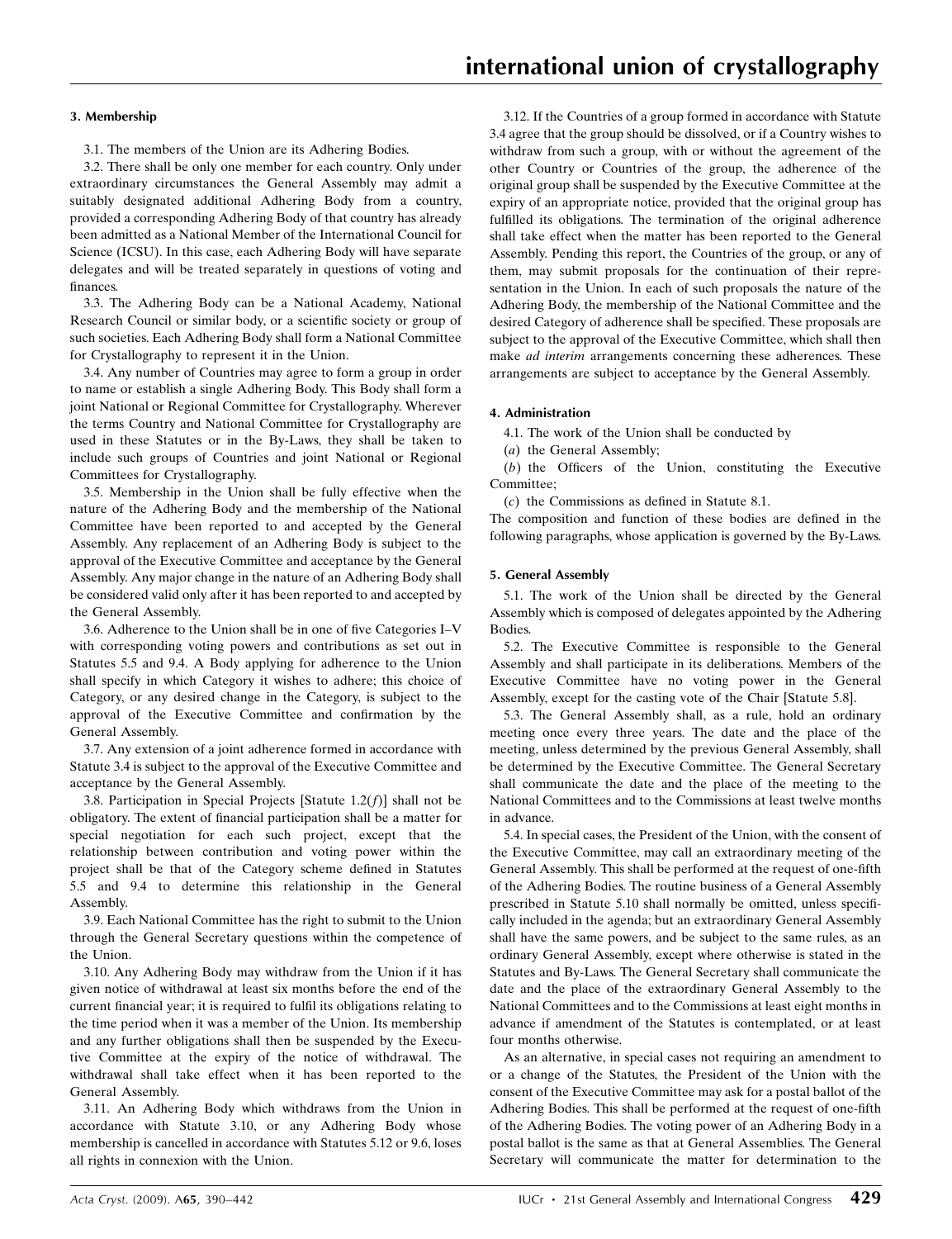### 3. Membership

3.1. The members of the Union are its Adhering Bodies.

3.2. There shall be only one member for each country. Only under extraordinary circumstances the General Assembly may admit a suitably designated additional Adhering Body from a country, provided a corresponding Adhering Body of that country has already been admitted as a National Member of the International Council for Science (ICSU). In this case, each Adhering Body will have separate delegates and will be treated separately in questions of voting and finances.

3.3. The Adhering Body can be a National Academy, National Research Council or similar body, or a scientific society or group of such societies. Each Adhering Body shall form a National Committee for Crystallography to represent it in the Union.

3.4. Any number of Countries may agree to form a group in order to name or establish a single Adhering Body. This Body shall form a joint National or Regional Committee for Crystallography. Wherever the terms Country and National Committee for Crystallography are used in these Statutes or in the By-Laws, they shall be taken to include such groups of Countries and joint National or Regional Committees for Crystallography.

3.5. Membership in the Union shall be fully effective when the nature of the Adhering Body and the membership of the National Committee have been reported to and accepted by the General Assembly. Any replacement of an Adhering Body is subject to the approval of the Executive Committee and acceptance by the General Assembly. Any major change in the nature of an Adhering Body shall be considered valid only after it has been reported to and accepted by the General Assembly.

3.6. Adherence to the Union shall be in one of five Categories I–V with corresponding voting powers and contributions as set out in Statutes 5.5 and 9.4. A Body applying for adherence to the Union shall specify in which Category it wishes to adhere; this choice of Category, or any desired change in the Category, is subject to the approval of the Executive Committee and confirmation by the General Assembly.

3.7. Any extension of a joint adherence formed in accordance with Statute 3.4 is subject to the approval of the Executive Committee and acceptance by the General Assembly.

3.8. Participation in Special Projects [Statute 1.2(*f*)] shall not be obligatory. The extent of financial participation shall be a matter for special negotiation for each such project, except that the relationship between contribution and voting power within the project shall be that of the Category scheme defined in Statutes 5.5 and 9.4 to determine this relationship in the General Assembly.

3.9. Each National Committee has the right to submit to the Union through the General Secretary questions within the competence of the Union.

3.10. Any Adhering Body may withdraw from the Union if it has given notice of withdrawal at least six months before the end of the current financial year; it is required to fulfil its obligations relating to the time period when it was a member of the Union. Its membership and any further obligations shall then be suspended by the Executive Committee at the expiry of the notice of withdrawal. The withdrawal shall take effect when it has been reported to the General Assembly.

3.11. An Adhering Body which withdraws from the Union in accordance with Statute 3.10, or any Adhering Body whose membership is cancelled in accordance with Statutes 5.12 or 9.6, loses all rights in connexion with the Union.

3.12. If the Countries of a group formed in accordance with Statute 3.4 agree that the group should be dissolved, or if a Country wishes to withdraw from such a group, with or without the agreement of the other Country or Countries of the group, the adherence of the original group shall be suspended by the Executive Committee at the expiry of an appropriate notice, provided that the original group has fulfilled its obligations. The termination of the original adherence shall take effect when the matter has been reported to the General Assembly. Pending this report, the Countries of the group, or any of them, may submit proposals for the continuation of their representation in the Union. In each of such proposals the nature of the Adhering Body, the membership of the National Committee and the desired Category of adherence shall be specified. These proposals are subject to the approval of the Executive Committee, which shall then make *ad interim* arrangements concerning these adherences. These arrangements are subject to acceptance by the General Assembly.

### 4. Administration

4.1. The work of the Union shall be conducted by

(*a*) the General Assembly;

(*b*) the Officers of the Union, constituting the Executive Committee;

(*c*) the Commissions as defined in Statute 8.1.

The composition and function of these bodies are defined in the following paragraphs, whose application is governed by the By-Laws.

### 5. General Assembly

5.1. The work of the Union shall be directed by the General Assembly which is composed of delegates appointed by the Adhering Bodies.

5.2. The Executive Committee is responsible to the General Assembly and shall participate in its deliberations. Members of the Executive Committee have no voting power in the General Assembly, except for the casting vote of the Chair [Statute 5.8].

5.3. The General Assembly shall, as a rule, hold an ordinary meeting once every three years. The date and the place of the meeting, unless determined by the previous General Assembly, shall be determined by the Executive Committee. The General Secretary shall communicate the date and the place of the meeting to the National Committees and to the Commissions at least twelve months in advance.

5.4. In special cases, the President of the Union, with the consent of the Executive Committee, may call an extraordinary meeting of the General Assembly. This shall be performed at the request of one-fifth of the Adhering Bodies. The routine business of a General Assembly prescribed in Statute 5.10 shall normally be omitted, unless specifically included in the agenda; but an extraordinary General Assembly shall have the same powers, and be subject to the same rules, as an ordinary General Assembly, except where otherwise is stated in the Statutes and By-Laws. The General Secretary shall communicate the date and the place of the extraordinary General Assembly to the National Committees and to the Commissions at least eight months in advance if amendment of the Statutes is contemplated, or at least four months otherwise.

As an alternative, in special cases not requiring an amendment to or a change of the Statutes, the President of the Union with the consent of the Executive Committee may ask for a postal ballot of the Adhering Bodies. This shall be performed at the request of one-fifth of the Adhering Bodies. The voting power of an Adhering Body in a postal ballot is the same as that at General Assemblies. The General Secretary will communicate the matter for determination to the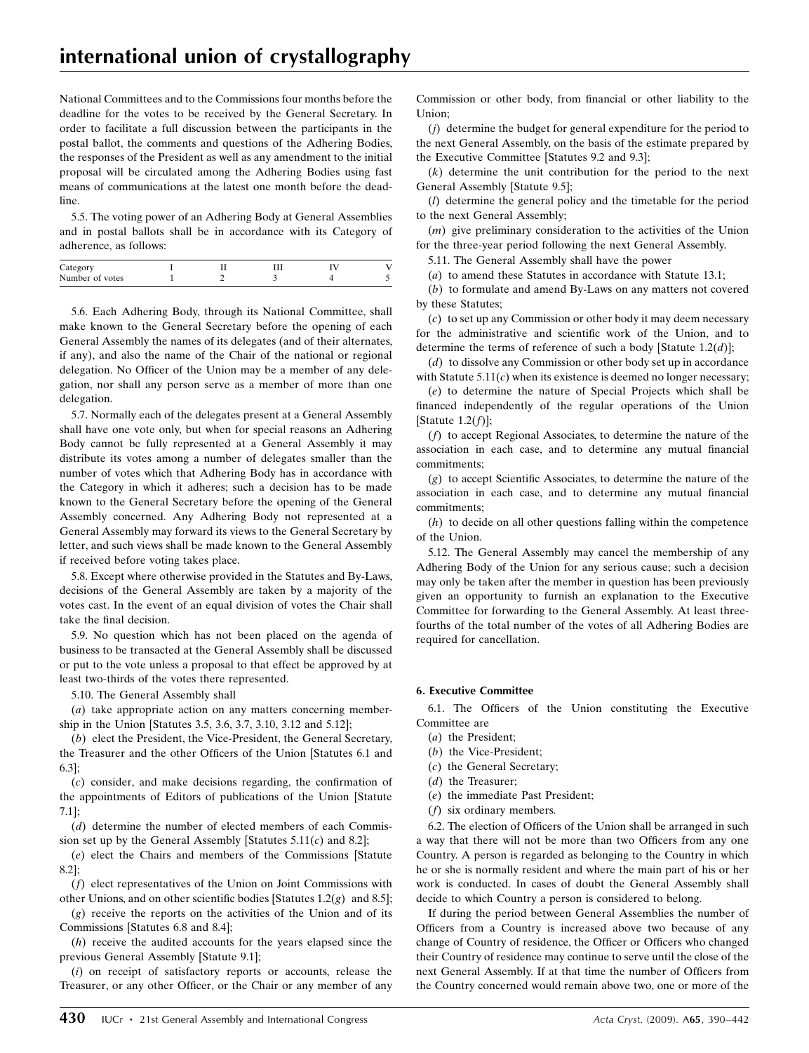National Committees and to the Commissions four months before the deadline for the votes to be received by the General Secretary. In order to facilitate a full discussion between the participants in the postal ballot, the comments and questions of the Adhering Bodies, the responses of the President as well as any amendment to the initial proposal will be circulated among the Adhering Bodies using fast means of communications at the latest one month before the deadline.

5.5. The voting power of an Adhering Body at General Assemblies and in postal ballots shall be in accordance with its Category of adherence, as follows:

| Category | I | II | III | IV | V |
|---|---|---|---|---|---|
| Number of votes | 1 | 2 | 3 | 4 | 5 |

5.6. Each Adhering Body, through its National Committee, shall make known to the General Secretary before the opening of each General Assembly the names of its delegates (and of their alternates, if any), and also the name of the Chair of the national or regional delegation. No Officer of the Union may be a member of any delegation, nor shall any person serve as a member of more than one delegation.

5.7. Normally each of the delegates present at a General Assembly shall have one vote only, but when for special reasons an Adhering Body cannot be fully represented at a General Assembly it may distribute its votes among a number of delegates smaller than the number of votes which that Adhering Body has in accordance with the Category in which it adheres; such a decision has to be made known to the General Secretary before the opening of the General Assembly concerned. Any Adhering Body not represented at a General Assembly may forward its views to the General Secretary by letter, and such views shall be made known to the General Assembly if received before voting takes place.

5.8. Except where otherwise provided in the Statutes and By-Laws, decisions of the General Assembly are taken by a majority of the votes cast. In the event of an equal division of votes the Chair shall take the final decision.

5.9. No question which has not been placed on the agenda of business to be transacted at the General Assembly shall be discussed or put to the vote unless a proposal to that effect be approved by at least two-thirds of the votes there represented.

5.10. The General Assembly shall

(*a*) take appropriate action on any matters concerning membership in the Union [Statutes 3.5, 3.6, 3.7, 3.10, 3.12 and 5.12];

(*b*) elect the President, the Vice-President, the General Secretary, the Treasurer and the other Officers of the Union [Statutes 6.1 and 6.3];

(*c*) consider, and make decisions regarding, the confirmation of the appointments of Editors of publications of the Union [Statute 7.1];

(*d*) determine the number of elected members of each Commission set up by the General Assembly [Statutes 5.11(*c*) and 8.2];

(*e*) elect the Chairs and members of the Commissions [Statute 8.2];

(*f*) elect representatives of the Union on Joint Commissions with other Unions, and on other scientific bodies [Statutes 1.2(*g*) and 8.5];

(*g*) receive the reports on the activities of the Union and of its Commissions [Statutes 6.8 and 8.4];

(*h*) receive the audited accounts for the years elapsed since the previous General Assembly [Statute 9.1];

(*i*) on receipt of satisfactory reports or accounts, release the Treasurer, or any other Officer, or the Chair or any member of any Commission or other body, from financial or other liability to the Union;

(*j*) determine the budget for general expenditure for the period to the next General Assembly, on the basis of the estimate prepared by the Executive Committee [Statutes 9.2 and 9.3];

(*k*) determine the unit contribution for the period to the next General Assembly [Statute 9.5];

(*l*) determine the general policy and the timetable for the period to the next General Assembly;

(*m*) give preliminary consideration to the activities of the Union for the three-year period following the next General Assembly.

5.11. The General Assembly shall have the power

(*a*) to amend these Statutes in accordance with Statute 13.1;

(*b*) to formulate and amend By-Laws on any matters not covered by these Statutes;

(*c*) to set up any Commission or other body it may deem necessary for the administrative and scientific work of the Union, and to determine the terms of reference of such a body [Statute 1.2(*d*)];

(*d*) to dissolve any Commission or other body set up in accordance with Statute 5.11(*c*) when its existence is deemed no longer necessary;

(*e*) to determine the nature of Special Projects which shall be financed independently of the regular operations of the Union [Statute 1.2(*f*)];

(*f*) to accept Regional Associates, to determine the nature of the association in each case, and to determine any mutual financial commitments;

(*g*) to accept Scientific Associates, to determine the nature of the association in each case, and to determine any mutual financial commitments;

(*h*) to decide on all other questions falling within the competence of the Union.

5.12. The General Assembly may cancel the membership of any Adhering Body of the Union for any serious cause; such a decision may only be taken after the member in question has been previously given an opportunity to furnish an explanation to the Executive Committee for forwarding to the General Assembly. At least three-fourths of the total number of the votes of all Adhering Bodies are required for cancellation.

#### 6. Executive Committee

6.1. The Officers of the Union constituting the Executive Committee are

(*a*) the President;

(*b*) the Vice-President;

(*c*) the General Secretary;

(*d*) the Treasurer;

(*e*) the immediate Past President;

(*f*) six ordinary members.

6.2. The election of Officers of the Union shall be arranged in such a way that there will not be more than two Officers from any one Country. A person is regarded as belonging to the Country in which he or she is normally resident and where the main part of his or her work is conducted. In cases of doubt the General Assembly shall decide to which Country a person is considered to belong.

If during the period between General Assemblies the number of Officers from a Country is increased above two because of any change of Country of residence, the Officer or Officers who changed their Country of residence may continue to serve until the close of the next General Assembly. If at that time the number of Officers from the Country concerned would remain above two, one or more of the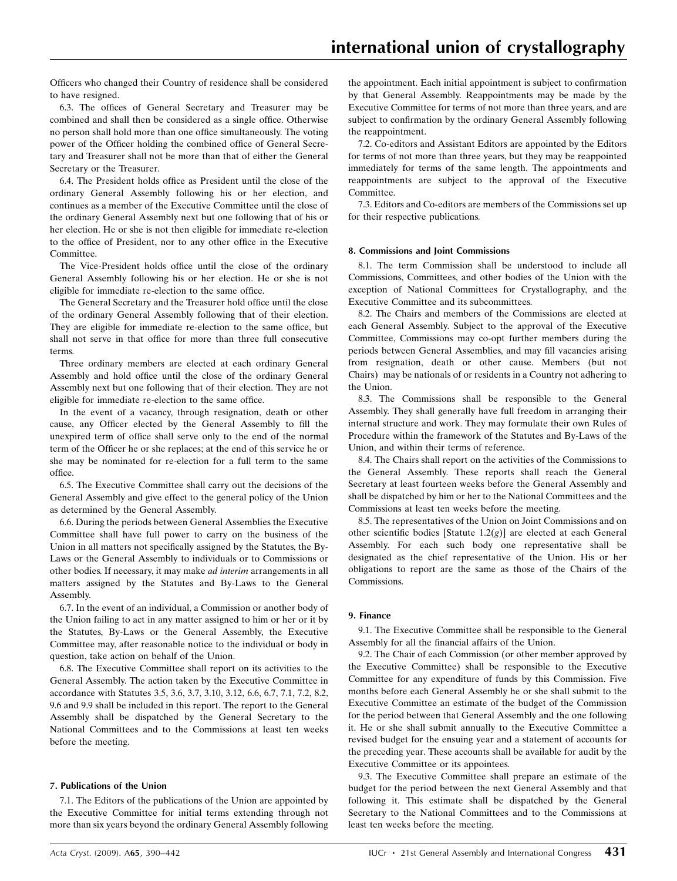Officers who changed their Country of residence shall be considered to have resigned.

6.3. The offices of General Secretary and Treasurer may be combined and shall then be considered as a single office. Otherwise no person shall hold more than one office simultaneously. The voting power of the Officer holding the combined office of General Secretary and Treasurer shall not be more than that of either the General Secretary or the Treasurer.

6.4. The President holds office as President until the close of the ordinary General Assembly following his or her election, and continues as a member of the Executive Committee until the close of the ordinary General Assembly next but one following that of his or her election. He or she is not then eligible for immediate re-election to the office of President, nor to any other office in the Executive Committee.

The Vice-President holds office until the close of the ordinary General Assembly following his or her election. He or she is not eligible for immediate re-election to the same office.

The General Secretary and the Treasurer hold office until the close of the ordinary General Assembly following that of their election. They are eligible for immediate re-election to the same office, but shall not serve in that office for more than three full consecutive terms.

Three ordinary members are elected at each ordinary General Assembly and hold office until the close of the ordinary General Assembly next but one following that of their election. They are not eligible for immediate re-election to the same office.

In the event of a vacancy, through resignation, death or other cause, any Officer elected by the General Assembly to fill the unexpired term of office shall serve only to the end of the normal term of the Officer he or she replaces; at the end of this service he or she may be nominated for re-election for a full term to the same office.

6.5. The Executive Committee shall carry out the decisions of the General Assembly and give effect to the general policy of the Union as determined by the General Assembly.

6.6. During the periods between General Assemblies the Executive Committee shall have full power to carry on the business of the Union in all matters not specifically assigned by the Statutes, the By-Laws or the General Assembly to individuals or to Commissions or other bodies. If necessary, it may make *ad interim* arrangements in all matters assigned by the Statutes and By-Laws to the General Assembly.

6.7. In the event of an individual, a Commission or another body of the Union failing to act in any matter assigned to him or her or it by the Statutes, By-Laws or the General Assembly, the Executive Committee may, after reasonable notice to the individual or body in question, take action on behalf of the Union.

6.8. The Executive Committee shall report on its activities to the General Assembly. The action taken by the Executive Committee in accordance with Statutes 3.5, 3.6, 3.7, 3.10, 3.12, 6.6, 6.7, 7.1, 7.2, 8.2, 9.6 and 9.9 shall be included in this report. The report to the General Assembly shall be dispatched by the General Secretary to the National Committees and to the Commissions at least ten weeks before the meeting.

#### 7. Publications of the Union

7.1. The Editors of the publications of the Union are appointed by the Executive Committee for initial terms extending through not more than six years beyond the ordinary General Assembly following the appointment. Each initial appointment is subject to confirmation by that General Assembly. Reappointments may be made by the Executive Committee for terms of not more than three years, and are subject to confirmation by the ordinary General Assembly following the reappointment.

7.2. Co-editors and Assistant Editors are appointed by the Editors for terms of not more than three years, but they may be reappointed immediately for terms of the same length. The appointments and reappointments are subject to the approval of the Executive Committee.

7.3. Editors and Co-editors are members of the Commissions set up for their respective publications.

#### 8. Commissions and Joint Commissions

8.1. The term Commission shall be understood to include all Commissions, Committees, and other bodies of the Union with the exception of National Committees for Crystallography, and the Executive Committee and its subcommittees.

8.2. The Chairs and members of the Commissions are elected at each General Assembly. Subject to the approval of the Executive Committee, Commissions may co-opt further members during the periods between General Assemblies, and may fill vacancies arising from resignation, death or other cause. Members (but not Chairs) may be nationals of or residents in a Country not adhering to the Union.

8.3. The Commissions shall be responsible to the General Assembly. They shall generally have full freedom in arranging their internal structure and work. They may formulate their own Rules of Procedure within the framework of the Statutes and By-Laws of the Union, and within their terms of reference.

8.4. The Chairs shall report on the activities of the Commissions to the General Assembly. These reports shall reach the General Secretary at least fourteen weeks before the General Assembly and shall be dispatched by him or her to the National Committees and the Commissions at least ten weeks before the meeting.

8.5. The representatives of the Union on Joint Commissions and on other scientific bodies [Statute 1.2(*g*)] are elected at each General Assembly. For each such body one representative shall be designated as the chief representative of the Union. His or her obligations to report are the same as those of the Chairs of the Commissions.

#### 9. Finance

9.1. The Executive Committee shall be responsible to the General Assembly for all the financial affairs of the Union.

9.2. The Chair of each Commission (or other member approved by the Executive Committee) shall be responsible to the Executive Committee for any expenditure of funds by this Commission. Five months before each General Assembly he or she shall submit to the Executive Committee an estimate of the budget of the Commission for the period between that General Assembly and the one following it. He or she shall submit annually to the Executive Committee a revised budget for the ensuing year and a statement of accounts for the preceding year. These accounts shall be available for audit by the Executive Committee or its appointees.

9.3. The Executive Committee shall prepare an estimate of the budget for the period between the next General Assembly and that following it. This estimate shall be dispatched by the General Secretary to the National Committees and to the Commissions at least ten weeks before the meeting.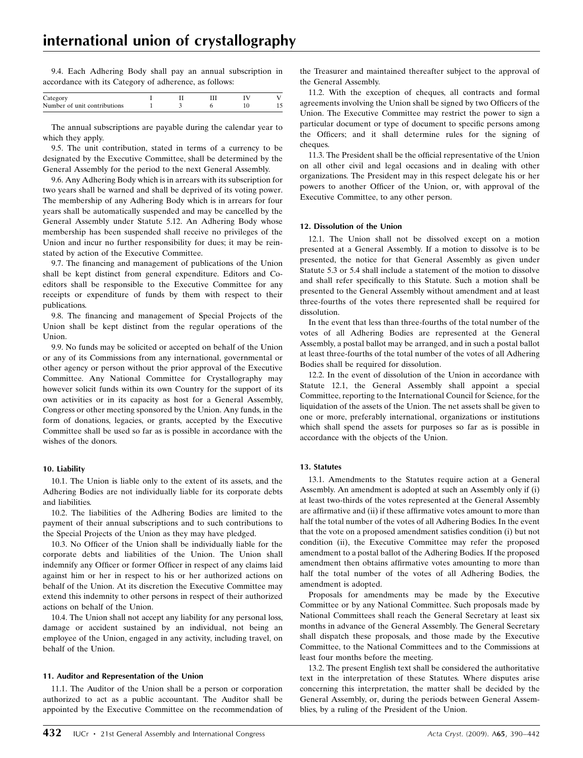9.4. Each Adhering Body shall pay an annual subscription in accordance with its Category of adherence, as follows:

| Category | I | II | III | IV | V |
|---|---|---|---|---|---|
| Number of unit contributions | 1 | 3 | 6 | 10 | 15 |

The annual subscriptions are payable during the calendar year to which they apply.

9.5. The unit contribution, stated in terms of a currency to be designated by the Executive Committee, shall be determined by the General Assembly for the period to the next General Assembly.

9.6. Any Adhering Body which is in arrears with its subscription for two years shall be warned and shall be deprived of its voting power. The membership of any Adhering Body which is in arrears for four years shall be automatically suspended and may be cancelled by the General Assembly under Statute 5.12. An Adhering Body whose membership has been suspended shall receive no privileges of the Union and incur no further responsibility for dues; it may be reinstated by action of the Executive Committee.

9.7. The financing and management of publications of the Union shall be kept distinct from general expenditure. Editors and Coeditors shall be responsible to the Executive Committee for any receipts or expenditure of funds by them with respect to their publications.

9.8. The financing and management of Special Projects of the Union shall be kept distinct from the regular operations of the Union.

9.9. No funds may be solicited or accepted on behalf of the Union or any of its Commissions from any international, governmental or other agency or person without the prior approval of the Executive Committee. Any National Committee for Crystallography may however solicit funds within its own Country for the support of its own activities or in its capacity as host for a General Assembly, Congress or other meeting sponsored by the Union. Any funds, in the form of donations, legacies, or grants, accepted by the Executive Committee shall be used so far as is possible in accordance with the wishes of the donors.

#### 10. Liability

10.1. The Union is liable only to the extent of its assets, and the Adhering Bodies are not individually liable for its corporate debts and liabilities.

10.2. The liabilities of the Adhering Bodies are limited to the payment of their annual subscriptions and to such contributions to the Special Projects of the Union as they may have pledged.

10.3. No Officer of the Union shall be individually liable for the corporate debts and liabilities of the Union. The Union shall indemnify any Officer or former Officer in respect of any claims laid against him or her in respect to his or her authorized actions on behalf of the Union. At its discretion the Executive Committee may extend this indemnity to other persons in respect of their authorized actions on behalf of the Union.

10.4. The Union shall not accept any liability for any personal loss, damage or accident sustained by an individual, not being an employee of the Union, engaged in any activity, including travel, on behalf of the Union.

#### 11. Auditor and Representation of the Union

11.1. The Auditor of the Union shall be a person or corporation authorized to act as a public accountant. The Auditor shall be appointed by the Executive Committee on the recommendation of the Treasurer and maintained thereafter subject to the approval of the General Assembly.

11.2. With the exception of cheques, all contracts and formal agreements involving the Union shall be signed by two Officers of the Union. The Executive Committee may restrict the power to sign a particular document or type of document to specific persons among the Officers; and it shall determine rules for the signing of cheques.

11.3. The President shall be the official representative of the Union on all other civil and legal occasions and in dealing with other organizations. The President may in this respect delegate his or her powers to another Officer of the Union, or, with approval of the Executive Committee, to any other person.

#### 12. Dissolution of the Union

12.1. The Union shall not be dissolved except on a motion presented at a General Assembly. If a motion to dissolve is to be presented, the notice for that General Assembly as given under Statute 5.3 or 5.4 shall include a statement of the motion to dissolve and shall refer specifically to this Statute. Such a motion shall be presented to the General Assembly without amendment and at least three-fourths of the votes there represented shall be required for dissolution.

In the event that less than three-fourths of the total number of the votes of all Adhering Bodies are represented at the General Assembly, a postal ballot may be arranged, and in such a postal ballot at least three-fourths of the total number of the votes of all Adhering Bodies shall be required for dissolution.

12.2. In the event of dissolution of the Union in accordance with Statute 12.1, the General Assembly shall appoint a special Committee, reporting to the International Council for Science, for the liquidation of the assets of the Union. The net assets shall be given to one or more, preferably international, organizations or institutions which shall spend the assets for purposes so far as is possible in accordance with the objects of the Union.

#### 13. Statutes

13.1. Amendments to the Statutes require action at a General Assembly. An amendment is adopted at such an Assembly only if (i) at least two-thirds of the votes represented at the General Assembly are affirmative and (ii) if these affirmative votes amount to more than half the total number of the votes of all Adhering Bodies. In the event that the vote on a proposed amendment satisfies condition (i) but not condition (ii), the Executive Committee may refer the proposed amendment to a postal ballot of the Adhering Bodies. If the proposed amendment then obtains affirmative votes amounting to more than half the total number of the votes of all Adhering Bodies, the amendment is adopted.

Proposals for amendments may be made by the Executive Committee or by any National Committee. Such proposals made by National Committees shall reach the General Secretary at least six months in advance of the General Assembly. The General Secretary shall dispatch these proposals, and those made by the Executive Committee, to the National Committees and to the Commissions at least four months before the meeting.

13.2. The present English text shall be considered the authoritative text in the interpretation of these Statutes. Where disputes arise concerning this interpretation, the matter shall be decided by the General Assembly, or, during the periods between General Assemblies, by a ruling of the President of the Union.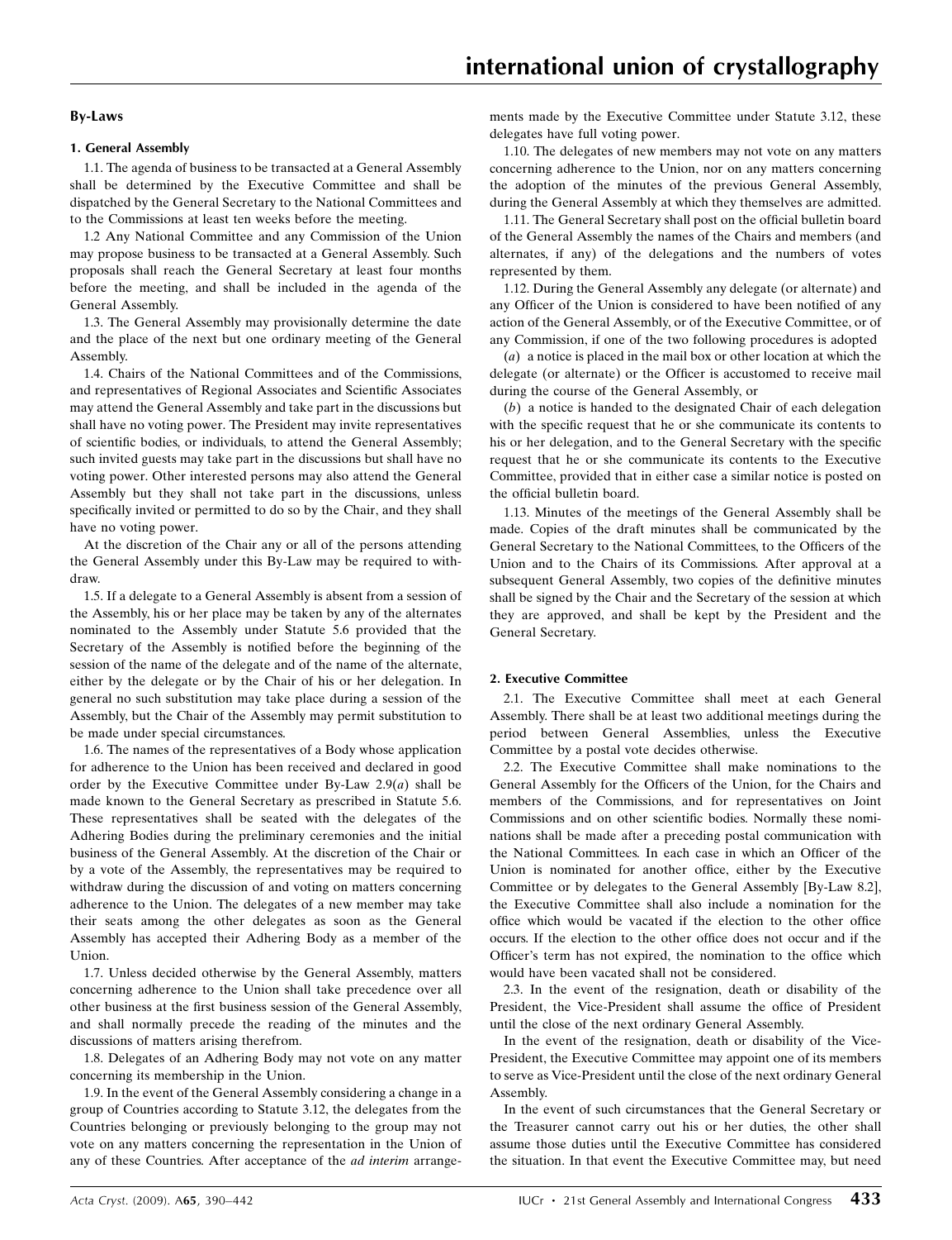## By-Laws

### 1. General Assembly

1.1. The agenda of business to be transacted at a General Assembly shall be determined by the Executive Committee and shall be dispatched by the General Secretary to the National Committees and to the Commissions at least ten weeks before the meeting.

1.2 Any National Committee and any Commission of the Union may propose business to be transacted at a General Assembly. Such proposals shall reach the General Secretary at least four months before the meeting, and shall be included in the agenda of the General Assembly.

1.3. The General Assembly may provisionally determine the date and the place of the next but one ordinary meeting of the General Assembly.

1.4. Chairs of the National Committees and of the Commissions, and representatives of Regional Associates and Scientific Associates may attend the General Assembly and take part in the discussions but shall have no voting power. The President may invite representatives of scientific bodies, or individuals, to attend the General Assembly; such invited guests may take part in the discussions but shall have no voting power. Other interested persons may also attend the General Assembly but they shall not take part in the discussions, unless specifically invited or permitted to do so by the Chair, and they shall have no voting power.

At the discretion of the Chair any or all of the persons attending the General Assembly under this By-Law may be required to withdraw.

1.5. If a delegate to a General Assembly is absent from a session of the Assembly, his or her place may be taken by any of the alternates nominated to the Assembly under Statute 5.6 provided that the Secretary of the Assembly is notified before the beginning of the session of the name of the delegate and of the name of the alternate, either by the delegate or by the Chair of his or her delegation. In general no such substitution may take place during a session of the Assembly, but the Chair of the Assembly may permit substitution to be made under special circumstances.

1.6. The names of the representatives of a Body whose application for adherence to the Union has been received and declared in good order by the Executive Committee under By-Law 2.9(*a*) shall be made known to the General Secretary as prescribed in Statute 5.6. These representatives shall be seated with the delegates of the Adhering Bodies during the preliminary ceremonies and the initial business of the General Assembly. At the discretion of the Chair or by a vote of the Assembly, the representatives may be required to withdraw during the discussion of and voting on matters concerning adherence to the Union. The delegates of a new member may take their seats among the other delegates as soon as the General Assembly has accepted their Adhering Body as a member of the Union.

1.7. Unless decided otherwise by the General Assembly, matters concerning adherence to the Union shall take precedence over all other business at the first business session of the General Assembly, and shall normally precede the reading of the minutes and the discussions of matters arising therefrom.

1.8. Delegates of an Adhering Body may not vote on any matter concerning its membership in the Union.

1.9. In the event of the General Assembly considering a change in a group of Countries according to Statute 3.12, the delegates from the Countries belonging or previously belonging to the group may not vote on any matters concerning the representation in the Union of any of these Countries. After acceptance of the *ad interim* arrangements made by the Executive Committee under Statute 3.12, these delegates have full voting power.

1.10. The delegates of new members may not vote on any matters concerning adherence to the Union, nor on any matters concerning the adoption of the minutes of the previous General Assembly, during the General Assembly at which they themselves are admitted.

1.11. The General Secretary shall post on the official bulletin board of the General Assembly the names of the Chairs and members (and alternates, if any) of the delegations and the numbers of votes represented by them.

1.12. During the General Assembly any delegate (or alternate) and any Officer of the Union is considered to have been notified of any action of the General Assembly, or of the Executive Committee, or of any Commission, if one of the two following procedures is adopted

(*a*) a notice is placed in the mail box or other location at which the delegate (or alternate) or the Officer is accustomed to receive mail during the course of the General Assembly, or

(*b*) a notice is handed to the designated Chair of each delegation with the specific request that he or she communicate its contents to his or her delegation, and to the General Secretary with the specific request that he or she communicate its contents to the Executive Committee, provided that in either case a similar notice is posted on the official bulletin board.

1.13. Minutes of the meetings of the General Assembly shall be made. Copies of the draft minutes shall be communicated by the General Secretary to the National Committees, to the Officers of the Union and to the Chairs of its Commissions. After approval at a subsequent General Assembly, two copies of the definitive minutes shall be signed by the Chair and the Secretary of the session at which they are approved, and shall be kept by the President and the General Secretary.

### 2. Executive Committee

2.1. The Executive Committee shall meet at each General Assembly. There shall be at least two additional meetings during the period between General Assemblies, unless the Executive Committee by a postal vote decides otherwise.

2.2. The Executive Committee shall make nominations to the General Assembly for the Officers of the Union, for the Chairs and members of the Commissions, and for representatives on Joint Commissions and on other scientific bodies. Normally these nominations shall be made after a preceding postal communication with the National Committees. In each case in which an Officer of the Union is nominated for another office, either by the Executive Committee or by delegates to the General Assembly [By-Law 8.2], the Executive Committee shall also include a nomination for the office which would be vacated if the election to the other office occurs. If the election to the other office does not occur and if the Officer's term has not expired, the nomination to the office which would have been vacated shall not be considered.

2.3. In the event of the resignation, death or disability of the President, the Vice-President shall assume the office of President until the close of the next ordinary General Assembly.

In the event of the resignation, death or disability of the Vice-President, the Executive Committee may appoint one of its members to serve as Vice-President until the close of the next ordinary General Assembly.

In the event of such circumstances that the General Secretary or the Treasurer cannot carry out his or her duties, the other shall assume those duties until the Executive Committee has considered the situation. In that event the Executive Committee may, but need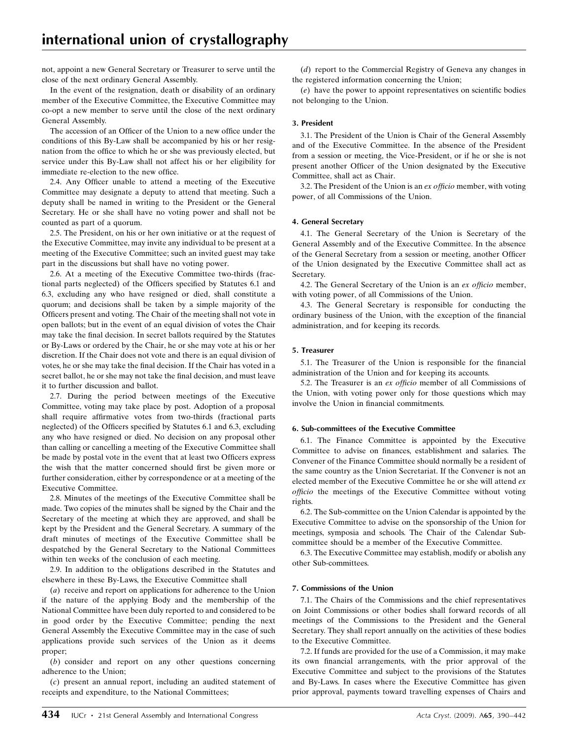not, appoint a new General Secretary or Treasurer to serve until the close of the next ordinary General Assembly.

In the event of the resignation, death or disability of an ordinary member of the Executive Committee, the Executive Committee may co-opt a new member to serve until the close of the next ordinary General Assembly.

The accession of an Officer of the Union to a new office under the conditions of this By-Law shall be accompanied by his or her resignation from the office to which he or she was previously elected, but service under this By-Law shall not affect his or her eligibility for immediate re-election to the new office.

2.4. Any Officer unable to attend a meeting of the Executive Committee may designate a deputy to attend that meeting. Such a deputy shall be named in writing to the President or the General Secretary. He or she shall have no voting power and shall not be counted as part of a quorum.

2.5. The President, on his or her own initiative or at the request of the Executive Committee, may invite any individual to be present at a meeting of the Executive Committee; such an invited guest may take part in the discussions but shall have no voting power.

2.6. At a meeting of the Executive Committee two-thirds (fractional parts neglected) of the Officers specified by Statutes 6.1 and 6.3, excluding any who have resigned or died, shall constitute a quorum; and decisions shall be taken by a simple majority of the Officers present and voting. The Chair of the meeting shall not vote in open ballots; but in the event of an equal division of votes the Chair may take the final decision. In secret ballots required by the Statutes or By-Laws or ordered by the Chair, he or she may vote at his or her discretion. If the Chair does not vote and there is an equal division of votes, he or she may take the final decision. If the Chair has voted in a secret ballot, he or she may not take the final decision, and must leave it to further discussion and ballot.

2.7. During the period between meetings of the Executive Committee, voting may take place by post. Adoption of a proposal shall require affirmative votes from two-thirds (fractional parts neglected) of the Officers specified by Statutes 6.1 and 6.3, excluding any who have resigned or died. No decision on any proposal other than calling or cancelling a meeting of the Executive Committee shall be made by postal vote in the event that at least two Officers express the wish that the matter concerned should first be given more or further consideration, either by correspondence or at a meeting of the Executive Committee.

2.8. Minutes of the meetings of the Executive Committee shall be made. Two copies of the minutes shall be signed by the Chair and the Secretary of the meeting at which they are approved, and shall be kept by the President and the General Secretary. A summary of the draft minutes of meetings of the Executive Committee shall be despatched by the General Secretary to the National Committees within ten weeks of the conclusion of each meeting.

2.9. In addition to the obligations described in the Statutes and elsewhere in these By-Laws, the Executive Committee shall

(*a*) receive and report on applications for adherence to the Union if the nature of the applying Body and the membership of the National Committee have been duly reported to and considered to be in good order by the Executive Committee; pending the next General Assembly the Executive Committee may in the case of such applications provide such services of the Union as it deems proper;

(*b*) consider and report on any other questions concerning adherence to the Union;

(*c*) present an annual report, including an audited statement of receipts and expenditure, to the National Committees;

(*d*) report to the Commercial Registry of Geneva any changes in the registered information concerning the Union;

(*e*) have the power to appoint representatives on scientific bodies not belonging to the Union.

#### 3. President

3.1. The President of the Union is Chair of the General Assembly and of the Executive Committee. In the absence of the President from a session or meeting, the Vice-President, or if he or she is not present another Officer of the Union designated by the Executive Committee, shall act as Chair.

3.2. The President of the Union is an *ex officio* member, with voting power, of all Commissions of the Union.

#### 4. General Secretary

4.1. The General Secretary of the Union is Secretary of the General Assembly and of the Executive Committee. In the absence of the General Secretary from a session or meeting, another Officer of the Union designated by the Executive Committee shall act as Secretary.

4.2. The General Secretary of the Union is an *ex officio* member, with voting power, of all Commissions of the Union.

4.3. The General Secretary is responsible for conducting the ordinary business of the Union, with the exception of the financial administration, and for keeping its records.

#### 5. Treasurer

5.1. The Treasurer of the Union is responsible for the financial administration of the Union and for keeping its accounts.

5.2. The Treasurer is an *ex officio* member of all Commissions of the Union, with voting power only for those questions which may involve the Union in financial commitments.

#### 6. Sub-committees of the Executive Committee

6.1. The Finance Committee is appointed by the Executive Committee to advise on finances, establishment and salaries. The Convener of the Finance Committee should normally be a resident of the same country as the Union Secretariat. If the Convener is not an elected member of the Executive Committee he or she will attend *ex officio* the meetings of the Executive Committee without voting rights.

6.2. The Sub-committee on the Union Calendar is appointed by the Executive Committee to advise on the sponsorship of the Union for meetings, symposia and schools. The Chair of the Calendar Sub-committee should be a member of the Executive Committee.

6.3. The Executive Committee may establish, modify or abolish any other Sub-committees.

#### 7. Commissions of the Union

7.1. The Chairs of the Commissions and the chief representatives on Joint Commissions or other bodies shall forward records of all meetings of the Commissions to the President and the General Secretary. They shall report annually on the activities of these bodies to the Executive Committee.

7.2. If funds are provided for the use of a Commission, it may make its own financial arrangements, with the prior approval of the Executive Committee and subject to the provisions of the Statutes and By-Laws. In cases where the Executive Committee has given prior approval, payments toward travelling expenses of Chairs and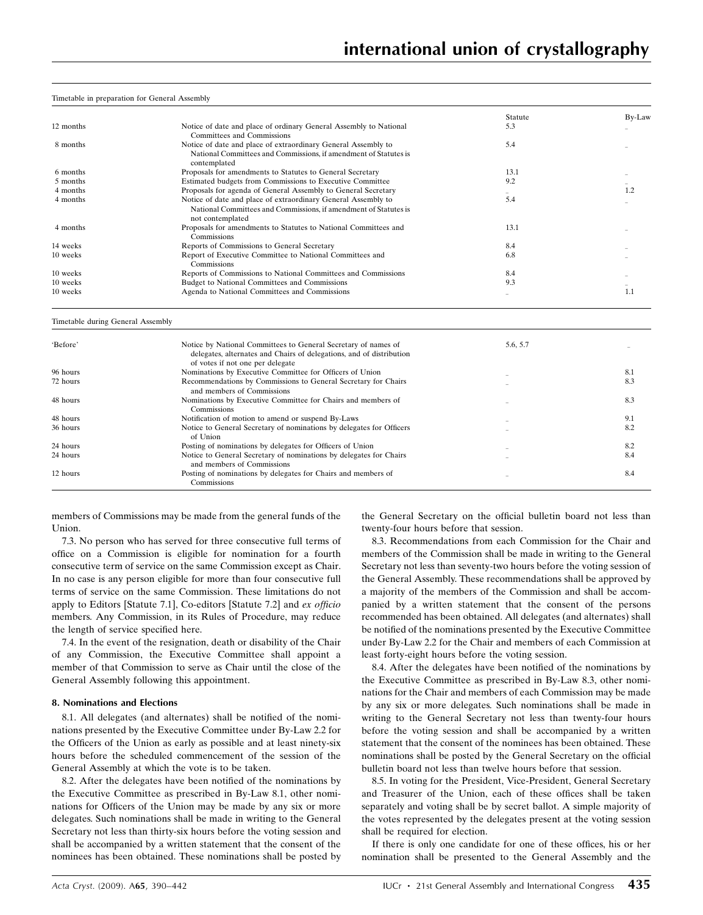Timetable in preparation for General Assembly

| | | Statute | By-Law |
|---|---|---|---|
| 12 months | Notice of date and place of ordinary General Assembly to National Committees and Commissions | 5.3 | – |
| 8 months | Notice of date and place of extraordinary General Assembly to National Committees and Commissions, if amendment of Statutes is contemplated | 5.4 | – |
| 6 months | Proposals for amendments to Statutes to General Secretary | 13.1 | – |
| 5 months | Estimated budgets from Commissions to Executive Committee | 9.2 | – |
| 4 months | Proposals for agenda of General Assembly to General Secretary | – | 1.2 |
| 4 months | Notice of date and place of extraordinary General Assembly to National Committees and Commissions, if amendment of Statutes is not contemplated | 5.4 | – |
| 4 months | Proposals for amendments to Statutes to National Committees and Commissions | 13.1 | – |
| 14 weeks | Reports of Commissions to General Secretary | 8.4 | – |
| 10 weeks | Report of Executive Committee to National Committees and Commissions | 6.8 | – |
| 10 weeks | Reports of Commissions to National Committees and Commissions | 8.4 | – |
| 10 weeks | Budget to National Committees and Commissions | 9.3 | – |
| 10 weeks | Agenda to National Committees and Commissions | – | 1.1 |

Timetable during General Assembly

| | | | |
|---|---|---|---|
| 'Before' | Notice by National Committees to General Secretary of names of delegates, alternates and Chairs of delegations, and of distribution of votes if not one per delegate | 5.6, 5.7 | – |
| 96 hours | Nominations by Executive Committee for Officers of Union | – | 8.1 |
| 72 hours | Recommendations by Commissions to General Secretary for Chairs and members of Commissions | – | 8.3 |
| 48 hours | Nominations by Executive Committee for Chairs and members of Commissions | – | 8.3 |
| 48 hours | Notification of motion to amend or suspend By-Laws | – | 9.1 |
| 36 hours | Notice to General Secretary of nominations by delegates for Officers of Union | – | 8.2 |
| 24 hours | Posting of nominations by delegates for Officers of Union | – | 8.2 |
| 24 hours | Notice to General Secretary of nominations by delegates for Chairs and members of Commissions | – | 8.4 |
| 12 hours | Posting of nominations by delegates for Chairs and members of Commissions | – | 8.4 |

members of Commissions may be made from the general funds of the Union.

7.3. No person who has served for three consecutive full terms of office on a Commission is eligible for nomination for a fourth consecutive term of service on the same Commission except as Chair. In no case is any person eligible for more than four consecutive full terms of service on the same Commission. These limitations do not apply to Editors [Statute 7.1], Co-editors [Statute 7.2] and *ex officio* members. Any Commission, in its Rules of Procedure, may reduce the length of service specified here.

7.4. In the event of the resignation, death or disability of the Chair of any Commission, the Executive Committee shall appoint a member of that Commission to serve as Chair until the close of the General Assembly following this appointment.

**8. Nominations and Elections**

8.1. All delegates (and alternates) shall be notified of the nominations presented by the Executive Committee under By-Law 2.2 for the Officers of the Union as early as possible and at least ninety-six hours before the scheduled commencement of the session of the General Assembly at which the vote is to be taken.

8.2. After the delegates have been notified of the nominations by the Executive Committee as prescribed in By-Law 8.1, other nominations for Officers of the Union may be made by any six or more delegates. Such nominations shall be made in writing to the General Secretary not less than thirty-six hours before the voting session and shall be accompanied by a written statement that the consent of the nominees has been obtained. These nominations shall be posted by the General Secretary on the official bulletin board not less than twenty-four hours before that session.

8.3. Recommendations from each Commission for the Chair and members of the Commission shall be made in writing to the General Secretary not less than seventy-two hours before the voting session of the General Assembly. These recommendations shall be approved by a majority of the members of the Commission and shall be accompanied by a written statement that the consent of the persons recommended has been obtained. All delegates (and alternates) shall be notified of the nominations presented by the Executive Committee under By-Law 2.2 for the Chair and members of each Commission at least forty-eight hours before the voting session.

8.4. After the delegates have been notified of the nominations by the Executive Committee as prescribed in By-Law 8.3, other nominations for the Chair and members of each Commission may be made by any six or more delegates. Such nominations shall be made in writing to the General Secretary not less than twenty-four hours before the voting session and shall be accompanied by a written statement that the consent of the nominees has been obtained. These nominations shall be posted by the General Secretary on the official bulletin board not less than twelve hours before that session.

8.5. In voting for the President, Vice-President, General Secretary and Treasurer of the Union, each of these offices shall be taken separately and voting shall be by secret ballot. A simple majority of the votes represented by the delegates present at the voting session shall be required for election.

If there is only one candidate for one of these offices, his or her nomination shall be presented to the General Assembly and the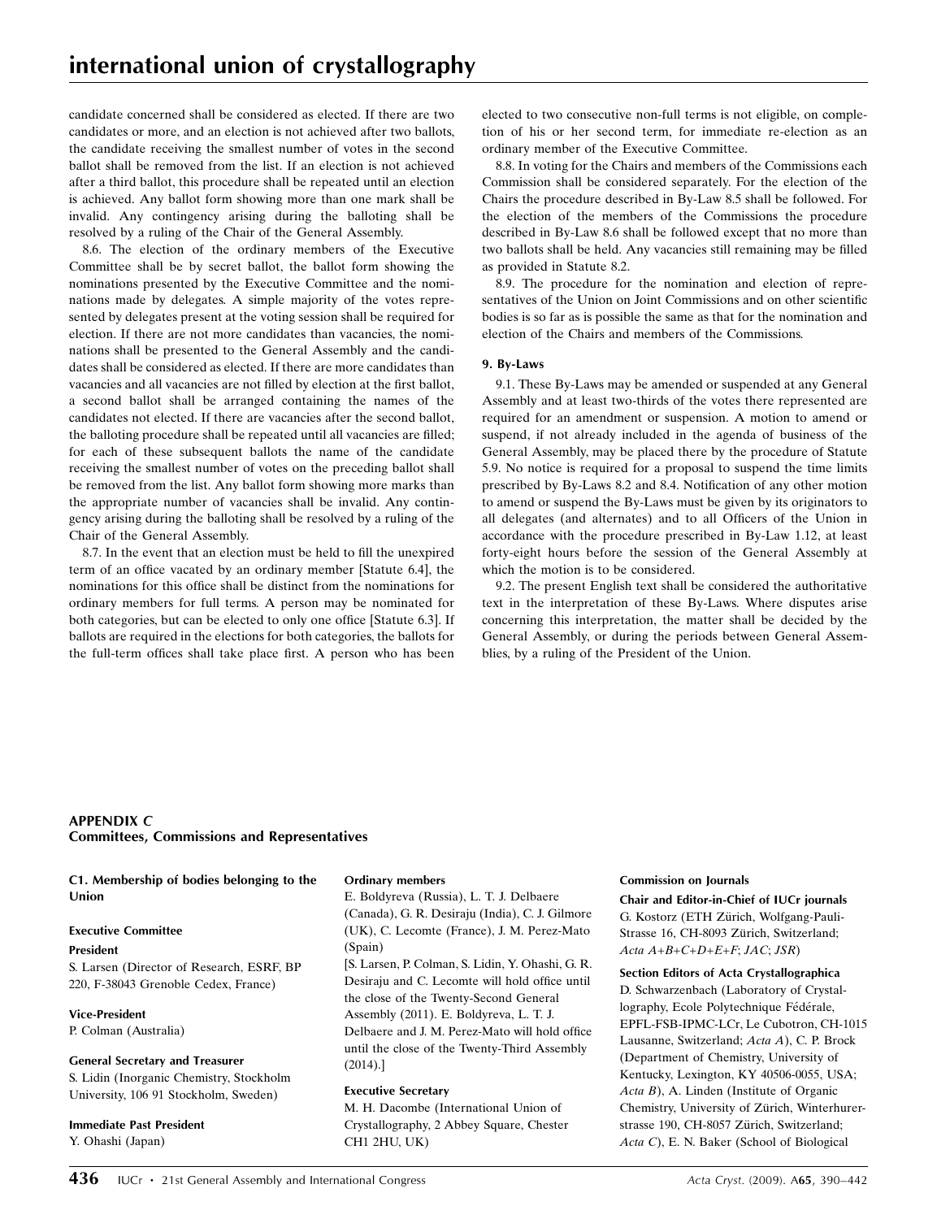candidate concerned shall be considered as elected. If there are two candidates or more, and an election is not achieved after two ballots, the candidate receiving the smallest number of votes in the second ballot shall be removed from the list. If an election is not achieved after a third ballot, this procedure shall be repeated until an election is achieved. Any ballot form showing more than one mark shall be invalid. Any contingency arising during the balloting shall be resolved by a ruling of the Chair of the General Assembly.

8.6. The election of the ordinary members of the Executive Committee shall be by secret ballot, the ballot form showing the nominations presented by the Executive Committee and the nominations made by delegates. A simple majority of the votes represented by delegates present at the voting session shall be required for election. If there are not more candidates than vacancies, the nominations shall be presented to the General Assembly and the candidates shall be considered as elected. If there are more candidates than vacancies and all vacancies are not filled by election at the first ballot, a second ballot shall be arranged containing the names of the candidates not elected. If there are vacancies after the second ballot, the balloting procedure shall be repeated until all vacancies are filled; for each of these subsequent ballots the name of the candidate receiving the smallest number of votes on the preceding ballot shall be removed from the list. Any ballot form showing more marks than the appropriate number of vacancies shall be invalid. Any contingency arising during the balloting shall be resolved by a ruling of the Chair of the General Assembly.

8.7. In the event that an election must be held to fill the unexpired term of an office vacated by an ordinary member [Statute 6.4], the nominations for this office shall be distinct from the nominations for ordinary members for full terms. A person may be nominated for both categories, but can be elected to only one office [Statute 6.3]. If ballots are required in the elections for both categories, the ballots for the full-term offices shall take place first. A person who has been elected to two consecutive non-full terms is not eligible, on completion of his or her second term, for immediate re-election as an ordinary member of the Executive Committee.

8.8. In voting for the Chairs and members of the Commissions each Commission shall be considered separately. For the election of the Chairs the procedure described in By-Law 8.5 shall be followed. For the election of the members of the Commissions the procedure described in By-Law 8.6 shall be followed except that no more than two ballots shall be held. Any vacancies still remaining may be filled as provided in Statute 8.2.

8.9. The procedure for the nomination and election of representatives of the Union on Joint Commissions and on other scientific bodies is so far as is possible the same as that for the nomination and election of the Chairs and members of the Commissions.

#### 9. By-Laws

9.1. These By-Laws may be amended or suspended at any General Assembly and at least two-thirds of the votes there represented are required for an amendment or suspension. A motion to amend or suspend, if not already included in the agenda of business of the General Assembly, may be placed there by the procedure of Statute 5.9. No notice is required for a proposal to suspend the time limits prescribed by By-Laws 8.2 and 8.4. Notification of any other motion to amend or suspend the By-Laws must be given by its originators to all delegates (and alternates) and to all Officers of the Union in accordance with the procedure prescribed in By-Law 1.12, at least forty-eight hours before the session of the General Assembly at which the motion is to be considered.

9.2. The present English text shall be considered the authoritative text in the interpretation of these By-Laws. Where disputes arise concerning this interpretation, the matter shall be decided by the General Assembly, or during the periods between General Assemblies, by a ruling of the President of the Union.

## APPENDIX *C*
## Committees, Commissions and Representatives

### C1. Membership of bodies belonging to the Union

#### Executive Committee

**President**

S. Larsen (Director of Research, ESRF, BP 220, F-38043 Grenoble Cedex, France)

**Vice-President**

P. Colman (Australia)

**General Secretary and Treasurer**

S. Lidin (Inorganic Chemistry, Stockholm University, 106 91 Stockholm, Sweden)

**Immediate Past President**

Y. Ohashi (Japan)

**Ordinary members**

E. Boldyreva (Russia), L. T. J. Delbaere (Canada), G. R. Desiraju (India), C. J. Gilmore (UK), C. Lecomte (France), J. M. Perez-Mato (Spain)

[S. Larsen, P. Colman, S. Lidin, Y. Ohashi, G. R. Desiraju and C. Lecomte will hold office until the close of the Twenty-Second General Assembly (2011). E. Boldyreva, L. T. J. Delbaere and J. M. Perez-Mato will hold office until the close of the Twenty-Third Assembly (2014).]

#### Executive Secretary

M. H. Dacombe (International Union of Crystallography, 2 Abbey Square, Chester CH1 2HU, UK)

#### Commission on Journals

**Chair and Editor-in-Chief of IUCr journals**

G. Kostorz (ETH Zürich, Wolfgang-Pauli-Strasse 16, CH-8093 Zürich, Switzerland; *Acta A+B+C+D+E+F*; *JAC*; *JSR*)

**Section Editors of Acta Crystallographica**

D. Schwarzenbach (Laboratory of Crystallography, Ecole Polytechnique Fédérale, EPFL-FSB-IPMC-LCr, Le Cubotron, CH-1015 Lausanne, Switzerland; *Acta A*), C. P. Brock (Department of Chemistry, University of Kentucky, Lexington, KY 40506-0055, USA; *Acta B*), A. Linden (Institute of Organic Chemistry, University of Zürich, Winterhurerstrasse 190, CH-8057 Zürich, Switzerland; *Acta C*), E. N. Baker (School of Biological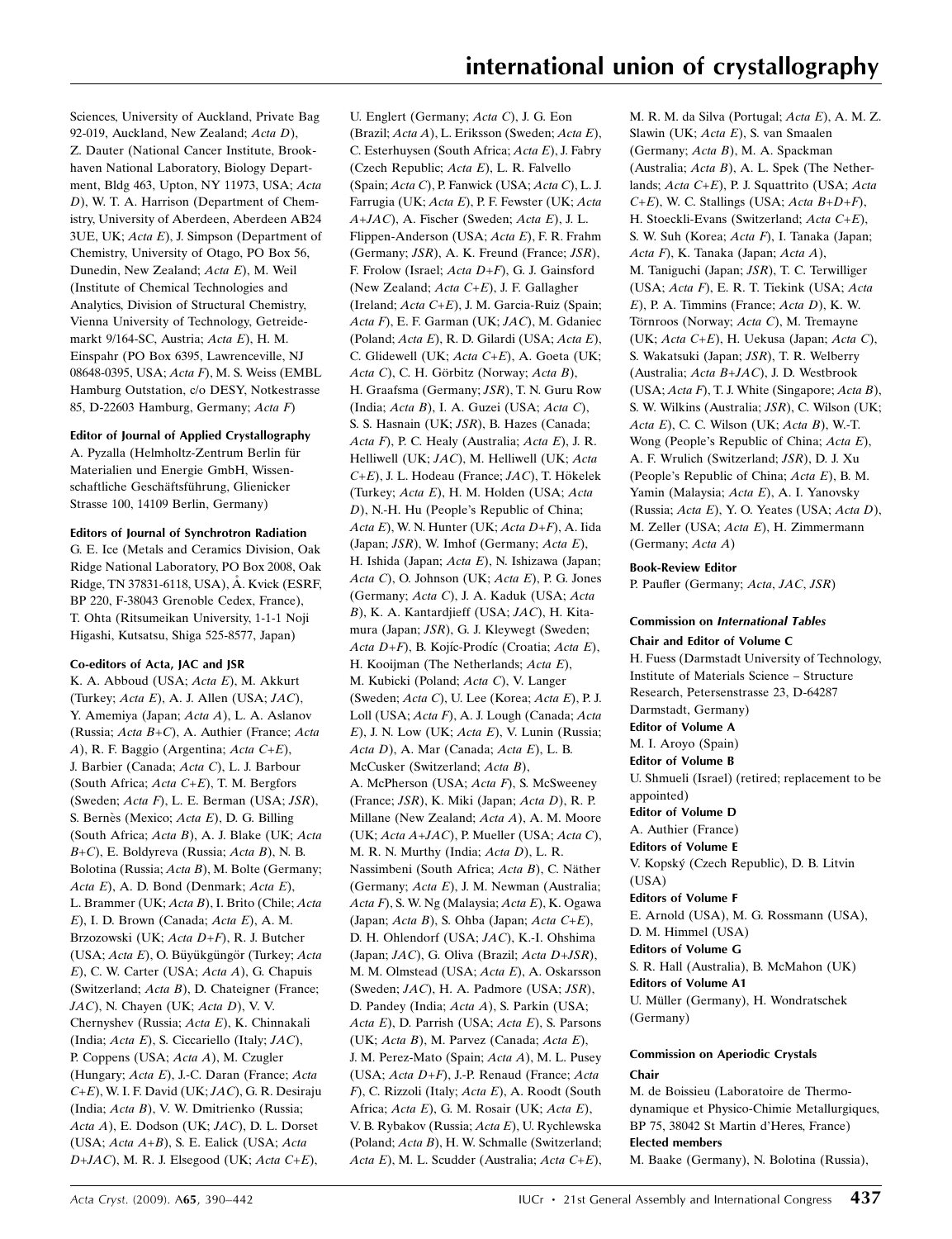Sciences, University of Auckland, Private Bag 92-019, Auckland, New Zealand; *Acta D*), Z. Dauter (National Cancer Institute, Brookhaven National Laboratory, Biology Department, Bldg 463, Upton, NY 11973, USA; *Acta D*), W. T. A. Harrison (Department of Chemistry, University of Aberdeen, Aberdeen AB24 3UE, UK; *Acta E*), J. Simpson (Department of Chemistry, University of Otago, PO Box 56, Dunedin, New Zealand; *Acta E*), M. Weil (Institute of Chemical Technologies and Analytics, Division of Structural Chemistry, Vienna University of Technology, Getreidemarkt 9/164-SC, Austria; *Acta E*), H. M. Einspahr (PO Box 6395, Lawrenceville, NJ 08648-0395, USA; *Acta F*), M. S. Weiss (EMBL Hamburg Outstation, c/o DESY, Notkestrasse 85, D-22603 Hamburg, Germany; *Acta F*)

**Editor of Journal of Applied Crystallography**

A. Pyzalla (Helmholtz-Zentrum Berlin für Materialien und Energie GmbH, Wissenschaftliche Geschäftsführung, Glienicker Strasse 100, 14109 Berlin, Germany)

**Editors of Journal of Synchrotron Radiation**

G. E. Ice (Metals and Ceramics Division, Oak Ridge National Laboratory, PO Box 2008, Oak Ridge, TN 37831-6118, USA), Å. Kvick (ESRF, BP 220, F-38043 Grenoble Cedex, France), T. Ohta (Ritsumeikan University, 1-1-1 Noji Higashi, Kutsatsu, Shiga 525-8577, Japan)

**Co-editors of Acta, JAC and JSR**

K. A. Abboud (USA; *Acta E*), M. Akkurt (Turkey; *Acta E*), A. J. Allen (USA; *JAC*), Y. Amemiya (Japan; *Acta A*), L. A. Aslanov (Russia; *Acta B+C*), A. Authier (France; *Acta A*), R. F. Baggio (Argentina; *Acta C+E*), J. Barbier (Canada; *Acta C*), L. J. Barbour (South Africa; *Acta C+E*), T. M. Bergfors (Sweden; *Acta F*), L. E. Berman (USA; *JSR*), S. Bernès (Mexico; *Acta E*), D. G. Billing (South Africa; *Acta B*), A. J. Blake (UK; *Acta B+C*), E. Boldyreva (Russia; *Acta B*), N. B. Bolotina (Russia; *Acta B*), M. Bolte (Germany; *Acta E*), A. D. Bond (Denmark; *Acta E*), L. Brammer (UK; *Acta B*), I. Brito (Chile; *Acta E*), I. D. Brown (Canada; *Acta E*), A. M. Brzozowski (UK; *Acta D+F*), R. J. Butcher (USA; *Acta E*), O. Büyükgüngör (Turkey; *Acta E*), C. W. Carter (USA; *Acta A*), G. Chapuis (Switzerland; *Acta B*), D. Chateigner (France; *JAC*), N. Chayen (UK; *Acta D*), V. V. Chernyshev (Russia; *Acta E*), K. Chinnakali (India; *Acta E*), S. Ciccariello (Italy; *JAC*), P. Coppens (USA; *Acta A*), M. Czugler (Hungary; *Acta E*), J.-C. Daran (France; *Acta C+E*), W. I. F. David (UK; *JAC*), G. R. Desiraju (India; *Acta B*), V. W. Dmitrienko (Russia; *Acta A*), E. Dodson (UK; *JAC*), D. L. Dorset (USA; *Acta A+B*), S. E. Ealick (USA; *Acta D+JAC*), M. R. J. Elsegood (UK; *Acta C+E*), U. Englert (Germany; *Acta C*), J. G. Eon (Brazil; *Acta A*), L. Eriksson (Sweden; *Acta E*), C. Esterhuysen (South Africa; *Acta E*), J. Fabry (Czech Republic; *Acta E*), L. R. Falvello (Spain; *Acta C*), P. Fanwick (USA; *Acta C*), L. J. Farrugia (UK; *Acta E*), P. F. Fewster (UK; *Acta A+JAC*), A. Fischer (Sweden; *Acta E*), J. L. Flippen-Anderson (USA; *Acta E*), F. R. Frahm (Germany; *JSR*), A. K. Freund (France; *JSR*), F. Frolow (Israel; *Acta D+F*), G. J. Gainsford (New Zealand; *Acta C+E*), J. F. Gallagher (Ireland; *Acta C+E*), J. M. Garcia-Ruiz (Spain; *Acta F*), E. F. Garman (UK; *JAC*), M. Gdaniec (Poland; *Acta E*), R. D. Gilardi (USA; *Acta E*), C. Glidewell (UK; *Acta C+E*), A. Goeta (UK; *Acta C*), C. H. Görbitz (Norway; *Acta B*), H. Graafsma (Germany; *JSR*), T. N. Guru Row (India; *Acta B*), I. A. Guzei (USA; *Acta C*), S. S. Hasnain (UK; *JSR*), B. Hazes (Canada; *Acta F*), P. C. Healy (Australia; *Acta E*), J. R. Helliwell (UK; *JAC*), M. Helliwell (UK; *Acta C+E*), J. L. Hodeau (France; *JAC*), T. Hökelek (Turkey; *Acta E*), H. M. Holden (USA; *Acta D*), N.-H. Hu (People's Republic of China; *Acta E*), W. N. Hunter (UK; *Acta D+F*), A. Iida (Japan; *JSR*), W. Imhof (Germany; *Acta E*), H. Ishida (Japan; *Acta E*), N. Ishizawa (Japan; *Acta C*), O. Johnson (UK; *Acta E*), P. G. Jones (Germany; *Acta C*), J. A. Kaduk (USA; *Acta B*), K. A. Kantardjieff (USA; *JAC*), H. Kitamura (Japan; *JSR*), G. J. Kleywegt (Sweden; *Acta D+F*), B. Kojíc-Prodíc (Croatia; *Acta E*), H. Kooijman (The Netherlands; *Acta E*), M. Kubicki (Poland; *Acta C*), V. Langer (Sweden; *Acta C*), U. Lee (Korea; *Acta E*), P. J. Loll (USA; *Acta F*), A. J. Lough (Canada; *Acta E*), J. N. Low (UK; *Acta E*), V. Lunin (Russia; *Acta D*), A. Mar (Canada; *Acta E*), L. B. McCusker (Switzerland; *Acta B*), A. McPherson (USA; *Acta F*), S. McSweeney (France; *JSR*), K. Miki (Japan; *Acta D*), R. P. Millane (New Zealand; *Acta A*), A. M. Moore (UK; *Acta A+JAC*), P. Mueller (USA; *Acta C*), M. R. N. Murthy (India; *Acta D*), L. R. Nassimbeni (South Africa; *Acta B*), C. Näther (Germany; *Acta E*), J. M. Newman (Australia; *Acta F*), S. W. Ng (Malaysia; *Acta E*), K. Ogawa (Japan; *Acta B*), S. Ohba (Japan; *Acta C+E*), D. H. Ohlendorf (USA; *JAC*), K.-I. Ohshima (Japan; *JAC*), G. Oliva (Brazil; *Acta D+JSR*), M. M. Olmstead (USA; *Acta E*), A. Oskarsson (Sweden; *JAC*), H. A. Padmore (USA; *JSR*), D. Pandey (India; *Acta A*), S. Parkin (USA; *Acta E*), D. Parrish (USA; *Acta E*), S. Parsons (UK; *Acta B*), M. Parvez (Canada; *Acta E*), J. M. Perez-Mato (Spain; *Acta A*), M. L. Pusey (USA; *Acta D+F*), J.-P. Renaud (France; *Acta F*), C. Rizzoli (Italy; *Acta E*), A. Roodt (South Africa; *Acta E*), G. M. Rosair (UK; *Acta E*), V. B. Rybakov (Russia; *Acta E*), U. Rychlewska (Poland; *Acta B*), H. W. Schmalle (Switzerland; *Acta E*), M. L. Scudder (Australia; *Acta C+E*), M. R. M. da Silva (Portugal; *Acta E*), A. M. Z. Slawin (UK; *Acta E*), S. van Smaalen (Germany; *Acta B*), M. A. Spackman (Australia; *Acta B*), A. L. Spek (The Netherlands; *Acta C+E*), P. J. Squattrito (USA; *Acta C+E*), W. C. Stallings (USA; *Acta B+D+F*), H. Stoeckli-Evans (Switzerland; *Acta C+E*), S. W. Suh (Korea; *Acta F*), I. Tanaka (Japan; *Acta F*), K. Tanaka (Japan; *Acta A*), M. Taniguchi (Japan; *JSR*), T. C. Terwilliger (USA; *Acta F*), E. R. T. Tiekink (USA; *Acta E*), P. A. Timmins (France; *Acta D*), K. W. Törnroos (Norway; *Acta C*), M. Tremayne (UK; *Acta C+E*), H. Uekusa (Japan; *Acta C*), S. Wakatsuki (Japan; *JSR*), T. R. Welberry (Australia; *Acta B+JAC*), J. D. Westbrook (USA; *Acta F*), T. J. White (Singapore; *Acta B*), S. W. Wilkins (Australia; *JSR*), C. Wilson (UK; *Acta E*), C. C. Wilson (UK; *Acta B*), W.-T. Wong (People's Republic of China; *Acta E*), A. F. Wrulich (Switzerland; *JSR*), D. J. Xu (People's Republic of China; *Acta E*), B. M. Yamin (Malaysia; *Acta E*), A. I. Yanovsky (Russia; *Acta E*), Y. O. Yeates (USA; *Acta D*), M. Zeller (USA; *Acta E*), H. Zimmermann (Germany; *Acta A*)

**Book-Review Editor**

P. Paufler (Germany; *Acta*, *JAC*, *JSR*)

**Commission on *International Tables***

**Chair and Editor of Volume C**

H. Fuess (Darmstadt University of Technology, Institute of Materials Science – Structure Research, Petersenstrasse 23, D-64287 Darmstadt, Germany)

**Editor of Volume A**

M. I. Aroyo (Spain)

**Editor of Volume B**

U. Shmueli (Israel) (retired; replacement to be appointed)

**Editor of Volume D**

A. Authier (France)

**Editors of Volume E**

V. Kopský (Czech Republic), D. B. Litvin (USA)

**Editors of Volume F**

E. Arnold (USA), M. G. Rossmann (USA), D. M. Himmel (USA)

**Editors of Volume G**

S. R. Hall (Australia), B. McMahon (UK)

**Editors of Volume A1**

U. Müller (Germany), H. Wondratschek (Germany)

**Commission on Aperiodic Crystals**

**Chair**

M. de Boissieu (Laboratoire de Thermodynamique et Physico-Chimie Metallurgiques, BP 75, 38042 St Martin d'Heres, France)

**Elected members**

M. Baake (Germany), N. Bolotina (Russia),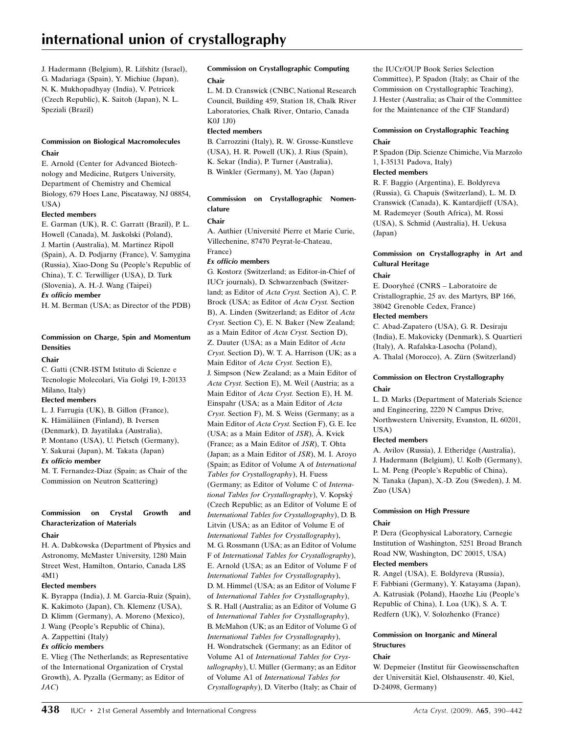J. Hadermann (Belgium), R. Lifshitz (Israel), G. Madariaga (Spain), Y. Michiue (Japan), N. K. Mukhopadhyay (India), V. Petricek (Czech Republic), K. Saitoh (Japan), N. L. Speziali (Brazil)

#### Commission on Biological Macromolecules

**Chair**

E. Arnold (Center for Advanced Biotechnology and Medicine, Rutgers University, Department of Chemistry and Chemical Biology, 679 Hoes Lane, Piscataway, NJ 08854, USA)

**Elected members**

E. Garman (UK), R. C. Garratt (Brazil), P. L. Howell (Canada), M. Jaskolski (Poland), J. Martin (Australia), M. Martinez Ripoll (Spain), A. D. Podjarny (France), V. Samygina (Russia), Xiao-Dong Su (People's Republic of China), T. C. Terwilliger (USA), D. Turk (Slovenia), A. H.-J. Wang (Taipei)

***Ex officio* member**

H. M. Berman (USA; as Director of the PDB)

#### Commission on Charge, Spin and Momentum Densities

**Chair**

C. Gatti (CNR-ISTM Istituto di Scienze e Tecnologie Molecolari, Via Golgi 19, I-20133 Milano, Italy)

**Elected members**

L. J. Farrugia (UK), B. Gillon (France), K. Hämäläinen (Finland), B. Iversen (Denmark), D. Jayatilaka (Australia), P. Montano (USA), U. Pietsch (Germany), Y. Sakurai (Japan), M. Takata (Japan)

***Ex officio* member**

M. T. Fernandez-Diaz (Spain; as Chair of the Commission on Neutron Scattering)

#### Commission on Crystal Growth and Characterization of Materials

**Chair**

H. A. Dabkowska (Department of Physics and Astronomy, McMaster University, 1280 Main Street West, Hamilton, Ontario, Canada L8S 4M1)

**Elected members**

K. Byrappa (India), J. M. Garcia-Ruiz (Spain), K. Kakimoto (Japan), Ch. Klemenz (USA), D. Klimm (Germany), A. Moreno (Mexico), J. Wang (People's Republic of China), A. Zappettini (Italy)

***Ex officio* members**

E. Vlieg (The Netherlands; as Representative of the International Organization of Crystal Growth), A. Pyzalla (Germany; as Editor of *JAC*)

#### Commission on Crystallographic Computing

**Chair**

L. M. D. Cranswick (CNBC, National Research Council, Building 459, Station 18, Chalk River Laboratories, Chalk River, Ontario, Canada K0J 1J0)

**Elected members**

B. Carrozzini (Italy), R. W. Grosse-Kunstleve (USA), H. R. Powell (UK), J. Rius (Spain), K. Sekar (India), P. Turner (Australia), B. Winkler (Germany), M. Yao (Japan)

#### Commission on Crystallographic Nomenclature

**Chair**

A. Authier (Université Pierre et Marie Curie, Villechenine, 87470 Peyrat-le-Chateau, France)

***Ex officio* members**

G. Kostorz (Switzerland; as Editor-in-Chief of IUCr journals), D. Schwarzenbach (Switzerland; as Editor of *Acta Cryst.* Section A), C. P. Brock (USA; as Editor of *Acta Cryst.* Section B), A. Linden (Switzerland; as Editor of *Acta Cryst.* Section C), E. N. Baker (New Zealand; as a Main Editor of *Acta Cryst.* Section D), Z. Dauter (USA; as a Main Editor of *Acta Cryst.* Section D), W. T. A. Harrison (UK; as a Main Editor of *Acta Cryst.* Section E), J. Simpson (New Zealand; as a Main Editor of *Acta Cryst.* Section E), M. Weil (Austria; as a Main Editor of *Acta Cryst.* Section E), H. M. Einspahr (USA; as a Main Editor of *Acta Cryst.* Section F), M. S. Weiss (Germany; as a Main Editor of *Acta Cryst.* Section F), G. E. Ice (USA; as a Main Editor of *JSR*), Å. Kvick (France; as a Main Editor of *JSR*), T. Ohta (Japan; as a Main Editor of *JSR*), M. I. Aroyo (Spain; as Editor of Volume A of *International Tables for Crystallography*), H. Fuess (Germany; as Editor of Volume C of *International Tables for Crystallography*), V. Kopský (Czech Republic; as an Editor of Volume E of *International Tables for Crystallography*), D. B. Litvin (USA; as an Editor of Volume E of *International Tables for Crystallography*), M. G. Rossmann (USA; as an Editor of Volume F of *International Tables for Crystallography*), E. Arnold (USA; as an Editor of Volume F of *International Tables for Crystallography*), D. M. Himmel (USA; as an Editor of Volume F of *International Tables for Crystallography*), S. R. Hall (Australia; as an Editor of Volume G of *International Tables for Crystallography*), B. McMahon (UK; as an Editor of Volume G of *International Tables for Crystallography*), H. Wondratschek (Germany; as an Editor of Volume A1 of *International Tables for Crystallography*), U. Müller (Germany; as an Editor of Volume A1 of *International Tables for Crystallography*), D. Viterbo (Italy; as Chair of the IUCr/OUP Book Series Selection Committee), P. Spadon (Italy; as Chair of the Commission on Crystallographic Teaching), J. Hester (Australia; as Chair of the Committee for the Maintenance of the CIF Standard)

#### Commission on Crystallographic Teaching

**Chair**

P. Spadon (Dip. Scienze Chimiche, Via Marzolo 1, I-35131 Padova, Italy)

**Elected members**

R. F. Baggio (Argentina), E. Boldyreva (Russia), G. Chapuis (Switzerland), L. M. D. Cranswick (Canada), K. Kantardjieff (USA), M. Rademeyer (South Africa), M. Rossi (USA), S. Schmid (Australia), H. Uekusa (Japan)

#### Commission on Crystallography in Art and Cultural Heritage

**Chair**

E. Dooryheé (CNRS – Laboratoire de Cristallographie, 25 av. des Martyrs, BP 166, 38042 Grenoble Cedex, France)

**Elected members**

C. Abad-Zapatero (USA), G. R. Desiraju (India), E. Makovicky (Denmark), S. Quartieri (Italy), A. Rafalska-Lasocha (Poland), A. Thalal (Morocco), A. Zürn (Switzerland)

#### Commission on Electron Crystallography

**Chair**

L. D. Marks (Department of Materials Science and Engineering, 2220 N Campus Drive, Northwestern University, Evanston, IL 60201, USA)

**Elected members**

A. Avilov (Russia), J. Etheridge (Australia), J. Hadermann (Belgium), U. Kolb (Germany), L. M. Peng (People's Republic of China), N. Tanaka (Japan), X.-D. Zou (Sweden), J. M. Zuo (USA)

#### Commission on High Pressure

**Chair**

P. Dera (Geophysical Laboratory, Carnegie Institution of Washington, 5251 Broad Branch Road NW, Washington, DC 20015, USA)

**Elected members**

R. Angel (USA), E. Boldyreva (Russia), F. Fabbiani (Germany), Y. Katayama (Japan), A. Katrusiak (Poland), Haozhe Liu (People's Republic of China), I. Loa (UK), S. A. T. Redfern (UK), V. Solozhenko (France)

#### Commission on Inorganic and Mineral Structures

**Chair**

W. Depmeier (Institut für Geowissenschaften der Universität Kiel, Olshausenstr. 40, Kiel, D-24098, Germany)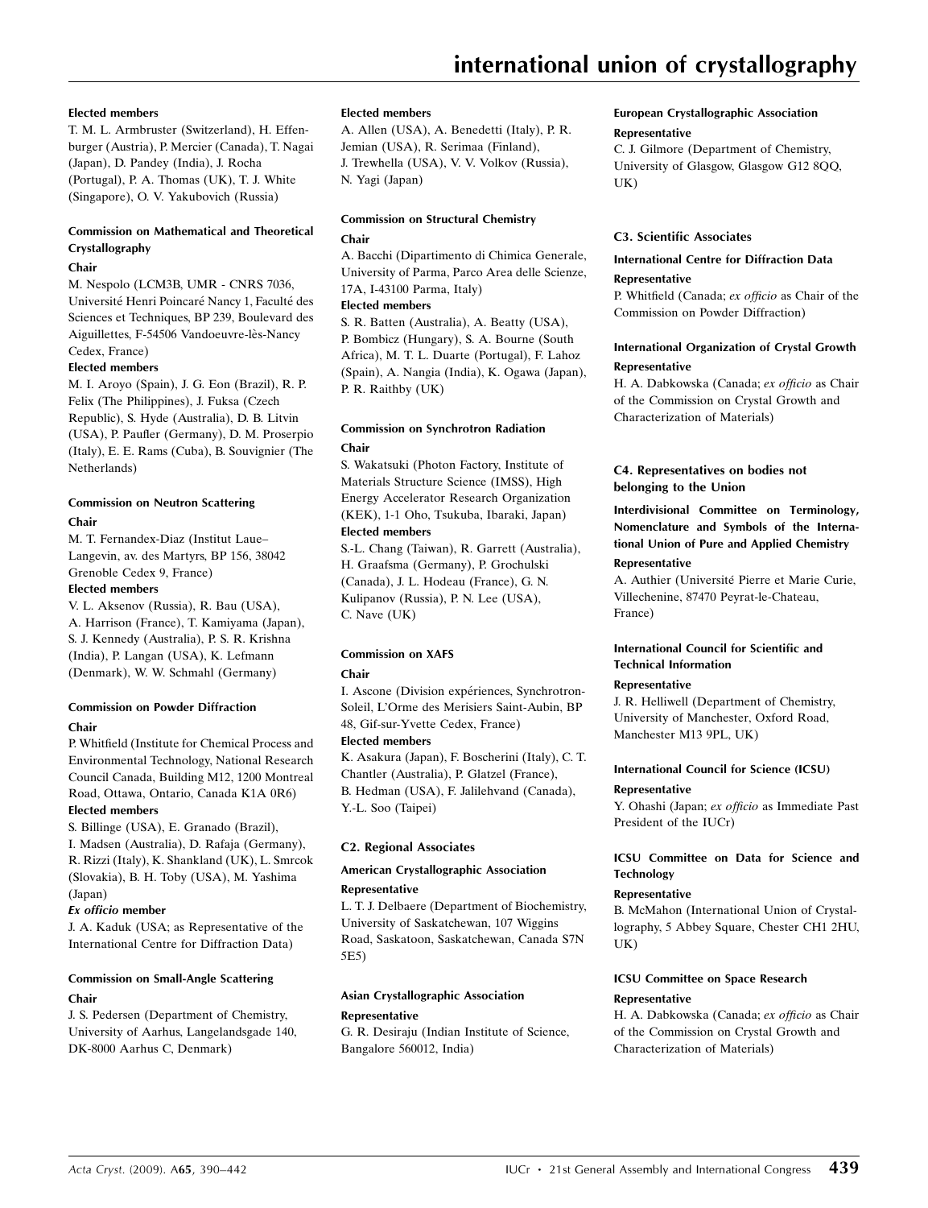**Elected members**

T. M. L. Armbruster (Switzerland), H. Effenburger (Austria), P. Mercier (Canada), T. Nagai (Japan), D. Pandey (India), J. Rocha (Portugal), P. A. Thomas (UK), T. J. White (Singapore), O. V. Yakubovich (Russia)

### Commission on Mathematical and Theoretical Crystallography

**Chair**

M. Nespolo (LCM3B, UMR - CNRS 7036, Université Henri Poincaré Nancy 1, Faculté des Sciences et Techniques, BP 239, Boulevard des Aiguillettes, F-54506 Vandoeuvre-lès-Nancy Cedex, France)

**Elected members**

M. I. Aroyo (Spain), J. G. Eon (Brazil), R. P. Felix (The Philippines), J. Fuksa (Czech Republic), S. Hyde (Australia), D. B. Litvin (USA), P. Paufler (Germany), D. M. Proserpio (Italy), E. E. Rams (Cuba), B. Souvignier (The Netherlands)

### Commission on Neutron Scattering

**Chair**

M. T. Fernandex-Diaz (Institut Laue–Langevin, av. des Martyrs, BP 156, 38042 Grenoble Cedex 9, France)

**Elected members**

V. L. Aksenov (Russia), R. Bau (USA), A. Harrison (France), T. Kamiyama (Japan), S. J. Kennedy (Australia), P. S. R. Krishna (India), P. Langan (USA), K. Lefmann (Denmark), W. W. Schmahl (Germany)

### Commission on Powder Diffraction

**Chair**

P. Whitfield (Institute for Chemical Process and Environmental Technology, National Research Council Canada, Building M12, 1200 Montreal Road, Ottawa, Ontario, Canada K1A 0R6)

**Elected members**

S. Billinge (USA), E. Granado (Brazil), I. Madsen (Australia), D. Rafaja (Germany), R. Rizzi (Italy), K. Shankland (UK), L. Smrcok (Slovakia), B. H. Toby (USA), M. Yashima (Japan)

***Ex officio* member**

J. A. Kaduk (USA; as Representative of the International Centre for Diffraction Data)

### Commission on Small-Angle Scattering

**Chair**

J. S. Pedersen (Department of Chemistry, University of Aarhus, Langelandsgade 140, DK-8000 Aarhus C, Denmark)

**Elected members**

A. Allen (USA), A. Benedetti (Italy), P. R. Jemian (USA), R. Serimaa (Finland), J. Trewhella (USA), V. V. Volkov (Russia), N. Yagi (Japan)

### Commission on Structural Chemistry

**Chair**

A. Bacchi (Dipartimento di Chimica Generale, University of Parma, Parco Area delle Scienze, 17A, I-43100 Parma, Italy)

**Elected members**

S. R. Batten (Australia), A. Beatty (USA), P. Bombicz (Hungary), S. A. Bourne (South Africa), M. T. L. Duarte (Portugal), F. Lahoz (Spain), A. Nangia (India), K. Ogawa (Japan), P. R. Raithby (UK)

### Commission on Synchrotron Radiation

**Chair**

S. Wakatsuki (Photon Factory, Institute of Materials Structure Science (IMSS), High Energy Accelerator Research Organization (KEK), 1-1 Oho, Tsukuba, Ibaraki, Japan)

**Elected members**

S.-L. Chang (Taiwan), R. Garrett (Australia), H. Graafsma (Germany), P. Grochulski (Canada), J. L. Hodeau (France), G. N. Kulipanov (Russia), P. N. Lee (USA), C. Nave (UK)

### Commission on XAFS

**Chair**

I. Ascone (Division expériences, Synchrotron-Soleil, L'Orme des Merisiers Saint-Aubin, BP 48, Gif-sur-Yvette Cedex, France)

**Elected members**

K. Asakura (Japan), F. Boscherini (Italy), C. T. Chantler (Australia), P. Glatzel (France), B. Hedman (USA), F. Jalilehvand (Canada), Y.-L. Soo (Taipei)

## C2. Regional Associates

### American Crystallographic Association

**Representative**

L. T. J. Delbaere (Department of Biochemistry, University of Saskatchewan, 107 Wiggins Road, Saskatoon, Saskatchewan, Canada S7N 5E5)

### Asian Crystallographic Association

**Representative**

G. R. Desiraju (Indian Institute of Science, Bangalore 560012, India)

### European Crystallographic Association

**Representative**

C. J. Gilmore (Department of Chemistry, University of Glasgow, Glasgow G12 8QQ, UK)

## C3. Scientific Associates

### International Centre for Diffraction Data

**Representative**

P. Whitfield (Canada; *ex officio* as Chair of the Commission on Powder Diffraction)

### International Organization of Crystal Growth

**Representative**

H. A. Dabkowska (Canada; *ex officio* as Chair of the Commission on Crystal Growth and Characterization of Materials)

## C4. Representatives on bodies not belonging to the Union

### Interdivisional Committee on Terminology, Nomenclature and Symbols of the International Union of Pure and Applied Chemistry

**Representative**

A. Authier (Université Pierre et Marie Curie, Villechenine, 87470 Peyrat-le-Chateau, France)

### International Council for Scientific and Technical Information

**Representative**

J. R. Helliwell (Department of Chemistry, University of Manchester, Oxford Road, Manchester M13 9PL, UK)

### International Council for Science (ICSU)

**Representative**

Y. Ohashi (Japan; *ex officio* as Immediate Past President of the IUCr)

### ICSU Committee on Data for Science and Technology

**Representative**

B. McMahon (International Union of Crystallography, 5 Abbey Square, Chester CH1 2HU, UK)

### ICSU Committee on Space Research

**Representative**

H. A. Dabkowska (Canada; *ex officio* as Chair of the Commission on Crystal Growth and Characterization of Materials)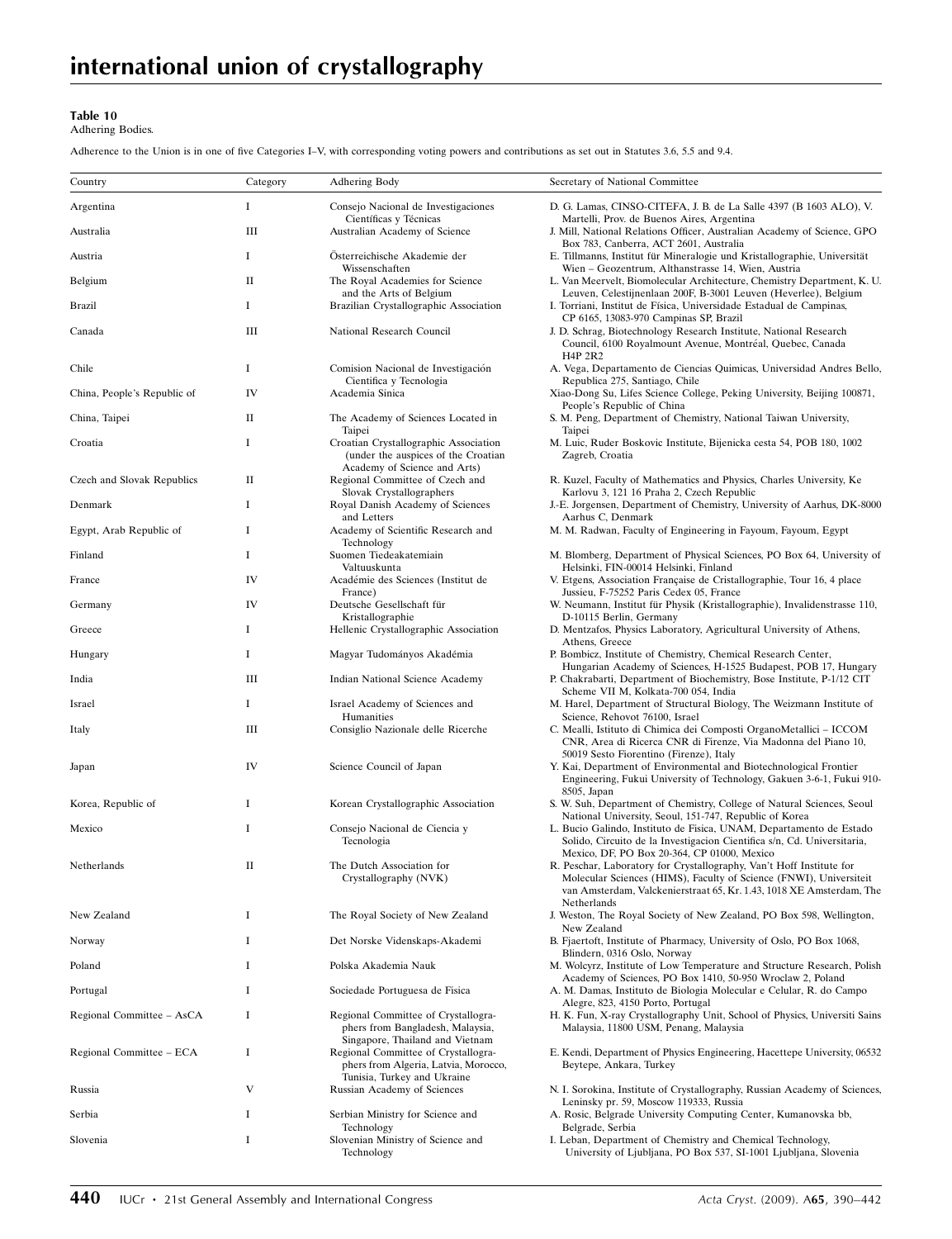**Table 10**
Adhering Bodies.

Adherence to the Union is in one of five Categories I–V, with corresponding voting powers and contributions as set out in Statutes 3.6, 5.5 and 9.4.

| Country | Category | Adhering Body | Secretary of National Committee |
|---|---|---|---|
| Argentina | I | Consejo Nacional de Investigaciones Científicas y Técnicas | D. G. Lamas, CINSO-CITEFA, J. B. de La Salle 4397 (B 1603 ALO), V. Martelli, Prov. de Buenos Aires, Argentina |
| Australia | III | Australian Academy of Science | J. Mill, National Relations Officer, Australian Academy of Science, GPO Box 783, Canberra, ACT 2601, Australia |
| Austria | I | Österreichische Akademie der Wissenschaften | E. Tillmanns, Institut für Mineralogie und Kristallographie, Universität Wien – Geozentrum, Althanstrasse 14, Wien, Austria |
| Belgium | II | The Royal Academies for Science and the Arts of Belgium | L. Van Meervelt, Biomolecular Architecture, Chemistry Department, K. U. Leuven, Celestijnenlaan 200F, B-3001 Leuven (Heverlee), Belgium |
| Brazil | I | Brazilian Crystallographic Association | I. Torriani, Institut de Física, Universidade Estadual de Campinas, CP 6165, 13083-970 Campinas SP, Brazil |
| Canada | III | National Research Council | J. D. Schrag, Biotechnology Research Institute, National Research Council, 6100 Royalmount Avenue, Montréal, Quebec, Canada H4P 2R2 |
| Chile | I | Comision Nacional de Investigación Cientifica y Tecnologia | A. Vega, Departamento de Ciencias Quimicas, Universidad Andres Bello, Republica 275, Santiago, Chile |
| China, People's Republic of | IV | Academia Sinica | Xiao-Dong Su, Lifes Science College, Peking University, Beijing 100871, People's Republic of China |
| China, Taipei | II | The Academy of Sciences Located in Taipei | S. M. Peng, Department of Chemistry, National Taiwan University, Taipei |
| Croatia | I | Croatian Crystallographic Association (under the auspices of the Croatian Academy of Science and Arts) | M. Luic, Ruder Boskovic Institute, Bijenicka cesta 54, POB 180, 1002 Zagreb, Croatia |
| Czech and Slovak Republics | II | Regional Committee of Czech and Slovak Crystallographers | R. Kuzel, Faculty of Mathematics and Physics, Charles University, Ke Karlovu 3, 121 16 Praha 2, Czech Republic |
| Denmark | I | Royal Danish Academy of Sciences and Letters | J.-E. Jorgensen, Department of Chemistry, University of Aarhus, DK-8000 Aarhus C, Denmark |
| Egypt, Arab Republic of | I | Academy of Scientific Research and Technology | M. M. Radwan, Faculty of Engineering in Fayoum, Fayoum, Egypt |
| Finland | I | Suomen Tiedeakatemiain Valtuuskunta | M. Blomberg, Department of Physical Sciences, PO Box 64, University of Helsinki, FIN-00014 Helsinki, Finland |
| France | IV | Académie des Sciences (Institut de France) | V. Etgens, Association Française de Cristallographie, Tour 16, 4 place Jussieu, F-75252 Paris Cedex 05, France |
| Germany | IV | Deutsche Gesellschaft für Kristallographie | W. Neumann, Institut für Physik (Kristallographie), Invalidenstrasse 110, D-10115 Berlin, Germany |
| Greece | I | Hellenic Crystallographic Association | D. Mentzafos, Physics Laboratory, Agricultural University of Athens, Athens, Greece |
| Hungary | I | Magyar Tudományos Akadémia | P. Bombicz, Institute of Chemistry, Chemical Research Center, Hungarian Academy of Sciences, H-1525 Budapest, POB 17, Hungary |
| India | III | Indian National Science Academy | P. Chakrabarti, Department of Biochemistry, Bose Institute, P-1/12 CIT Scheme VII M, Kolkata-700 054, India |
| Israel | I | Israel Academy of Sciences and Humanities | M. Harel, Department of Structural Biology, The Weizmann Institute of Science, Rehovot 76100, Israel |
| Italy | III | Consiglio Nazionale delle Ricerche | C. Mealli, Istituto di Chimica dei Composti OrganoMetallici – ICCOM CNR, Area di Ricerca CNR di Firenze, Via Madonna del Piano 10, 50019 Sesto Fiorentino (Firenze), Italy |
| Japan | IV | Science Council of Japan | Y. Kai, Department of Environmental and Biotechnological Frontier Engineering, Fukui University of Technology, Gakuen 3-6-1, Fukui 910-8505, Japan |
| Korea, Republic of | I | Korean Crystallographic Association | S. W. Suh, Department of Chemistry, College of Natural Sciences, Seoul National University, Seoul, 151-747, Republic of Korea |
| Mexico | I | Consejo Nacional de Ciencia y Tecnologia | L. Bucio Galindo, Instituto de Fisica, UNAM, Departamento de Estado Solido, Circuito de la Investigacion Cientifica s/n, Cd. Universitaria, Mexico, DF, PO Box 20-364, CP 01000, Mexico |
| Netherlands | II | The Dutch Association for Crystallography (NVK) | R. Peschar, Laboratory for Crystallography, Van't Hoff Institute for Molecular Sciences (HIMS), Faculty of Science (FNWI), Universiteit van Amsterdam, Valckenierstraat 65, Kr. 1.43, 1018 XE Amsterdam, The Netherlands |
| New Zealand | I | The Royal Society of New Zealand | J. Weston, The Royal Society of New Zealand, PO Box 598, Wellington, New Zealand |
| Norway | I | Det Norske Videnskaps-Akademi | B. Fjaertoft, Institute of Pharmacy, University of Oslo, PO Box 1068, Blindern, 0316 Oslo, Norway |
| Poland | I | Polska Akademia Nauk | M. Wolcyrz, Institute of Low Temperature and Structure Research, Polish Academy of Sciences, PO Box 1410, 50-950 Wroclaw 2, Poland |
| Portugal | I | Sociedade Portuguesa de Fisica | A. M. Damas, Instituto de Biologia Molecular e Celular, R. do Campo Alegre, 823, 4150 Porto, Portugal |
| Regional Committee – AsCA | I | Regional Committee of Crystallographers from Bangladesh, Malaysia, Singapore, Thailand and Vietnam | H. K. Fun, X-ray Crystallography Unit, School of Physics, Universiti Sains Malaysia, 11800 USM, Penang, Malaysia |
| Regional Committee – ECA | I | Regional Committee of Crystallographers from Algeria, Latvia, Morocco, Tunisia, Turkey and Ukraine | E. Kendi, Department of Physics Engineering, Hacettepe University, 06532 Beytepe, Ankara, Turkey |
| Russia | V | Russian Academy of Sciences | N. I. Sorokina, Institute of Crystallography, Russian Academy of Sciences, Leninsky pr. 59, Moscow 119333, Russia |
| Serbia | I | Serbian Ministry for Science and Technology | A. Rosic, Belgrade University Computing Center, Kumanovska bb, Belgrade, Serbia |
| Slovenia | I | Slovenian Ministry of Science and Technology | I. Leban, Department of Chemistry and Chemical Technology, University of Ljubljana, PO Box 537, SI-1001 Ljubljana, Slovenia |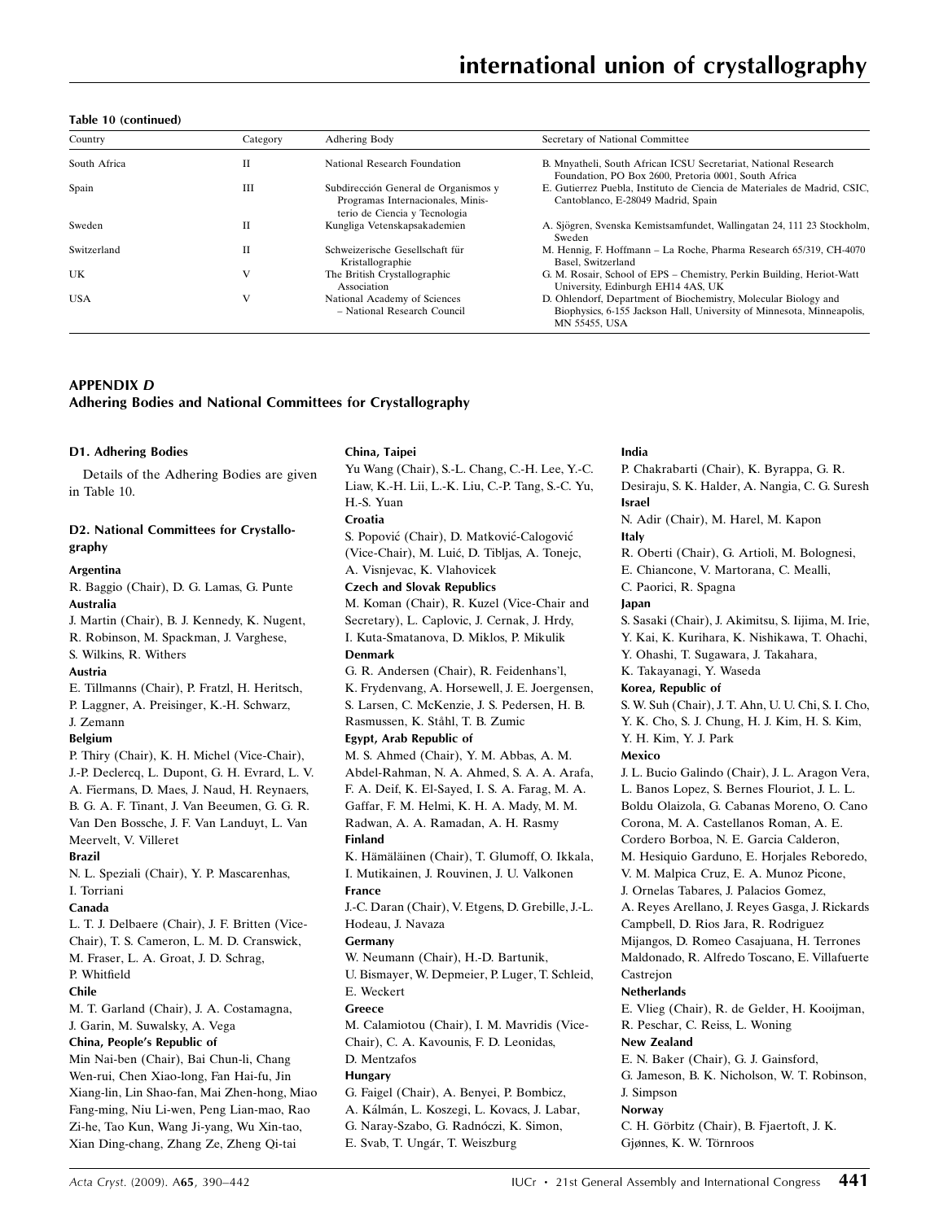**Table 10 (continued)**

| Country | Category | Adhering Body | Secretary of National Committee |
| --- | --- | --- | --- |
| South Africa | II | National Research Foundation | B. Mnyatheli, South African ICSU Secretariat, National Research Foundation, PO Box 2600, Pretoria 0001, South Africa |
| Spain | III | Subdirección General de Organismos y Programas Internacionales, Ministerio de Ciencia y Tecnologia | E. Gutierrez Puebla, Instituto de Ciencia de Materiales de Madrid, CSIC, Cantoblanco, E-28049 Madrid, Spain |
| Sweden | II | Kungliga Vetenskapsakademien | A. Sjögren, Svenska Kemistsamfundet, Wallingatan 24, 111 23 Stockholm, Sweden |
| Switzerland | II | Schweizerische Gesellschaft für Kristallographie | M. Hennig, F. Hoffmann – La Roche, Pharma Research 65/319, CH-4070 Basel, Switzerland |
| UK | V | The British Crystallographic Association | G. M. Rosair, School of EPS – Chemistry, Perkin Building, Heriot-Watt University, Edinburgh EH14 4AS, UK |
| USA | V | National Academy of Sciences – National Research Council | D. Ohlendorf, Department of Biochemistry, Molecular Biology and Biophysics, 6-155 Jackson Hall, University of Minnesota, Minneapolis, MN 55455, USA |

## APPENDIX *D*
## Adhering Bodies and National Committees for Crystallography

### D1. Adhering Bodies

Details of the Adhering Bodies are given in Table 10.

### D2. National Committees for Crystallography

**Argentina**
R. Baggio (Chair), D. G. Lamas, G. Punte

**Australia**
J. Martin (Chair), B. J. Kennedy, K. Nugent, R. Robinson, M. Spackman, J. Varghese, S. Wilkins, R. Withers

**Austria**
E. Tillmanns (Chair), P. Fratzl, H. Heritsch, P. Laggner, A. Preisinger, K.-H. Schwarz, J. Zemann

**Belgium**
P. Thiry (Chair), K. H. Michel (Vice-Chair), J.-P. Declercq, L. Dupont, G. H. Evrard, L. V. A. Fiermans, D. Maes, J. Naud, H. Reynaers, B. G. A. F. Tinant, J. Van Beeumen, G. G. R. Van Den Bossche, J. F. Van Landuyt, L. Van Meervelt, V. Villeret

**Brazil**
N. L. Speziali (Chair), Y. P. Mascarenhas, I. Torriani

**Canada**
L. T. J. Delbaere (Chair), J. F. Britten (Vice-Chair), T. S. Cameron, L. M. D. Cranswick, M. Fraser, L. A. Groat, J. D. Schrag, P. Whitfield

**Chile**
M. T. Garland (Chair), J. A. Costamagna, J. Garin, M. Suwalsky, A. Vega

**China, People's Republic of**
Min Nai-ben (Chair), Bai Chun-li, Chang Wen-rui, Chen Xiao-long, Fan Hai-fu, Jin Xiang-lin, Lin Shao-fan, Mai Zhen-hong, Miao Fang-ming, Niu Li-wen, Peng Lian-mao, Rao Zi-he, Tao Kun, Wang Ji-yang, Wu Xin-tao, Xian Ding-chang, Zhang Ze, Zheng Qi-tai

**China, Taipei**
Yu Wang (Chair), S.-L. Chang, C.-H. Lee, Y.-C. Liaw, K.-H. Lii, L.-K. Liu, C.-P. Tang, S.-C. Yu, H.-S. Yuan

**Croatia**
S. Popović (Chair), D. Matković-Calogović (Vice-Chair), M. Luić, D. Tibljas, A. Tonejc, A. Visnjevac, K. Vlahovicek

**Czech and Slovak Republics**
M. Koman (Chair), R. Kuzel (Vice-Chair and Secretary), L. Caplovic, J. Cernak, J. Hrdy, I. Kuta-Smatanova, D. Miklos, P. Mikulik

**Denmark**
G. R. Andersen (Chair), R. Feidenhans'l, K. Frydenvang, A. Horsewell, J. E. Joergensen, S. Larsen, C. McKenzie, J. S. Pedersen, H. B. Rasmussen, K. Ståhl, T. B. Zumic

**Egypt, Arab Republic of**
M. S. Ahmed (Chair), Y. M. Abbas, A. M. Abdel-Rahman, N. A. Ahmed, S. A. A. Arafa, F. A. Deif, K. El-Sayed, I. S. A. Farag, M. A. Gaffar, F. M. Helmi, K. H. A. Mady, M. M. Radwan, A. A. Ramadan, A. H. Rasmy

**Finland**
K. Hämäläinen (Chair), T. Glumoff, O. Ikkala, I. Mutikainen, J. Rouvinen, J. U. Valkonen

**France**
J.-C. Daran (Chair), V. Etgens, D. Grebille, J.-L. Hodeau, J. Navaza

**Germany**
W. Neumann (Chair), H.-D. Bartunik, U. Bismayer, W. Depmeier, P. Luger, T. Schleid, E. Weckert

**Greece**
M. Calamiotou (Chair), I. M. Mavridis (Vice-Chair), C. A. Kavounis, F. D. Leonidas, D. Mentzafos

**Hungary**
G. Faigel (Chair), A. Benyei, P. Bombicz, A. Kálmán, L. Koszegi, L. Kovacs, J. Labar, G. Naray-Szabo, G. Radnóczi, K. Simon, E. Svab, T. Ungár, T. Weiszburg

**India**
P. Chakrabarti (Chair), K. Byrappa, G. R. Desiraju, S. K. Halder, A. Nangia, C. G. Suresh

**Israel**
N. Adir (Chair), M. Harel, M. Kapon

**Italy**
R. Oberti (Chair), G. Artioli, M. Bolognesi, E. Chiancone, V. Martorana, C. Mealli, C. Paorici, R. Spagna

**Japan**
S. Sasaki (Chair), J. Akimitsu, S. Iijima, M. Irie, Y. Kai, K. Kurihara, K. Nishikawa, T. Ohachi, Y. Ohashi, T. Sugawara, J. Takahara, K. Takayanagi, Y. Waseda

**Korea, Republic of**
S. W. Suh (Chair), J. T. Ahn, U. U. Chi, S. I. Cho, Y. K. Cho, S. J. Chung, H. J. Kim, H. S. Kim, Y. H. Kim, Y. J. Park

**Mexico**
J. L. Bucio Galindo (Chair), J. L. Aragon Vera, L. Banos Lopez, S. Bernes Flouriot, J. L. L. Boldu Olaizola, G. Cabanas Moreno, O. Cano Corona, M. A. Castellanos Roman, A. E. Cordero Borboa, N. E. Garcia Calderon, M. Hesiquio Garduno, E. Horjales Reboredo, V. M. Malpica Cruz, E. A. Munoz Picone, J. Ornelas Tabares, J. Palacios Gomez, A. Reyes Arellano, J. Reyes Gasga, J. Rickards Campbell, D. Rios Jara, R. Rodriguez Mijangos, D. Romeo Casajuana, H. Terrones Maldonado, R. Alfredo Toscano, E. Villafuerte Castrejon

**Netherlands**
E. Vlieg (Chair), R. de Gelder, H. Kooijman, R. Peschar, C. Reiss, L. Woning

**New Zealand**
E. N. Baker (Chair), G. J. Gainsford, G. Jameson, B. K. Nicholson, W. T. Robinson, J. Simpson

**Norway**
C. H. Görbitz (Chair), B. Fjaertoft, J. K. Gjønnes, K. W. Törnroos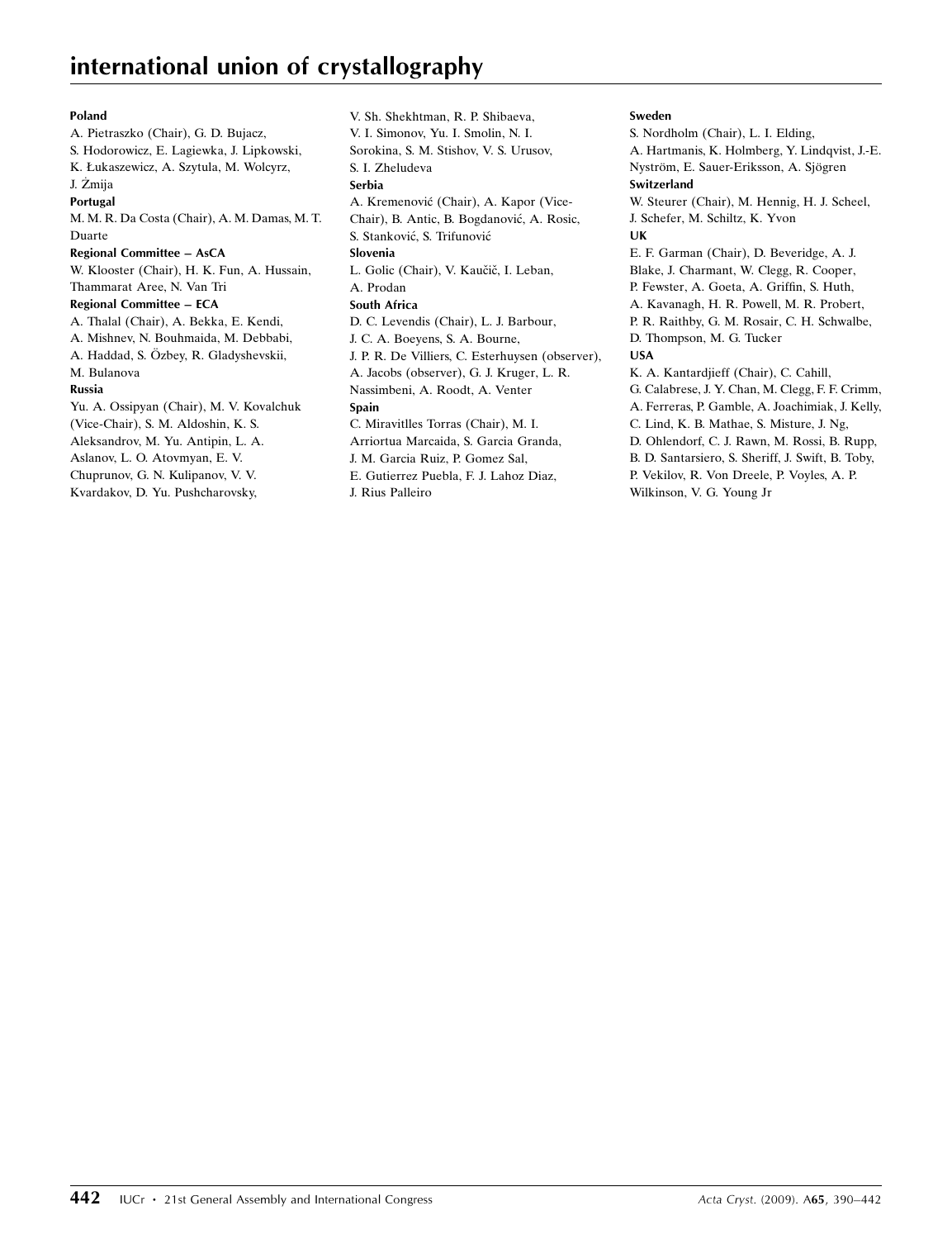**Poland**

A. Pietraszko (Chair), G. D. Bujacz, S. Hodorowicz, E. Lagiewka, J. Lipkowski, K. Łukaszewicz, A. Szytula, M. Wolcyrz, J. Żmija

**Portugal**

M. M. R. Da Costa (Chair), A. M. Damas, M. T. Duarte

**Regional Committee – AsCA**

W. Klooster (Chair), H. K. Fun, A. Hussain, Thammarat Aree, N. Van Tri

**Regional Committee – ECA**

A. Thalal (Chair), A. Bekka, E. Kendi, A. Mishnev, N. Bouhmaida, M. Debbabi, A. Haddad, S. Özbey, R. Gladyshevskii, M. Bulanova

**Russia**

Yu. A. Ossipyan (Chair), M. V. Kovalchuk (Vice-Chair), S. M. Aldoshin, K. S. Aleksandrov, M. Yu. Antipin, L. A. Aslanov, L. O. Atovmyan, E. V. Chuprunov, G. N. Kulipanov, V. V. Kvardakov, D. Yu. Pushcharovsky, V. Sh. Shekhtman, R. P. Shibaeva, V. I. Simonov, Yu. I. Smolin, N. I. Sorokina, S. M. Stishov, V. S. Urusov, S. I. Zheludeva

**Serbia**

A. Kremenović (Chair), A. Kapor (Vice-Chair), B. Antic, B. Bogdanović, A. Rosic, S. Stanković, S. Trifunović

**Slovenia**

L. Golic (Chair), V. Kaučič, I. Leban, A. Prodan

**South Africa**

D. C. Levendis (Chair), L. J. Barbour, J. C. A. Boeyens, S. A. Bourne, J. P. R. De Villiers, C. Esterhuysen (observer), A. Jacobs (observer), G. J. Kruger, L. R. Nassimbeni, A. Roodt, A. Venter

**Spain**

C. Miravitlles Torras (Chair), M. I. Arriortua Marcaida, S. Garcia Granda, J. M. Garcia Ruiz, P. Gomez Sal, E. Gutierrez Puebla, F. J. Lahoz Diaz, J. Rius Palleiro

**Sweden**

S. Nordholm (Chair), L. I. Elding, A. Hartmanis, K. Holmberg, Y. Lindqvist, J.-E. Nyström, E. Sauer-Eriksson, A. Sjögren

**Switzerland**

W. Steurer (Chair), M. Hennig, H. J. Scheel, J. Schefer, M. Schiltz, K. Yvon

**UK**

E. F. Garman (Chair), D. Beveridge, A. J. Blake, J. Charmant, W. Clegg, R. Cooper, P. Fewster, A. Goeta, A. Griffin, S. Huth, A. Kavanagh, H. R. Powell, M. R. Probert, P. R. Raithby, G. M. Rosair, C. H. Schwalbe, D. Thompson, M. G. Tucker

**USA**

K. A. Kantardjieff (Chair), C. Cahill, G. Calabrese, J. Y. Chan, M. Clegg, F. F. Crimm, A. Ferreras, P. Gamble, A. Joachimiak, J. Kelly, C. Lind, K. B. Mathae, S. Misture, J. Ng, D. Ohlendorf, C. J. Rawn, M. Rossi, B. Rupp, B. D. Santarsiero, S. Sheriff, J. Swift, B. Toby, P. Vekilov, R. Von Dreele, P. Voyles, A. P. Wilkinson, V. G. Young Jr